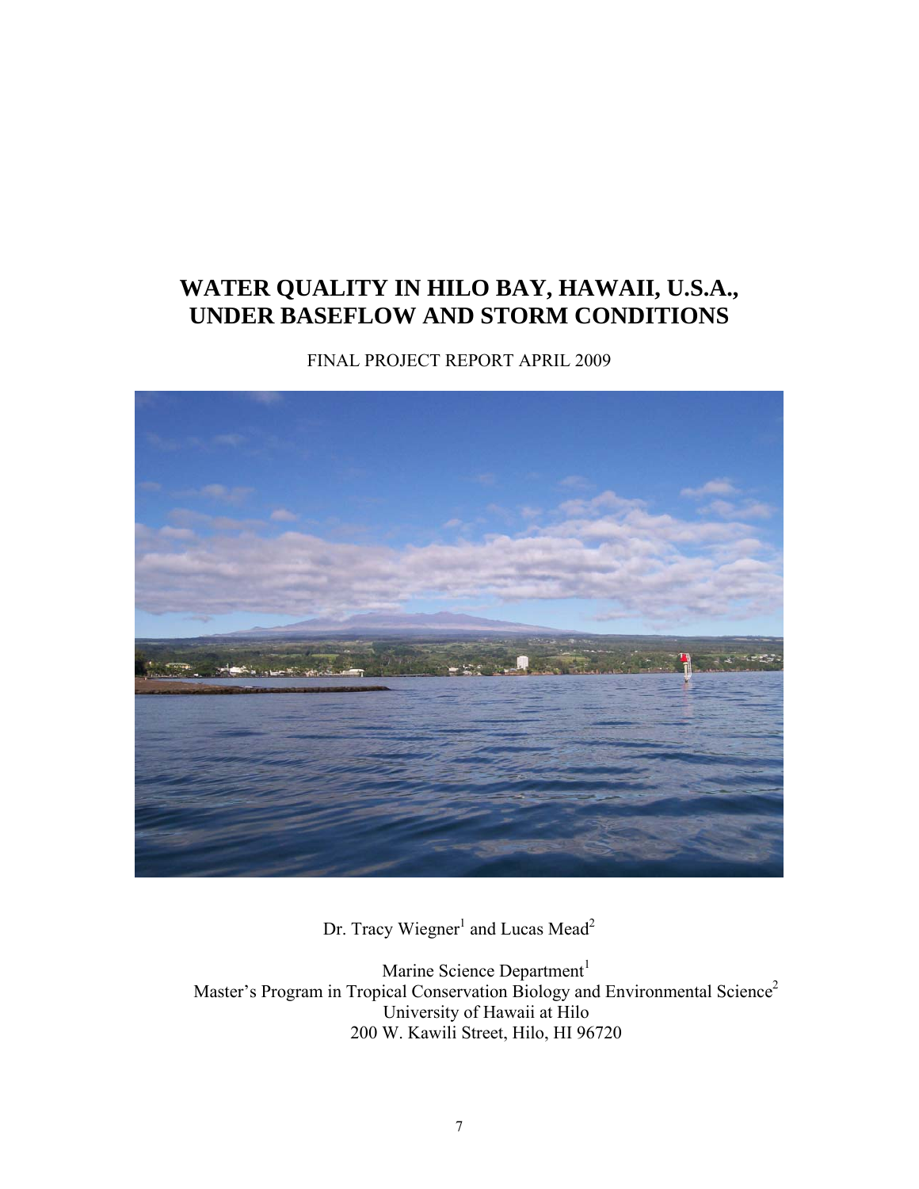# WATER QUALITY IN HILO BAY, HAWAII, U.S.A., UNDER BASEFLOW AND STORM CONDITIONS

FINAL PROJECT REPORT APRIL 2009

Dr. Tracy Wiegner[1] and Lucas Mead[2]

Marine Science Department[1]
Master's Program in Tropical Conservation Biology and Environmental Science[2]
University of Hawaii at Hilo
200 W. Kawili Street, Hilo, HI 96720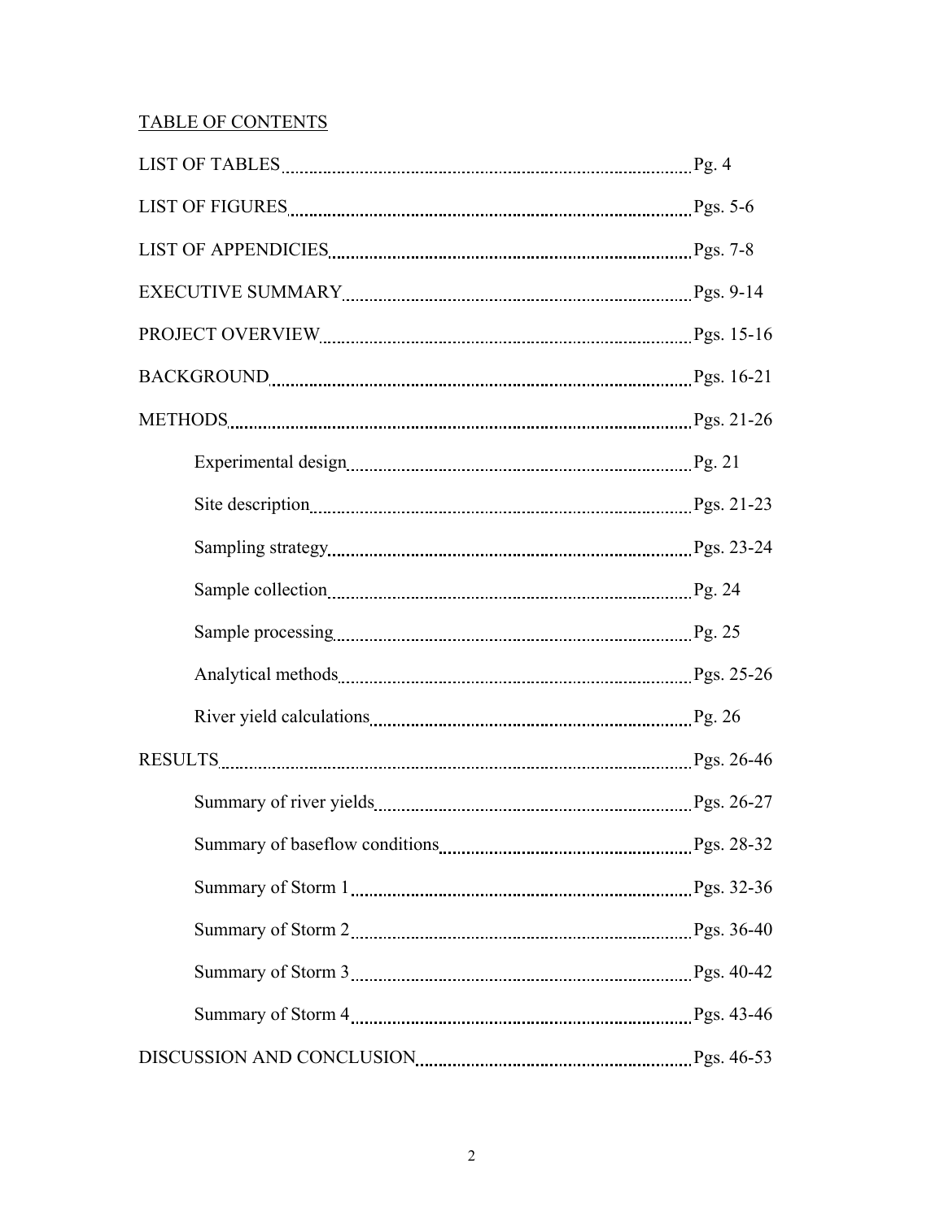## TABLE OF CONTENTS

| | |
|---|---|
| LIST OF TABLES | Pg. 4 |
| LIST OF FIGURES | Pgs. 5-6 |
| LIST OF APPENDICIES | Pgs. 7-8 |
| EXECUTIVE SUMMARY | Pgs. 9-14 |
| PROJECT OVERVIEW | Pgs. 15-16 |
| BACKGROUND | Pgs. 16-21 |
| METHODS | Pgs. 21-26 |
| Experimental design | Pg. 21 |
| Site description | Pgs. 21-23 |
| Sampling strategy | Pgs. 23-24 |
| Sample collection | Pg. 24 |
| Sample processing | Pg. 25 |
| Analytical methods | Pgs. 25-26 |
| River yield calculations | Pg. 26 |
| RESULTS | Pgs. 26-46 |
| Summary of river yields | Pgs. 26-27 |
| Summary of baseflow conditions | Pgs. 28-32 |
| Summary of Storm 1 | Pgs. 32-36 |
| Summary of Storm 2 | Pgs. 36-40 |
| Summary of Storm 3 | Pgs. 40-42 |
| Summary of Storm 4 | Pgs. 43-46 |
| DISCUSSION AND CONCLUSION | Pgs. 46-53 |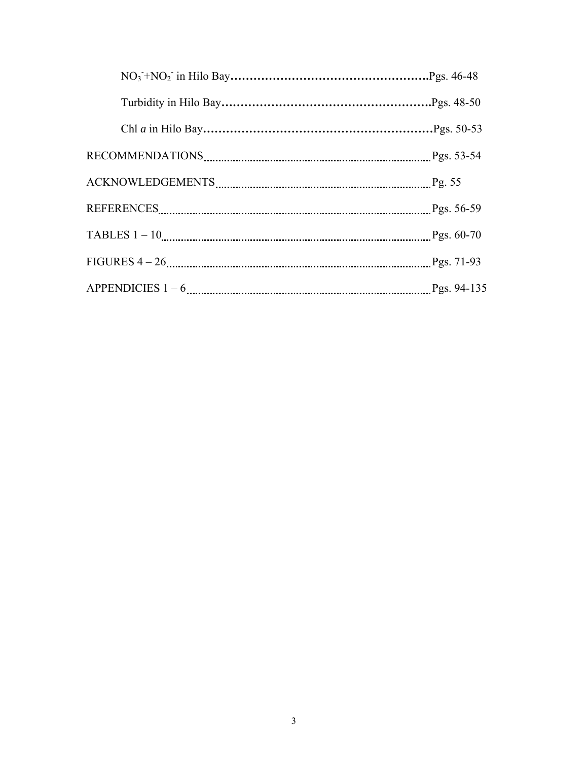$NO_3^-$+$NO_2^-$ in Hilo Bay……………………………………………Pgs. 46-48

Turbidity in Hilo Bay………………………………………………Pgs. 48-50

Chl *a* in Hilo Bay……………………………………………………Pgs. 50-53

RECOMMENDATIONS……………………………………………………Pgs. 53-54

ACKNOWLEDGEMENTS…………………………………………………Pg. 55

REFERENCES……………………………………………………………Pgs. 56-59

TABLES 1 – 10……………………………………………………………Pgs. 60-70

FIGURES 4 – 26…………………………………………………………Pgs. 71-93

APPENDICIES 1 – 6……………………………………………………Pgs. 94-135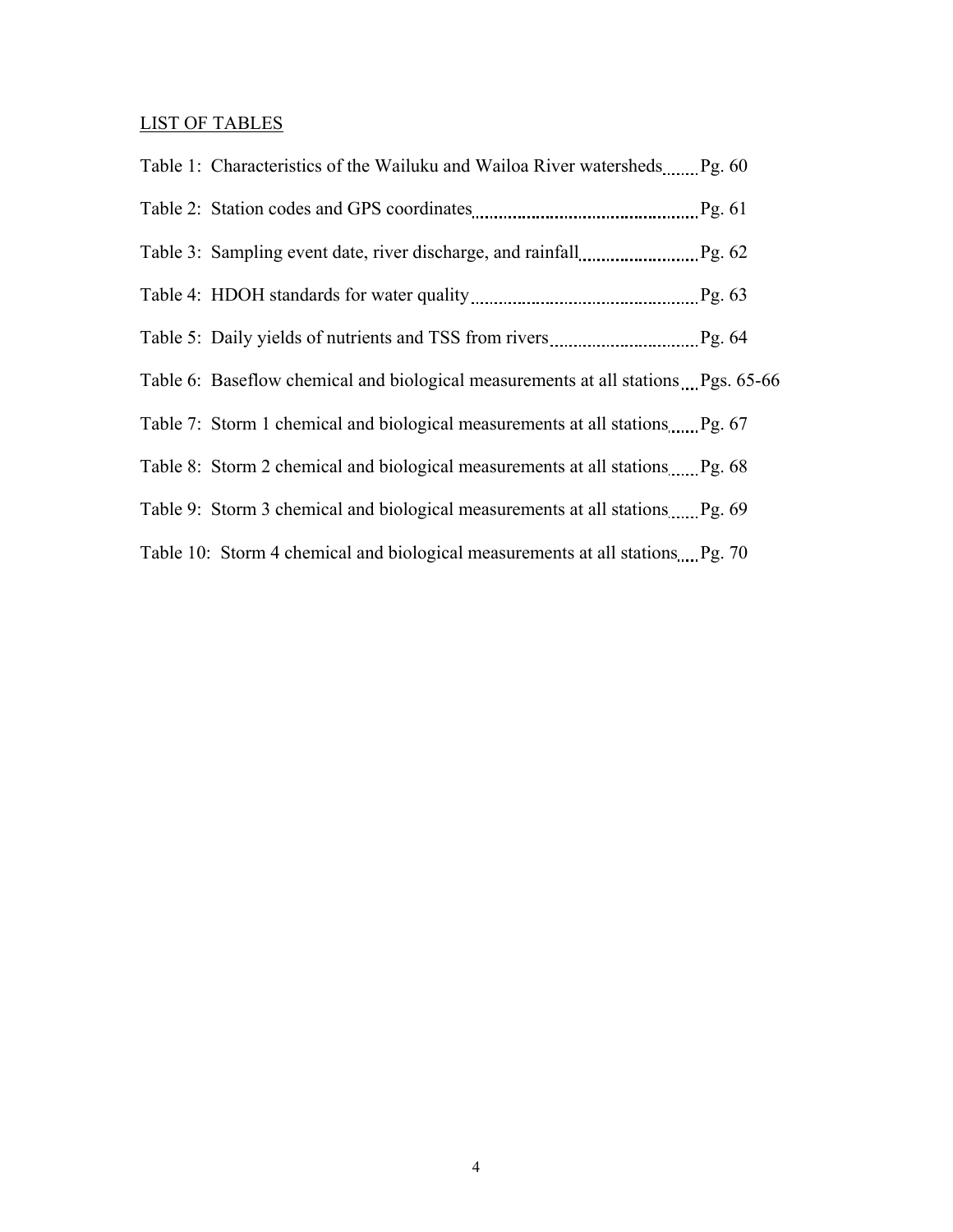## LIST OF TABLES

Table 1: Characteristics of the Wailuku and Wailoa River watersheds ....... Pg. 60

Table 2: Station codes and GPS coordinates ................................................ Pg. 61

Table 3: Sampling event date, river discharge, and rainfall ......................... Pg. 62

Table 4: HDOH standards for water quality ................................................ Pg. 63

Table 5: Daily yields of nutrients and TSS from rivers ................................ Pg. 64

Table 6: Baseflow chemical and biological measurements at all stations ... Pgs. 65-66

Table 7: Storm 1 chemical and biological measurements at all stations ...... Pg. 67

Table 8: Storm 2 chemical and biological measurements at all stations ...... Pg. 68

Table 9: Storm 3 chemical and biological measurements at all stations ...... Pg. 69

Table 10: Storm 4 chemical and biological measurements at all stations .... Pg. 70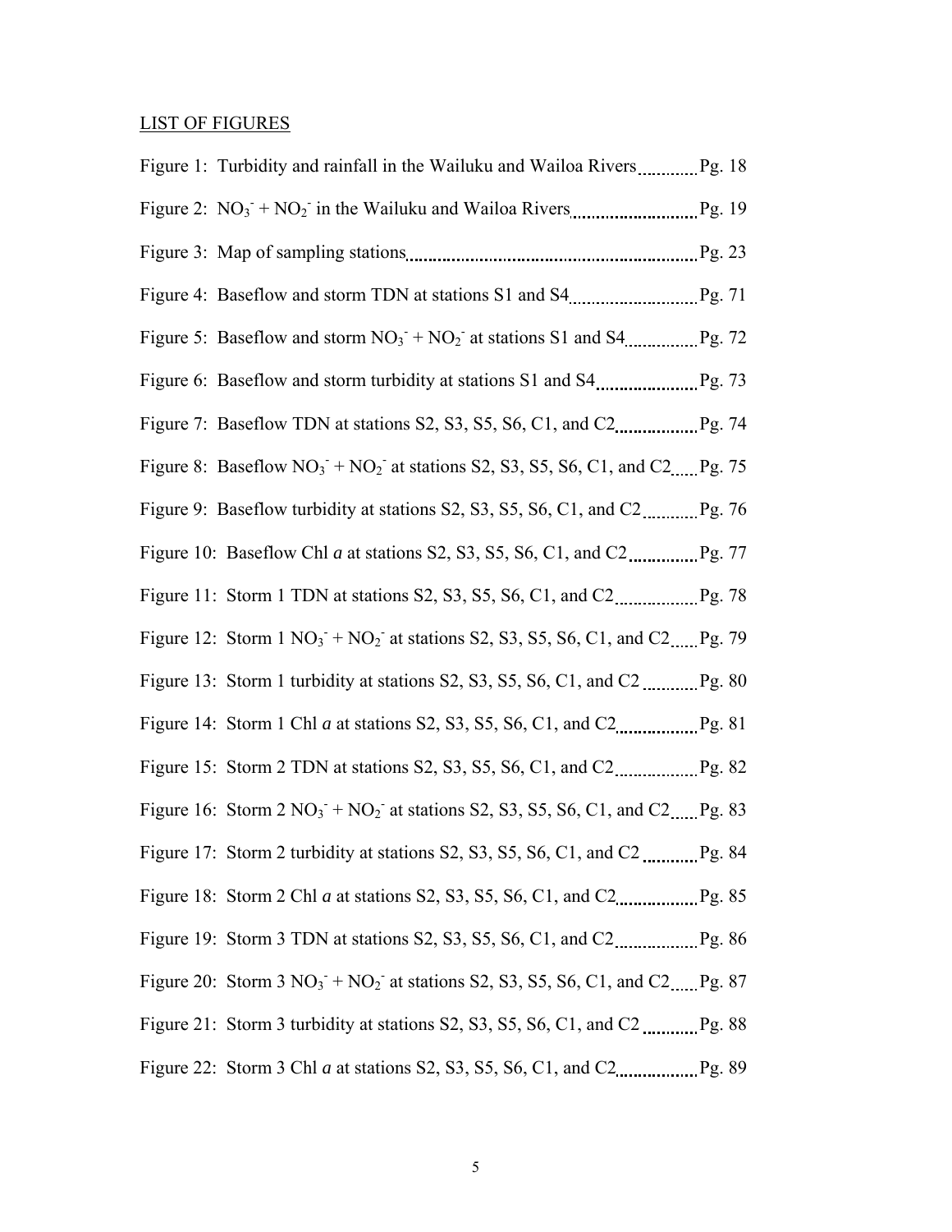## LIST OF FIGURES

Figure 1: Turbidity and rainfall in the Wailuku and Wailoa Rivers ............ Pg. 18

Figure 2: $NO_3^- + NO_2^-$ in the Wailuku and Wailoa Rivers ............ Pg. 19

Figure 3: Map of sampling stations ............ Pg. 23

Figure 4: Baseflow and storm TDN at stations S1 and S4 ............ Pg. 71

Figure 5: Baseflow and storm $NO_3^- + NO_2^-$ at stations S1 and S4 ............ Pg. 72

Figure 6: Baseflow and storm turbidity at stations S1 and S4 ............ Pg. 73

Figure 7: Baseflow TDN at stations S2, S3, S5, S6, C1, and C2 ............ Pg. 74

Figure 8: Baseflow $NO_3^- + NO_2^-$ at stations S2, S3, S5, S6, C1, and C2 ...... Pg. 75

Figure 9: Baseflow turbidity at stations S2, S3, S5, S6, C1, and C2 ............ Pg. 76

Figure 10: Baseflow Chl *a* at stations S2, S3, S5, S6, C1, and C2 ............ Pg. 77

Figure 11: Storm 1 TDN at stations S2, S3, S5, S6, C1, and C2 ............ Pg. 78

Figure 12: Storm 1 $NO_3^- + NO_2^-$ at stations S2, S3, S5, S6, C1, and C2 ...... Pg. 79

Figure 13: Storm 1 turbidity at stations S2, S3, S5, S6, C1, and C2 ............ Pg. 80

Figure 14: Storm 1 Chl *a* at stations S2, S3, S5, S6, C1, and C2 ............ Pg. 81

Figure 15: Storm 2 TDN at stations S2, S3, S5, S6, C1, and C2 ............ Pg. 82

Figure 16: Storm 2 $NO_3^- + NO_2^-$ at stations S2, S3, S5, S6, C1, and C2 ...... Pg. 83

Figure 17: Storm 2 turbidity at stations S2, S3, S5, S6, C1, and C2 ............ Pg. 84

Figure 18: Storm 2 Chl *a* at stations S2, S3, S5, S6, C1, and C2 ............ Pg. 85

Figure 19: Storm 3 TDN at stations S2, S3, S5, S6, C1, and C2 ............ Pg. 86

Figure 20: Storm 3 $NO_3^- + NO_2^-$ at stations S2, S3, S5, S6, C1, and C2 ...... Pg. 87

Figure 21: Storm 3 turbidity at stations S2, S3, S5, S6, C1, and C2 ............ Pg. 88

Figure 22: Storm 3 Chl *a* at stations S2, S3, S5, S6, C1, and C2 ............ Pg. 89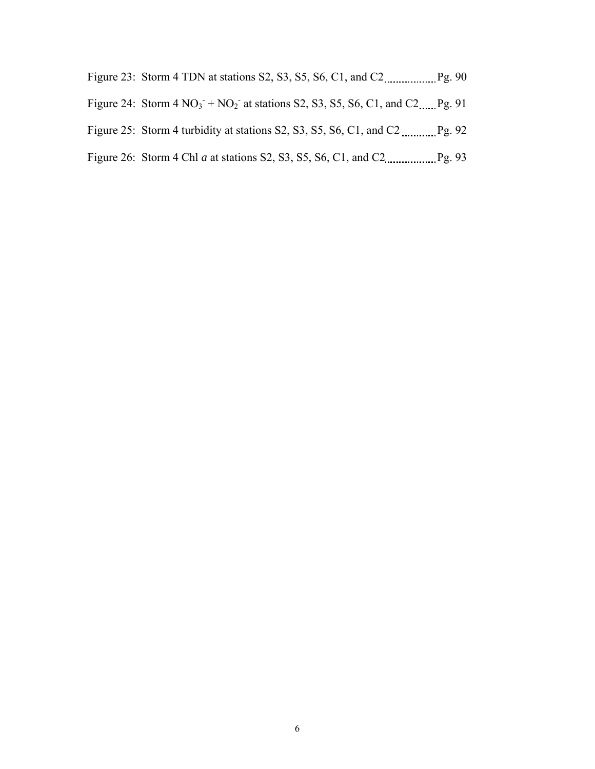Figure 23: Storm 4 TDN at stations S2, S3, S5, S6, C1, and C2 ................ Pg. 90

Figure 24: Storm 4 $NO_3^-$ + $NO_2^-$ at stations S2, S3, S5, S6, C1, and C2 ...... Pg. 91

Figure 25: Storm 4 turbidity at stations S2, S3, S5, S6, C1, and C2 ........... Pg. 92

Figure 26: Storm 4 Chl *a* at stations S2, S3, S5, S6, C1, and C2 ................ Pg. 93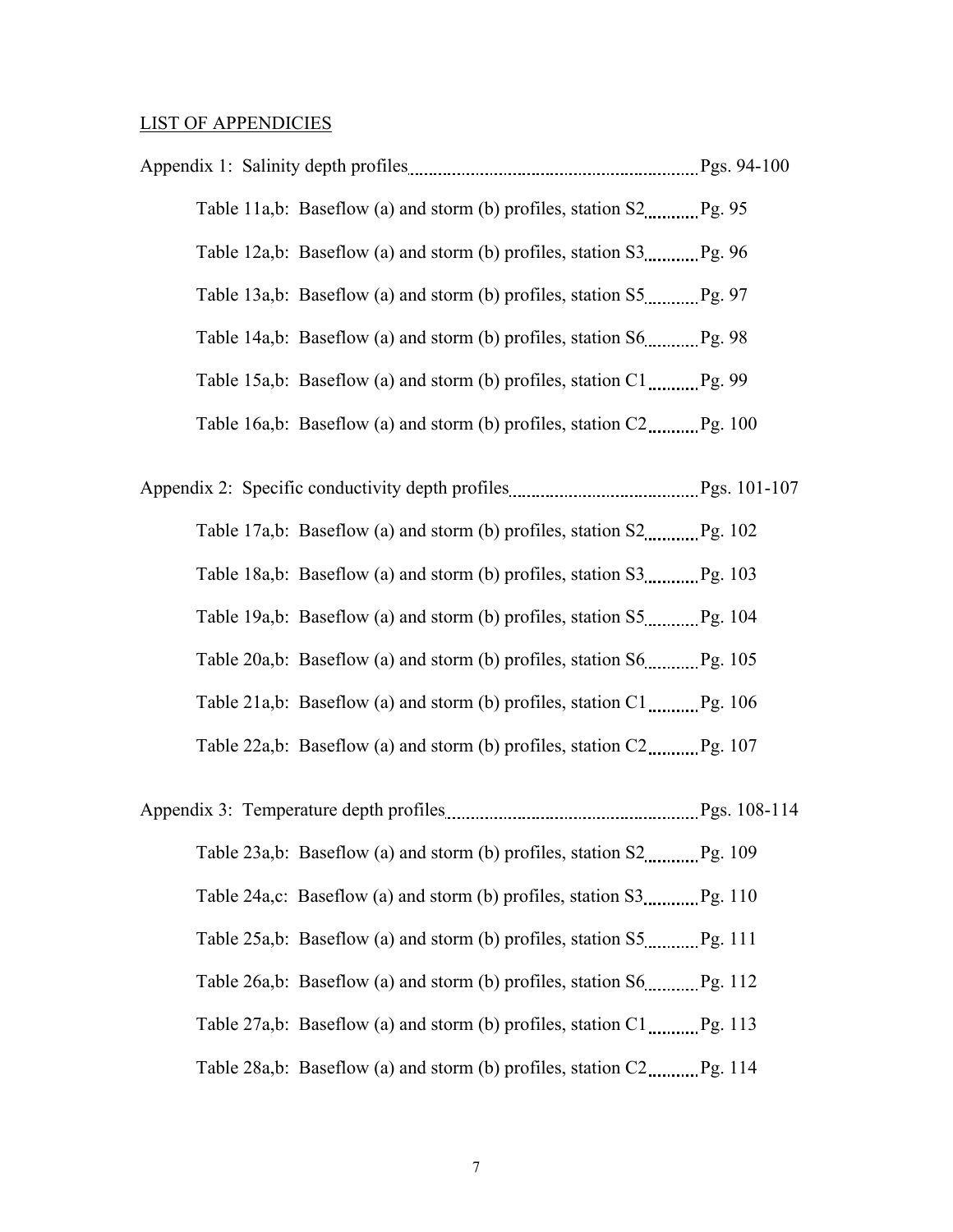LIST OF APPENDICIES

Appendix 1: Salinity depth profiles .............................................................. Pgs. 94-100

- Table 11a,b: Baseflow (a) and storm (b) profiles, station S2 ........... Pg. 95
- Table 12a,b: Baseflow (a) and storm (b) profiles, station S3 ........... Pg. 96
- Table 13a,b: Baseflow (a) and storm (b) profiles, station S5 ........... Pg. 97
- Table 14a,b: Baseflow (a) and storm (b) profiles, station S6 ........... Pg. 98
- Table 15a,b: Baseflow (a) and storm (b) profiles, station C1 ........... Pg. 99
- Table 16a,b: Baseflow (a) and storm (b) profiles, station C2 ........... Pg. 100

Appendix 2: Specific conductivity depth profiles ........................................ Pgs. 101-107

- Table 17a,b: Baseflow (a) and storm (b) profiles, station S2 ........... Pg. 102
- Table 18a,b: Baseflow (a) and storm (b) profiles, station S3 ........... Pg. 103
- Table 19a,b: Baseflow (a) and storm (b) profiles, station S5 ........... Pg. 104
- Table 20a,b: Baseflow (a) and storm (b) profiles, station S6 ........... Pg. 105
- Table 21a,b: Baseflow (a) and storm (b) profiles, station C1 ........... Pg. 106
- Table 22a,b: Baseflow (a) and storm (b) profiles, station C2 ........... Pg. 107

Appendix 3: Temperature depth profiles ...................................................... Pgs. 108-114

- Table 23a,b: Baseflow (a) and storm (b) profiles, station S2 ........... Pg. 109
- Table 24a,c: Baseflow (a) and storm (b) profiles, station S3 ........... Pg. 110
- Table 25a,b: Baseflow (a) and storm (b) profiles, station S5 ........... Pg. 111
- Table 26a,b: Baseflow (a) and storm (b) profiles, station S6 ........... Pg. 112
- Table 27a,b: Baseflow (a) and storm (b) profiles, station C1 ........... Pg. 113
- Table 28a,b: Baseflow (a) and storm (b) profiles, station C2 ........... Pg. 114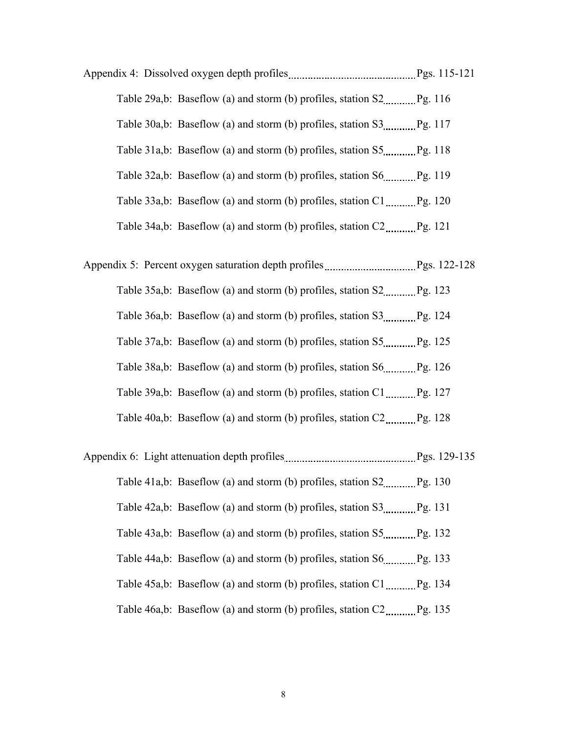Appendix 4: Dissolved oxygen depth profiles ........................................ Pgs. 115-121

- Table 29a,b: Baseflow (a) and storm (b) profiles, station S2 .......... Pg. 116
- Table 30a,b: Baseflow (a) and storm (b) profiles, station S3 .......... Pg. 117
- Table 31a,b: Baseflow (a) and storm (b) profiles, station S5 .......... Pg. 118
- Table 32a,b: Baseflow (a) and storm (b) profiles, station S6 .......... Pg. 119
- Table 33a,b: Baseflow (a) and storm (b) profiles, station C1 .......... Pg. 120
- Table 34a,b: Baseflow (a) and storm (b) profiles, station C2 .......... Pg. 121

Appendix 5: Percent oxygen saturation depth profiles ........................... Pgs. 122-128

- Table 35a,b: Baseflow (a) and storm (b) profiles, station S2 .......... Pg. 123
- Table 36a,b: Baseflow (a) and storm (b) profiles, station S3 .......... Pg. 124
- Table 37a,b: Baseflow (a) and storm (b) profiles, station S5 .......... Pg. 125
- Table 38a,b: Baseflow (a) and storm (b) profiles, station S6 .......... Pg. 126
- Table 39a,b: Baseflow (a) and storm (b) profiles, station C1 .......... Pg. 127
- Table 40a,b: Baseflow (a) and storm (b) profiles, station C2 .......... Pg. 128

Appendix 6: Light attenuation depth profiles ........................................ Pgs. 129-135

- Table 41a,b: Baseflow (a) and storm (b) profiles, station S2 .......... Pg. 130
- Table 42a,b: Baseflow (a) and storm (b) profiles, station S3 .......... Pg. 131
- Table 43a,b: Baseflow (a) and storm (b) profiles, station S5 .......... Pg. 132
- Table 44a,b: Baseflow (a) and storm (b) profiles, station S6 .......... Pg. 133
- Table 45a,b: Baseflow (a) and storm (b) profiles, station C1 .......... Pg. 134
- Table 46a,b: Baseflow (a) and storm (b) profiles, station C2 .......... Pg. 135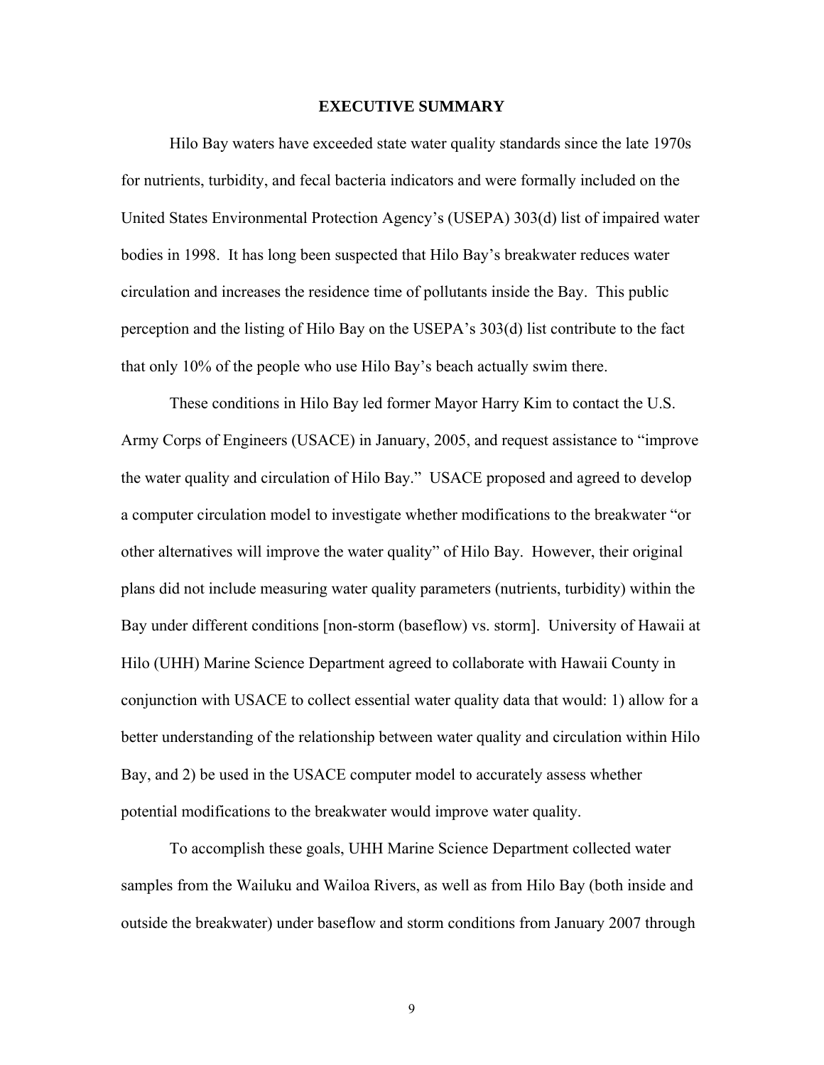# EXECUTIVE SUMMARY

Hilo Bay waters have exceeded state water quality standards since the late 1970s for nutrients, turbidity, and fecal bacteria indicators and were formally included on the United States Environmental Protection Agency's (USEPA) 303(d) list of impaired water bodies in 1998. It has long been suspected that Hilo Bay's breakwater reduces water circulation and increases the residence time of pollutants inside the Bay. This public perception and the listing of Hilo Bay on the USEPA's 303(d) list contribute to the fact that only 10% of the people who use Hilo Bay's beach actually swim there.

These conditions in Hilo Bay led former Mayor Harry Kim to contact the U.S. Army Corps of Engineers (USACE) in January, 2005, and request assistance to "improve the water quality and circulation of Hilo Bay." USACE proposed and agreed to develop a computer circulation model to investigate whether modifications to the breakwater "or other alternatives will improve the water quality" of Hilo Bay. However, their original plans did not include measuring water quality parameters (nutrients, turbidity) within the Bay under different conditions [non-storm (baseflow) vs. storm]. University of Hawaii at Hilo (UHH) Marine Science Department agreed to collaborate with Hawaii County in conjunction with USACE to collect essential water quality data that would: 1) allow for a better understanding of the relationship between water quality and circulation within Hilo Bay, and 2) be used in the USACE computer model to accurately assess whether potential modifications to the breakwater would improve water quality.

To accomplish these goals, UHH Marine Science Department collected water samples from the Wailuku and Wailoa Rivers, as well as from Hilo Bay (both inside and outside the breakwater) under baseflow and storm conditions from January 2007 through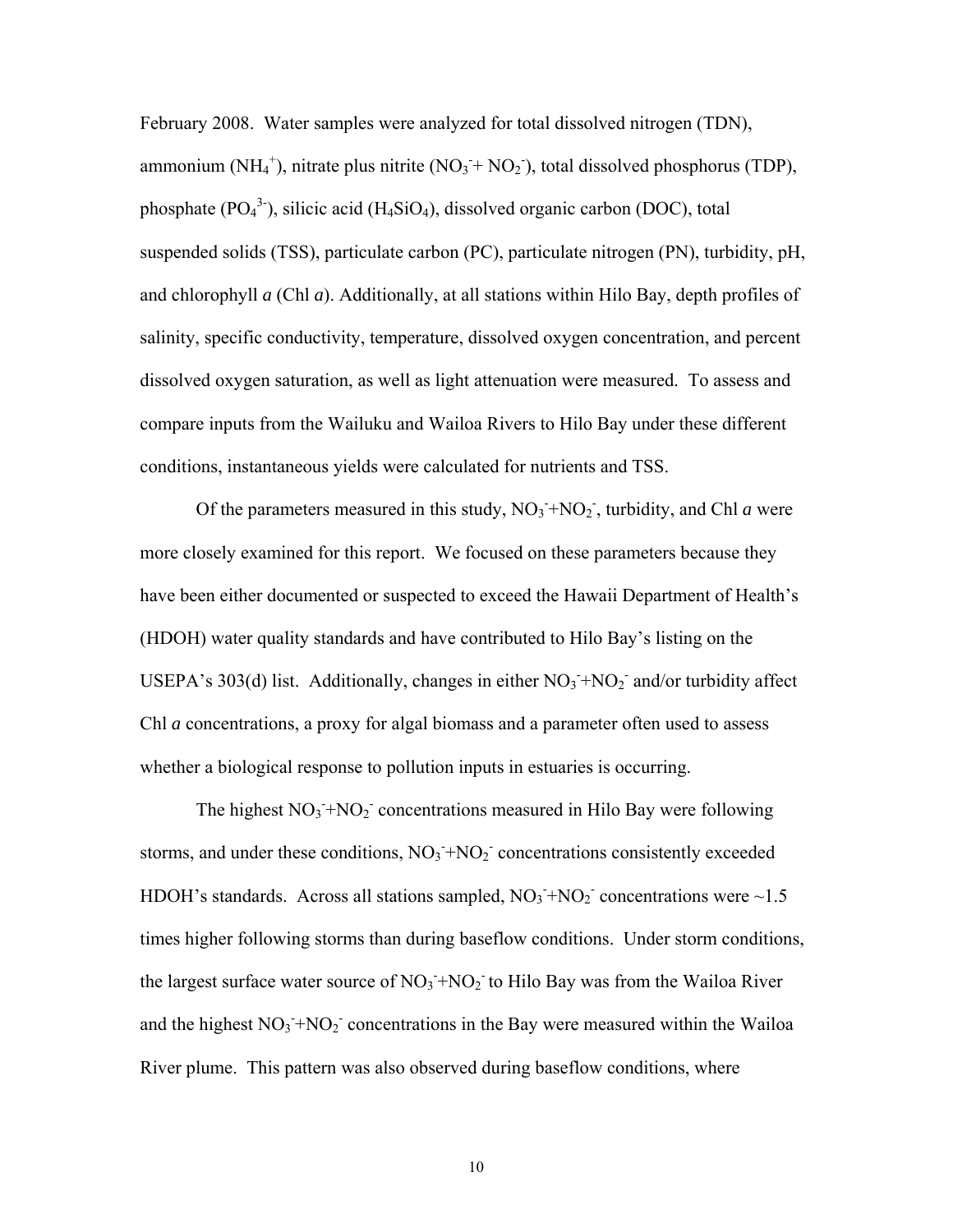February 2008. Water samples were analyzed for total dissolved nitrogen (TDN), ammonium ($NH_4^+$), nitrate plus nitrite ($NO_3^- + NO_2^-$), total dissolved phosphorus (TDP), phosphate ($PO_4^{3-}$), silicic acid ($H_4SiO_4$), dissolved organic carbon (DOC), total suspended solids (TSS), particulate carbon (PC), particulate nitrogen (PN), turbidity, pH, and chlorophyll *a* (Chl *a*). Additionally, at all stations within Hilo Bay, depth profiles of salinity, specific conductivity, temperature, dissolved oxygen concentration, and percent dissolved oxygen saturation, as well as light attenuation were measured. To assess and compare inputs from the Wailuku and Wailoa Rivers to Hilo Bay under these different conditions, instantaneous yields were calculated for nutrients and TSS.

Of the parameters measured in this study, $NO_3^-+NO_2^-$, turbidity, and Chl *a* were more closely examined for this report. We focused on these parameters because they have been either documented or suspected to exceed the Hawaii Department of Health's (HDOH) water quality standards and have contributed to Hilo Bay's listing on the USEPA's 303(d) list. Additionally, changes in either $NO_3^-+NO_2^-$ and/or turbidity affect Chl *a* concentrations, a proxy for algal biomass and a parameter often used to assess whether a biological response to pollution inputs in estuaries is occurring.

The highest $NO_3^-+NO_2^-$ concentrations measured in Hilo Bay were following storms, and under these conditions, $NO_3^-+NO_2^-$ concentrations consistently exceeded HDOH's standards. Across all stations sampled, $NO_3^-+NO_2^-$ concentrations were ~1.5 times higher following storms than during baseflow conditions. Under storm conditions, the largest surface water source of $NO_3^-+NO_2^-$ to Hilo Bay was from the Wailoa River and the highest $NO_3^-+NO_2^-$ concentrations in the Bay were measured within the Wailoa River plume. This pattern was also observed during baseflow conditions, where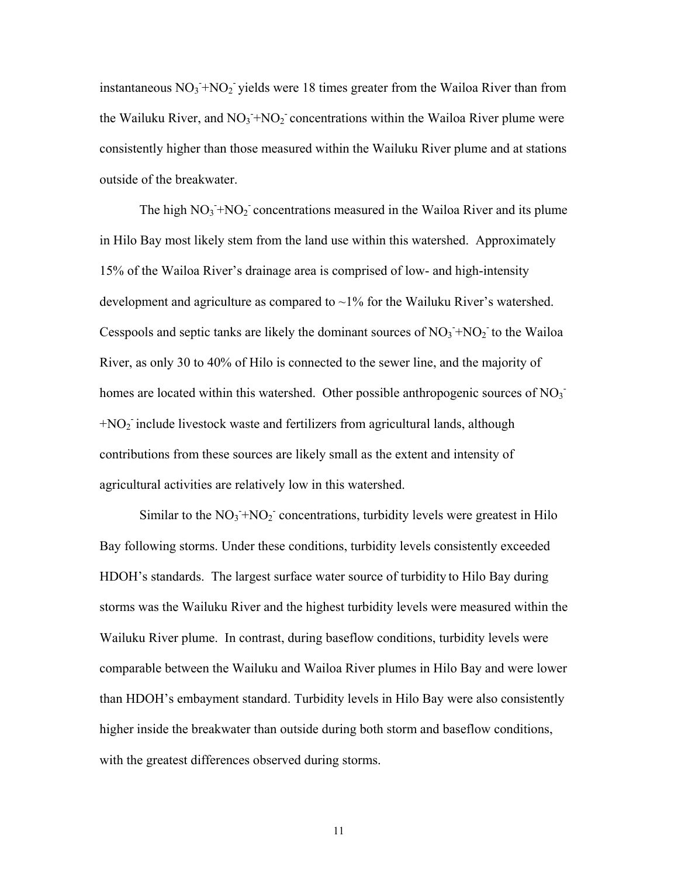instantaneous $NO_3^-$+$NO_2^-$ yields were 18 times greater from the Wailoa River than from the Wailuku River, and $NO_3^-$+$NO_2^-$ concentrations within the Wailoa River plume were consistently higher than those measured within the Wailuku River plume and at stations outside of the breakwater.

The high $NO_3^-$+$NO_2^-$ concentrations measured in the Wailoa River and its plume in Hilo Bay most likely stem from the land use within this watershed. Approximately 15% of the Wailoa River's drainage area is comprised of low- and high-intensity development and agriculture as compared to ~1% for the Wailuku River's watershed. Cesspools and septic tanks are likely the dominant sources of $NO_3^-$+$NO_2^-$ to the Wailoa River, as only 30 to 40% of Hilo is connected to the sewer line, and the majority of homes are located within this watershed. Other possible anthropogenic sources of $NO_3^-$+$NO_2^-$ include livestock waste and fertilizers from agricultural lands, although contributions from these sources are likely small as the extent and intensity of agricultural activities are relatively low in this watershed.

Similar to the $NO_3^-$+$NO_2^-$ concentrations, turbidity levels were greatest in Hilo Bay following storms. Under these conditions, turbidity levels consistently exceeded HDOH's standards. The largest surface water source of turbidity to Hilo Bay during storms was the Wailuku River and the highest turbidity levels were measured within the Wailuku River plume. In contrast, during baseflow conditions, turbidity levels were comparable between the Wailuku and Wailoa River plumes in Hilo Bay and were lower than HDOH's embayment standard. Turbidity levels in Hilo Bay were also consistently higher inside the breakwater than outside during both storm and baseflow conditions, with the greatest differences observed during storms.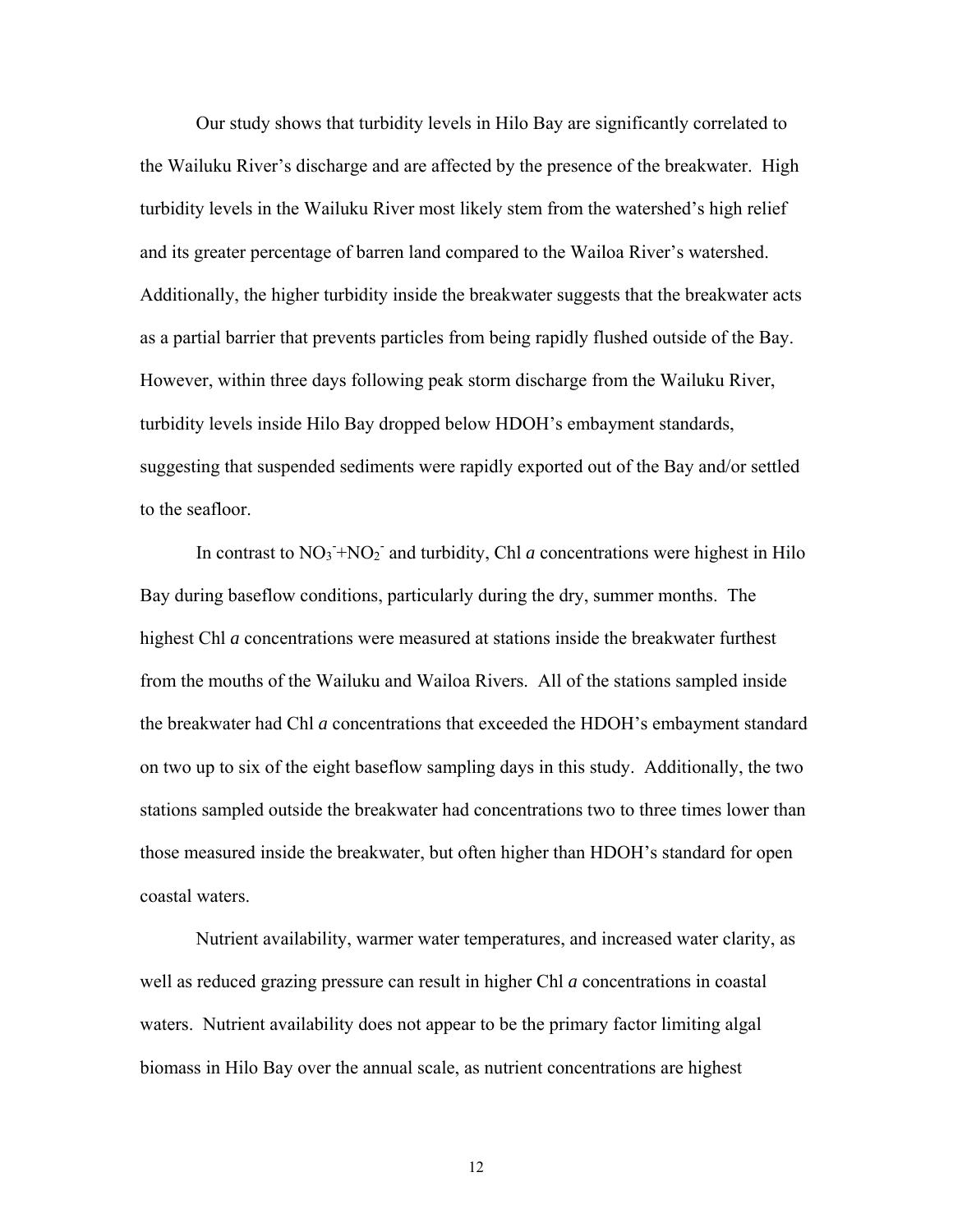Our study shows that turbidity levels in Hilo Bay are significantly correlated to the Wailuku River's discharge and are affected by the presence of the breakwater. High turbidity levels in the Wailuku River most likely stem from the watershed's high relief and its greater percentage of barren land compared to the Wailoa River's watershed. Additionally, the higher turbidity inside the breakwater suggests that the breakwater acts as a partial barrier that prevents particles from being rapidly flushed outside of the Bay. However, within three days following peak storm discharge from the Wailuku River, turbidity levels inside Hilo Bay dropped below HDOH's embayment standards, suggesting that suspended sediments were rapidly exported out of the Bay and/or settled to the seafloor.

In contrast to $NO_3^-$+$NO_2^-$ and turbidity, Chl *a* concentrations were highest in Hilo Bay during baseflow conditions, particularly during the dry, summer months. The highest Chl *a* concentrations were measured at stations inside the breakwater furthest from the mouths of the Wailuku and Wailoa Rivers. All of the stations sampled inside the breakwater had Chl *a* concentrations that exceeded the HDOH's embayment standard on two up to six of the eight baseflow sampling days in this study. Additionally, the two stations sampled outside the breakwater had concentrations two to three times lower than those measured inside the breakwater, but often higher than HDOH's standard for open coastal waters.

Nutrient availability, warmer water temperatures, and increased water clarity, as well as reduced grazing pressure can result in higher Chl *a* concentrations in coastal waters. Nutrient availability does not appear to be the primary factor limiting algal biomass in Hilo Bay over the annual scale, as nutrient concentrations are highest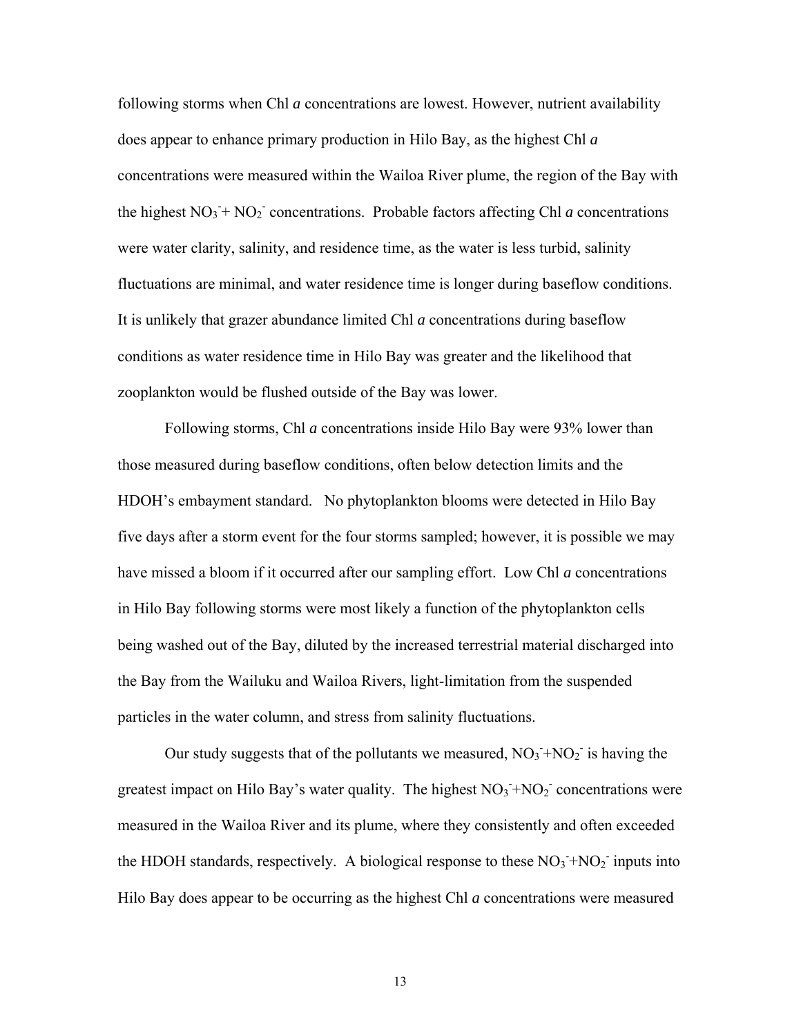following storms when Chl *a* concentrations are lowest. However, nutrient availability does appear to enhance primary production in Hilo Bay, as the highest Chl *a* concentrations were measured within the Wailoa River plume, the region of the Bay with the highest $NO_3^- + NO_2^-$ concentrations. Probable factors affecting Chl *a* concentrations were water clarity, salinity, and residence time, as the water is less turbid, salinity fluctuations are minimal, and water residence time is longer during baseflow conditions. It is unlikely that grazer abundance limited Chl *a* concentrations during baseflow conditions as water residence time in Hilo Bay was greater and the likelihood that zooplankton would be flushed outside of the Bay was lower.

Following storms, Chl *a* concentrations inside Hilo Bay were 93% lower than those measured during baseflow conditions, often below detection limits and the HDOH's embayment standard. No phytoplankton blooms were detected in Hilo Bay five days after a storm event for the four storms sampled; however, it is possible we may have missed a bloom if it occurred after our sampling effort. Low Chl *a* concentrations in Hilo Bay following storms were most likely a function of the phytoplankton cells being washed out of the Bay, diluted by the increased terrestrial material discharged into the Bay from the Wailuku and Wailoa Rivers, light-limitation from the suspended particles in the water column, and stress from salinity fluctuations.

Our study suggests that of the pollutants we measured, $NO_3^-+NO_2^-$ is having the greatest impact on Hilo Bay's water quality. The highest $NO_3^-+NO_2^-$ concentrations were measured in the Wailoa River and its plume, where they consistently and often exceeded the HDOH standards, respectively. A biological response to these $NO_3^-+NO_2^-$ inputs into Hilo Bay does appear to be occurring as the highest Chl *a* concentrations were measured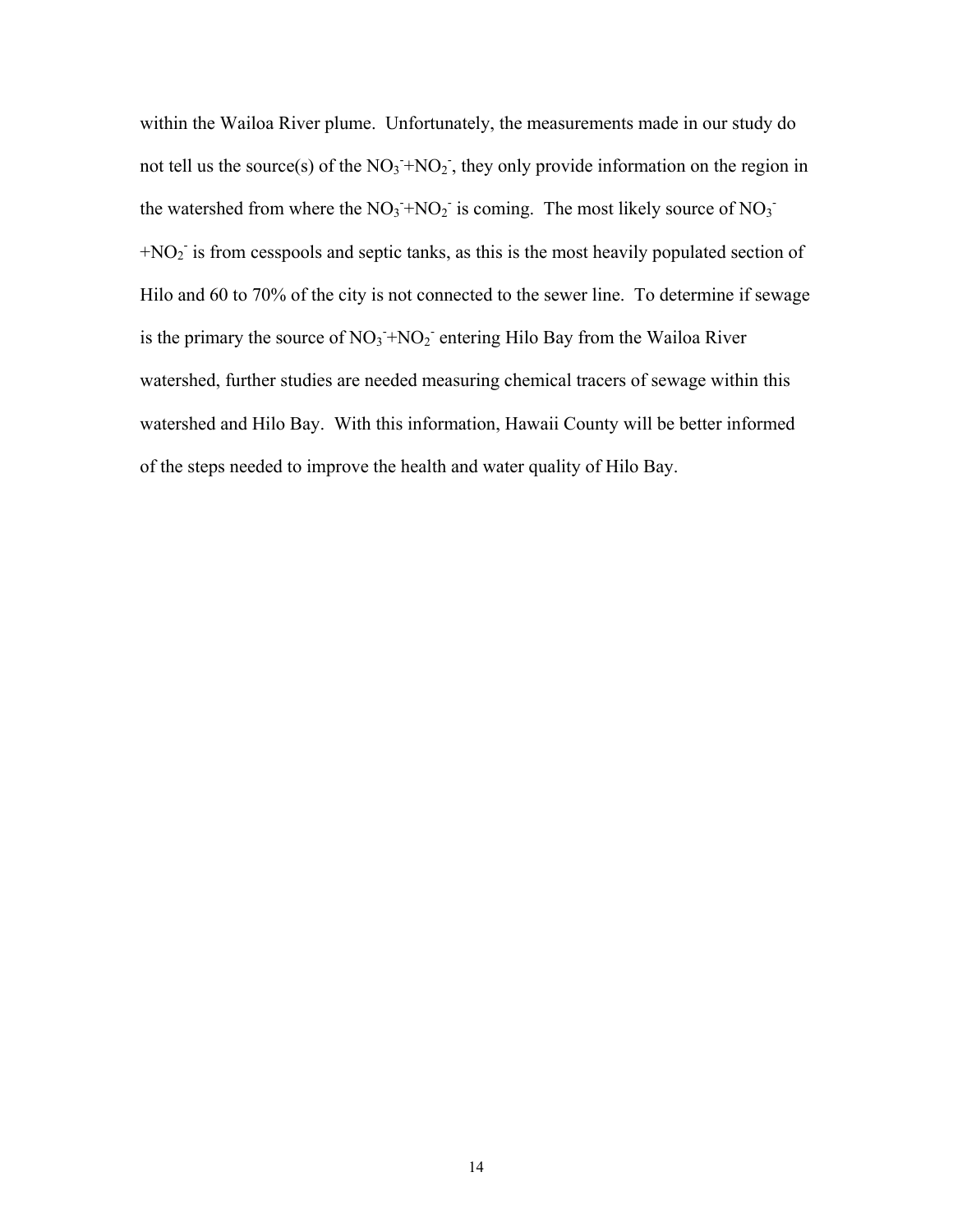within the Wailoa River plume. Unfortunately, the measurements made in our study do not tell us the source(s) of the $NO_3^-$+$NO_2^-$, they only provide information on the region in the watershed from where the $NO_3^-$+$NO_2^-$ is coming. The most likely source of $NO_3^-$+$NO_2^-$ is from cesspools and septic tanks, as this is the most heavily populated section of Hilo and 60 to 70% of the city is not connected to the sewer line. To determine if sewage is the primary the source of $NO_3^-$+$NO_2^-$ entering Hilo Bay from the Wailoa River watershed, further studies are needed measuring chemical tracers of sewage within this watershed and Hilo Bay. With this information, Hawaii County will be better informed of the steps needed to improve the health and water quality of Hilo Bay.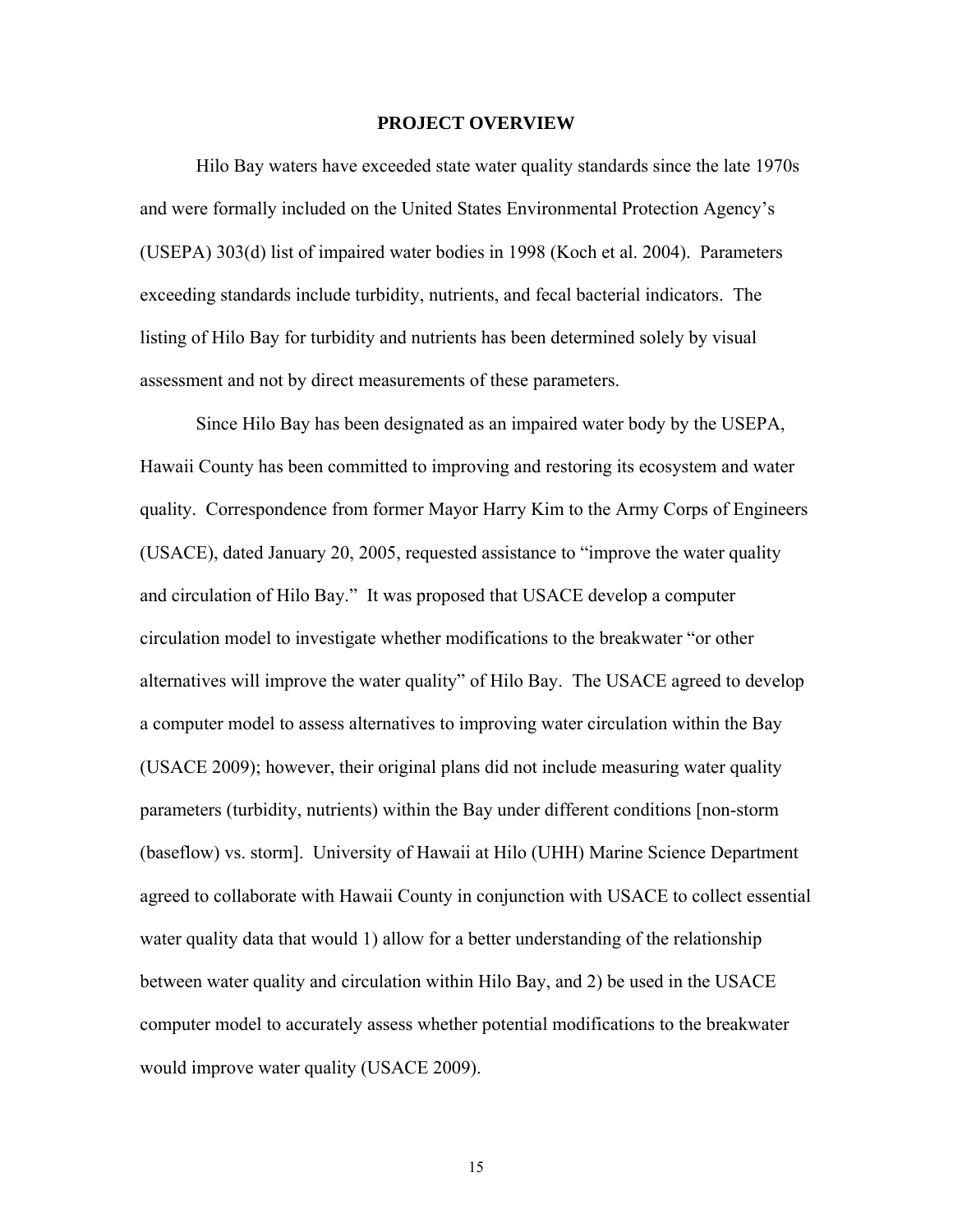## PROJECT OVERVIEW

Hilo Bay waters have exceeded state water quality standards since the late 1970s and were formally included on the United States Environmental Protection Agency's (USEPA) 303(d) list of impaired water bodies in 1998 (Koch et al. 2004). Parameters exceeding standards include turbidity, nutrients, and fecal bacterial indicators. The listing of Hilo Bay for turbidity and nutrients has been determined solely by visual assessment and not by direct measurements of these parameters.

Since Hilo Bay has been designated as an impaired water body by the USEPA, Hawaii County has been committed to improving and restoring its ecosystem and water quality. Correspondence from former Mayor Harry Kim to the Army Corps of Engineers (USACE), dated January 20, 2005, requested assistance to "improve the water quality and circulation of Hilo Bay." It was proposed that USACE develop a computer circulation model to investigate whether modifications to the breakwater "or other alternatives will improve the water quality" of Hilo Bay. The USACE agreed to develop a computer model to assess alternatives to improving water circulation within the Bay (USACE 2009); however, their original plans did not include measuring water quality parameters (turbidity, nutrients) within the Bay under different conditions [non-storm (baseflow) vs. storm]. University of Hawaii at Hilo (UHH) Marine Science Department agreed to collaborate with Hawaii County in conjunction with USACE to collect essential water quality data that would 1) allow for a better understanding of the relationship between water quality and circulation within Hilo Bay, and 2) be used in the USACE computer model to accurately assess whether potential modifications to the breakwater would improve water quality (USACE 2009).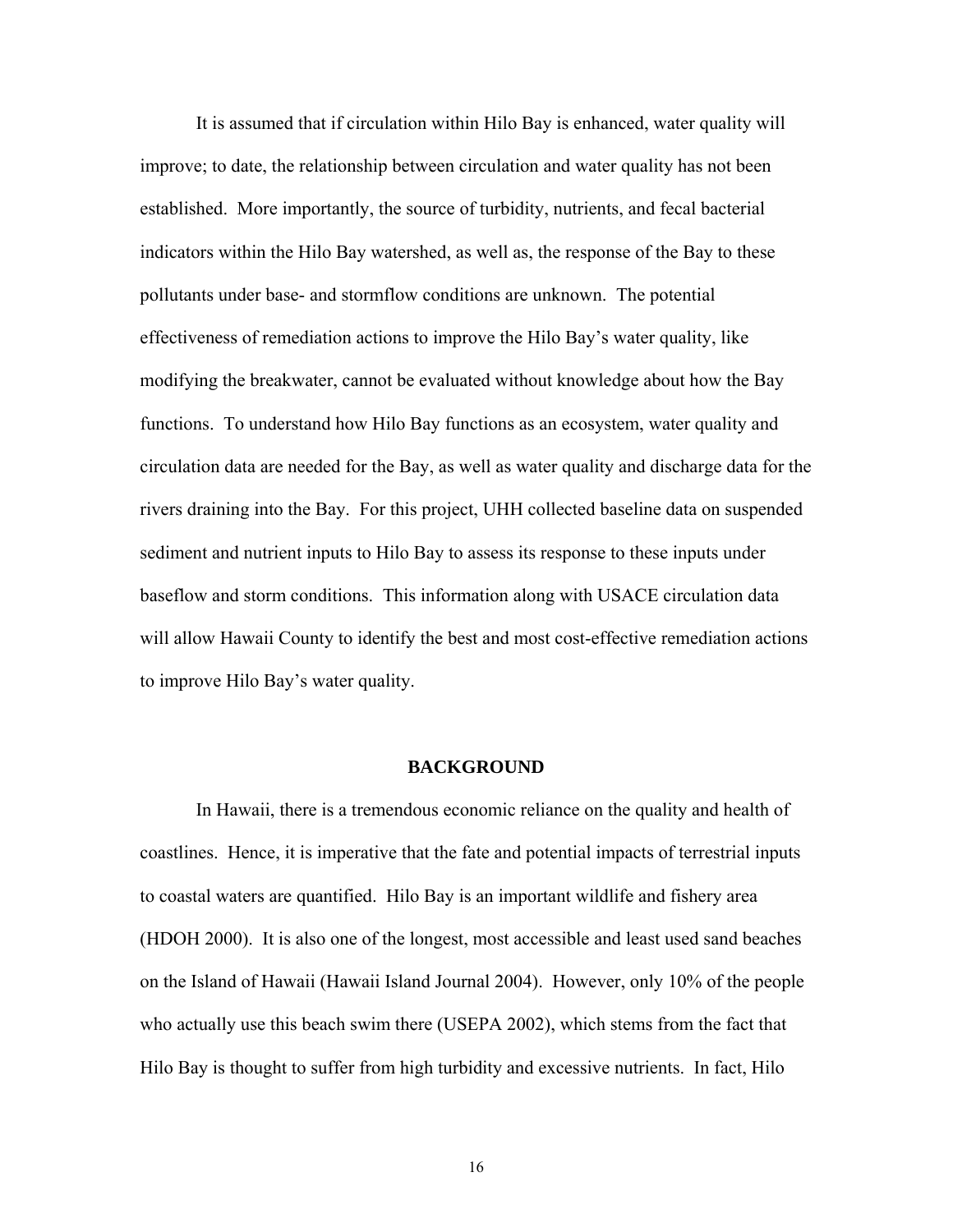It is assumed that if circulation within Hilo Bay is enhanced, water quality will improve; to date, the relationship between circulation and water quality has not been established. More importantly, the source of turbidity, nutrients, and fecal bacterial indicators within the Hilo Bay watershed, as well as, the response of the Bay to these pollutants under base- and stormflow conditions are unknown. The potential effectiveness of remediation actions to improve the Hilo Bay's water quality, like modifying the breakwater, cannot be evaluated without knowledge about how the Bay functions. To understand how Hilo Bay functions as an ecosystem, water quality and circulation data are needed for the Bay, as well as water quality and discharge data for the rivers draining into the Bay. For this project, UHH collected baseline data on suspended sediment and nutrient inputs to Hilo Bay to assess its response to these inputs under baseflow and storm conditions. This information along with USACE circulation data will allow Hawaii County to identify the best and most cost-effective remediation actions to improve Hilo Bay's water quality.

## BACKGROUND

In Hawaii, there is a tremendous economic reliance on the quality and health of coastlines. Hence, it is imperative that the fate and potential impacts of terrestrial inputs to coastal waters are quantified. Hilo Bay is an important wildlife and fishery area (HDOH 2000). It is also one of the longest, most accessible and least used sand beaches on the Island of Hawaii (Hawaii Island Journal 2004). However, only 10% of the people who actually use this beach swim there (USEPA 2002), which stems from the fact that Hilo Bay is thought to suffer from high turbidity and excessive nutrients. In fact, Hilo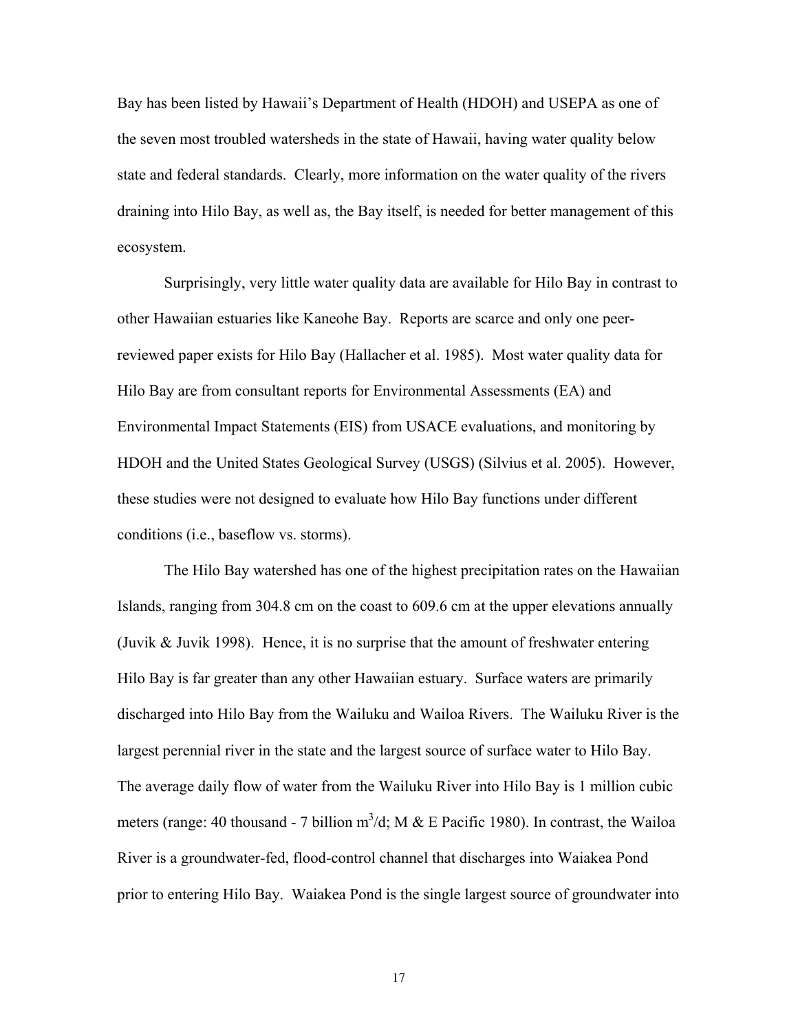Bay has been listed by Hawaii's Department of Health (HDOH) and USEPA as one of the seven most troubled watersheds in the state of Hawaii, having water quality below state and federal standards. Clearly, more information on the water quality of the rivers draining into Hilo Bay, as well as, the Bay itself, is needed for better management of this ecosystem.

Surprisingly, very little water quality data are available for Hilo Bay in contrast to other Hawaiian estuaries like Kaneohe Bay. Reports are scarce and only one peer-reviewed paper exists for Hilo Bay (Hallacher et al. 1985). Most water quality data for Hilo Bay are from consultant reports for Environmental Assessments (EA) and Environmental Impact Statements (EIS) from USACE evaluations, and monitoring by HDOH and the United States Geological Survey (USGS) (Silvius et al. 2005). However, these studies were not designed to evaluate how Hilo Bay functions under different conditions (i.e., baseflow vs. storms).

The Hilo Bay watershed has one of the highest precipitation rates on the Hawaiian Islands, ranging from 304.8 cm on the coast to 609.6 cm at the upper elevations annually (Juvik & Juvik 1998). Hence, it is no surprise that the amount of freshwater entering Hilo Bay is far greater than any other Hawaiian estuary. Surface waters are primarily discharged into Hilo Bay from the Wailuku and Wailoa Rivers. The Wailuku River is the largest perennial river in the state and the largest source of surface water to Hilo Bay. The average daily flow of water from the Wailuku River into Hilo Bay is 1 million cubic meters (range: 40 thousand - 7 billion $m^3/d$; M & E Pacific 1980). In contrast, the Wailoa River is a groundwater-fed, flood-control channel that discharges into Waiakea Pond prior to entering Hilo Bay. Waiakea Pond is the single largest source of groundwater into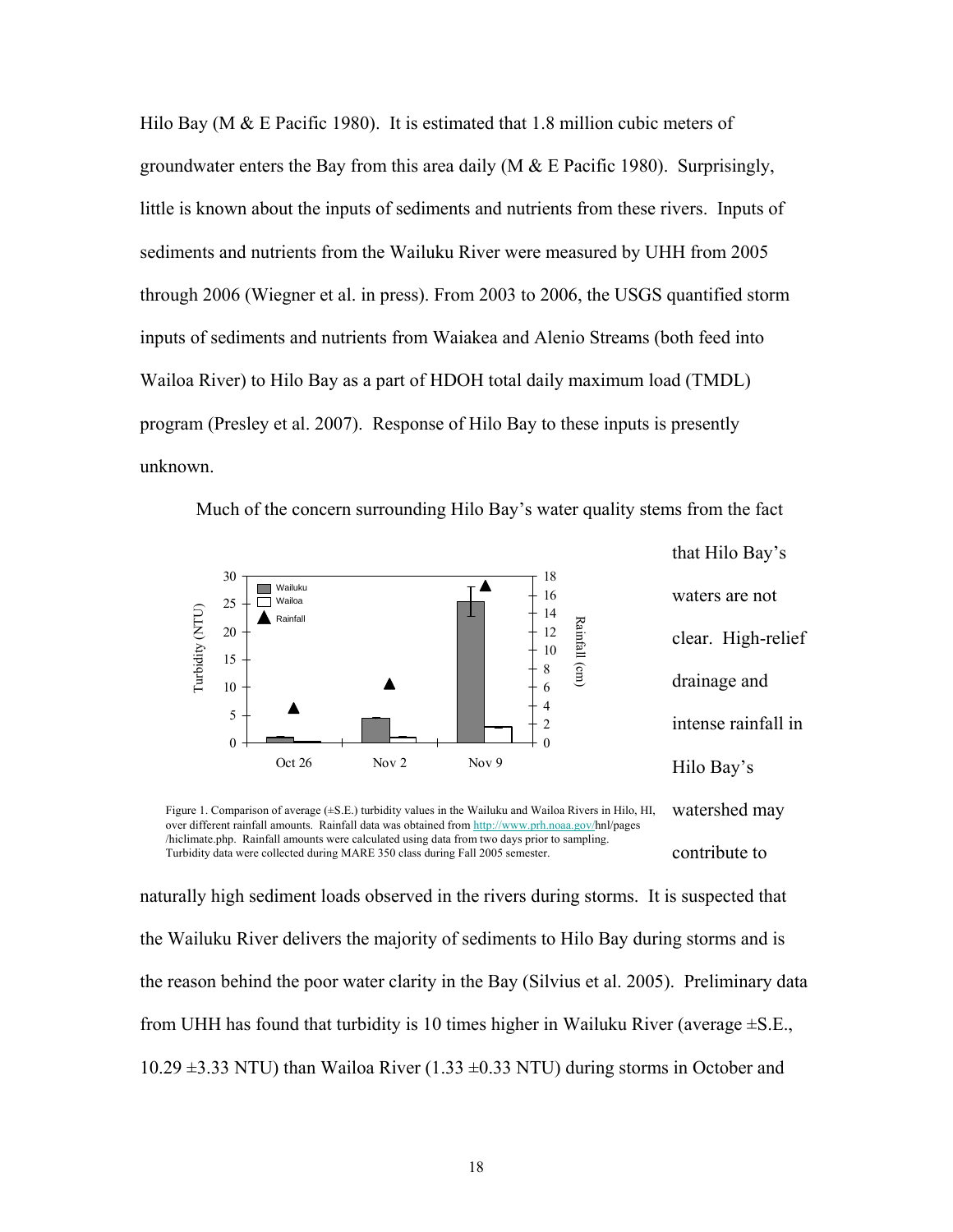Hilo Bay (M & E Pacific 1980). It is estimated that 1.8 million cubic meters of groundwater enters the Bay from this area daily (M & E Pacific 1980). Surprisingly, little is known about the inputs of sediments and nutrients from these rivers. Inputs of sediments and nutrients from the Wailuku River were measured by UHH from 2005 through 2006 (Wiegner et al. in press). From 2003 to 2006, the USGS quantified storm inputs of sediments and nutrients from Waiakea and Alenio Streams (both feed into Wailoa River) to Hilo Bay as a part of HDOH total daily maximum load (TMDL) program (Presley et al. 2007). Response of Hilo Bay to these inputs is presently unknown.

Much of the concern surrounding Hilo Bay's water quality stems from the fact that Hilo Bay's waters are not clear. High-relief drainage and intense rainfall in Hilo Bay's watershed may contribute to naturally high sediment loads observed in the rivers during storms. It is suspected that the Wailuku River delivers the majority of sediments to Hilo Bay during storms and is the reason behind the poor water clarity in the Bay (Silvius et al. 2005). Preliminary data from UHH has found that turbidity is 10 times higher in Wailuku River (average ±S.E., 10.29 ±3.33 NTU) than Wailoa River (1.33 ±0.33 NTU) during storms in October and

Figure 1. Comparison of average (±S.E.) turbidity values in the Wailuku and Wailoa Rivers in Hilo, HI, over different rainfall amounts. Rainfall data was obtained from http://www.prh.noaa.gov/hnl/pages/hiclimate.php. Rainfall amounts were calculated using data from two days prior to sampling. Turbidity data were collected during MARE 350 class during Fall 2005 semester.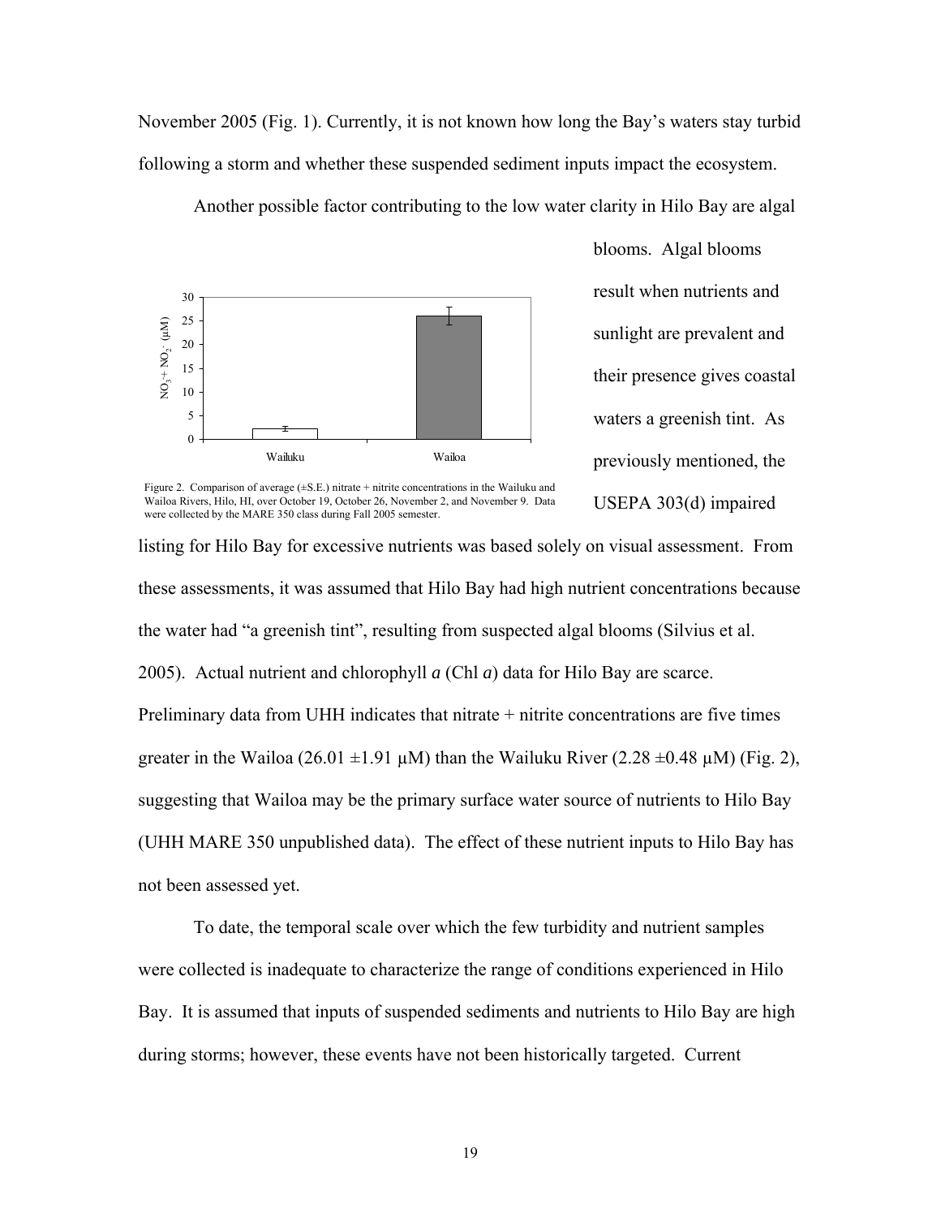November 2005 (Fig. 1). Currently, it is not known how long the Bay's waters stay turbid following a storm and whether these suspended sediment inputs impact the ecosystem.

Another possible factor contributing to the low water clarity in Hilo Bay are algal blooms. Algal blooms result when nutrients and sunlight are prevalent and their presence gives coastal waters a greenish tint. As previously mentioned, the USEPA 303(d) impaired listing for Hilo Bay for excessive nutrients was based solely on visual assessment. From these assessments, it was assumed that Hilo Bay had high nutrient concentrations because the water had "a greenish tint", resulting from suspected algal blooms (Silvius et al. 2005). Actual nutrient and chlorophyll *a* (Chl *a*) data for Hilo Bay are scarce. Preliminary data from UHH indicates that nitrate + nitrite concentrations are five times greater in the Wailoa (26.01 ±1.91 μM) than the Wailuku River (2.28 ±0.48 μM) (Fig. 2), suggesting that Wailoa may be the primary surface water source of nutrients to Hilo Bay (UHH MARE 350 unpublished data). The effect of these nutrient inputs to Hilo Bay has not been assessed yet.

Figure 2. Comparison of average (±S.E.) nitrate + nitrite concentrations in the Wailuku and Wailoa Rivers, Hilo, HI, over October 19, October 26, November 2, and November 9. Data were collected by the MARE 350 class during Fall 2005 semester.

To date, the temporal scale over which the few turbidity and nutrient samples were collected is inadequate to characterize the range of conditions experienced in Hilo Bay. It is assumed that inputs of suspended sediments and nutrients to Hilo Bay are high during storms; however, these events have not been historically targeted. Current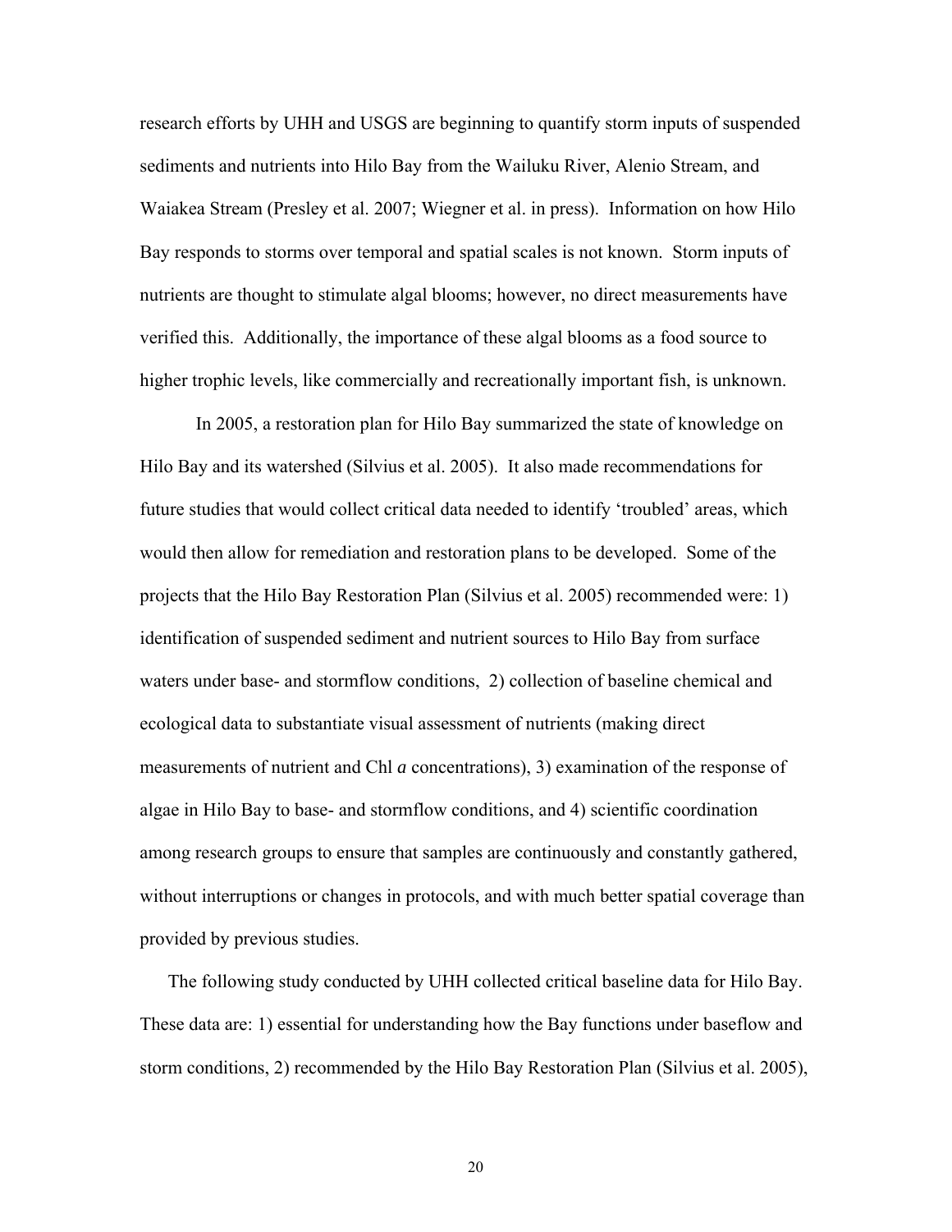research efforts by UHH and USGS are beginning to quantify storm inputs of suspended sediments and nutrients into Hilo Bay from the Wailuku River, Alenio Stream, and Waiakea Stream (Presley et al. 2007; Wiegner et al. in press). Information on how Hilo Bay responds to storms over temporal and spatial scales is not known. Storm inputs of nutrients are thought to stimulate algal blooms; however, no direct measurements have verified this. Additionally, the importance of these algal blooms as a food source to higher trophic levels, like commercially and recreationally important fish, is unknown.

In 2005, a restoration plan for Hilo Bay summarized the state of knowledge on Hilo Bay and its watershed (Silvius et al. 2005). It also made recommendations for future studies that would collect critical data needed to identify 'troubled' areas, which would then allow for remediation and restoration plans to be developed. Some of the projects that the Hilo Bay Restoration Plan (Silvius et al. 2005) recommended were: 1) identification of suspended sediment and nutrient sources to Hilo Bay from surface waters under base- and stormflow conditions, 2) collection of baseline chemical and ecological data to substantiate visual assessment of nutrients (making direct measurements of nutrient and Chl *a* concentrations), 3) examination of the response of algae in Hilo Bay to base- and stormflow conditions, and 4) scientific coordination among research groups to ensure that samples are continuously and constantly gathered, without interruptions or changes in protocols, and with much better spatial coverage than provided by previous studies.

The following study conducted by UHH collected critical baseline data for Hilo Bay. These data are: 1) essential for understanding how the Bay functions under baseflow and storm conditions, 2) recommended by the Hilo Bay Restoration Plan (Silvius et al. 2005),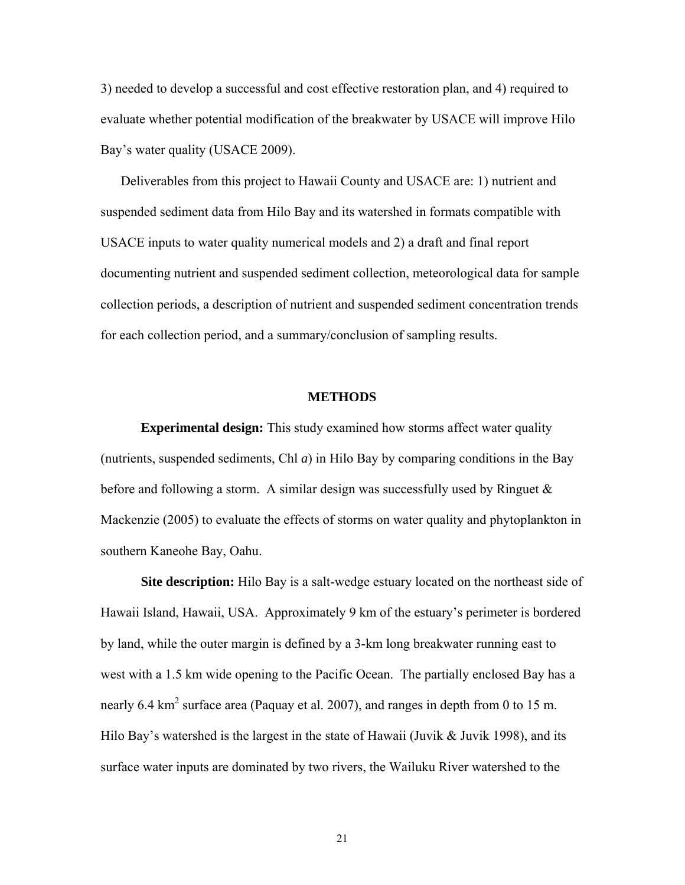3) needed to develop a successful and cost effective restoration plan, and 4) required to evaluate whether potential modification of the breakwater by USACE will improve Hilo Bay's water quality (USACE 2009).

Deliverables from this project to Hawaii County and USACE are: 1) nutrient and suspended sediment data from Hilo Bay and its watershed in formats compatible with USACE inputs to water quality numerical models and 2) a draft and final report documenting nutrient and suspended sediment collection, meteorological data for sample collection periods, a description of nutrient and suspended sediment concentration trends for each collection period, and a summary/conclusion of sampling results.

## METHODS

**Experimental design:** This study examined how storms affect water quality (nutrients, suspended sediments, Chl *a*) in Hilo Bay by comparing conditions in the Bay before and following a storm. A similar design was successfully used by Ringuet & Mackenzie (2005) to evaluate the effects of storms on water quality and phytoplankton in southern Kaneohe Bay, Oahu.

**Site description:** Hilo Bay is a salt-wedge estuary located on the northeast side of Hawaii Island, Hawaii, USA. Approximately 9 km of the estuary's perimeter is bordered by land, while the outer margin is defined by a 3-km long breakwater running east to west with a 1.5 km wide opening to the Pacific Ocean. The partially enclosed Bay has a nearly 6.4 $km^2$ surface area (Paquay et al. 2007), and ranges in depth from 0 to 15 m. Hilo Bay's watershed is the largest in the state of Hawaii (Juvik & Juvik 1998), and its surface water inputs are dominated by two rivers, the Wailuku River watershed to the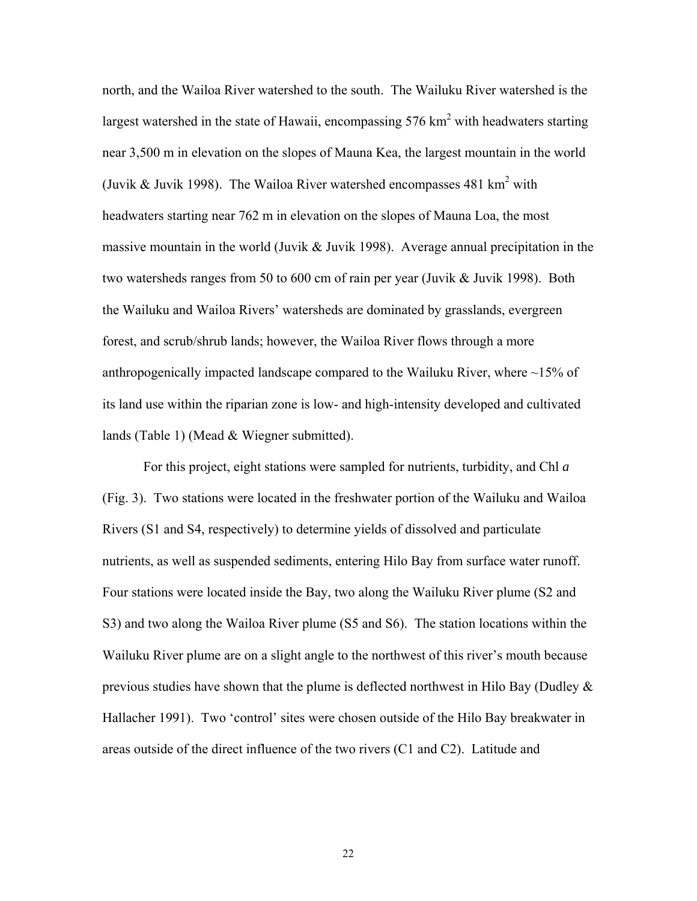north, and the Wailoa River watershed to the south. The Wailuku River watershed is the largest watershed in the state of Hawaii, encompassing 576 km$^2$ with headwaters starting near 3,500 m in elevation on the slopes of Mauna Kea, the largest mountain in the world (Juvik & Juvik 1998). The Wailoa River watershed encompasses 481 km$^2$ with headwaters starting near 762 m in elevation on the slopes of Mauna Loa, the most massive mountain in the world (Juvik & Juvik 1998). Average annual precipitation in the two watersheds ranges from 50 to 600 cm of rain per year (Juvik & Juvik 1998). Both the Wailuku and Wailoa Rivers' watersheds are dominated by grasslands, evergreen forest, and scrub/shrub lands; however, the Wailoa River flows through a more anthropogenically impacted landscape compared to the Wailuku River, where ~15% of its land use within the riparian zone is low- and high-intensity developed and cultivated lands (Table 1) (Mead & Wiegner submitted).

For this project, eight stations were sampled for nutrients, turbidity, and Chl *a* (Fig. 3). Two stations were located in the freshwater portion of the Wailuku and Wailoa Rivers (S1 and S4, respectively) to determine yields of dissolved and particulate nutrients, as well as suspended sediments, entering Hilo Bay from surface water runoff. Four stations were located inside the Bay, two along the Wailuku River plume (S2 and S3) and two along the Wailoa River plume (S5 and S6). The station locations within the Wailuku River plume are on a slight angle to the northwest of this river's mouth because previous studies have shown that the plume is deflected northwest in Hilo Bay (Dudley & Hallacher 1991). Two 'control' sites were chosen outside of the Hilo Bay breakwater in areas outside of the direct influence of the two rivers (C1 and C2). Latitude and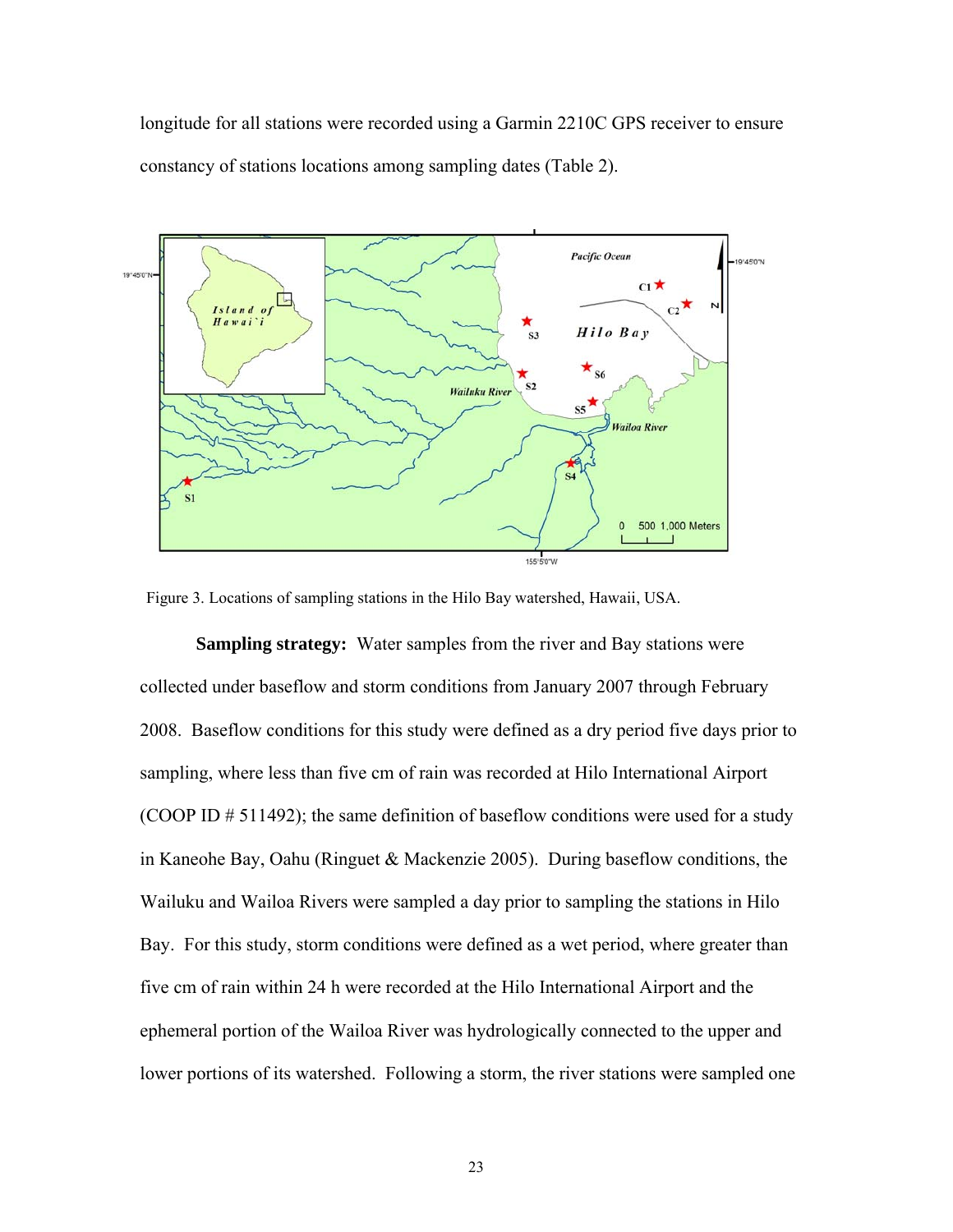longitude for all stations were recorded using a Garmin 2210C GPS receiver to ensure constancy of stations locations among sampling dates (Table 2).

Figure 3. Locations of sampling stations in the Hilo Bay watershed, Hawaii, USA.

**Sampling strategy:** Water samples from the river and Bay stations were collected under baseflow and storm conditions from January 2007 through February 2008. Baseflow conditions for this study were defined as a dry period five days prior to sampling, where less than five cm of rain was recorded at Hilo International Airport (COOP ID # 511492); the same definition of baseflow conditions were used for a study in Kaneohe Bay, Oahu (Ringuet & Mackenzie 2005). During baseflow conditions, the Wailuku and Wailoa Rivers were sampled a day prior to sampling the stations in Hilo Bay. For this study, storm conditions were defined as a wet period, where greater than five cm of rain within 24 h were recorded at the Hilo International Airport and the ephemeral portion of the Wailoa River was hydrologically connected to the upper and lower portions of its watershed. Following a storm, the river stations were sampled one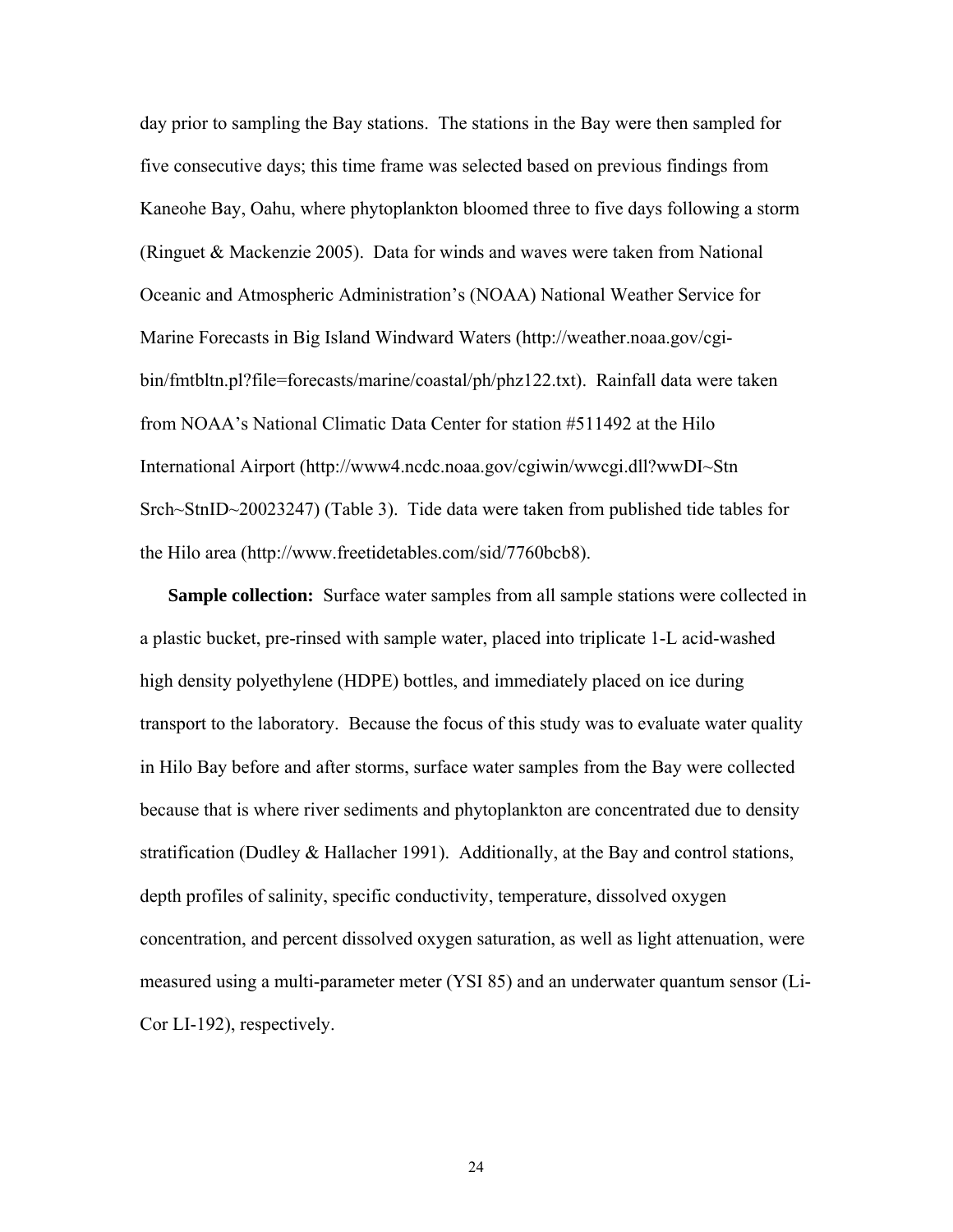day prior to sampling the Bay stations. The stations in the Bay were then sampled for five consecutive days; this time frame was selected based on previous findings from Kaneohe Bay, Oahu, where phytoplankton bloomed three to five days following a storm (Ringuet & Mackenzie 2005). Data for winds and waves were taken from National Oceanic and Atmospheric Administration's (NOAA) National Weather Service for Marine Forecasts in Big Island Windward Waters (http://weather.noaa.gov/cgi-bin/fmtbltn.pl?file=forecasts/marine/coastal/ph/phz122.txt). Rainfall data were taken from NOAA's National Climatic Data Center for station #511492 at the Hilo International Airport (http://www4.ncdc.noaa.gov/cgiwin/wwcgi.dll?wwDI~Stn Srch~StnID~20023247) (Table 3). Tide data were taken from published tide tables for the Hilo area (http://www.freetidetables.com/sid/7760bcb8).

**Sample collection:** Surface water samples from all sample stations were collected in a plastic bucket, pre-rinsed with sample water, placed into triplicate 1-L acid-washed high density polyethylene (HDPE) bottles, and immediately placed on ice during transport to the laboratory. Because the focus of this study was to evaluate water quality in Hilo Bay before and after storms, surface water samples from the Bay were collected because that is where river sediments and phytoplankton are concentrated due to density stratification (Dudley & Hallacher 1991). Additionally, at the Bay and control stations, depth profiles of salinity, specific conductivity, temperature, dissolved oxygen concentration, and percent dissolved oxygen saturation, as well as light attenuation, were measured using a multi-parameter meter (YSI 85) and an underwater quantum sensor (Li-Cor LI-192), respectively.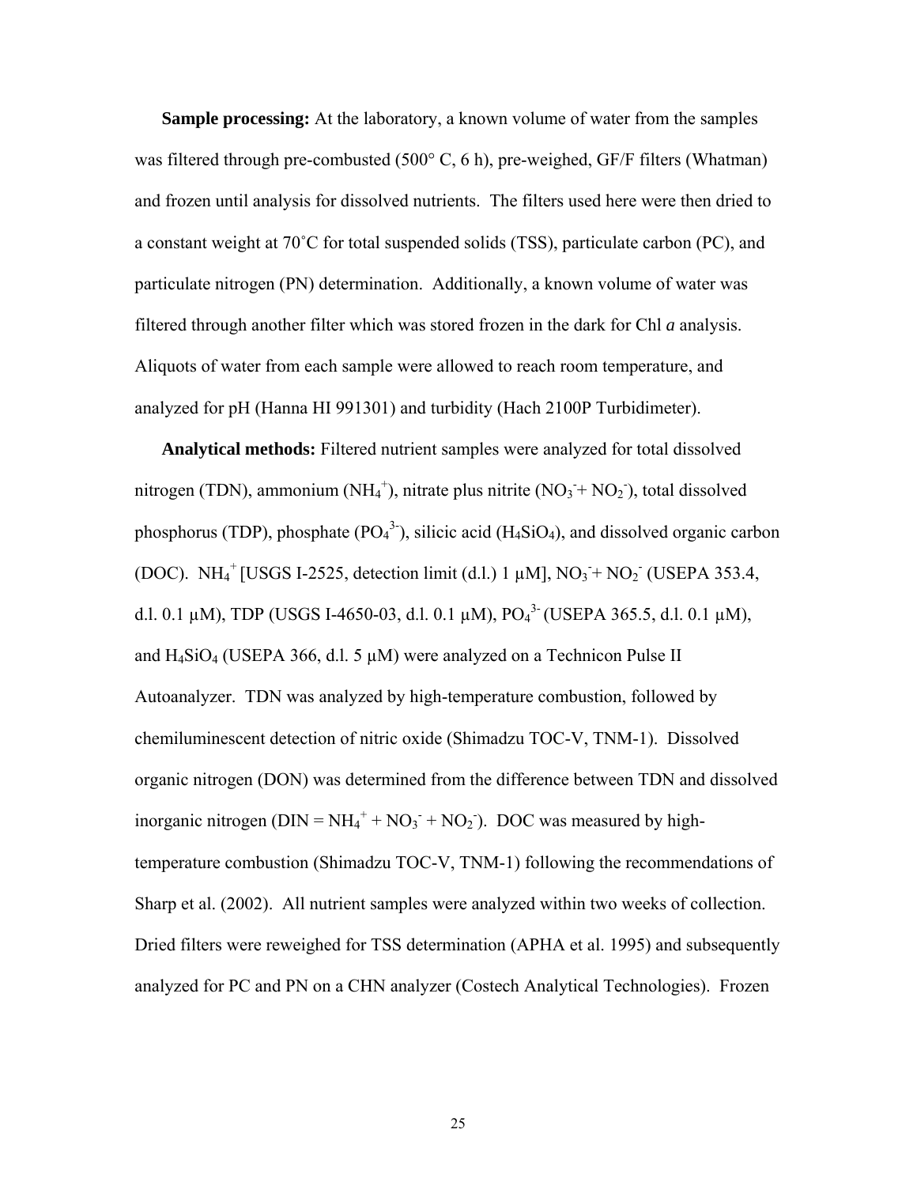**Sample processing:** At the laboratory, a known volume of water from the samples was filtered through pre-combusted (500° C, 6 h), pre-weighed, GF/F filters (Whatman) and frozen until analysis for dissolved nutrients. The filters used here were then dried to a constant weight at 70˚C for total suspended solids (TSS), particulate carbon (PC), and particulate nitrogen (PN) determination. Additionally, a known volume of water was filtered through another filter which was stored frozen in the dark for Chl *a* analysis. Aliquots of water from each sample were allowed to reach room temperature, and analyzed for pH (Hanna HI 991301) and turbidity (Hach 2100P Turbidimeter).

**Analytical methods:** Filtered nutrient samples were analyzed for total dissolved nitrogen (TDN), ammonium ($NH_4^+$), nitrate plus nitrite ($NO_3^-$+ $NO_2^-$), total dissolved phosphorus (TDP), phosphate ($PO_4^{3-}$), silicic acid ($H_4SiO_4$), and dissolved organic carbon (DOC). $NH_4^+$ [USGS I-2525, detection limit (d.l.) 1 μM], $NO_3^-$+ $NO_2^-$ (USEPA 353.4, d.l. 0.1 μM), TDP (USGS I-4650-03, d.l. 0.1 μM), $PO_4^{3-}$ (USEPA 365.5, d.l. 0.1 μM), and $H_4SiO_4$ (USEPA 366, d.l. 5 μM) were analyzed on a Technicon Pulse II Autoanalyzer. TDN was analyzed by high-temperature combustion, followed by chemiluminescent detection of nitric oxide (Shimadzu TOC-V, TNM-1). Dissolved organic nitrogen (DON) was determined from the difference between TDN and dissolved inorganic nitrogen (DIN = $NH_4^+$ + $NO_3^-$ + $NO_2^-$). DOC was measured by high-temperature combustion (Shimadzu TOC-V, TNM-1) following the recommendations of Sharp et al. (2002). All nutrient samples were analyzed within two weeks of collection. Dried filters were reweighed for TSS determination (APHA et al. 1995) and subsequently analyzed for PC and PN on a CHN analyzer (Costech Analytical Technologies). Frozen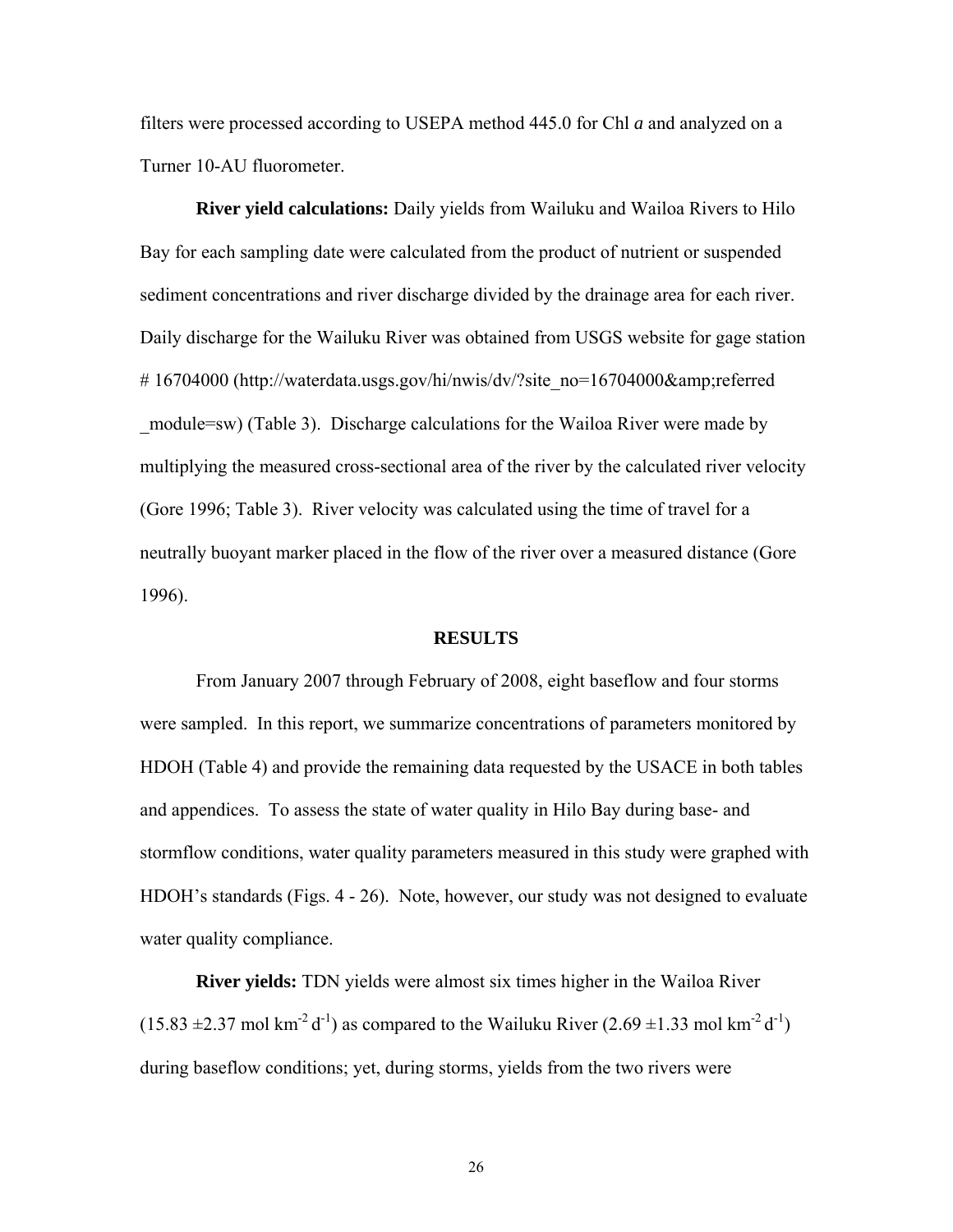filters were processed according to USEPA method 445.0 for Chl *a* and analyzed on a Turner 10-AU fluorometer.

**River yield calculations:** Daily yields from Wailuku and Wailoa Rivers to Hilo Bay for each sampling date were calculated from the product of nutrient or suspended sediment concentrations and river discharge divided by the drainage area for each river. Daily discharge for the Wailuku River was obtained from USGS website for gage station # 16704000 (http://waterdata.usgs.gov/hi/nwis/dv/?site_no=16704000&amp;referred_module=sw) (Table 3). Discharge calculations for the Wailoa River were made by multiplying the measured cross-sectional area of the river by the calculated river velocity (Gore 1996; Table 3). River velocity was calculated using the time of travel for a neutrally buoyant marker placed in the flow of the river over a measured distance (Gore 1996).

## RESULTS

From January 2007 through February of 2008, eight baseflow and four storms were sampled. In this report, we summarize concentrations of parameters monitored by HDOH (Table 4) and provide the remaining data requested by the USACE in both tables and appendices. To assess the state of water quality in Hilo Bay during base- and stormflow conditions, water quality parameters measured in this study were graphed with HDOH's standards (Figs. 4 - 26). Note, however, our study was not designed to evaluate water quality compliance.

**River yields:** TDN yields were almost six times higher in the Wailoa River ($15.83 \pm 2.37$ mol km$^{-2}$ d$^{-1}$) as compared to the Wailuku River ($2.69 \pm 1.33$ mol km$^{-2}$ d$^{-1}$) during baseflow conditions; yet, during storms, yields from the two rivers were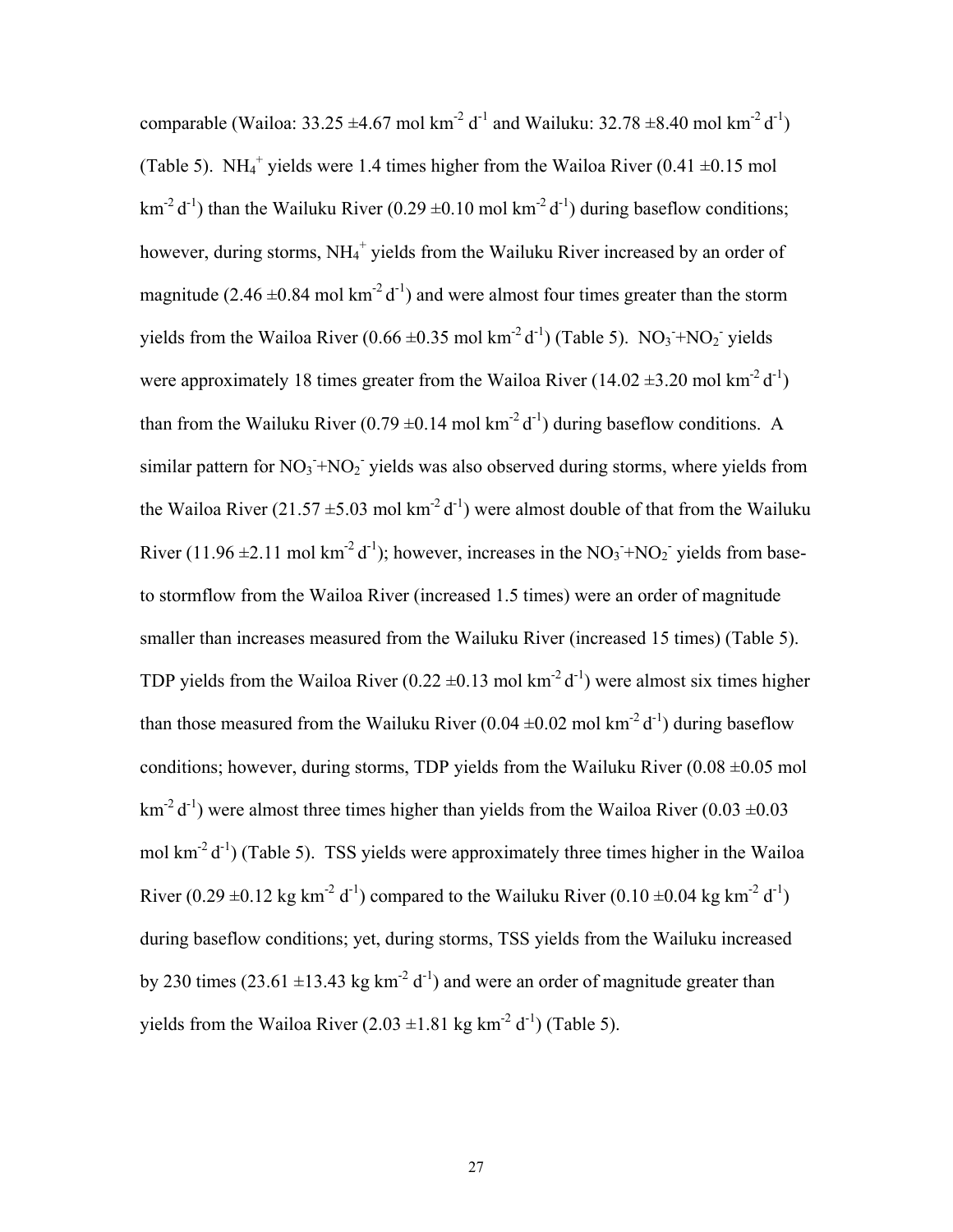comparable (Wailoa: 33.25 ±4.67 mol $km^{-2}$ $d^{-1}$ and Wailuku: 32.78 ±8.40 mol $km^{-2}$ $d^{-1}$) (Table 5). $NH_4^+$ yields were 1.4 times higher from the Wailoa River (0.41 ±0.15 mol $km^{-2}$ $d^{-1}$) than the Wailuku River (0.29 ±0.10 mol $km^{-2}$ $d^{-1}$) during baseflow conditions; however, during storms, $NH_4^+$ yields from the Wailuku River increased by an order of magnitude (2.46 ±0.84 mol $km^{-2}$ $d^{-1}$) and were almost four times greater than the storm yields from the Wailoa River (0.66 ±0.35 mol $km^{-2}$ $d^{-1}$) (Table 5). $NO_3^-$+$NO_2^-$ yields were approximately 18 times greater from the Wailoa River (14.02 ±3.20 mol $km^{-2}$ $d^{-1}$) than from the Wailuku River (0.79 ±0.14 mol $km^{-2}$ $d^{-1}$) during baseflow conditions. A similar pattern for $NO_3^-$+$NO_2^-$ yields was also observed during storms, where yields from the Wailoa River (21.57 ±5.03 mol $km^{-2}$ $d^{-1}$) were almost double of that from the Wailuku River (11.96 ±2.11 mol $km^{-2}$ $d^{-1}$); however, increases in the $NO_3^-$+$NO_2^-$ yields from base- to stormflow from the Wailoa River (increased 1.5 times) were an order of magnitude smaller than increases measured from the Wailuku River (increased 15 times) (Table 5). TDP yields from the Wailoa River (0.22 ±0.13 mol $km^{-2}$ $d^{-1}$) were almost six times higher than those measured from the Wailuku River (0.04 ±0.02 mol $km^{-2}$ $d^{-1}$) during baseflow conditions; however, during storms, TDP yields from the Wailuku River (0.08 ±0.05 mol $km^{-2}$ $d^{-1}$) were almost three times higher than yields from the Wailoa River (0.03 ±0.03 mol $km^{-2}$ $d^{-1}$) (Table 5). TSS yields were approximately three times higher in the Wailoa River (0.29 ±0.12 kg $km^{-2}$ $d^{-1}$) compared to the Wailuku River (0.10 ±0.04 kg $km^{-2}$ $d^{-1}$) during baseflow conditions; yet, during storms, TSS yields from the Wailuku increased by 230 times (23.61 ±13.43 kg $km^{-2}$ $d^{-1}$) and were an order of magnitude greater than yields from the Wailoa River (2.03 ±1.81 kg $km^{-2}$ $d^{-1}$) (Table 5).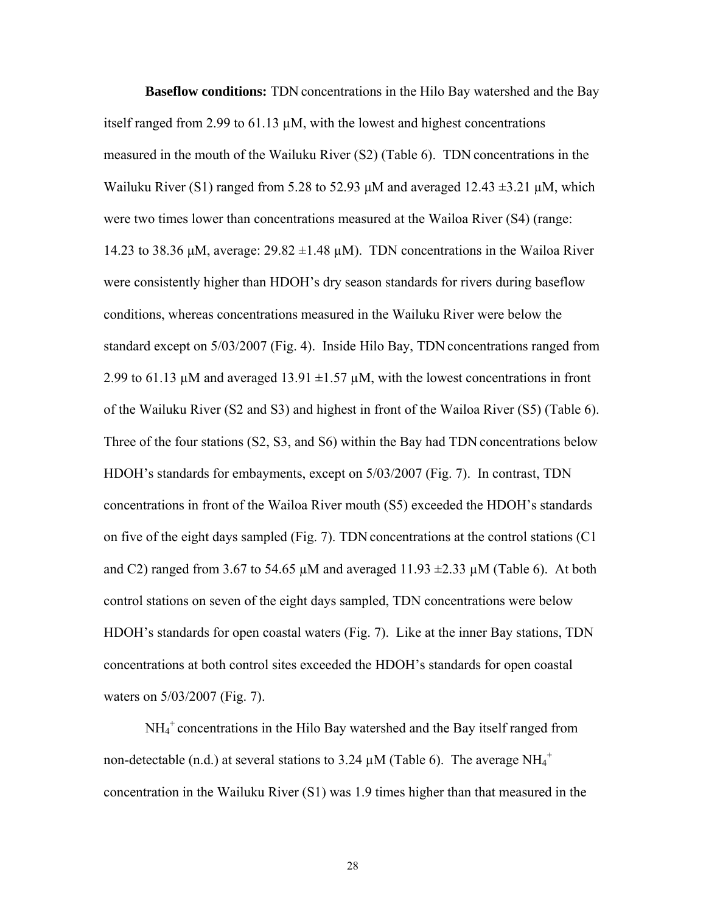**Baseflow conditions:** TDN concentrations in the Hilo Bay watershed and the Bay itself ranged from 2.99 to 61.13 µM, with the lowest and highest concentrations measured in the mouth of the Wailuku River (S2) (Table 6). TDN concentrations in the Wailuku River (S1) ranged from 5.28 to 52.93 µM and averaged 12.43 ±3.21 µM, which were two times lower than concentrations measured at the Wailoa River (S4) (range: 14.23 to 38.36 µM, average: 29.82 ±1.48 µM). TDN concentrations in the Wailoa River were consistently higher than HDOH's dry season standards for rivers during baseflow conditions, whereas concentrations measured in the Wailuku River were below the standard except on 5/03/2007 (Fig. 4). Inside Hilo Bay, TDN concentrations ranged from 2.99 to 61.13 µM and averaged 13.91 ±1.57 µM, with the lowest concentrations in front of the Wailuku River (S2 and S3) and highest in front of the Wailoa River (S5) (Table 6). Three of the four stations (S2, S3, and S6) within the Bay had TDN concentrations below HDOH's standards for embayments, except on 5/03/2007 (Fig. 7). In contrast, TDN concentrations in front of the Wailoa River mouth (S5) exceeded the HDOH's standards on five of the eight days sampled (Fig. 7). TDN concentrations at the control stations (C1 and C2) ranged from 3.67 to 54.65 µM and averaged 11.93 ±2.33 µM (Table 6). At both control stations on seven of the eight days sampled, TDN concentrations were below HDOH's standards for open coastal waters (Fig. 7). Like at the inner Bay stations, TDN concentrations at both control sites exceeded the HDOH's standards for open coastal waters on 5/03/2007 (Fig. 7).

$NH_4^+$ concentrations in the Hilo Bay watershed and the Bay itself ranged from non-detectable (n.d.) at several stations to 3.24 µM (Table 6). The average $NH_4^+$ concentration in the Wailuku River (S1) was 1.9 times higher than that measured in the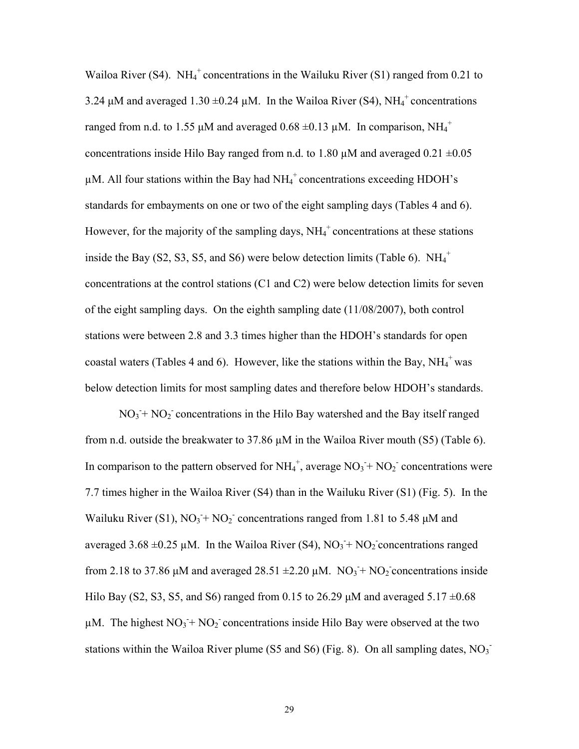Wailoa River (S4). $NH_4^+$ concentrations in the Wailuku River (S1) ranged from 0.21 to 3.24 μM and averaged 1.30 ±0.24 μM. In the Wailoa River (S4), $NH_4^+$ concentrations ranged from n.d. to 1.55 μM and averaged 0.68 ±0.13 μM. In comparison, $NH_4^+$ concentrations inside Hilo Bay ranged from n.d. to 1.80 μM and averaged 0.21 ±0.05 μM. All four stations within the Bay had $NH_4^+$ concentrations exceeding HDOH's standards for embayments on one or two of the eight sampling days (Tables 4 and 6). However, for the majority of the sampling days, $NH_4^+$ concentrations at these stations inside the Bay (S2, S3, S5, and S6) were below detection limits (Table 6). $NH_4^+$ concentrations at the control stations (C1 and C2) were below detection limits for seven of the eight sampling days. On the eighth sampling date (11/08/2007), both control stations were between 2.8 and 3.3 times higher than the HDOH's standards for open coastal waters (Tables 4 and 6). However, like the stations within the Bay, $NH_4^+$ was below detection limits for most sampling dates and therefore below HDOH's standards.

$NO_3^-$+ $NO_2^-$ concentrations in the Hilo Bay watershed and the Bay itself ranged from n.d. outside the breakwater to 37.86 μM in the Wailoa River mouth (S5) (Table 6). In comparison to the pattern observed for $NH_4^+$, average $NO_3^-$+ $NO_2^-$ concentrations were 7.7 times higher in the Wailoa River (S4) than in the Wailuku River (S1) (Fig. 5). In the Wailuku River (S1), $NO_3^-$+ $NO_2^-$ concentrations ranged from 1.81 to 5.48 μM and averaged 3.68 ±0.25 μM. In the Wailoa River (S4), $NO_3^-$+ $NO_2^-$ concentrations ranged from 2.18 to 37.86 μM and averaged 28.51 ±2.20 μM. $NO_3^-$+ $NO_2^-$ concentrations inside Hilo Bay (S2, S3, S5, and S6) ranged from 0.15 to 26.29 μM and averaged 5.17 ±0.68 μM. The highest $NO_3^-$+ $NO_2^-$ concentrations inside Hilo Bay were observed at the two stations within the Wailoa River plume (S5 and S6) (Fig. 8). On all sampling dates, $NO_3^-$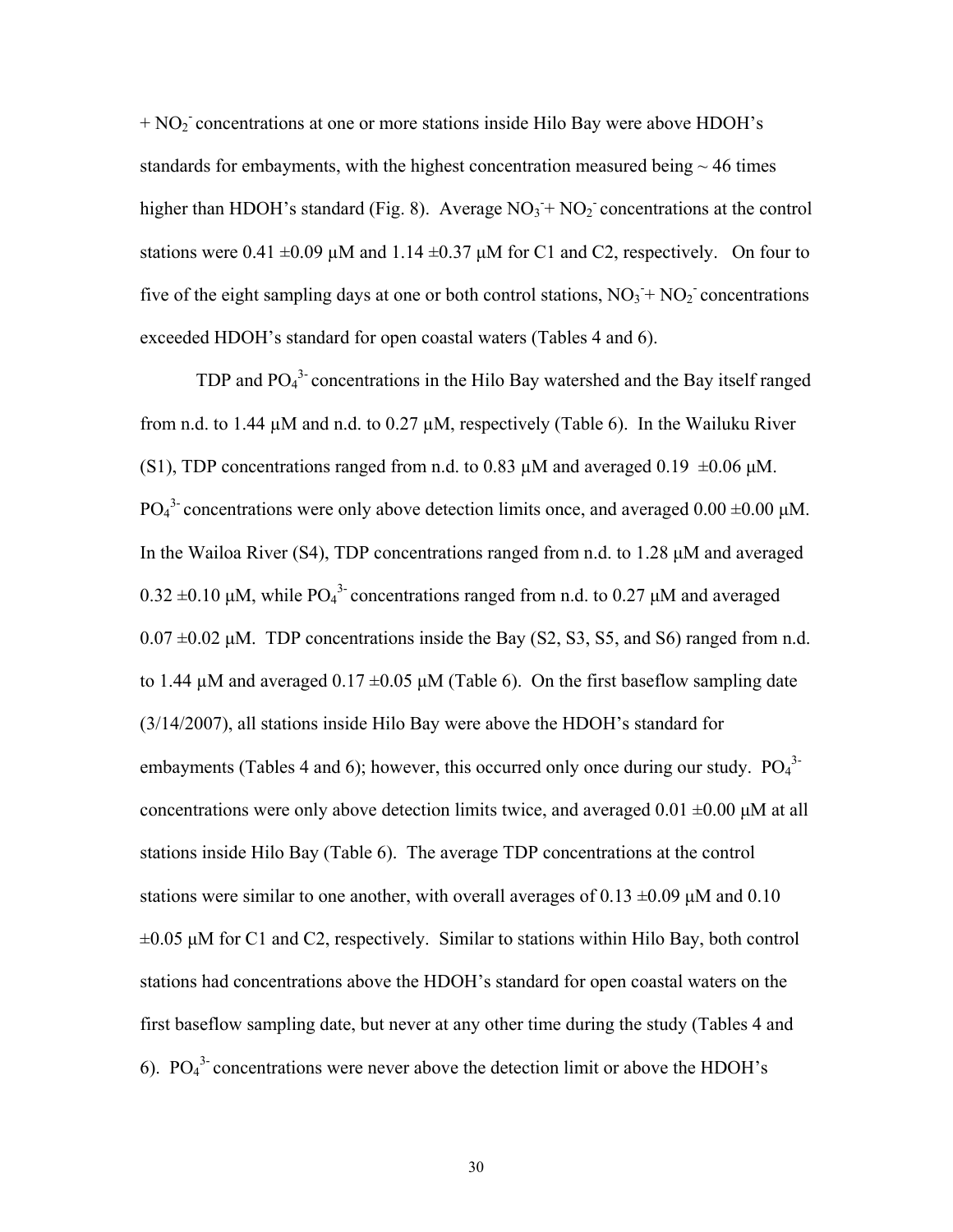+ $NO_2^-$ concentrations at one or more stations inside Hilo Bay were above HDOH's standards for embayments, with the highest concentration measured being ~ 46 times higher than HDOH's standard (Fig. 8). Average $NO_3^- + NO_2^-$ concentrations at the control stations were 0.41 ±0.09 μM and 1.14 ±0.37 μM for C1 and C2, respectively. On four to five of the eight sampling days at one or both control stations, $NO_3^- + NO_2^-$ concentrations exceeded HDOH's standard for open coastal waters (Tables 4 and 6).

TDP and $PO_4^{3-}$ concentrations in the Hilo Bay watershed and the Bay itself ranged from n.d. to 1.44 μM and n.d. to 0.27 μM, respectively (Table 6). In the Wailuku River (S1), TDP concentrations ranged from n.d. to 0.83 μM and averaged 0.19 ±0.06 μM. $PO_4^{3-}$ concentrations were only above detection limits once, and averaged 0.00 ±0.00 μM. In the Wailoa River (S4), TDP concentrations ranged from n.d. to 1.28 μM and averaged 0.32 ±0.10 μM, while $PO_4^{3-}$ concentrations ranged from n.d. to 0.27 μM and averaged 0.07 ±0.02 μM. TDP concentrations inside the Bay (S2, S3, S5, and S6) ranged from n.d. to 1.44 μM and averaged 0.17 ±0.05 μM (Table 6). On the first baseflow sampling date (3/14/2007), all stations inside Hilo Bay were above the HDOH's standard for embayments (Tables 4 and 6); however, this occurred only once during our study. $PO_4^{3-}$ concentrations were only above detection limits twice, and averaged 0.01 ±0.00 μM at all stations inside Hilo Bay (Table 6). The average TDP concentrations at the control stations were similar to one another, with overall averages of 0.13 ±0.09 μM and 0.10 ±0.05 μM for C1 and C2, respectively. Similar to stations within Hilo Bay, both control stations had concentrations above the HDOH's standard for open coastal waters on the first baseflow sampling date, but never at any other time during the study (Tables 4 and 6). $PO_4^{3-}$ concentrations were never above the detection limit or above the HDOH's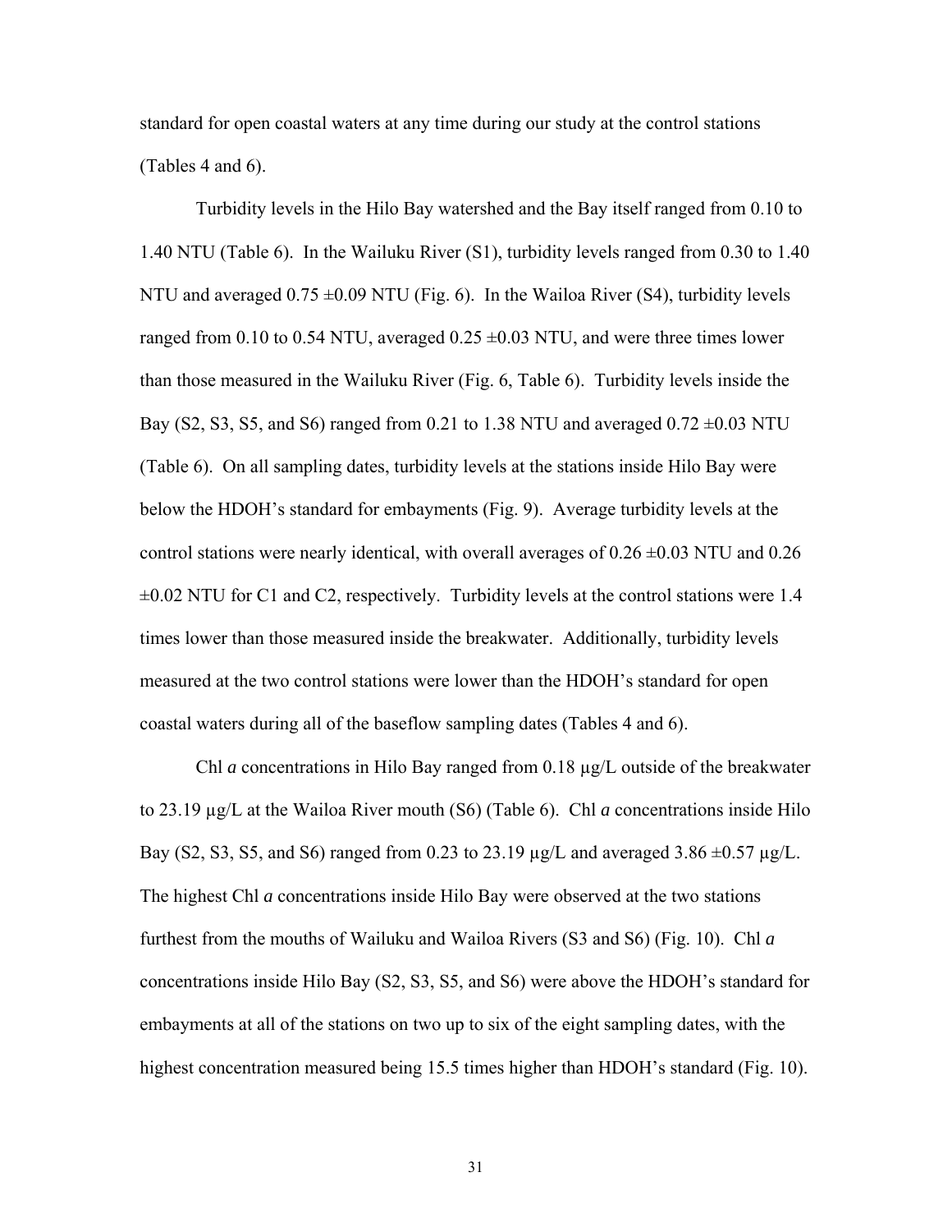standard for open coastal waters at any time during our study at the control stations (Tables 4 and 6).

Turbidity levels in the Hilo Bay watershed and the Bay itself ranged from 0.10 to 1.40 NTU (Table 6). In the Wailuku River (S1), turbidity levels ranged from 0.30 to 1.40 NTU and averaged 0.75 ±0.09 NTU (Fig. 6). In the Wailoa River (S4), turbidity levels ranged from 0.10 to 0.54 NTU, averaged 0.25 ±0.03 NTU, and were three times lower than those measured in the Wailuku River (Fig. 6, Table 6). Turbidity levels inside the Bay (S2, S3, S5, and S6) ranged from 0.21 to 1.38 NTU and averaged 0.72 ±0.03 NTU (Table 6). On all sampling dates, turbidity levels at the stations inside Hilo Bay were below the HDOH's standard for embayments (Fig. 9). Average turbidity levels at the control stations were nearly identical, with overall averages of 0.26 ±0.03 NTU and 0.26 ±0.02 NTU for C1 and C2, respectively. Turbidity levels at the control stations were 1.4 times lower than those measured inside the breakwater. Additionally, turbidity levels measured at the two control stations were lower than the HDOH's standard for open coastal waters during all of the baseflow sampling dates (Tables 4 and 6).

Chl *a* concentrations in Hilo Bay ranged from 0.18 μg/L outside of the breakwater to 23.19 μg/L at the Wailoa River mouth (S6) (Table 6). Chl *a* concentrations inside Hilo Bay (S2, S3, S5, and S6) ranged from 0.23 to 23.19 μg/L and averaged 3.86 ±0.57 μg/L. The highest Chl *a* concentrations inside Hilo Bay were observed at the two stations furthest from the mouths of Wailuku and Wailoa Rivers (S3 and S6) (Fig. 10). Chl *a* concentrations inside Hilo Bay (S2, S3, S5, and S6) were above the HDOH's standard for embayments at all of the stations on two up to six of the eight sampling dates, with the highest concentration measured being 15.5 times higher than HDOH's standard (Fig. 10).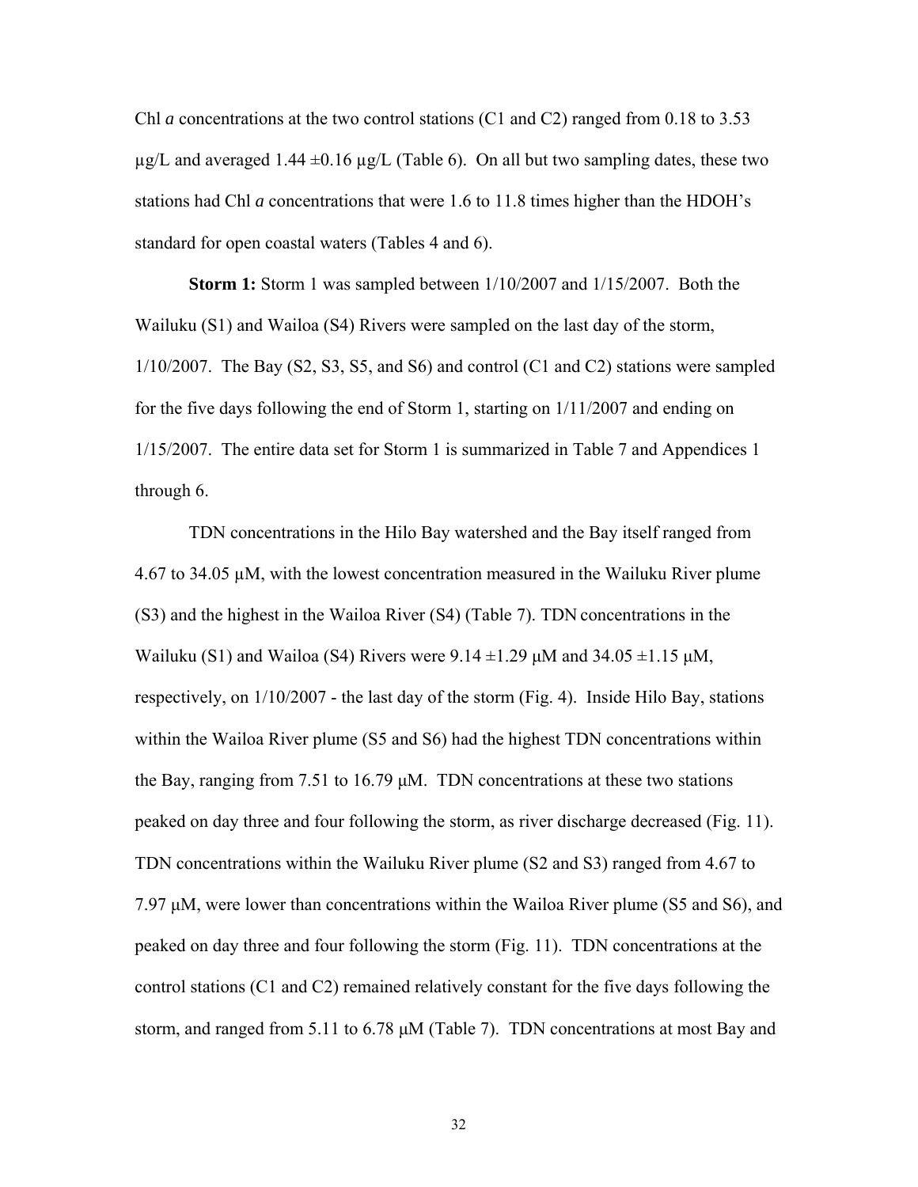Chl *a* concentrations at the two control stations (C1 and C2) ranged from 0.18 to 3.53 µg/L and averaged 1.44 ±0.16 µg/L (Table 6). On all but two sampling dates, these two stations had Chl *a* concentrations that were 1.6 to 11.8 times higher than the HDOH's standard for open coastal waters (Tables 4 and 6).

**Storm 1:** Storm 1 was sampled between 1/10/2007 and 1/15/2007. Both the Wailuku (S1) and Wailoa (S4) Rivers were sampled on the last day of the storm, 1/10/2007. The Bay (S2, S3, S5, and S6) and control (C1 and C2) stations were sampled for the five days following the end of Storm 1, starting on 1/11/2007 and ending on 1/15/2007. The entire data set for Storm 1 is summarized in Table 7 and Appendices 1 through 6.

TDN concentrations in the Hilo Bay watershed and the Bay itself ranged from 4.67 to 34.05 µM, with the lowest concentration measured in the Wailuku River plume (S3) and the highest in the Wailoa River (S4) (Table 7). TDN concentrations in the Wailuku (S1) and Wailoa (S4) Rivers were 9.14 ±1.29 µM and 34.05 ±1.15 µM, respectively, on 1/10/2007 - the last day of the storm (Fig. 4). Inside Hilo Bay, stations within the Wailoa River plume (S5 and S6) had the highest TDN concentrations within the Bay, ranging from 7.51 to 16.79 µM. TDN concentrations at these two stations peaked on day three and four following the storm, as river discharge decreased (Fig. 11). TDN concentrations within the Wailuku River plume (S2 and S3) ranged from 4.67 to 7.97 µM, were lower than concentrations within the Wailoa River plume (S5 and S6), and peaked on day three and four following the storm (Fig. 11). TDN concentrations at the control stations (C1 and C2) remained relatively constant for the five days following the storm, and ranged from 5.11 to 6.78 µM (Table 7). TDN concentrations at most Bay and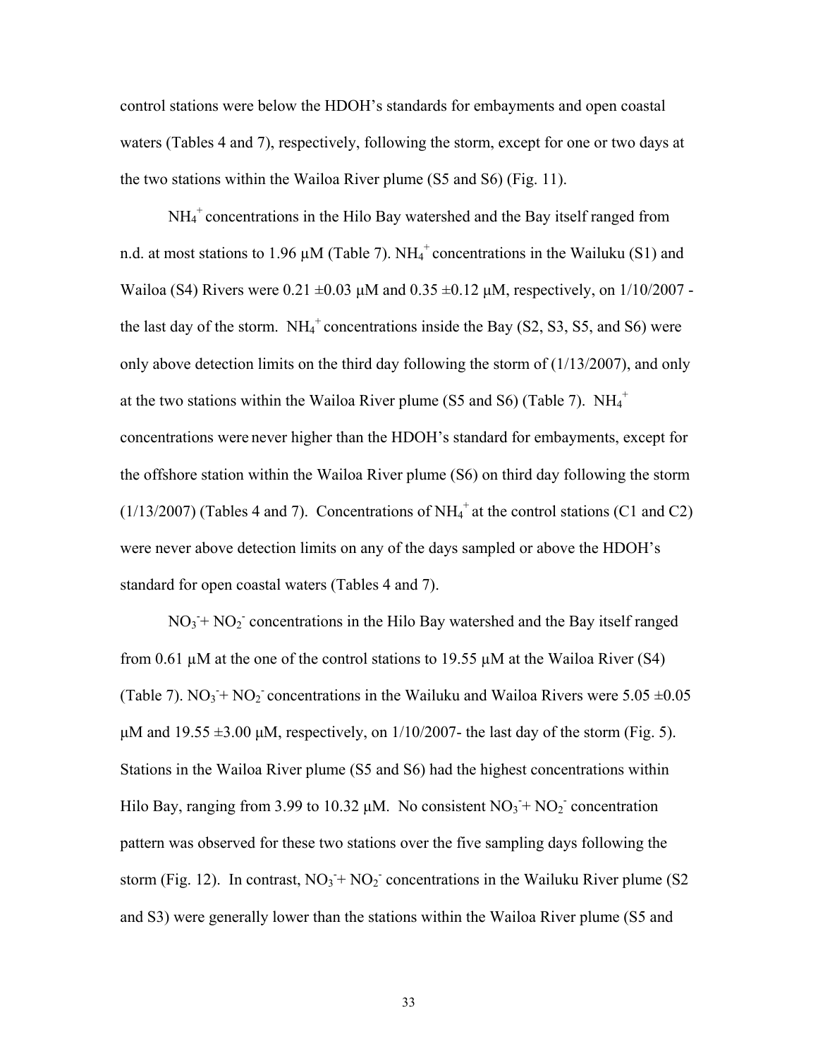control stations were below the HDOH's standards for embayments and open coastal waters (Tables 4 and 7), respectively, following the storm, except for one or two days at the two stations within the Wailoa River plume (S5 and S6) (Fig. 11).

$NH_4^+$ concentrations in the Hilo Bay watershed and the Bay itself ranged from n.d. at most stations to 1.96 μM (Table 7). $NH_4^+$ concentrations in the Wailuku (S1) and Wailoa (S4) Rivers were 0.21 ±0.03 μM and 0.35 ±0.12 μM, respectively, on 1/10/2007 - the last day of the storm. $NH_4^+$ concentrations inside the Bay (S2, S3, S5, and S6) were only above detection limits on the third day following the storm of (1/13/2007), and only at the two stations within the Wailoa River plume (S5 and S6) (Table 7). $NH_4^+$ concentrations were never higher than the HDOH's standard for embayments, except for the offshore station within the Wailoa River plume (S6) on third day following the storm (1/13/2007) (Tables 4 and 7). Concentrations of $NH_4^+$ at the control stations (C1 and C2) were never above detection limits on any of the days sampled or above the HDOH's standard for open coastal waters (Tables 4 and 7).

$NO_3^- + NO_2^-$ concentrations in the Hilo Bay watershed and the Bay itself ranged from 0.61 μM at the one of the control stations to 19.55 μM at the Wailoa River (S4) (Table 7). $NO_3^- + NO_2^-$ concentrations in the Wailuku and Wailoa Rivers were 5.05 ±0.05 μM and 19.55 ±3.00 μM, respectively, on 1/10/2007- the last day of the storm (Fig. 5). Stations in the Wailoa River plume (S5 and S6) had the highest concentrations within Hilo Bay, ranging from 3.99 to 10.32 μM. No consistent $NO_3^- + NO_2^-$ concentration pattern was observed for these two stations over the five sampling days following the storm (Fig. 12). In contrast, $NO_3^- + NO_2^-$ concentrations in the Wailuku River plume (S2 and S3) were generally lower than the stations within the Wailoa River plume (S5 and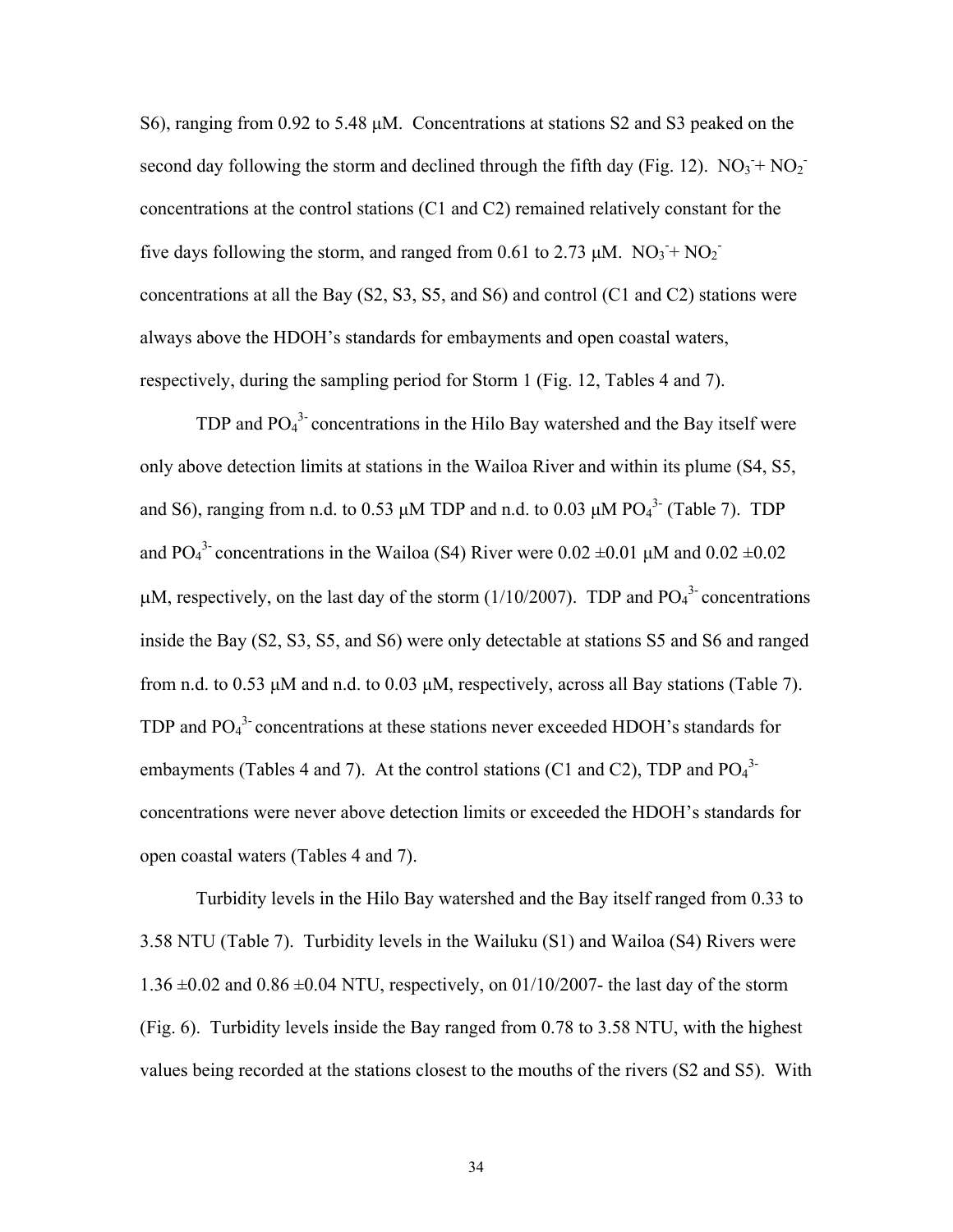S6), ranging from 0.92 to 5.48 μM. Concentrations at stations S2 and S3 peaked on the second day following the storm and declined through the fifth day (Fig. 12). $NO_3^- + NO_2^-$ concentrations at the control stations (C1 and C2) remained relatively constant for the five days following the storm, and ranged from 0.61 to 2.73 μM. $NO_3^- + NO_2^-$ concentrations at all the Bay (S2, S3, S5, and S6) and control (C1 and C2) stations were always above the HDOH's standards for embayments and open coastal waters, respectively, during the sampling period for Storm 1 (Fig. 12, Tables 4 and 7).

TDP and $PO_4^{3-}$ concentrations in the Hilo Bay watershed and the Bay itself were only above detection limits at stations in the Wailoa River and within its plume (S4, S5, and S6), ranging from n.d. to 0.53 μM TDP and n.d. to 0.03 μM $PO_4^{3-}$ (Table 7). TDP and $PO_4^{3-}$ concentrations in the Wailoa (S4) River were 0.02 ±0.01 μM and 0.02 ±0.02 μM, respectively, on the last day of the storm (1/10/2007). TDP and $PO_4^{3-}$ concentrations inside the Bay (S2, S3, S5, and S6) were only detectable at stations S5 and S6 and ranged from n.d. to 0.53 μM and n.d. to 0.03 μM, respectively, across all Bay stations (Table 7). TDP and $PO_4^{3-}$ concentrations at these stations never exceeded HDOH's standards for embayments (Tables 4 and 7). At the control stations (C1 and C2), TDP and $PO_4^{3-}$ concentrations were never above detection limits or exceeded the HDOH's standards for open coastal waters (Tables 4 and 7).

Turbidity levels in the Hilo Bay watershed and the Bay itself ranged from 0.33 to 3.58 NTU (Table 7). Turbidity levels in the Wailuku (S1) and Wailoa (S4) Rivers were 1.36 ±0.02 and 0.86 ±0.04 NTU, respectively, on 01/10/2007- the last day of the storm (Fig. 6). Turbidity levels inside the Bay ranged from 0.78 to 3.58 NTU, with the highest values being recorded at the stations closest to the mouths of the rivers (S2 and S5). With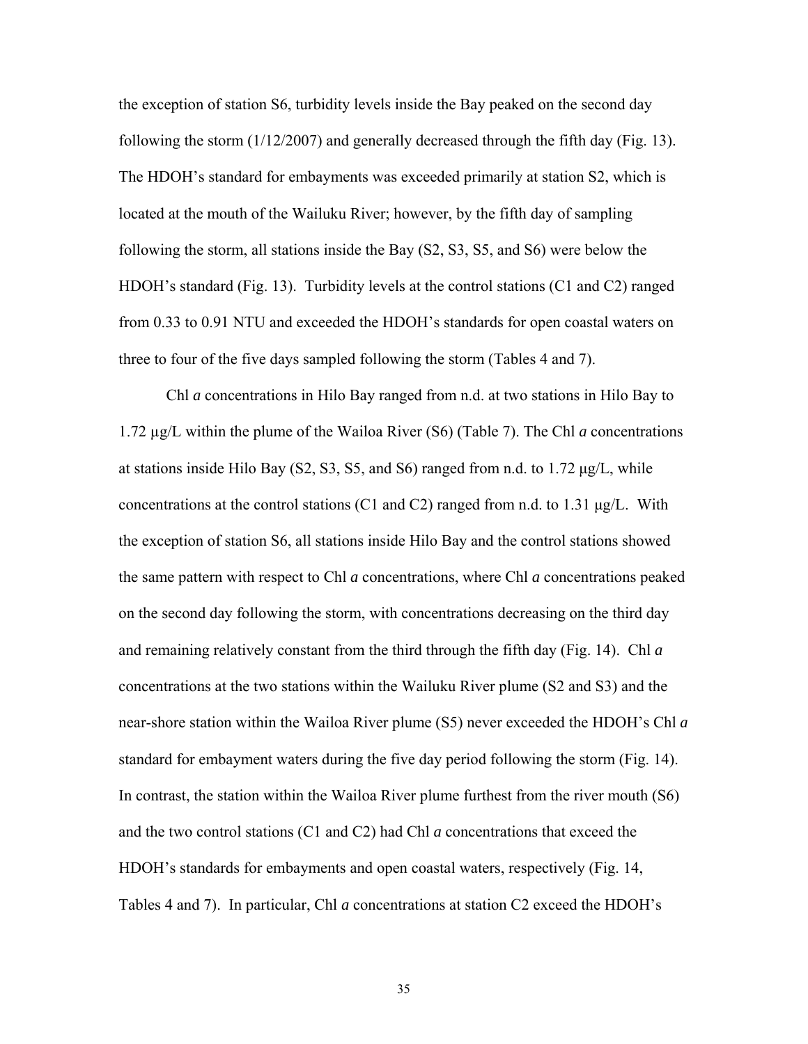the exception of station S6, turbidity levels inside the Bay peaked on the second day following the storm (1/12/2007) and generally decreased through the fifth day (Fig. 13). The HDOH's standard for embayments was exceeded primarily at station S2, which is located at the mouth of the Wailuku River; however, by the fifth day of sampling following the storm, all stations inside the Bay (S2, S3, S5, and S6) were below the HDOH's standard (Fig. 13). Turbidity levels at the control stations (C1 and C2) ranged from 0.33 to 0.91 NTU and exceeded the HDOH's standards for open coastal waters on three to four of the five days sampled following the storm (Tables 4 and 7).

Chl *a* concentrations in Hilo Bay ranged from n.d. at two stations in Hilo Bay to 1.72 µg/L within the plume of the Wailoa River (S6) (Table 7). The Chl *a* concentrations at stations inside Hilo Bay (S2, S3, S5, and S6) ranged from n.d. to 1.72 µg/L, while concentrations at the control stations (C1 and C2) ranged from n.d. to 1.31 µg/L. With the exception of station S6, all stations inside Hilo Bay and the control stations showed the same pattern with respect to Chl *a* concentrations, where Chl *a* concentrations peaked on the second day following the storm, with concentrations decreasing on the third day and remaining relatively constant from the third through the fifth day (Fig. 14). Chl *a* concentrations at the two stations within the Wailuku River plume (S2 and S3) and the near-shore station within the Wailoa River plume (S5) never exceeded the HDOH's Chl *a* standard for embayment waters during the five day period following the storm (Fig. 14). In contrast, the station within the Wailoa River plume furthest from the river mouth (S6) and the two control stations (C1 and C2) had Chl *a* concentrations that exceed the HDOH's standards for embayments and open coastal waters, respectively (Fig. 14, Tables 4 and 7). In particular, Chl *a* concentrations at station C2 exceed the HDOH's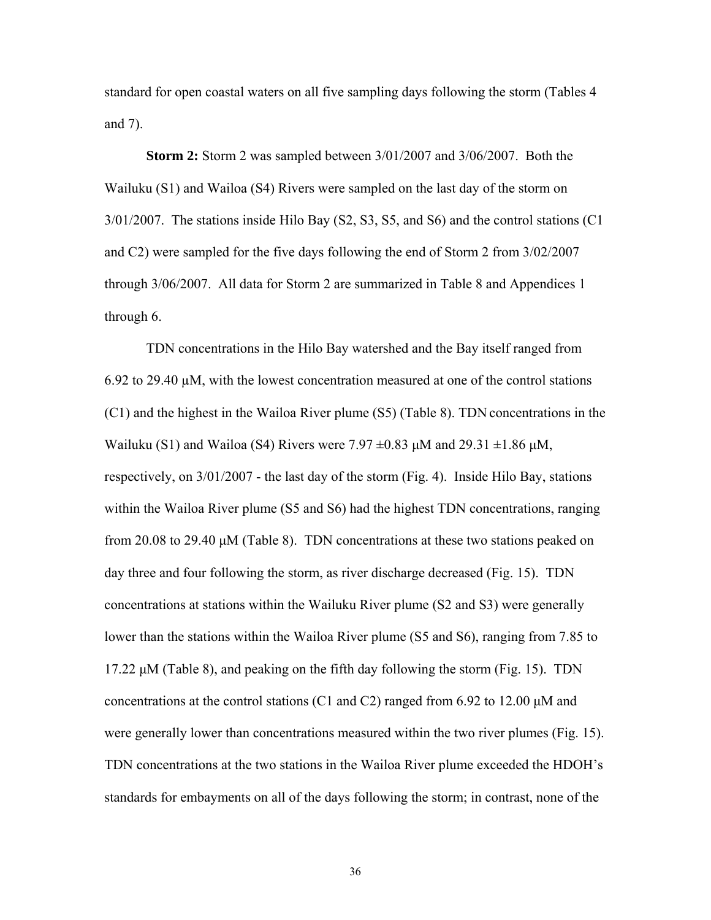standard for open coastal waters on all five sampling days following the storm (Tables 4 and 7).

**Storm 2:** Storm 2 was sampled between 3/01/2007 and 3/06/2007. Both the Wailuku (S1) and Wailoa (S4) Rivers were sampled on the last day of the storm on 3/01/2007. The stations inside Hilo Bay (S2, S3, S5, and S6) and the control stations (C1 and C2) were sampled for the five days following the end of Storm 2 from 3/02/2007 through 3/06/2007. All data for Storm 2 are summarized in Table 8 and Appendices 1 through 6.

TDN concentrations in the Hilo Bay watershed and the Bay itself ranged from 6.92 to 29.40 μM, with the lowest concentration measured at one of the control stations (C1) and the highest in the Wailoa River plume (S5) (Table 8). TDN concentrations in the Wailuku (S1) and Wailoa (S4) Rivers were 7.97 ±0.83 μM and 29.31 ±1.86 μM, respectively, on 3/01/2007 - the last day of the storm (Fig. 4). Inside Hilo Bay, stations within the Wailoa River plume (S5 and S6) had the highest TDN concentrations, ranging from 20.08 to 29.40 μM (Table 8). TDN concentrations at these two stations peaked on day three and four following the storm, as river discharge decreased (Fig. 15). TDN concentrations at stations within the Wailuku River plume (S2 and S3) were generally lower than the stations within the Wailoa River plume (S5 and S6), ranging from 7.85 to 17.22 μM (Table 8), and peaking on the fifth day following the storm (Fig. 15). TDN concentrations at the control stations (C1 and C2) ranged from 6.92 to 12.00 μM and were generally lower than concentrations measured within the two river plumes (Fig. 15). TDN concentrations at the two stations in the Wailoa River plume exceeded the HDOH's standards for embayments on all of the days following the storm; in contrast, none of the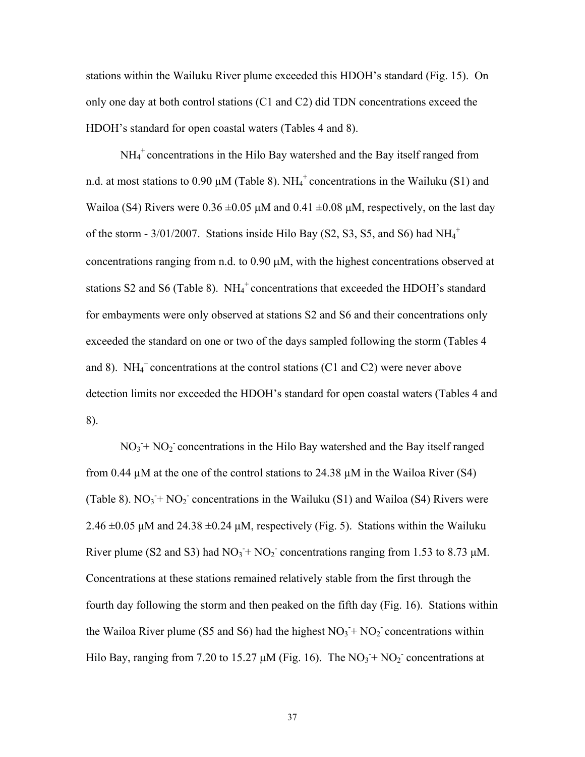stations within the Wailuku River plume exceeded this HDOH's standard (Fig. 15). On only one day at both control stations (C1 and C2) did TDN concentrations exceed the HDOH's standard for open coastal waters (Tables 4 and 8).

$NH_4^+$ concentrations in the Hilo Bay watershed and the Bay itself ranged from n.d. at most stations to 0.90 μM (Table 8). $NH_4^+$ concentrations in the Wailuku (S1) and Wailoa (S4) Rivers were 0.36 ±0.05 μM and 0.41 ±0.08 μM, respectively, on the last day of the storm - 3/01/2007. Stations inside Hilo Bay (S2, S3, S5, and S6) had $NH_4^+$ concentrations ranging from n.d. to 0.90 μM, with the highest concentrations observed at stations S2 and S6 (Table 8). $NH_4^+$ concentrations that exceeded the HDOH's standard for embayments were only observed at stations S2 and S6 and their concentrations only exceeded the standard on one or two of the days sampled following the storm (Tables 4 and 8). $NH_4^+$ concentrations at the control stations (C1 and C2) were never above detection limits nor exceeded the HDOH's standard for open coastal waters (Tables 4 and 8).

$NO_3^- + NO_2^-$ concentrations in the Hilo Bay watershed and the Bay itself ranged from 0.44 μM at the one of the control stations to 24.38 μM in the Wailoa River (S4) (Table 8). $NO_3^- + NO_2^-$ concentrations in the Wailuku (S1) and Wailoa (S4) Rivers were 2.46 ±0.05 μM and 24.38 ±0.24 μM, respectively (Fig. 5). Stations within the Wailuku River plume (S2 and S3) had $NO_3^- + NO_2^-$ concentrations ranging from 1.53 to 8.73 μM. Concentrations at these stations remained relatively stable from the first through the fourth day following the storm and then peaked on the fifth day (Fig. 16). Stations within the Wailoa River plume (S5 and S6) had the highest $NO_3^- + NO_2^-$ concentrations within Hilo Bay, ranging from 7.20 to 15.27 μM (Fig. 16). The $NO_3^- + NO_2^-$ concentrations at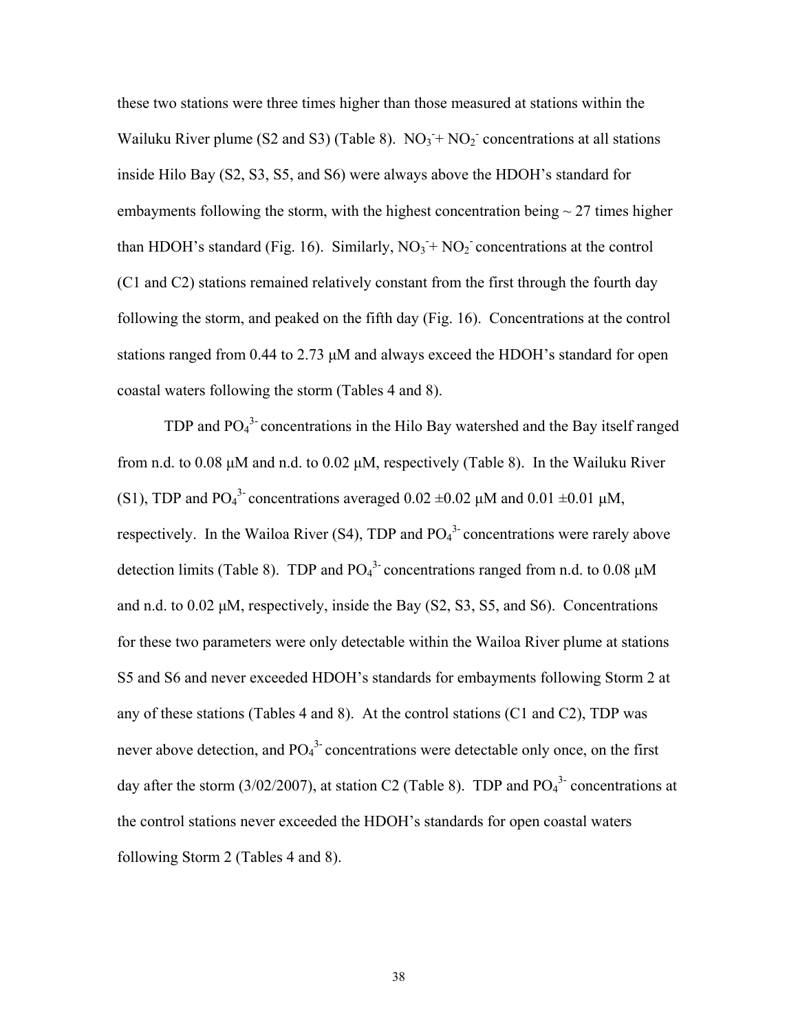these two stations were three times higher than those measured at stations within the Wailuku River plume (S2 and S3) (Table 8). $NO_3^- + NO_2^-$ concentrations at all stations inside Hilo Bay (S2, S3, S5, and S6) were always above the HDOH's standard for embayments following the storm, with the highest concentration being ~ 27 times higher than HDOH's standard (Fig. 16). Similarly, $NO_3^- + NO_2^-$ concentrations at the control (C1 and C2) stations remained relatively constant from the first through the fourth day following the storm, and peaked on the fifth day (Fig. 16). Concentrations at the control stations ranged from 0.44 to 2.73 μM and always exceed the HDOH's standard for open coastal waters following the storm (Tables 4 and 8).

TDP and $PO_4^{3-}$ concentrations in the Hilo Bay watershed and the Bay itself ranged from n.d. to 0.08 μM and n.d. to 0.02 μM, respectively (Table 8). In the Wailuku River (S1), TDP and $PO_4^{3-}$ concentrations averaged 0.02 ±0.02 μM and 0.01 ±0.01 μM, respectively. In the Wailoa River (S4), TDP and $PO_4^{3-}$ concentrations were rarely above detection limits (Table 8). TDP and $PO_4^{3-}$ concentrations ranged from n.d. to 0.08 μM and n.d. to 0.02 μM, respectively, inside the Bay (S2, S3, S5, and S6). Concentrations for these two parameters were only detectable within the Wailoa River plume at stations S5 and S6 and never exceeded HDOH's standards for embayments following Storm 2 at any of these stations (Tables 4 and 8). At the control stations (C1 and C2), TDP was never above detection, and $PO_4^{3-}$ concentrations were detectable only once, on the first day after the storm (3/02/2007), at station C2 (Table 8). TDP and $PO_4^{3-}$ concentrations at the control stations never exceeded the HDOH's standards for open coastal waters following Storm 2 (Tables 4 and 8).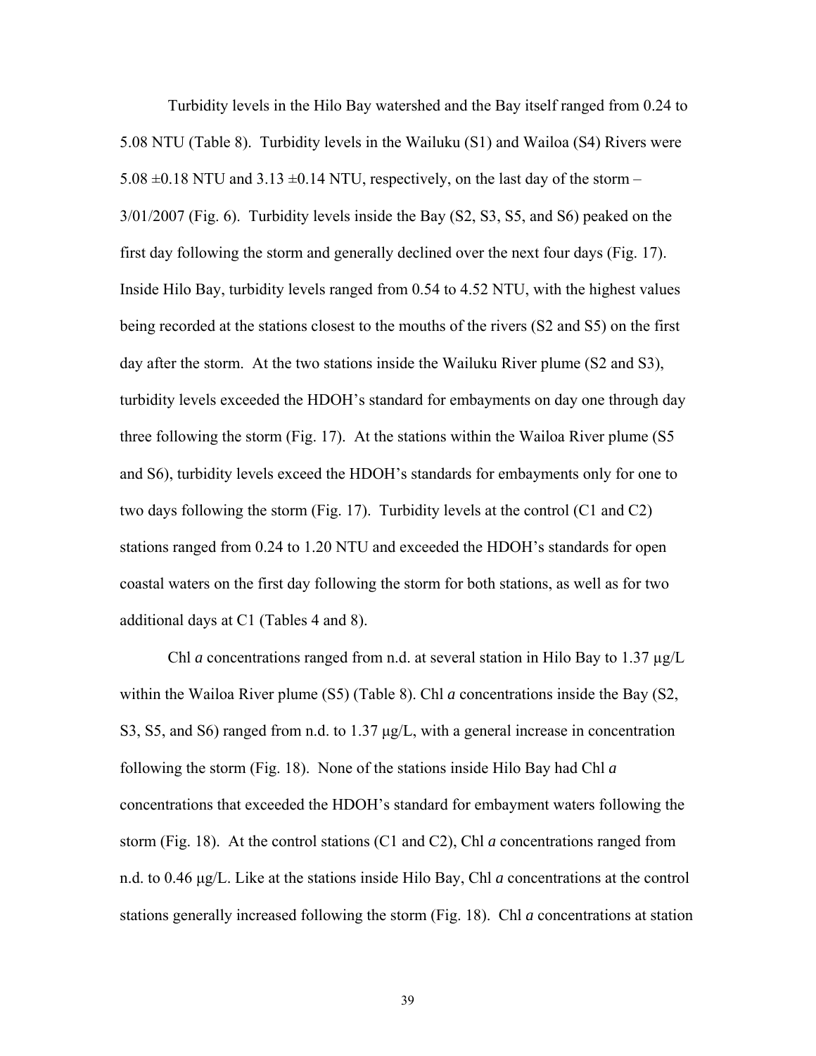Turbidity levels in the Hilo Bay watershed and the Bay itself ranged from 0.24 to 5.08 NTU (Table 8). Turbidity levels in the Wailuku (S1) and Wailoa (S4) Rivers were $5.08 \pm 0.18$ NTU and $3.13 \pm 0.14$ NTU, respectively, on the last day of the storm – 3/01/2007 (Fig. 6). Turbidity levels inside the Bay (S2, S3, S5, and S6) peaked on the first day following the storm and generally declined over the next four days (Fig. 17). Inside Hilo Bay, turbidity levels ranged from 0.54 to 4.52 NTU, with the highest values being recorded at the stations closest to the mouths of the rivers (S2 and S5) on the first day after the storm. At the two stations inside the Wailuku River plume (S2 and S3), turbidity levels exceeded the HDOH's standard for embayments on day one through day three following the storm (Fig. 17). At the stations within the Wailoa River plume (S5 and S6), turbidity levels exceed the HDOH's standards for embayments only for one to two days following the storm (Fig. 17). Turbidity levels at the control (C1 and C2) stations ranged from 0.24 to 1.20 NTU and exceeded the HDOH's standards for open coastal waters on the first day following the storm for both stations, as well as for two additional days at C1 (Tables 4 and 8).

Chl *a* concentrations ranged from n.d. at several station in Hilo Bay to 1.37 μg/L within the Wailoa River plume (S5) (Table 8). Chl *a* concentrations inside the Bay (S2, S3, S5, and S6) ranged from n.d. to 1.37 μg/L, with a general increase in concentration following the storm (Fig. 18). None of the stations inside Hilo Bay had Chl *a* concentrations that exceeded the HDOH's standard for embayment waters following the storm (Fig. 18). At the control stations (C1 and C2), Chl *a* concentrations ranged from n.d. to 0.46 μg/L. Like at the stations inside Hilo Bay, Chl *a* concentrations at the control stations generally increased following the storm (Fig. 18). Chl *a* concentrations at station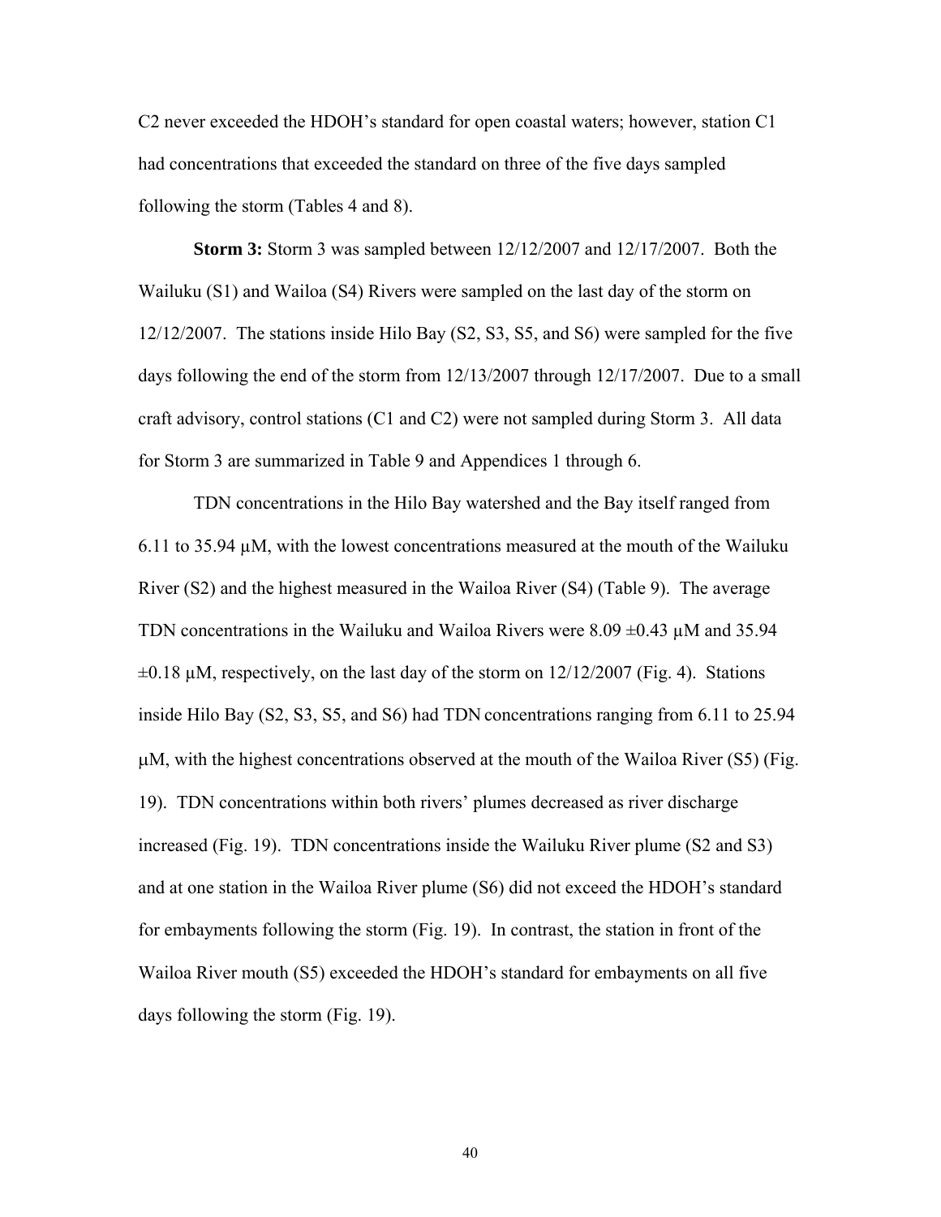C2 never exceeded the HDOH's standard for open coastal waters; however, station C1 had concentrations that exceeded the standard on three of the five days sampled following the storm (Tables 4 and 8).

**Storm 3:** Storm 3 was sampled between 12/12/2007 and 12/17/2007. Both the Wailuku (S1) and Wailoa (S4) Rivers were sampled on the last day of the storm on 12/12/2007. The stations inside Hilo Bay (S2, S3, S5, and S6) were sampled for the five days following the end of the storm from 12/13/2007 through 12/17/2007. Due to a small craft advisory, control stations (C1 and C2) were not sampled during Storm 3. All data for Storm 3 are summarized in Table 9 and Appendices 1 through 6.

TDN concentrations in the Hilo Bay watershed and the Bay itself ranged from 6.11 to 35.94 µM, with the lowest concentrations measured at the mouth of the Wailuku River (S2) and the highest measured in the Wailoa River (S4) (Table 9). The average TDN concentrations in the Wailuku and Wailoa Rivers were 8.09 ±0.43 µM and 35.94 ±0.18 µM, respectively, on the last day of the storm on 12/12/2007 (Fig. 4). Stations inside Hilo Bay (S2, S3, S5, and S6) had TDN concentrations ranging from 6.11 to 25.94 µM, with the highest concentrations observed at the mouth of the Wailoa River (S5) (Fig. 19). TDN concentrations within both rivers' plumes decreased as river discharge increased (Fig. 19). TDN concentrations inside the Wailuku River plume (S2 and S3) and at one station in the Wailoa River plume (S6) did not exceed the HDOH's standard for embayments following the storm (Fig. 19). In contrast, the station in front of the Wailoa River mouth (S5) exceeded the HDOH's standard for embayments on all five days following the storm (Fig. 19).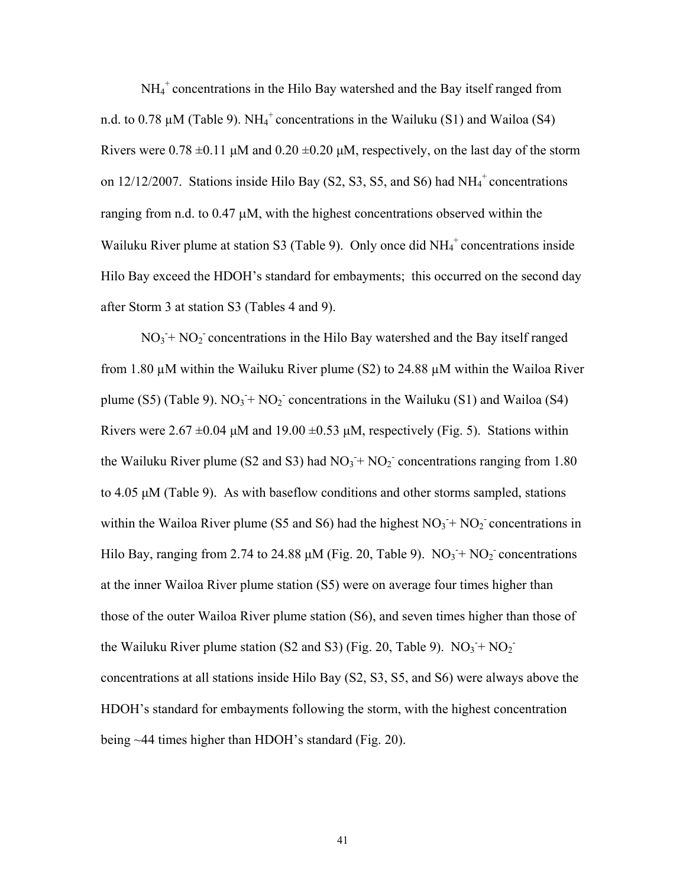$NH_4^+$ concentrations in the Hilo Bay watershed and the Bay itself ranged from n.d. to 0.78 μM (Table 9). $NH_4^+$ concentrations in the Wailuku (S1) and Wailoa (S4) Rivers were 0.78 ±0.11 μM and 0.20 ±0.20 μM, respectively, on the last day of the storm on 12/12/2007. Stations inside Hilo Bay (S2, S3, S5, and S6) had $NH_4^+$ concentrations ranging from n.d. to 0.47 μM, with the highest concentrations observed within the Wailuku River plume at station S3 (Table 9). Only once did $NH_4^+$ concentrations inside Hilo Bay exceed the HDOH's standard for embayments; this occurred on the second day after Storm 3 at station S3 (Tables 4 and 9).

$NO_3^- + NO_2^-$ concentrations in the Hilo Bay watershed and the Bay itself ranged from 1.80 μM within the Wailuku River plume (S2) to 24.88 μM within the Wailoa River plume (S5) (Table 9). $NO_3^- + NO_2^-$ concentrations in the Wailuku (S1) and Wailoa (S4) Rivers were 2.67 ±0.04 μM and 19.00 ±0.53 μM, respectively (Fig. 5). Stations within the Wailuku River plume (S2 and S3) had $NO_3^- + NO_2^-$ concentrations ranging from 1.80 to 4.05 μM (Table 9). As with baseflow conditions and other storms sampled, stations within the Wailoa River plume (S5 and S6) had the highest $NO_3^- + NO_2^-$ concentrations in Hilo Bay, ranging from 2.74 to 24.88 μM (Fig. 20, Table 9). $NO_3^- + NO_2^-$ concentrations at the inner Wailoa River plume station (S5) were on average four times higher than those of the outer Wailoa River plume station (S6), and seven times higher than those of the Wailuku River plume station (S2 and S3) (Fig. 20, Table 9). $NO_3^- + NO_2^-$ concentrations at all stations inside Hilo Bay (S2, S3, S5, and S6) were always above the HDOH's standard for embayments following the storm, with the highest concentration being ~44 times higher than HDOH's standard (Fig. 20).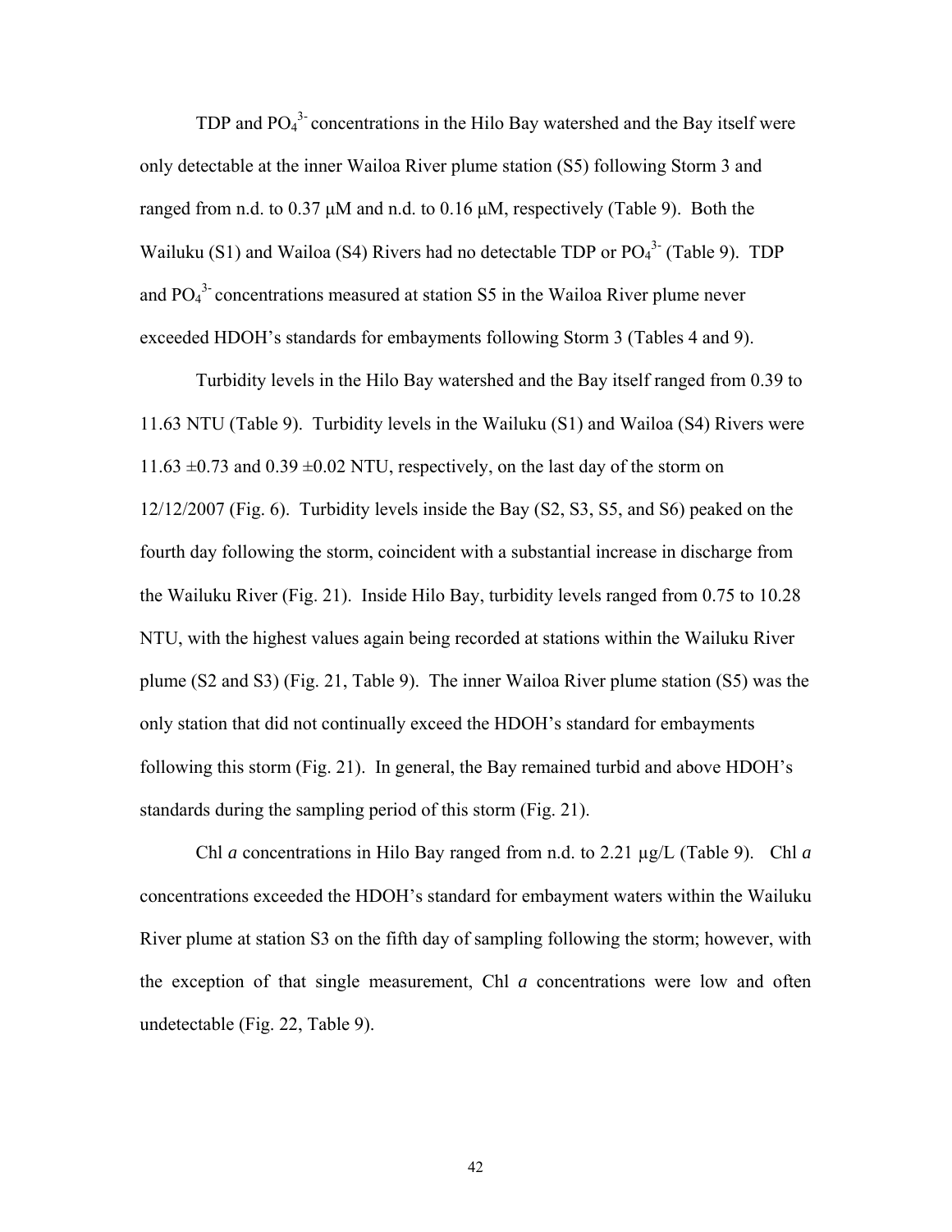TDP and $PO_4^{3-}$ concentrations in the Hilo Bay watershed and the Bay itself were only detectable at the inner Wailoa River plume station (S5) following Storm 3 and ranged from n.d. to 0.37 μM and n.d. to 0.16 μM, respectively (Table 9). Both the Wailuku (S1) and Wailoa (S4) Rivers had no detectable TDP or $PO_4^{3-}$ (Table 9). TDP and $PO_4^{3-}$ concentrations measured at station S5 in the Wailoa River plume never exceeded HDOH's standards for embayments following Storm 3 (Tables 4 and 9).

Turbidity levels in the Hilo Bay watershed and the Bay itself ranged from 0.39 to 11.63 NTU (Table 9). Turbidity levels in the Wailuku (S1) and Wailoa (S4) Rivers were 11.63 ±0.73 and 0.39 ±0.02 NTU, respectively, on the last day of the storm on 12/12/2007 (Fig. 6). Turbidity levels inside the Bay (S2, S3, S5, and S6) peaked on the fourth day following the storm, coincident with a substantial increase in discharge from the Wailuku River (Fig. 21). Inside Hilo Bay, turbidity levels ranged from 0.75 to 10.28 NTU, with the highest values again being recorded at stations within the Wailuku River plume (S2 and S3) (Fig. 21, Table 9). The inner Wailoa River plume station (S5) was the only station that did not continually exceed the HDOH's standard for embayments following this storm (Fig. 21). In general, the Bay remained turbid and above HDOH's standards during the sampling period of this storm (Fig. 21).

Chl *a* concentrations in Hilo Bay ranged from n.d. to 2.21 μg/L (Table 9). Chl *a* concentrations exceeded the HDOH's standard for embayment waters within the Wailuku River plume at station S3 on the fifth day of sampling following the storm; however, with the exception of that single measurement, Chl *a* concentrations were low and often undetectable (Fig. 22, Table 9).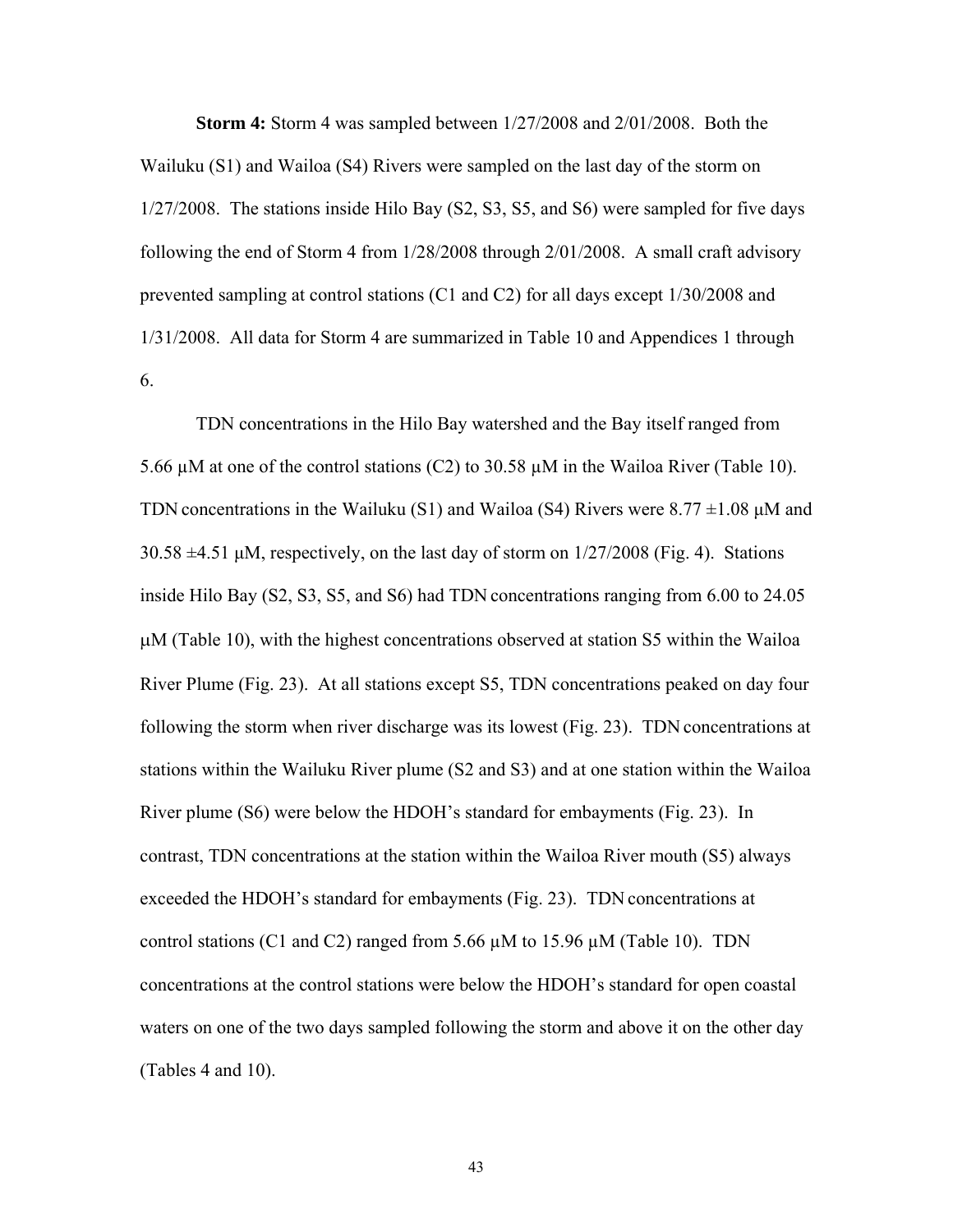**Storm 4:** Storm 4 was sampled between 1/27/2008 and 2/01/2008. Both the Wailuku (S1) and Wailoa (S4) Rivers were sampled on the last day of the storm on 1/27/2008. The stations inside Hilo Bay (S2, S3, S5, and S6) were sampled for five days following the end of Storm 4 from 1/28/2008 through 2/01/2008. A small craft advisory prevented sampling at control stations (C1 and C2) for all days except 1/30/2008 and 1/31/2008. All data for Storm 4 are summarized in Table 10 and Appendices 1 through 6.

TDN concentrations in the Hilo Bay watershed and the Bay itself ranged from 5.66 μM at one of the control stations (C2) to 30.58 μM in the Wailoa River (Table 10). TDN concentrations in the Wailuku (S1) and Wailoa (S4) Rivers were 8.77 ±1.08 μM and 30.58 ±4.51 μM, respectively, on the last day of storm on 1/27/2008 (Fig. 4). Stations inside Hilo Bay (S2, S3, S5, and S6) had TDN concentrations ranging from 6.00 to 24.05 μM (Table 10), with the highest concentrations observed at station S5 within the Wailoa River Plume (Fig. 23). At all stations except S5, TDN concentrations peaked on day four following the storm when river discharge was its lowest (Fig. 23). TDN concentrations at stations within the Wailuku River plume (S2 and S3) and at one station within the Wailoa River plume (S6) were below the HDOH's standard for embayments (Fig. 23). In contrast, TDN concentrations at the station within the Wailoa River mouth (S5) always exceeded the HDOH's standard for embayments (Fig. 23). TDN concentrations at control stations (C1 and C2) ranged from 5.66 μM to 15.96 μM (Table 10). TDN concentrations at the control stations were below the HDOH's standard for open coastal waters on one of the two days sampled following the storm and above it on the other day (Tables 4 and 10).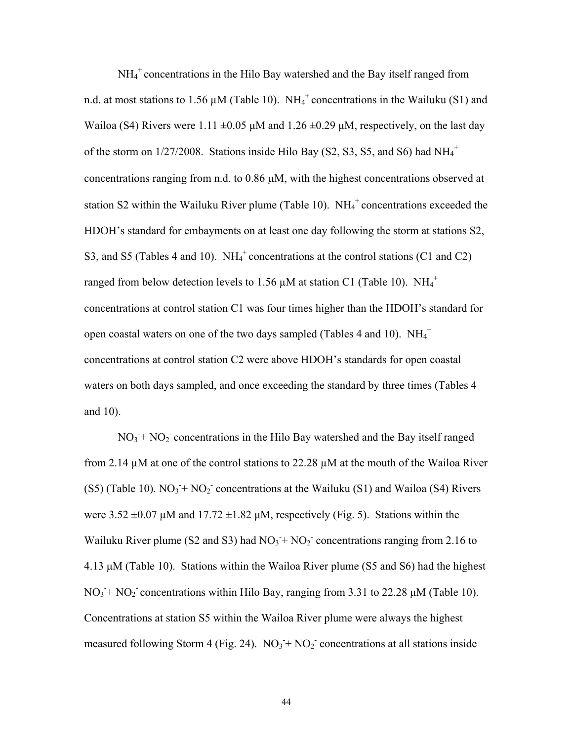$NH_4^+$ concentrations in the Hilo Bay watershed and the Bay itself ranged from n.d. at most stations to 1.56 μM (Table 10). $NH_4^+$ concentrations in the Wailuku (S1) and Wailoa (S4) Rivers were 1.11 ±0.05 μM and 1.26 ±0.29 μM, respectively, on the last day of the storm on 1/27/2008. Stations inside Hilo Bay (S2, S3, S5, and S6) had $NH_4^+$ concentrations ranging from n.d. to 0.86 μM, with the highest concentrations observed at station S2 within the Wailuku River plume (Table 10). $NH_4^+$ concentrations exceeded the HDOH's standard for embayments on at least one day following the storm at stations S2, S3, and S5 (Tables 4 and 10). $NH_4^+$ concentrations at the control stations (C1 and C2) ranged from below detection levels to 1.56 μM at station C1 (Table 10). $NH_4^+$ concentrations at control station C1 was four times higher than the HDOH's standard for open coastal waters on one of the two days sampled (Tables 4 and 10). $NH_4^+$ concentrations at control station C2 were above HDOH's standards for open coastal waters on both days sampled, and once exceeding the standard by three times (Tables 4 and 10).

$NO_3^- + NO_2^-$ concentrations in the Hilo Bay watershed and the Bay itself ranged from 2.14 μM at one of the control stations to 22.28 μM at the mouth of the Wailoa River (S5) (Table 10). $NO_3^- + NO_2^-$ concentrations at the Wailuku (S1) and Wailoa (S4) Rivers were 3.52 ±0.07 μM and 17.72 ±1.82 μM, respectively (Fig. 5). Stations within the Wailuku River plume (S2 and S3) had $NO_3^- + NO_2^-$ concentrations ranging from 2.16 to 4.13 μM (Table 10). Stations within the Wailoa River plume (S5 and S6) had the highest $NO_3^- + NO_2^-$ concentrations within Hilo Bay, ranging from 3.31 to 22.28 μM (Table 10). Concentrations at station S5 within the Wailoa River plume were always the highest measured following Storm 4 (Fig. 24). $NO_3^- + NO_2^-$ concentrations at all stations inside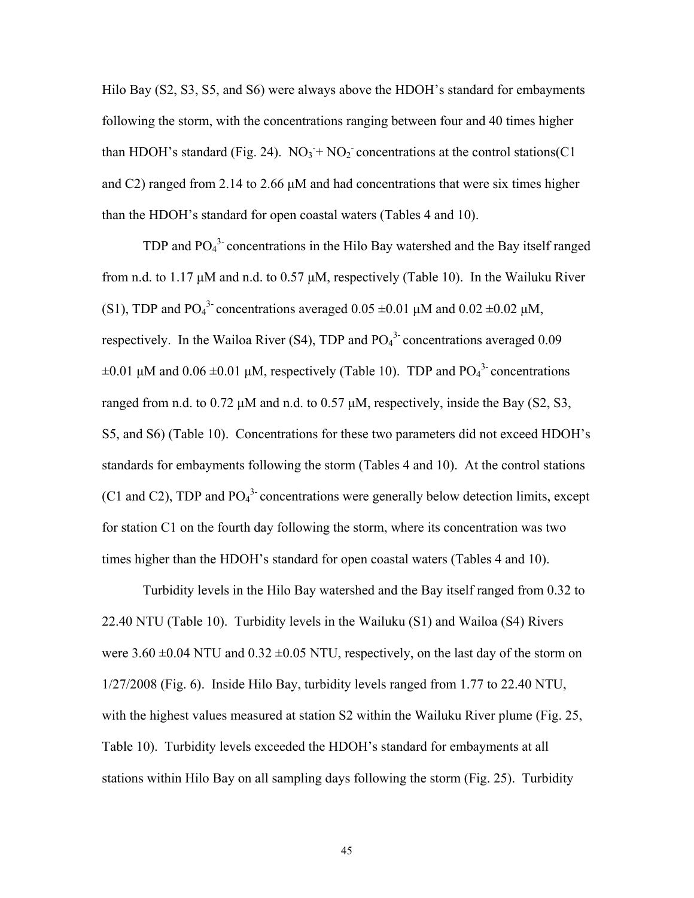Hilo Bay (S2, S3, S5, and S6) were always above the HDOH's standard for embayments following the storm, with the concentrations ranging between four and 40 times higher than HDOH's standard (Fig. 24). $NO_3^-$ + $NO_2^-$ concentrations at the control stations(C1 and C2) ranged from 2.14 to 2.66 μM and had concentrations that were six times higher than the HDOH's standard for open coastal waters (Tables 4 and 10).

TDP and $PO_4^{3-}$ concentrations in the Hilo Bay watershed and the Bay itself ranged from n.d. to 1.17 μM and n.d. to 0.57 μM, respectively (Table 10). In the Wailuku River (S1), TDP and $PO_4^{3-}$ concentrations averaged 0.05 ±0.01 μM and 0.02 ±0.02 μM, respectively. In the Wailoa River (S4), TDP and $PO_4^{3-}$ concentrations averaged 0.09 ±0.01 μM and 0.06 ±0.01 μM, respectively (Table 10). TDP and $PO_4^{3-}$ concentrations ranged from n.d. to 0.72 μM and n.d. to 0.57 μM, respectively, inside the Bay (S2, S3, S5, and S6) (Table 10). Concentrations for these two parameters did not exceed HDOH's standards for embayments following the storm (Tables 4 and 10). At the control stations (C1 and C2), TDP and $PO_4^{3-}$ concentrations were generally below detection limits, except for station C1 on the fourth day following the storm, where its concentration was two times higher than the HDOH's standard for open coastal waters (Tables 4 and 10).

Turbidity levels in the Hilo Bay watershed and the Bay itself ranged from 0.32 to 22.40 NTU (Table 10). Turbidity levels in the Wailuku (S1) and Wailoa (S4) Rivers were 3.60 ±0.04 NTU and 0.32 ±0.05 NTU, respectively, on the last day of the storm on 1/27/2008 (Fig. 6). Inside Hilo Bay, turbidity levels ranged from 1.77 to 22.40 NTU, with the highest values measured at station S2 within the Wailuku River plume (Fig. 25, Table 10). Turbidity levels exceeded the HDOH's standard for embayments at all stations within Hilo Bay on all sampling days following the storm (Fig. 25). Turbidity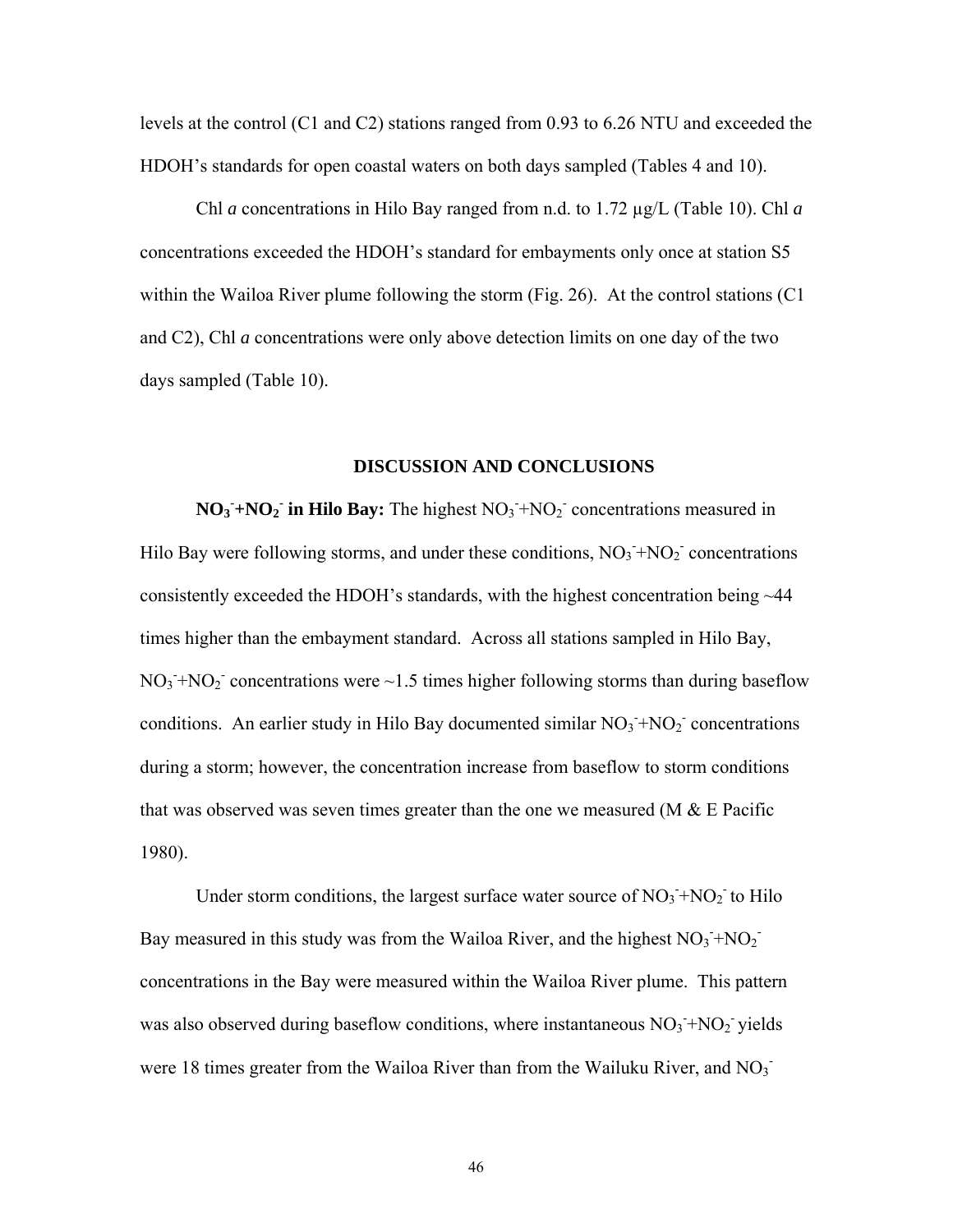levels at the control (C1 and C2) stations ranged from 0.93 to 6.26 NTU and exceeded the HDOH's standards for open coastal waters on both days sampled (Tables 4 and 10).

Chl *a* concentrations in Hilo Bay ranged from n.d. to 1.72 μg/L (Table 10). Chl *a* concentrations exceeded the HDOH's standard for embayments only once at station S5 within the Wailoa River plume following the storm (Fig. 26). At the control stations (C1 and C2), Chl *a* concentrations were only above detection limits on one day of the two days sampled (Table 10).

## DISCUSSION AND CONCLUSIONS

**$NO_3^-$+$NO_2^-$ in Hilo Bay:** The highest $NO_3^-$+$NO_2^-$ concentrations measured in Hilo Bay were following storms, and under these conditions, $NO_3^-$+$NO_2^-$ concentrations consistently exceeded the HDOH's standards, with the highest concentration being ~44 times higher than the embayment standard. Across all stations sampled in Hilo Bay, $NO_3^-$+$NO_2^-$ concentrations were ~1.5 times higher following storms than during baseflow conditions. An earlier study in Hilo Bay documented similar $NO_3^-$+$NO_2^-$ concentrations during a storm; however, the concentration increase from baseflow to storm conditions that was observed was seven times greater than the one we measured (M & E Pacific 1980).

Under storm conditions, the largest surface water source of $NO_3^-$+$NO_2^-$ to Hilo Bay measured in this study was from the Wailoa River, and the highest $NO_3^-$+$NO_2^-$ concentrations in the Bay were measured within the Wailoa River plume. This pattern was also observed during baseflow conditions, where instantaneous $NO_3^-$+$NO_2^-$ yields were 18 times greater from the Wailoa River than from the Wailuku River, and $NO_3^-$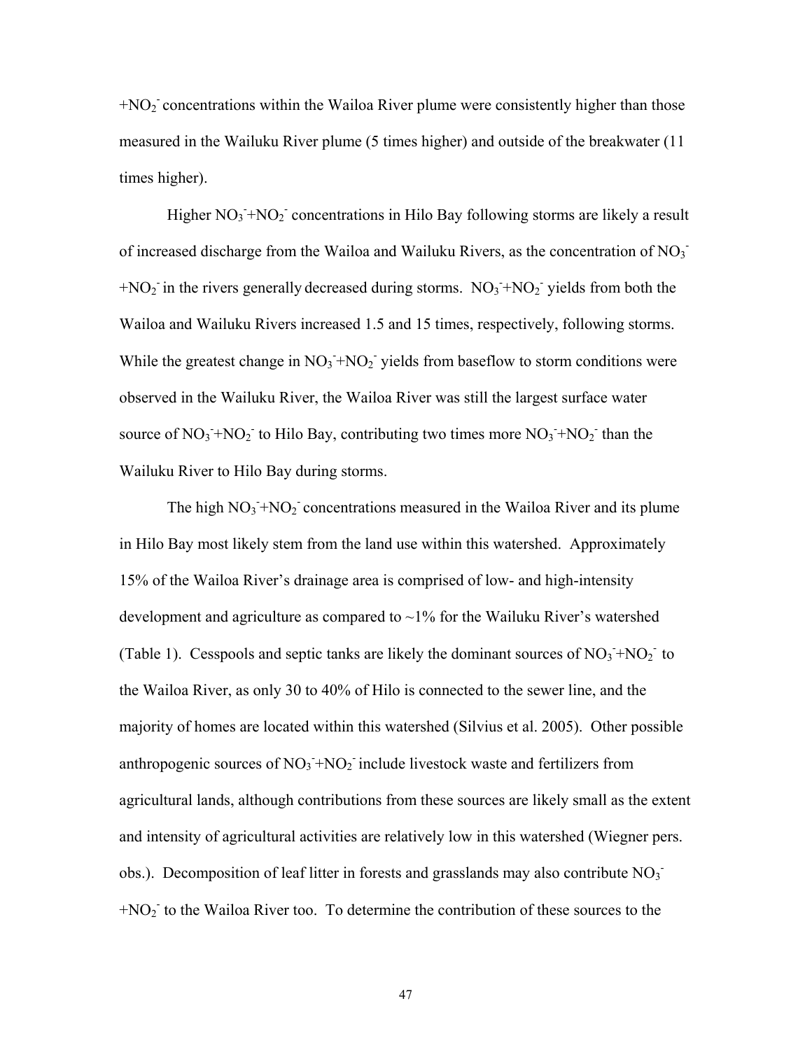$+NO_2^-$ concentrations within the Wailoa River plume were consistently higher than those measured in the Wailuku River plume (5 times higher) and outside of the breakwater (11 times higher).

Higher $NO_3^-+NO_2^-$ concentrations in Hilo Bay following storms are likely a result of increased discharge from the Wailoa and Wailuku Rivers, as the concentration of $NO_3^-+NO_2^-$ in the rivers generally decreased during storms. $NO_3^-+NO_2^-$ yields from both the Wailoa and Wailuku Rivers increased 1.5 and 15 times, respectively, following storms. While the greatest change in $NO_3^-+NO_2^-$ yields from baseflow to storm conditions were observed in the Wailuku River, the Wailoa River was still the largest surface water source of $NO_3^-+NO_2^-$ to Hilo Bay, contributing two times more $NO_3^-+NO_2^-$ than the Wailuku River to Hilo Bay during storms.

The high $NO_3^-+NO_2^-$ concentrations measured in the Wailoa River and its plume in Hilo Bay most likely stem from the land use within this watershed. Approximately 15% of the Wailoa River's drainage area is comprised of low- and high-intensity development and agriculture as compared to ~1% for the Wailuku River's watershed (Table 1). Cesspools and septic tanks are likely the dominant sources of $NO_3^-+NO_2^-$ to the Wailoa River, as only 30 to 40% of Hilo is connected to the sewer line, and the majority of homes are located within this watershed (Silvius et al. 2005). Other possible anthropogenic sources of $NO_3^-+NO_2^-$ include livestock waste and fertilizers from agricultural lands, although contributions from these sources are likely small as the extent and intensity of agricultural activities are relatively low in this watershed (Wiegner pers. obs.). Decomposition of leaf litter in forests and grasslands may also contribute $NO_3^-+NO_2^-$ to the Wailoa River too. To determine the contribution of these sources to the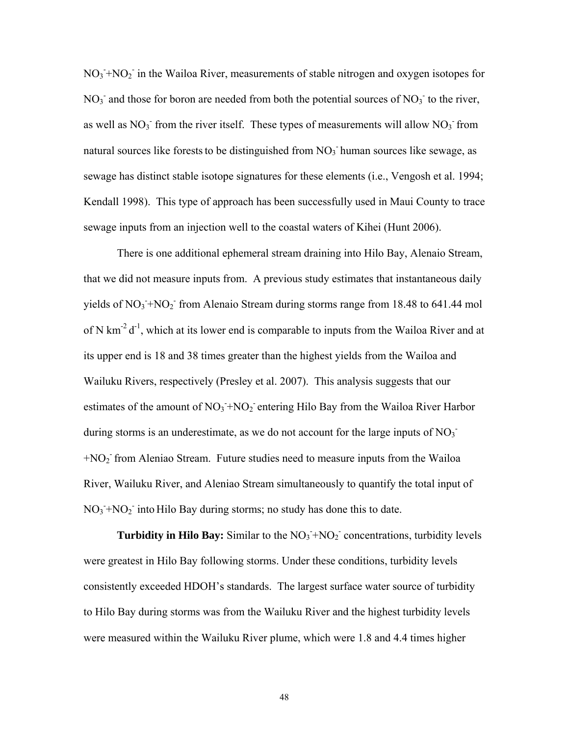$NO_3^-$+$NO_2^-$ in the Wailoa River, measurements of stable nitrogen and oxygen isotopes for $NO_3^-$ and those for boron are needed from both the potential sources of $NO_3^-$ to the river, as well as $NO_3^-$ from the river itself. These types of measurements will allow $NO_3^-$ from natural sources like forests to be distinguished from $NO_3^-$ human sources like sewage, as sewage has distinct stable isotope signatures for these elements (i.e., Vengosh et al. 1994; Kendall 1998). This type of approach has been successfully used in Maui County to trace sewage inputs from an injection well to the coastal waters of Kihei (Hunt 2006).

There is one additional ephemeral stream draining into Hilo Bay, Alenaio Stream, that we did not measure inputs from. A previous study estimates that instantaneous daily yields of $NO_3^-$+$NO_2^-$ from Alenaio Stream during storms range from 18.48 to 641.44 mol of N $km^{-2}$ $d^{-1}$, which at its lower end is comparable to inputs from the Wailoa River and at its upper end is 18 and 38 times greater than the highest yields from the Wailoa and Wailuku Rivers, respectively (Presley et al. 2007). This analysis suggests that our estimates of the amount of $NO_3^-$+$NO_2^-$ entering Hilo Bay from the Wailoa River Harbor during storms is an underestimate, as we do not account for the large inputs of $NO_3^-$ +$NO_2^-$ from Aleniao Stream. Future studies need to measure inputs from the Wailoa River, Wailuku River, and Aleniao Stream simultaneously to quantify the total input of $NO_3^-$+$NO_2^-$ into Hilo Bay during storms; no study has done this to date.

**Turbidity in Hilo Bay:** Similar to the $NO_3^-$+$NO_2^-$ concentrations, turbidity levels were greatest in Hilo Bay following storms. Under these conditions, turbidity levels consistently exceeded HDOH's standards. The largest surface water source of turbidity to Hilo Bay during storms was from the Wailuku River and the highest turbidity levels were measured within the Wailuku River plume, which were 1.8 and 4.4 times higher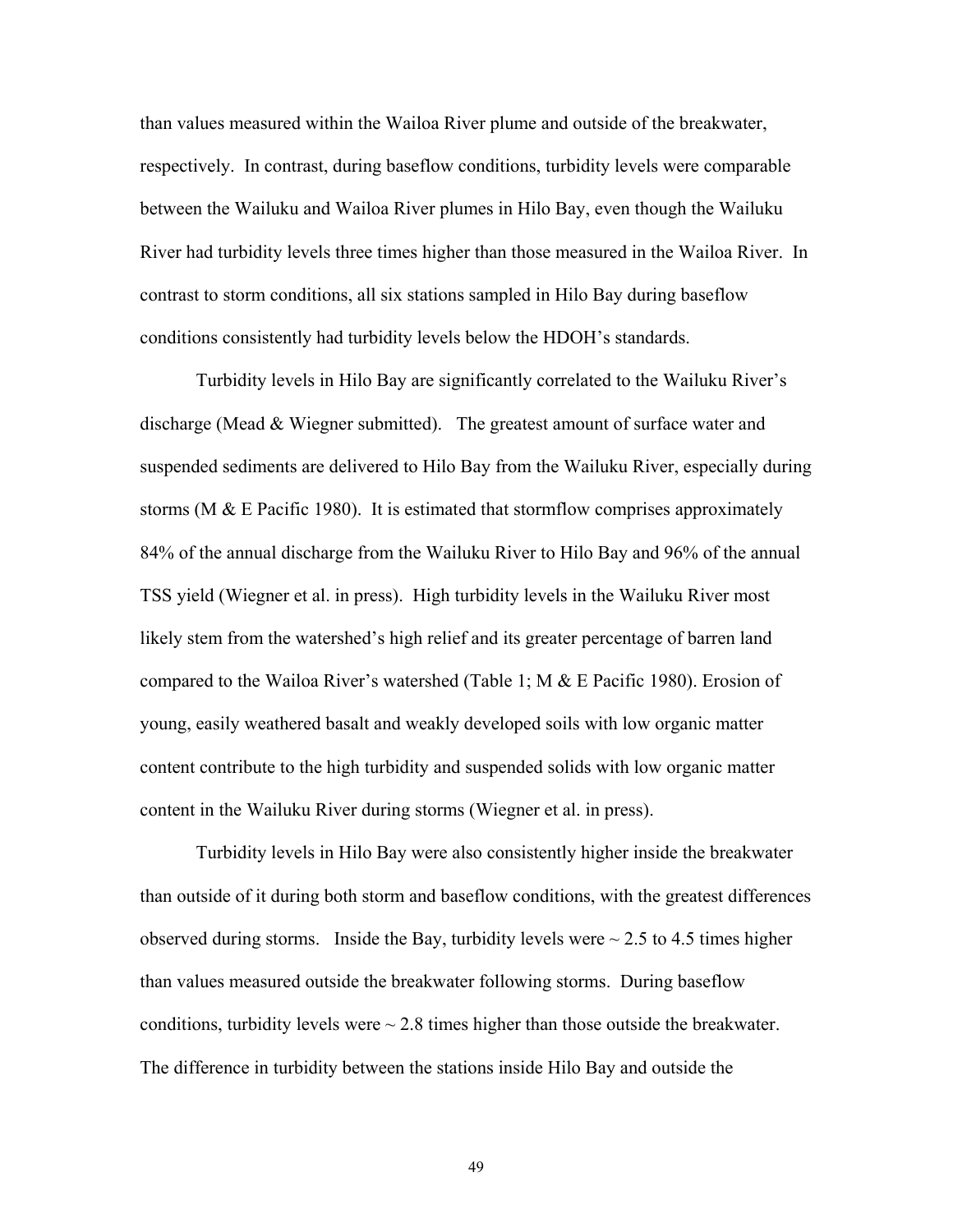than values measured within the Wailoa River plume and outside of the breakwater, respectively. In contrast, during baseflow conditions, turbidity levels were comparable between the Wailuku and Wailoa River plumes in Hilo Bay, even though the Wailuku River had turbidity levels three times higher than those measured in the Wailoa River. In contrast to storm conditions, all six stations sampled in Hilo Bay during baseflow conditions consistently had turbidity levels below the HDOH's standards.

Turbidity levels in Hilo Bay are significantly correlated to the Wailuku River's discharge (Mead & Wiegner submitted). The greatest amount of surface water and suspended sediments are delivered to Hilo Bay from the Wailuku River, especially during storms (M & E Pacific 1980). It is estimated that stormflow comprises approximately 84% of the annual discharge from the Wailuku River to Hilo Bay and 96% of the annual TSS yield (Wiegner et al. in press). High turbidity levels in the Wailuku River most likely stem from the watershed's high relief and its greater percentage of barren land compared to the Wailoa River's watershed (Table 1; M & E Pacific 1980). Erosion of young, easily weathered basalt and weakly developed soils with low organic matter content contribute to the high turbidity and suspended solids with low organic matter content in the Wailuku River during storms (Wiegner et al. in press).

Turbidity levels in Hilo Bay were also consistently higher inside the breakwater than outside of it during both storm and baseflow conditions, with the greatest differences observed during storms. Inside the Bay, turbidity levels were ~ 2.5 to 4.5 times higher than values measured outside the breakwater following storms. During baseflow conditions, turbidity levels were ~ 2.8 times higher than those outside the breakwater. The difference in turbidity between the stations inside Hilo Bay and outside the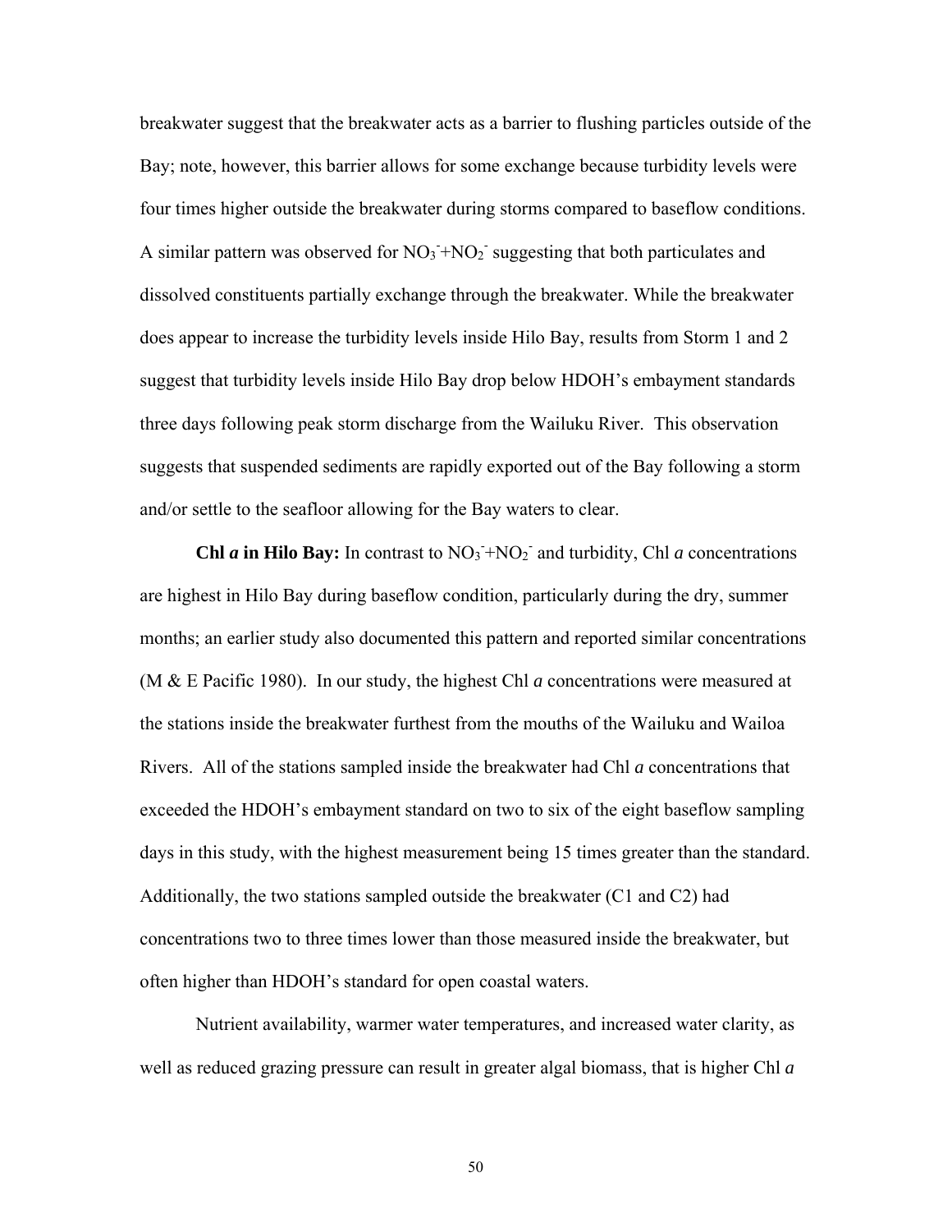breakwater suggest that the breakwater acts as a barrier to flushing particles outside of the Bay; note, however, this barrier allows for some exchange because turbidity levels were four times higher outside the breakwater during storms compared to baseflow conditions. A similar pattern was observed for $NO_3^-$+$NO_2^-$ suggesting that both particulates and dissolved constituents partially exchange through the breakwater. While the breakwater does appear to increase the turbidity levels inside Hilo Bay, results from Storm 1 and 2 suggest that turbidity levels inside Hilo Bay drop below HDOH's embayment standards three days following peak storm discharge from the Wailuku River. This observation suggests that suspended sediments are rapidly exported out of the Bay following a storm and/or settle to the seafloor allowing for the Bay waters to clear.

**Chl *a* in Hilo Bay:** In contrast to $NO_3^-$+$NO_2^-$ and turbidity, Chl *a* concentrations are highest in Hilo Bay during baseflow condition, particularly during the dry, summer months; an earlier study also documented this pattern and reported similar concentrations (M & E Pacific 1980). In our study, the highest Chl *a* concentrations were measured at the stations inside the breakwater furthest from the mouths of the Wailuku and Wailoa Rivers. All of the stations sampled inside the breakwater had Chl *a* concentrations that exceeded the HDOH's embayment standard on two to six of the eight baseflow sampling days in this study, with the highest measurement being 15 times greater than the standard. Additionally, the two stations sampled outside the breakwater (C1 and C2) had concentrations two to three times lower than those measured inside the breakwater, but often higher than HDOH's standard for open coastal waters.

Nutrient availability, warmer water temperatures, and increased water clarity, as well as reduced grazing pressure can result in greater algal biomass, that is higher Chl *a*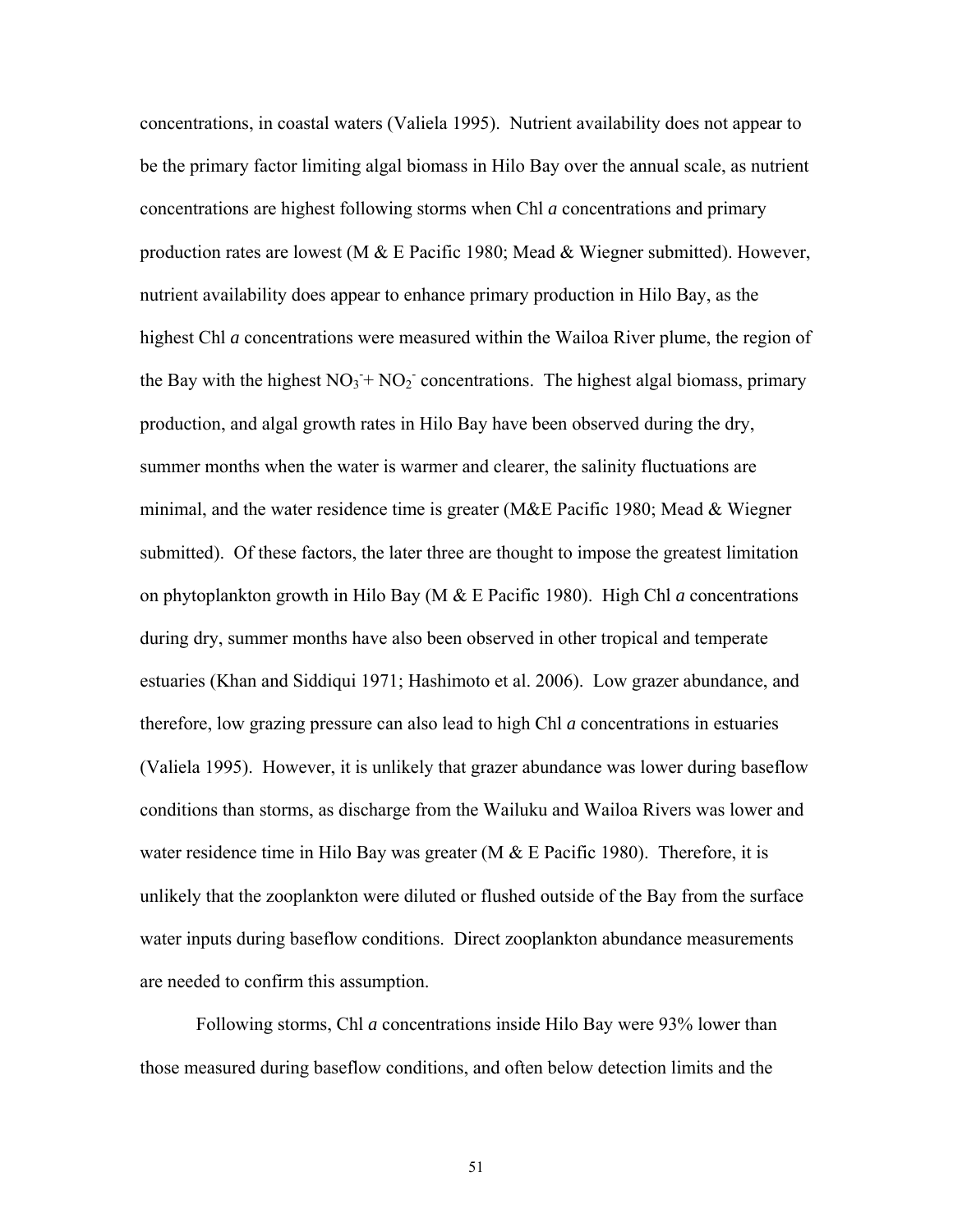concentrations, in coastal waters (Valiela 1995). Nutrient availability does not appear to be the primary factor limiting algal biomass in Hilo Bay over the annual scale, as nutrient concentrations are highest following storms when Chl *a* concentrations and primary production rates are lowest (M & E Pacific 1980; Mead & Wiegner submitted). However, nutrient availability does appear to enhance primary production in Hilo Bay, as the highest Chl *a* concentrations were measured within the Wailoa River plume, the region of the Bay with the highest $NO_3^- + NO_2^-$ concentrations. The highest algal biomass, primary production, and algal growth rates in Hilo Bay have been observed during the dry, summer months when the water is warmer and clearer, the salinity fluctuations are minimal, and the water residence time is greater (M&E Pacific 1980; Mead & Wiegner submitted). Of these factors, the later three are thought to impose the greatest limitation on phytoplankton growth in Hilo Bay (M & E Pacific 1980). High Chl *a* concentrations during dry, summer months have also been observed in other tropical and temperate estuaries (Khan and Siddiqui 1971; Hashimoto et al. 2006). Low grazer abundance, and therefore, low grazing pressure can also lead to high Chl *a* concentrations in estuaries (Valiela 1995). However, it is unlikely that grazer abundance was lower during baseflow conditions than storms, as discharge from the Wailuku and Wailoa Rivers was lower and water residence time in Hilo Bay was greater (M & E Pacific 1980). Therefore, it is unlikely that the zooplankton were diluted or flushed outside of the Bay from the surface water inputs during baseflow conditions. Direct zooplankton abundance measurements are needed to confirm this assumption.

Following storms, Chl *a* concentrations inside Hilo Bay were 93% lower than those measured during baseflow conditions, and often below detection limits and the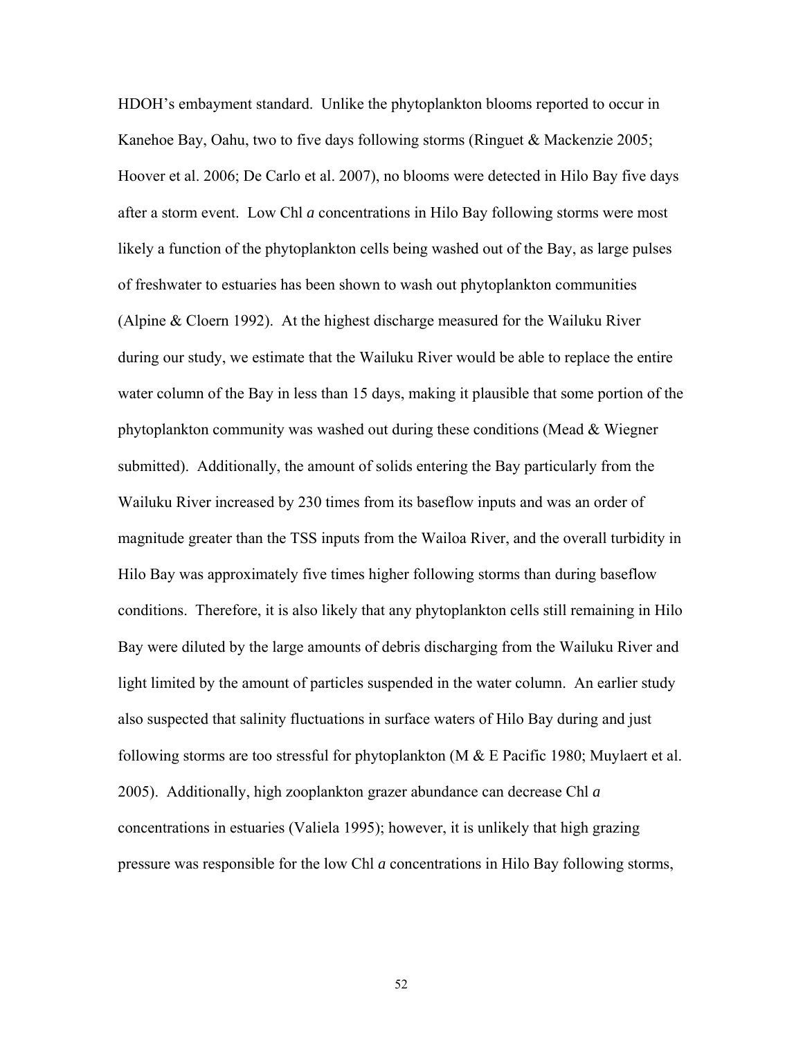HDOH's embayment standard. Unlike the phytoplankton blooms reported to occur in Kanehoe Bay, Oahu, two to five days following storms (Ringuet & Mackenzie 2005; Hoover et al. 2006; De Carlo et al. 2007), no blooms were detected in Hilo Bay five days after a storm event. Low Chl *a* concentrations in Hilo Bay following storms were most likely a function of the phytoplankton cells being washed out of the Bay, as large pulses of freshwater to estuaries has been shown to wash out phytoplankton communities (Alpine & Cloern 1992). At the highest discharge measured for the Wailuku River during our study, we estimate that the Wailuku River would be able to replace the entire water column of the Bay in less than 15 days, making it plausible that some portion of the phytoplankton community was washed out during these conditions (Mead & Wiegner submitted). Additionally, the amount of solids entering the Bay particularly from the Wailuku River increased by 230 times from its baseflow inputs and was an order of magnitude greater than the TSS inputs from the Wailoa River, and the overall turbidity in Hilo Bay was approximately five times higher following storms than during baseflow conditions. Therefore, it is also likely that any phytoplankton cells still remaining in Hilo Bay were diluted by the large amounts of debris discharging from the Wailuku River and light limited by the amount of particles suspended in the water column. An earlier study also suspected that salinity fluctuations in surface waters of Hilo Bay during and just following storms are too stressful for phytoplankton (M & E Pacific 1980; Muylaert et al. 2005). Additionally, high zooplankton grazer abundance can decrease Chl *a* concentrations in estuaries (Valiela 1995); however, it is unlikely that high grazing pressure was responsible for the low Chl *a* concentrations in Hilo Bay following storms,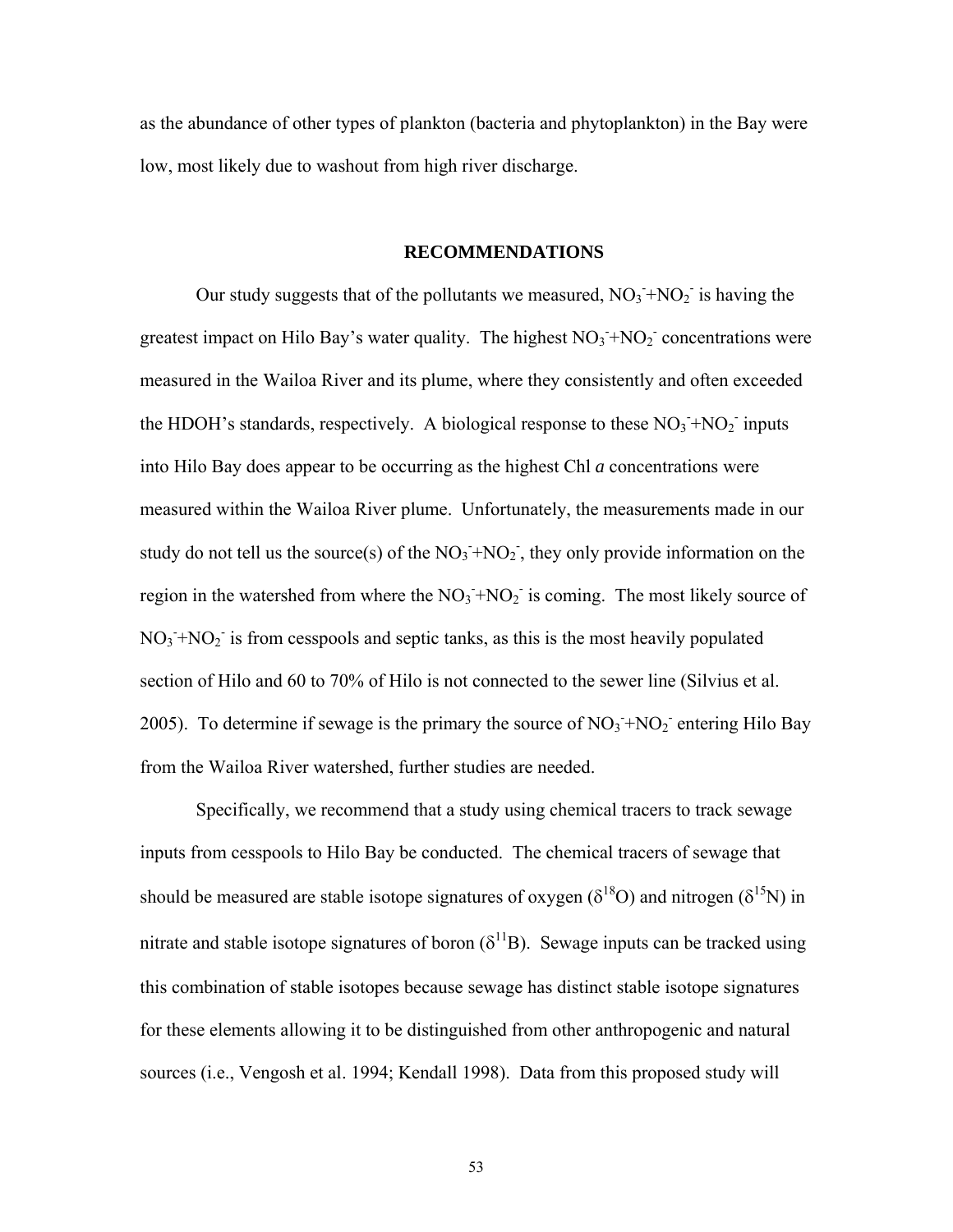as the abundance of other types of plankton (bacteria and phytoplankton) in the Bay were low, most likely due to washout from high river discharge.

## RECOMMENDATIONS

Our study suggests that of the pollutants we measured, $NO_3^-$+$NO_2^-$ is having the greatest impact on Hilo Bay's water quality. The highest $NO_3^-$+$NO_2^-$ concentrations were measured in the Wailoa River and its plume, where they consistently and often exceeded the HDOH's standards, respectively. A biological response to these $NO_3^-$+$NO_2^-$ inputs into Hilo Bay does appear to be occurring as the highest Chl *a* concentrations were measured within the Wailoa River plume. Unfortunately, the measurements made in our study do not tell us the source(s) of the $NO_3^-$+$NO_2^-$, they only provide information on the region in the watershed from where the $NO_3^-$+$NO_2^-$ is coming. The most likely source of $NO_3^-$+$NO_2^-$ is from cesspools and septic tanks, as this is the most heavily populated section of Hilo and 60 to 70% of Hilo is not connected to the sewer line (Silvius et al. 2005). To determine if sewage is the primary the source of $NO_3^-$+$NO_2^-$ entering Hilo Bay from the Wailoa River watershed, further studies are needed.

Specifically, we recommend that a study using chemical tracers to track sewage inputs from cesspools to Hilo Bay be conducted. The chemical tracers of sewage that should be measured are stable isotope signatures of oxygen ($\delta^{18}O$) and nitrogen ($\delta^{15}N$) in nitrate and stable isotope signatures of boron ($\delta^{11}B$). Sewage inputs can be tracked using this combination of stable isotopes because sewage has distinct stable isotope signatures for these elements allowing it to be distinguished from other anthropogenic and natural sources (i.e., Vengosh et al. 1994; Kendall 1998). Data from this proposed study will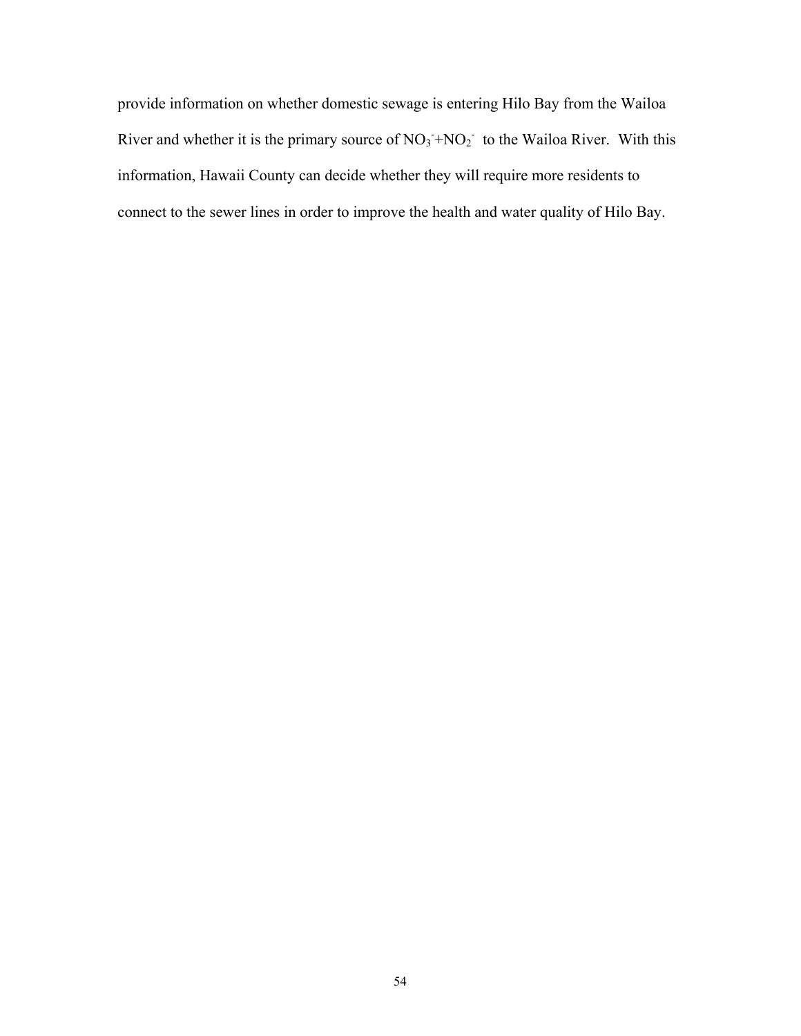provide information on whether domestic sewage is entering Hilo Bay from the Wailoa River and whether it is the primary source of $NO_3^-$+$NO_2^-$ to the Wailoa River. With this information, Hawaii County can decide whether they will require more residents to connect to the sewer lines in order to improve the health and water quality of Hilo Bay.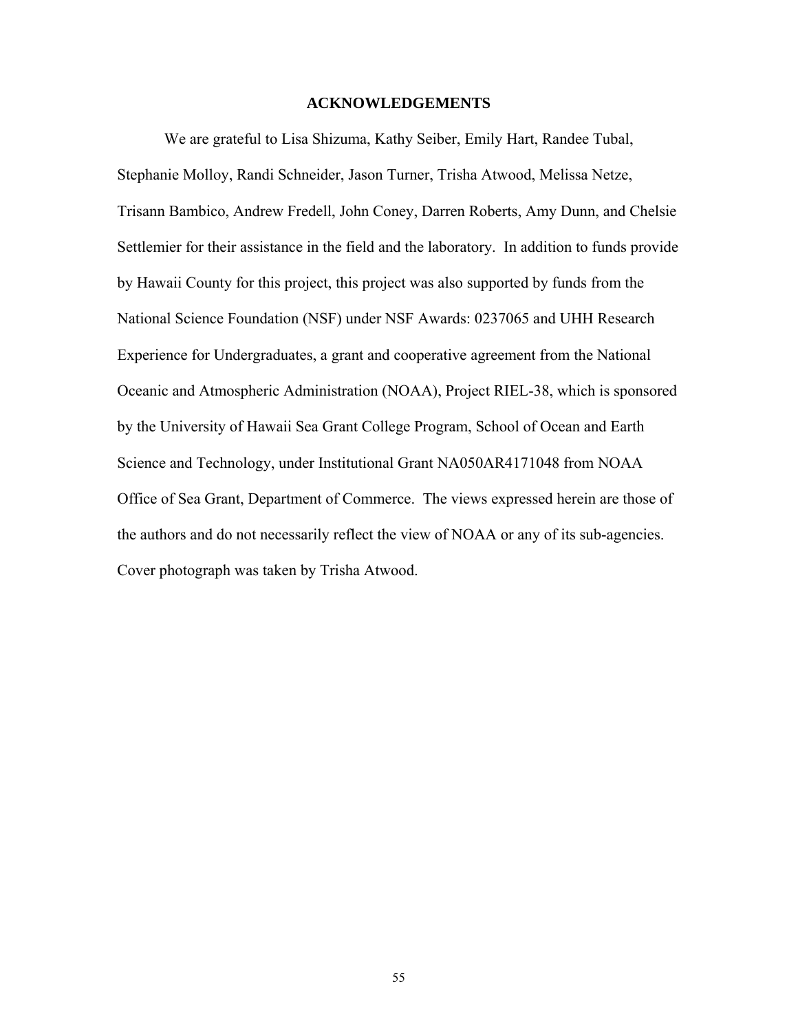# ACKNOWLEDGEMENTS

We are grateful to Lisa Shizuma, Kathy Seiber, Emily Hart, Randee Tubal, Stephanie Molloy, Randi Schneider, Jason Turner, Trisha Atwood, Melissa Netze, Trisann Bambico, Andrew Fredell, John Coney, Darren Roberts, Amy Dunn, and Chelsie Settlemier for their assistance in the field and the laboratory. In addition to funds provide by Hawaii County for this project, this project was also supported by funds from the National Science Foundation (NSF) under NSF Awards: 0237065 and UHH Research Experience for Undergraduates, a grant and cooperative agreement from the National Oceanic and Atmospheric Administration (NOAA), Project RIEL-38, which is sponsored by the University of Hawaii Sea Grant College Program, School of Ocean and Earth Science and Technology, under Institutional Grant NA050AR4171048 from NOAA Office of Sea Grant, Department of Commerce. The views expressed herein are those of the authors and do not necessarily reflect the view of NOAA or any of its sub-agencies. Cover photograph was taken by Trisha Atwood.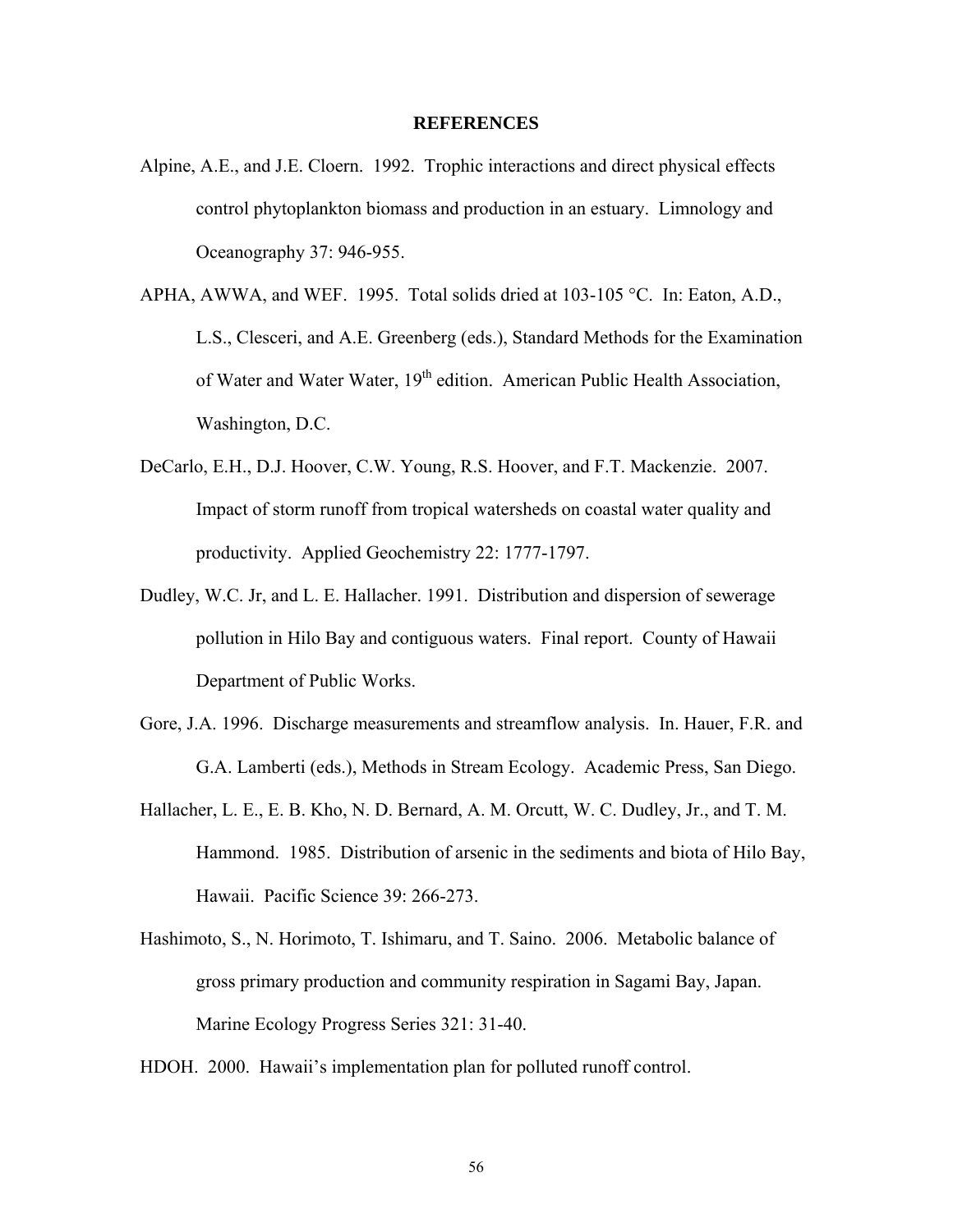# REFERENCES

Alpine, A.E., and J.E. Cloern. 1992. Trophic interactions and direct physical effects control phytoplankton biomass and production in an estuary. Limnology and Oceanography 37: 946-955.

APHA, AWWA, and WEF. 1995. Total solids dried at 103-105 °C. In: Eaton, A.D., L.S., Clesceri, and A.E. Greenberg (eds.), Standard Methods for the Examination of Water and Water Water, 19th edition. American Public Health Association, Washington, D.C.

DeCarlo, E.H., D.J. Hoover, C.W. Young, R.S. Hoover, and F.T. Mackenzie. 2007. Impact of storm runoff from tropical watersheds on coastal water quality and productivity. Applied Geochemistry 22: 1777-1797.

Dudley, W.C. Jr, and L. E. Hallacher. 1991. Distribution and dispersion of sewerage pollution in Hilo Bay and contiguous waters. Final report. County of Hawaii Department of Public Works.

Gore, J.A. 1996. Discharge measurements and streamflow analysis. In. Hauer, F.R. and G.A. Lamberti (eds.), Methods in Stream Ecology. Academic Press, San Diego.

Hallacher, L. E., E. B. Kho, N. D. Bernard, A. M. Orcutt, W. C. Dudley, Jr., and T. M. Hammond. 1985. Distribution of arsenic in the sediments and biota of Hilo Bay, Hawaii. Pacific Science 39: 266-273.

Hashimoto, S., N. Horimoto, T. Ishimaru, and T. Saino. 2006. Metabolic balance of gross primary production and community respiration in Sagami Bay, Japan. Marine Ecology Progress Series 321: 31-40.

HDOH. 2000. Hawaii's implementation plan for polluted runoff control.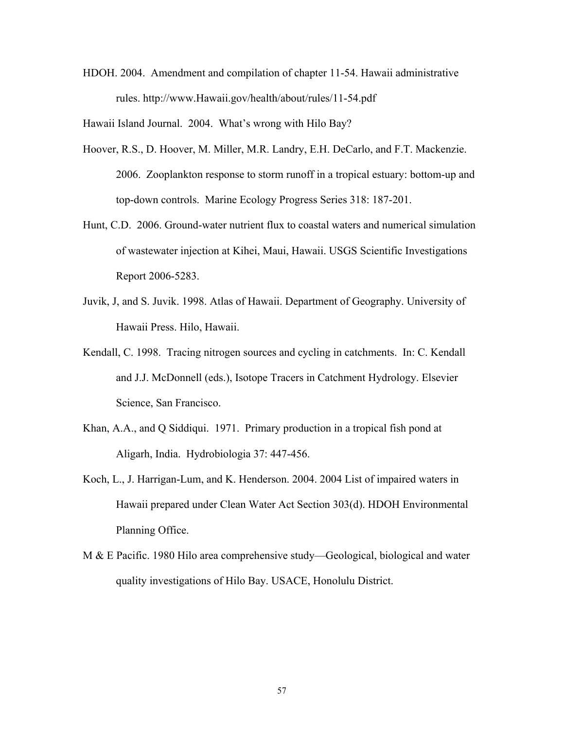HDOH. 2004. Amendment and compilation of chapter 11-54. Hawaii administrative rules. http://www.Hawaii.gov/health/about/rules/11-54.pdf

Hawaii Island Journal. 2004. What's wrong with Hilo Bay?

Hoover, R.S., D. Hoover, M. Miller, M.R. Landry, E.H. DeCarlo, and F.T. Mackenzie. 2006. Zooplankton response to storm runoff in a tropical estuary: bottom-up and top-down controls. Marine Ecology Progress Series 318: 187-201.

Hunt, C.D. 2006. Ground-water nutrient flux to coastal waters and numerical simulation of wastewater injection at Kihei, Maui, Hawaii. USGS Scientific Investigations Report 2006-5283.

Juvik, J, and S. Juvik. 1998. Atlas of Hawaii. Department of Geography. University of Hawaii Press. Hilo, Hawaii.

Kendall, C. 1998. Tracing nitrogen sources and cycling in catchments. In: C. Kendall and J.J. McDonnell (eds.), Isotope Tracers in Catchment Hydrology. Elsevier Science, San Francisco.

Khan, A.A., and Q Siddiqui. 1971. Primary production in a tropical fish pond at Aligarh, India. Hydrobiologia 37: 447-456.

Koch, L., J. Harrigan-Lum, and K. Henderson. 2004. 2004 List of impaired waters in Hawaii prepared under Clean Water Act Section 303(d). HDOH Environmental Planning Office.

M & E Pacific. 1980 Hilo area comprehensive study—Geological, biological and water quality investigations of Hilo Bay. USACE, Honolulu District.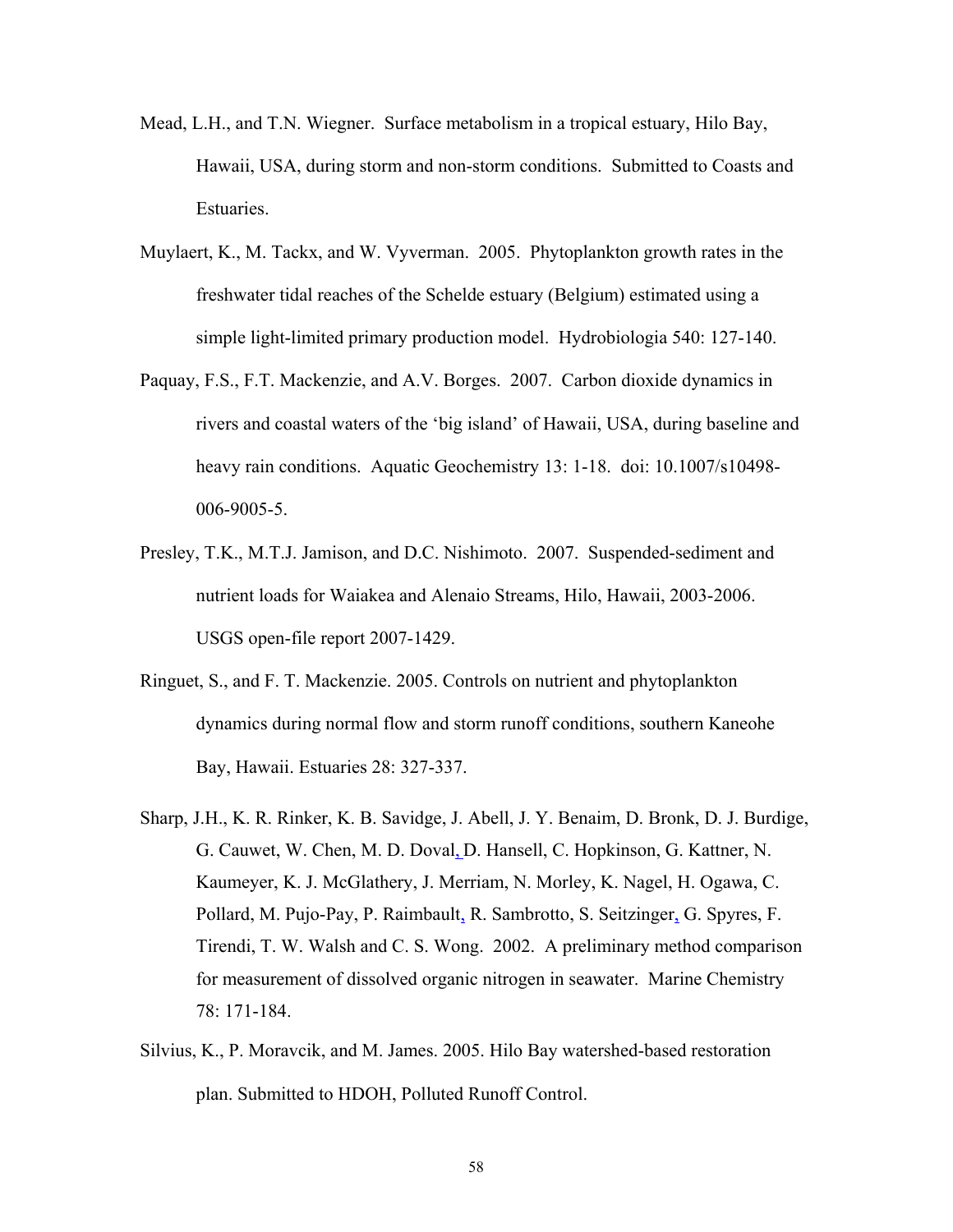Mead, L.H., and T.N. Wiegner. Surface metabolism in a tropical estuary, Hilo Bay, Hawaii, USA, during storm and non-storm conditions. Submitted to Coasts and Estuaries.

Muylaert, K., M. Tackx, and W. Vyverman. 2005. Phytoplankton growth rates in the freshwater tidal reaches of the Schelde estuary (Belgium) estimated using a simple light-limited primary production model. Hydrobiologia 540: 127-140.

Paquay, F.S., F.T. Mackenzie, and A.V. Borges. 2007. Carbon dioxide dynamics in rivers and coastal waters of the 'big island' of Hawaii, USA, during baseline and heavy rain conditions. Aquatic Geochemistry 13: 1-18. doi: 10.1007/s10498-006-9005-5.

Presley, T.K., M.T.J. Jamison, and D.C. Nishimoto. 2007. Suspended-sediment and nutrient loads for Waiakea and Alenaio Streams, Hilo, Hawaii, 2003-2006. USGS open-file report 2007-1429.

Ringuet, S., and F. T. Mackenzie. 2005. Controls on nutrient and phytoplankton dynamics during normal flow and storm runoff conditions, southern Kaneohe Bay, Hawaii. Estuaries 28: 327-337.

Sharp, J.H., K. R. Rinker, K. B. Savidge, J. Abell, J. Y. Benaim, D. Bronk, D. J. Burdige, G. Cauwet, W. Chen, M. D. Doval, D. Hansell, C. Hopkinson, G. Kattner, N. Kaumeyer, K. J. McGlathery, J. Merriam, N. Morley, K. Nagel, H. Ogawa, C. Pollard, M. Pujo-Pay, P. Raimbault, R. Sambrotto, S. Seitzinger, G. Spyres, F. Tirendi, T. W. Walsh and C. S. Wong. 2002. A preliminary method comparison for measurement of dissolved organic nitrogen in seawater. Marine Chemistry 78: 171-184.

Silvius, K., P. Moravcik, and M. James. 2005. Hilo Bay watershed-based restoration plan. Submitted to HDOH, Polluted Runoff Control.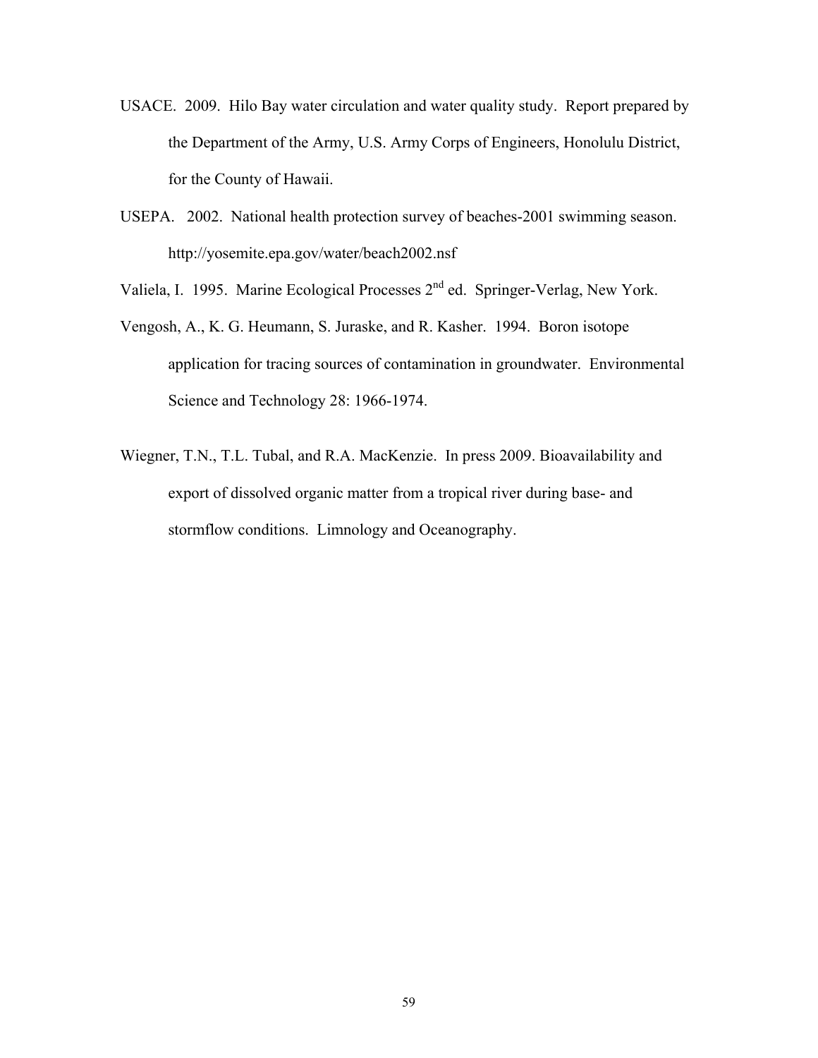USACE. 2009. Hilo Bay water circulation and water quality study. Report prepared by the Department of the Army, U.S. Army Corps of Engineers, Honolulu District, for the County of Hawaii.

USEPA. 2002. National health protection survey of beaches-2001 swimming season. http://yosemite.epa.gov/water/beach2002.nsf

Valiela, I. 1995. Marine Ecological Processes 2[nd] ed. Springer-Verlag, New York.

Vengosh, A., K. G. Heumann, S. Juraske, and R. Kasher. 1994. Boron isotope application for tracing sources of contamination in groundwater. Environmental Science and Technology 28: 1966-1974.

Wiegner, T.N., T.L. Tubal, and R.A. MacKenzie. In press 2009. Bioavailability and export of dissolved organic matter from a tropical river during base- and stormflow conditions. Limnology and Oceanography.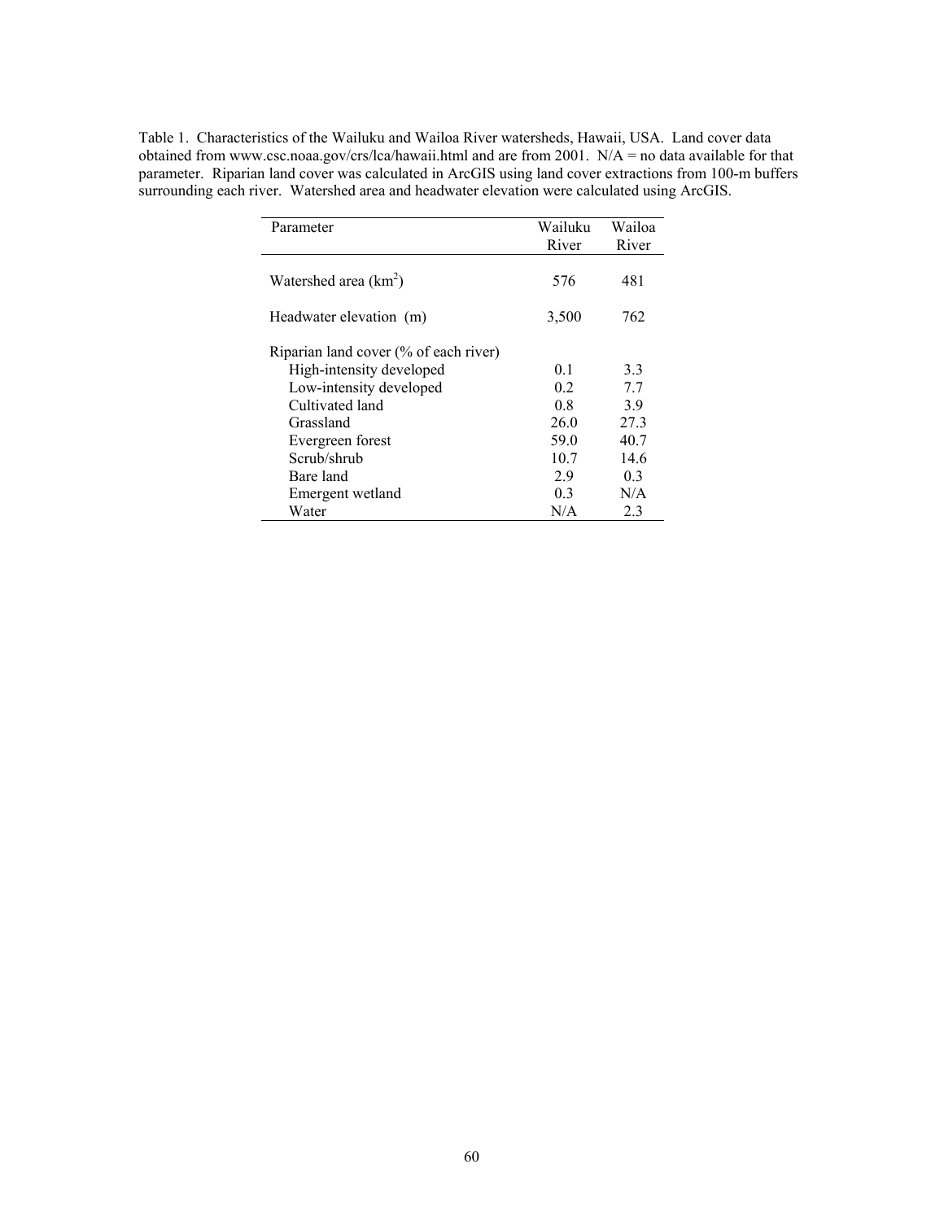Table 1. Characteristics of the Wailuku and Wailoa River watersheds, Hawaii, USA. Land cover data obtained from www.csc.noaa.gov/crs/lca/hawaii.html and are from 2001. N/A = no data available for that parameter. Riparian land cover was calculated in ArcGIS using land cover extractions from 100-m buffers surrounding each river. Watershed area and headwater elevation were calculated using ArcGIS.

| Parameter | Wailuku River | Wailoa River |
|---|---|---|
| Watershed area ($km^2$) | 576 | 481 |
| Headwater elevation (m) | 3,500 | 762 |
| Riparian land cover (% of each river) | | |
| High-intensity developed | 0.1 | 3.3 |
| Low-intensity developed | 0.2 | 7.7 |
| Cultivated land | 0.8 | 3.9 |
| Grassland | 26.0 | 27.3 |
| Evergreen forest | 59.0 | 40.7 |
| Scrub/shrub | 10.7 | 14.6 |
| Bare land | 2.9 | 0.3 |
| Emergent wetland | 0.3 | N/A |
| Water | N/A | 2.3 |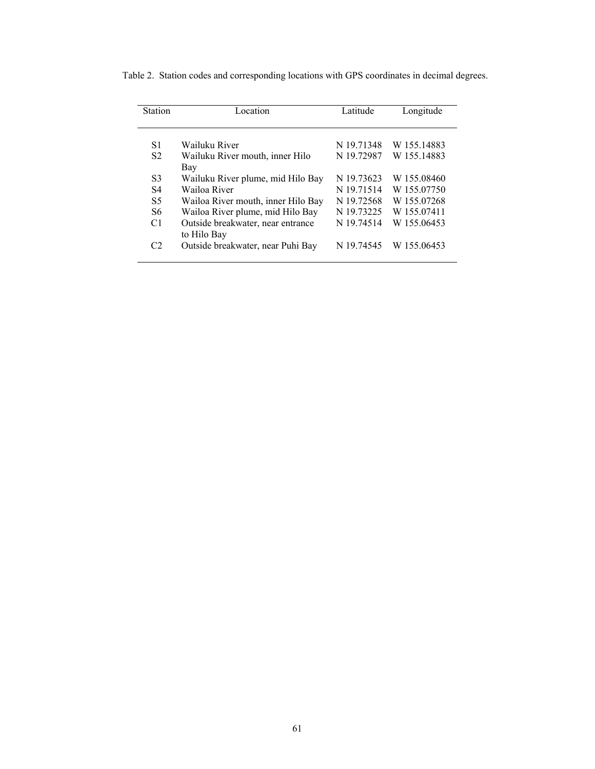Table 2. Station codes and corresponding locations with GPS coordinates in decimal degrees.

| Station | Location | Latitude | Longitude |
|---|---|---|---|
| S1 | Wailuku River | N 19.71348 | W 155.14883 |
| S2 | Wailuku River mouth, inner Hilo Bay | N 19.72987 | W 155.14883 |
| S3 | Wailuku River plume, mid Hilo Bay | N 19.73623 | W 155.08460 |
| S4 | Wailoa River | N 19.71514 | W 155.07750 |
| S5 | Wailoa River mouth, inner Hilo Bay | N 19.72568 | W 155.07268 |
| S6 | Wailoa River plume, mid Hilo Bay | N 19.73225 | W 155.07411 |
| C1 | Outside breakwater, near entrance to Hilo Bay | N 19.74514 | W 155.06453 |
| C2 | Outside breakwater, near Puhi Bay | N 19.74545 | W 155.06453 |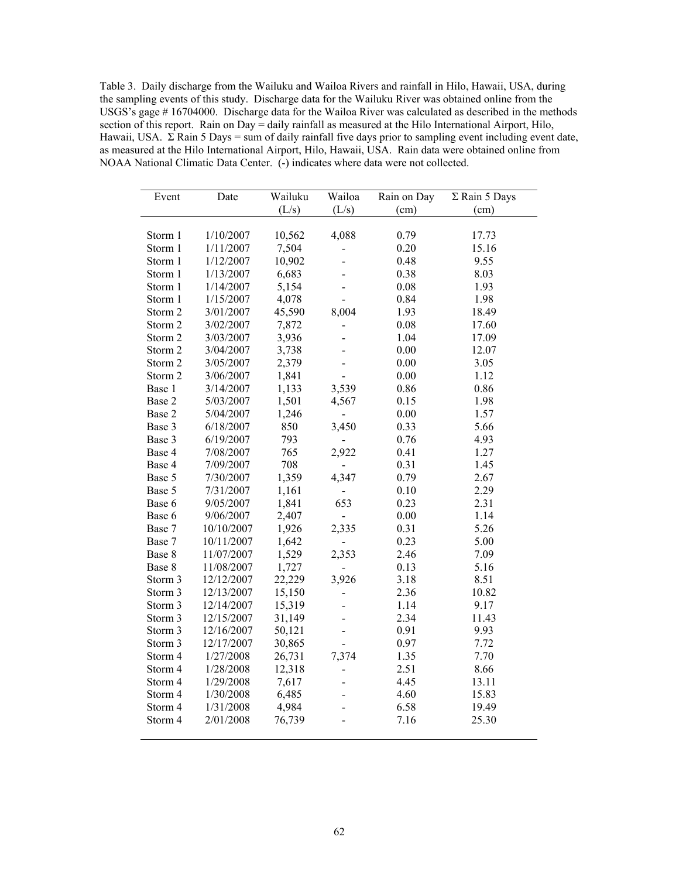Table 3. Daily discharge from the Wailuku and Wailoa Rivers and rainfall in Hilo, Hawaii, USA, during the sampling events of this study. Discharge data for the Wailuku River was obtained online from the USGS's gage # 16704000. Discharge data for the Wailoa River was calculated as described in the methods section of this report. Rain on Day = daily rainfall as measured at the Hilo International Airport, Hilo, Hawaii, USA. Σ Rain 5 Days = sum of daily rainfall five days prior to sampling event including event date, as measured at the Hilo International Airport, Hilo, Hawaii, USA. Rain data were obtained online from NOAA National Climatic Data Center. (-) indicates where data were not collected.

| Event | Date | Wailuku (L/s) | Wailoa (L/s) | Rain on Day (cm) | Σ Rain 5 Days (cm) |
|---|---|---|---|---|---|
| Storm 1 | 1/10/2007 | 10,562 | 4,088 | 0.79 | 17.73 |
| Storm 1 | 1/11/2007 | 7,504 | - | 0.20 | 15.16 |
| Storm 1 | 1/12/2007 | 10,902 | - | 0.48 | 9.55 |
| Storm 1 | 1/13/2007 | 6,683 | - | 0.38 | 8.03 |
| Storm 1 | 1/14/2007 | 5,154 | - | 0.08 | 1.93 |
| Storm 1 | 1/15/2007 | 4,078 | - | 0.84 | 1.98 |
| Storm 2 | 3/01/2007 | 45,590 | 8,004 | 1.93 | 18.49 |
| Storm 2 | 3/02/2007 | 7,872 | - | 0.08 | 17.60 |
| Storm 2 | 3/03/2007 | 3,936 | - | 1.04 | 17.09 |
| Storm 2 | 3/04/2007 | 3,738 | - | 0.00 | 12.07 |
| Storm 2 | 3/05/2007 | 2,379 | - | 0.00 | 3.05 |
| Storm 2 | 3/06/2007 | 1,841 | - | 0.00 | 1.12 |
| Base 1 | 3/14/2007 | 1,133 | 3,539 | 0.86 | 0.86 |
| Base 2 | 5/03/2007 | 1,501 | 4,567 | 0.15 | 1.98 |
| Base 2 | 5/04/2007 | 1,246 | - | 0.00 | 1.57 |
| Base 3 | 6/18/2007 | 850 | 3,450 | 0.33 | 5.66 |
| Base 3 | 6/19/2007 | 793 | - | 0.76 | 4.93 |
| Base 4 | 7/08/2007 | 765 | 2,922 | 0.41 | 1.27 |
| Base 4 | 7/09/2007 | 708 | - | 0.31 | 1.45 |
| Base 5 | 7/30/2007 | 1,359 | 4,347 | 0.79 | 2.67 |
| Base 5 | 7/31/2007 | 1,161 | - | 0.10 | 2.29 |
| Base 6 | 9/05/2007 | 1,841 | 653 | 0.23 | 2.31 |
| Base 6 | 9/06/2007 | 2,407 | - | 0.00 | 1.14 |
| Base 7 | 10/10/2007 | 1,926 | 2,335 | 0.31 | 5.26 |
| Base 7 | 10/11/2007 | 1,642 | - | 0.23 | 5.00 |
| Base 8 | 11/07/2007 | 1,529 | 2,353 | 2.46 | 7.09 |
| Base 8 | 11/08/2007 | 1,727 | - | 0.13 | 5.16 |
| Storm 3 | 12/12/2007 | 22,229 | 3,926 | 3.18 | 8.51 |
| Storm 3 | 12/13/2007 | 15,150 | - | 2.36 | 10.82 |
| Storm 3 | 12/14/2007 | 15,319 | - | 1.14 | 9.17 |
| Storm 3 | 12/15/2007 | 31,149 | - | 2.34 | 11.43 |
| Storm 3 | 12/16/2007 | 50,121 | - | 0.91 | 9.93 |
| Storm 3 | 12/17/2007 | 30,865 | - | 0.97 | 7.72 |
| Storm 4 | 1/27/2008 | 26,731 | 7,374 | 1.35 | 7.70 |
| Storm 4 | 1/28/2008 | 12,318 | - | 2.51 | 8.66 |
| Storm 4 | 1/29/2008 | 7,617 | - | 4.45 | 13.11 |
| Storm 4 | 1/30/2008 | 6,485 | - | 4.60 | 15.83 |
| Storm 4 | 1/31/2008 | 4,984 | - | 6.58 | 19.49 |
| Storm 4 | 2/01/2008 | 76,739 | - | 7.16 | 25.30 |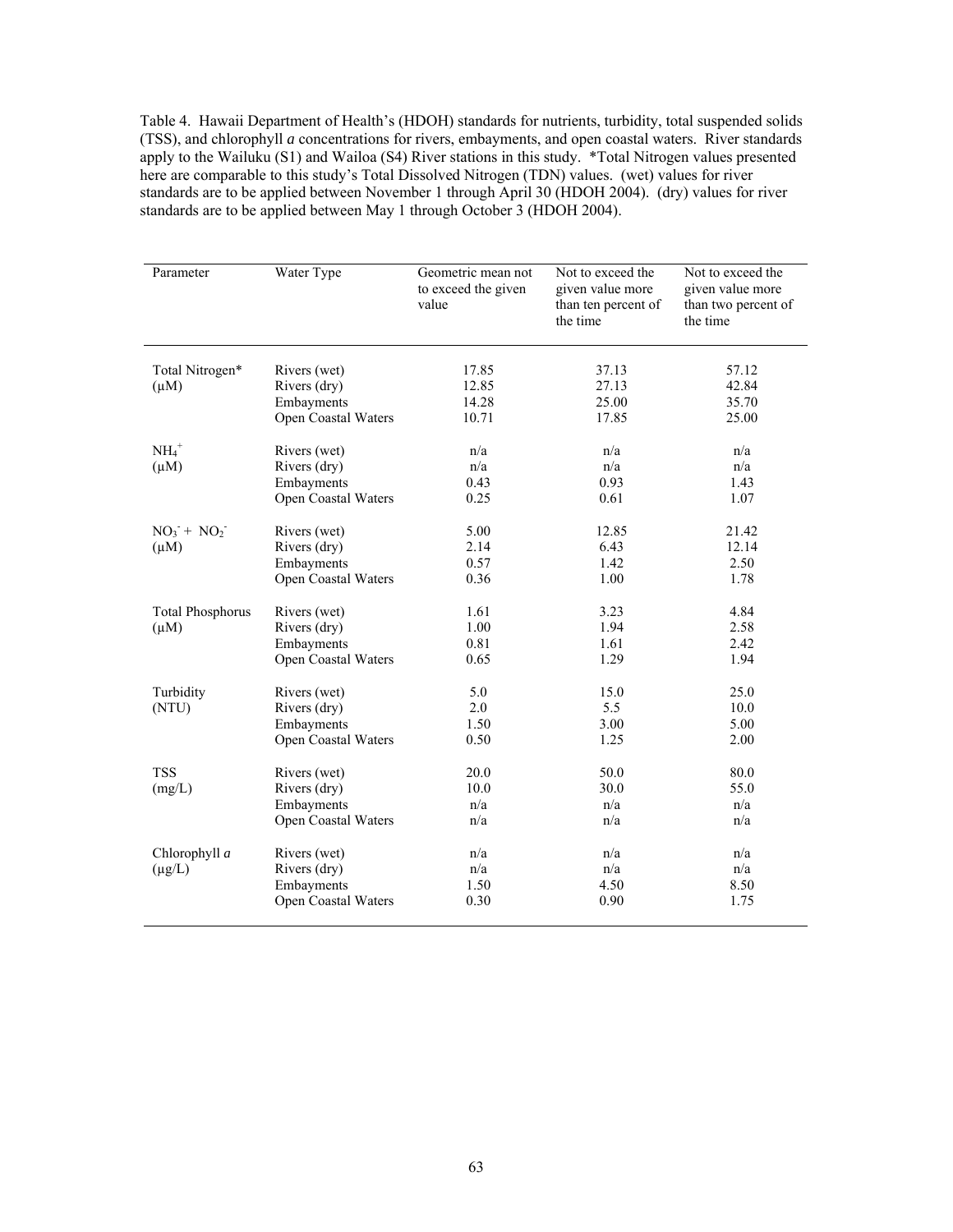Table 4. Hawaii Department of Health's (HDOH) standards for nutrients, turbidity, total suspended solids (TSS), and chlorophyll *a* concentrations for rivers, embayments, and open coastal waters. River standards apply to the Wailuku (S1) and Wailoa (S4) River stations in this study. *Total Nitrogen values presented here are comparable to this study's Total Dissolved Nitrogen (TDN) values. (wet) values for river standards are to be applied between November 1 through April 30 (HDOH 2004). (dry) values for river standards are to be applied between May 1 through October 3 (HDOH 2004).

| Parameter | Water Type | Geometric mean not to exceed the given value | Not to exceed the given value more than ten percent of the time | Not to exceed the given value more than two percent of the time |
|---|---|---|---|---|
| Total Nitrogen* (μM) | Rivers (wet) | 17.85 | 37.13 | 57.12 |
| | Rivers (dry) | 12.85 | 27.13 | 42.84 |
| | Embayments | 14.28 | 25.00 | 35.70 |
| | Open Coastal Waters | 10.71 | 17.85 | 25.00 |
| $NH_4^+$ (μM) | Rivers (wet) | n/a | n/a | n/a |
| | Rivers (dry) | n/a | n/a | n/a |
| | Embayments | 0.43 | 0.93 | 1.43 |
| | Open Coastal Waters | 0.25 | 0.61 | 1.07 |
| $NO_3^- + NO_2^-$ (μM) | Rivers (wet) | 5.00 | 12.85 | 21.42 |
| | Rivers (dry) | 2.14 | 6.43 | 12.14 |
| | Embayments | 0.57 | 1.42 | 2.50 |
| | Open Coastal Waters | 0.36 | 1.00 | 1.78 |
| Total Phosphorus (μM) | Rivers (wet) | 1.61 | 3.23 | 4.84 |
| | Rivers (dry) | 1.00 | 1.94 | 2.58 |
| | Embayments | 0.81 | 1.61 | 2.42 |
| | Open Coastal Waters | 0.65 | 1.29 | 1.94 |
| Turbidity (NTU) | Rivers (wet) | 5.0 | 15.0 | 25.0 |
| | Rivers (dry) | 2.0 | 5.5 | 10.0 |
| | Embayments | 1.50 | 3.00 | 5.00 |
| | Open Coastal Waters | 0.50 | 1.25 | 2.00 |
| TSS (mg/L) | Rivers (wet) | 20.0 | 50.0 | 80.0 |
| | Rivers (dry) | 10.0 | 30.0 | 55.0 |
| | Embayments | n/a | n/a | n/a |
| | Open Coastal Waters | n/a | n/a | n/a |
| Chlorophyll *a* (μg/L) | Rivers (wet) | n/a | n/a | n/a |
| | Rivers (dry) | n/a | n/a | n/a |
| | Embayments | 1.50 | 4.50 | 8.50 |
| | Open Coastal Waters | 0.30 | 0.90 | 1.75 |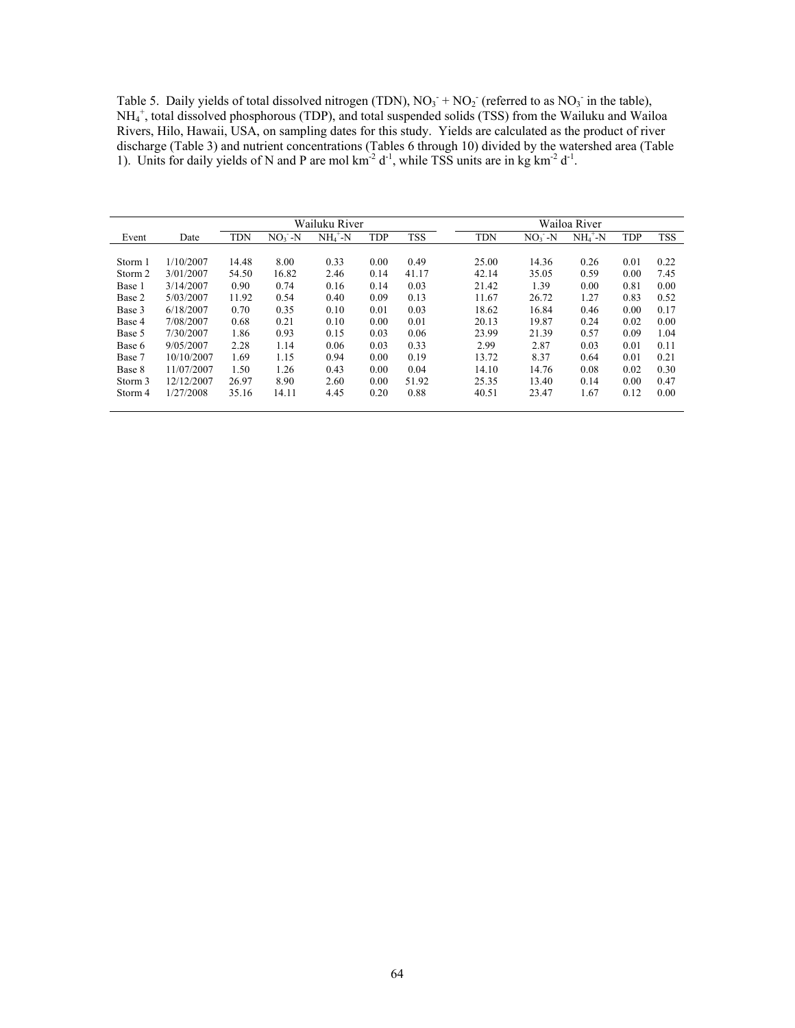Table 5. Daily yields of total dissolved nitrogen (TDN), $NO_3^- + NO_2^-$ (referred to as $NO_3^-$ in the table), $NH_4^+$, total dissolved phosphorous (TDP), and total suspended solids (TSS) from the Wailuku and Wailoa Rivers, Hilo, Hawaii, USA, on sampling dates for this study. Yields are calculated as the product of river discharge (Table 3) and nutrient concentrations (Tables 6 through 10) divided by the watershed area (Table 1). Units for daily yields of N and P are mol km$^{-2}$ d$^{-1}$, while TSS units are in kg km$^{-2}$ d$^{-1}$.

| | | Wailuku River | | | | | Wailoa River | | | | |
|---|---|---|---|---|---|---|---|---|---|---|---|
| Event | Date | TDN | $NO_3^-$-N | $NH_4^+$-N | TDP | TSS | TDN | $NO_3^-$-N | $NH_4^+$-N | TDP | TSS |
| Storm 1 | 1/10/2007 | 14.48 | 8.00 | 0.33 | 0.00 | 0.49 | 25.00 | 14.36 | 0.26 | 0.01 | 0.22 |
| Storm 2 | 3/01/2007 | 54.50 | 16.82 | 2.46 | 0.14 | 41.17 | 42.14 | 35.05 | 0.59 | 0.00 | 7.45 |
| Base 1 | 3/14/2007 | 0.90 | 0.74 | 0.16 | 0.14 | 0.03 | 21.42 | 1.39 | 0.00 | 0.81 | 0.00 |
| Base 2 | 5/03/2007 | 11.92 | 0.54 | 0.40 | 0.09 | 0.13 | 11.67 | 26.72 | 1.27 | 0.83 | 0.52 |
| Base 3 | 6/18/2007 | 0.70 | 0.35 | 0.10 | 0.01 | 0.03 | 18.62 | 16.84 | 0.46 | 0.00 | 0.17 |
| Base 4 | 7/08/2007 | 0.68 | 0.21 | 0.10 | 0.00 | 0.01 | 20.13 | 19.87 | 0.24 | 0.02 | 0.00 |
| Base 5 | 7/30/2007 | 1.86 | 0.93 | 0.15 | 0.03 | 0.06 | 23.99 | 21.39 | 0.57 | 0.09 | 1.04 |
| Base 6 | 9/05/2007 | 2.28 | 1.14 | 0.06 | 0.03 | 0.33 | 2.99 | 2.87 | 0.03 | 0.01 | 0.11 |
| Base 7 | 10/10/2007 | 1.69 | 1.15 | 0.94 | 0.00 | 0.19 | 13.72 | 8.37 | 0.64 | 0.01 | 0.21 |
| Base 8 | 11/07/2007 | 1.50 | 1.26 | 0.43 | 0.00 | 0.04 | 14.10 | 14.76 | 0.08 | 0.02 | 0.30 |
| Storm 3 | 12/12/2007 | 26.97 | 8.90 | 2.60 | 0.00 | 51.92 | 25.35 | 13.40 | 0.14 | 0.00 | 0.47 |
| Storm 4 | 1/27/2008 | 35.16 | 14.11 | 4.45 | 0.20 | 0.88 | 40.51 | 23.47 | 1.67 | 0.12 | 0.00 |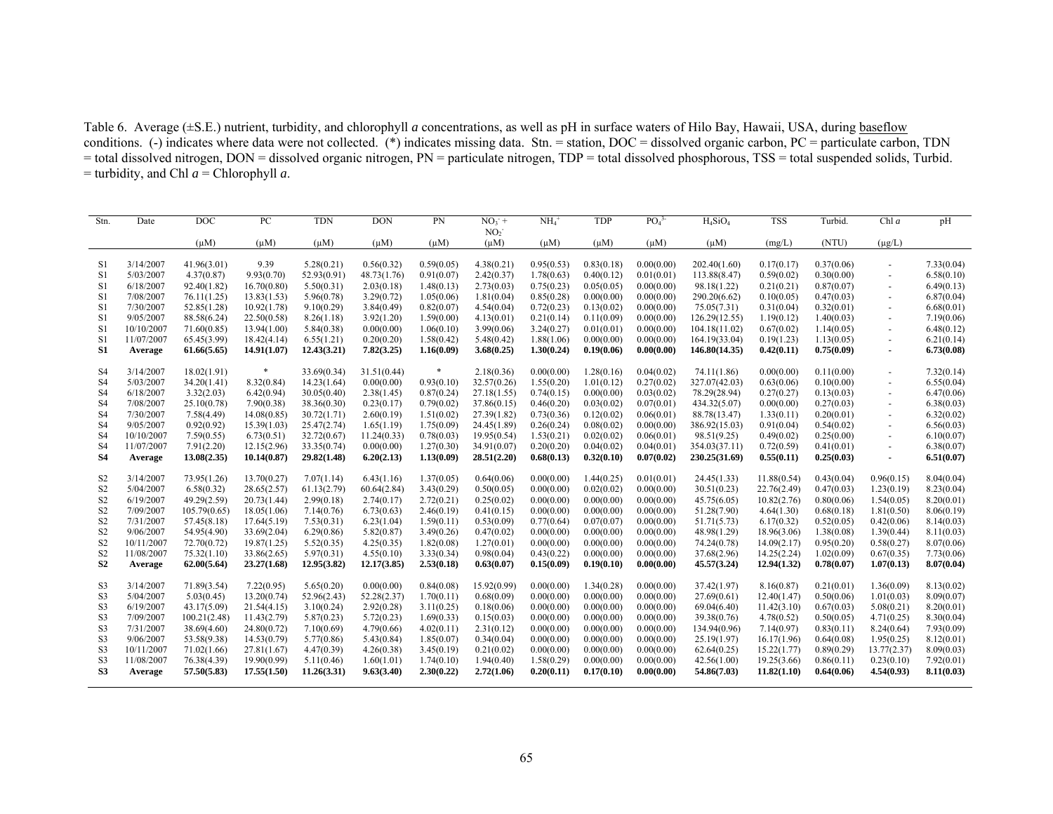Table 6. Average (±S.E.) nutrient, turbidity, and chlorophyll *a* concentrations, as well as pH in surface waters of Hilo Bay, Hawaii, USA, during baseflow conditions. (-) indicates where data were not collected. (*) indicates missing data. Stn. = station, DOC = dissolved organic carbon, PC = particulate carbon, TDN = total dissolved nitrogen, DON = dissolved organic nitrogen, PN = particulate nitrogen, TDP = total dissolved phosphorous, TSS = total suspended solids, Turbid. = turbidity, and Chl *a* = Chlorophyll *a*.

| Stn. | Date | DOC (μM) | PC (μM) | TDN (μM) | DON (μM) | PN (μM) | $NO_3^-$ + $NO_2^-$ (μM) | $NH_4^+$ (μM) | TDP (μM) | $PO_4^{3-}$ (μM) | $H_4SiO_4$ (μM) | TSS (mg/L) | Turbid. (NTU) | Chl *a* (μg/L) | pH |
|---|---|---|---|---|---|---|---|---|---|---|---|---|---|---|---|
| S1 | 3/14/2007 | 41.96(3.01) | 9.39 | 5.28(0.21) | 0.56(0.32) | 0.59(0.05) | 4.38(0.21) | 0.95(0.53) | 0.83(0.18) | 0.00(0.00) | 202.40(1.60) | 0.17(0.17) | 0.37(0.06) | - | 7.33(0.04) |
| S1 | 5/03/2007 | 4.37(0.87) | 9.93(0.70) | 52.93(0.91) | 48.73(1.76) | 0.91(0.07) | 2.42(0.37) | 1.78(0.63) | 0.40(0.12) | 0.01(0.01) | 113.88(8.47) | 0.59(0.02) | 0.30(0.00) | - | 6.58(0.10) |
| S1 | 6/18/2007 | 92.40(1.82) | 16.70(0.80) | 5.50(0.31) | 2.03(0.18) | 1.48(0.13) | 2.73(0.03) | 0.75(0.23) | 0.05(0.05) | 0.00(0.00) | 98.18(1.22) | 0.21(0.21) | 0.87(0.07) | - | 6.49(0.13) |
| S1 | 7/08/2007 | 76.11(1.25) | 13.83(1.53) | 5.96(0.78) | 3.29(0.72) | 1.05(0.06) | 1.81(0.04) | 0.85(0.28) | 0.00(0.00) | 0.00(0.00) | 290.20(6.62) | 0.10(0.05) | 0.47(0.03) | - | 6.87(0.04) |
| S1 | 7/30/2007 | 52.85(1.28) | 10.92(1.78) | 9.10(0.29) | 3.84(0.49) | 0.82(0.07) | 4.54(0.04) | 0.72(0.23) | 0.13(0.02) | 0.00(0.00) | 75.05(7.31) | 0.31(0.04) | 0.32(0.01) | - | 6.68(0.01) |
| S1 | 9/05/2007 | 88.58(6.24) | 22.50(0.58) | 8.26(1.18) | 3.92(1.20) | 1.59(0.00) | 4.13(0.01) | 0.21(0.14) | 0.11(0.09) | 0.00(0.00) | 126.29(12.55) | 1.19(0.12) | 1.40(0.03) | - | 7.19(0.06) |
| S1 | 10/10/2007 | 71.60(0.85) | 13.94(1.00) | 5.84(0.38) | 0.00(0.00) | 1.06(0.10) | 3.99(0.06) | 3.24(0.27) | 0.01(0.01) | 0.00(0.00) | 104.18(11.02) | 0.67(0.02) | 1.14(0.05) | - | 6.48(0.12) |
| S1 | 11/07/2007 | 65.45(3.99) | 18.42(4.14) | 6.55(1.21) | 0.20(0.20) | 1.58(0.42) | 5.48(0.42) | 1.88(1.06) | 0.00(0.00) | 0.00(0.00) | 164.19(33.04) | 0.19(1.23) | 1.13(0.05) | - | 6.21(0.14) |
| **S1** | **Average** | **61.66(5.65)** | **14.91(1.07)** | **12.43(3.21)** | **7.82(3.25)** | **1.16(0.09)** | **3.68(0.25)** | **1.30(0.24)** | **0.19(0.06)** | **0.00(0.00)** | **146.80(14.35)** | **0.42(0.11)** | **0.75(0.09)** | **-** | **6.73(0.08)** |
| S4 | 3/14/2007 | 18.02(1.91) | * | 33.69(0.34) | 31.51(0.44) | * | 2.18(0.36) | 0.00(0.00) | 1.28(0.16) | 0.04(0.02) | 74.11(1.86) | 0.00(0.00) | 0.11(0.00) | - | 7.32(0.14) |
| S4 | 5/03/2007 | 34.20(1.41) | 8.32(0.84) | 14.23(1.64) | 0.00(0.00) | 0.93(0.10) | 32.57(0.26) | 1.55(0.20) | 1.01(0.12) | 0.27(0.02) | 327.07(42.03) | 0.63(0.06) | 0.10(0.00) | - | 6.55(0.04) |
| S4 | 6/18/2007 | 3.32(2.03) | 6.42(0.94) | 30.05(0.40) | 2.38(1.45) | 0.87(0.24) | 27.18(1.55) | 0.74(0.15) | 0.00(0.00) | 0.03(0.02) | 78.29(28.94) | 0.27(0.27) | 0.13(0.03) | - | 6.47(0.06) |
| S4 | 7/08/2007 | 25.10(0.78) | 7.90(0.38) | 38.36(0.30) | 0.23(0.17) | 0.79(0.02) | 37.86(0.15) | 0.46(0.20) | 0.03(0.02) | 0.07(0.01) | 434.32(5.07) | 0.00(0.00) | 0.27(0.03) | - | 6.38(0.03) |
| S4 | 7/30/2007 | 7.58(4.49) | 14.08(0.85) | 30.72(1.71) | 2.60(0.19) | 1.51(0.02) | 27.39(1.82) | 0.73(0.36) | 0.12(0.02) | 0.06(0.01) | 88.78(13.47) | 1.33(0.11) | 0.20(0.01) | - | 6.32(0.02) |
| S4 | 9/05/2007 | 0.92(0.92) | 15.39(1.03) | 25.47(2.74) | 1.65(1.19) | 1.75(0.09) | 24.45(1.89) | 0.26(0.24) | 0.08(0.02) | 0.00(0.00) | 386.92(15.03) | 0.91(0.04) | 0.54(0.02) | - | 6.56(0.03) |
| S4 | 10/10/2007 | 7.59(0.55) | 6.73(0.51) | 32.72(0.67) | 11.24(0.33) | 0.78(0.03) | 19.95(0.54) | 1.53(0.21) | 0.02(0.02) | 0.06(0.01) | 98.51(9.25) | 0.49(0.02) | 0.25(0.00) | - | 6.10(0.07) |
| S4 | 11/07/2007 | 7.91(2.20) | 12.15(2.96) | 33.35(0.74) | 0.00(0.00) | 1.27(0.30) | 34.91(0.07) | 0.20(0.20) | 0.04(0.02) | 0.04(0.01) | 354.03(37.11) | 0.72(0.59) | 0.41(0.01) | - | 6.38(0.07) |
| **S4** | **Average** | **13.08(2.35)** | **10.14(0.87)** | **29.82(1.48)** | **6.20(2.13)** | **1.13(0.09)** | **28.51(2.20)** | **0.68(0.13)** | **0.32(0.10)** | **0.07(0.02)** | **230.25(31.69)** | **0.55(0.11)** | **0.25(0.03)** | **-** | **6.51(0.07)** |
| S2 | 3/14/2007 | 73.95(1.26) | 13.70(0.27) | 7.07(1.14) | 6.43(1.16) | 1.37(0.05) | 0.64(0.06) | 0.00(0.00) | 1.44(0.25) | 0.01(0.01) | 24.45(1.33) | 11.88(0.54) | 0.43(0.04) | 0.96(0.15) | 8.04(0.04) |
| S2 | 5/04/2007 | 6.58(0.32) | 28.65(2.57) | 61.13(2.79) | 60.64(2.84) | 3.43(0.29) | 0.50(0.05) | 0.00(0.00) | 0.02(0.02) | 0.00(0.00) | 30.51(0.23) | 22.76(2.49) | 0.47(0.03) | 1.23(0.19) | 8.23(0.04) |
| S2 | 6/19/2007 | 49.29(2.59) | 20.73(1.44) | 2.99(0.18) | 2.74(0.17) | 2.72(0.21) | 0.25(0.02) | 0.00(0.00) | 0.00(0.00) | 0.00(0.00) | 45.75(6.05) | 10.82(2.76) | 0.80(0.06) | 1.54(0.05) | 8.20(0.01) |
| S2 | 7/09/2007 | 105.79(0.65) | 18.05(1.06) | 7.14(0.76) | 6.73(0.63) | 2.46(0.19) | 0.41(0.15) | 0.00(0.00) | 0.00(0.00) | 0.00(0.00) | 51.28(7.90) | 4.64(1.30) | 0.68(0.18) | 1.81(0.50) | 8.06(0.19) |
| S2 | 7/31/2007 | 57.45(8.18) | 17.64(5.19) | 7.53(0.31) | 6.23(1.04) | 1.59(0.11) | 0.53(0.09) | 0.77(0.64) | 0.07(0.07) | 0.00(0.00) | 51.71(5.73) | 6.17(0.32) | 0.52(0.05) | 0.42(0.06) | 8.14(0.03) |
| S2 | 9/06/2007 | 54.95(4.90) | 33.69(2.04) | 6.29(0.86) | 5.82(0.87) | 3.49(0.26) | 0.47(0.02) | 0.00(0.00) | 0.00(0.00) | 0.00(0.00) | 48.98(1.29) | 18.96(3.06) | 1.38(0.08) | 1.39(0.44) | 8.11(0.03) |
| S2 | 10/11/2007 | 72.70(0.72) | 19.87(1.25) | 5.52(0.35) | 4.25(0.35) | 1.82(0.08) | 1.27(0.01) | 0.00(0.00) | 0.00(0.00) | 0.00(0.00) | 74.24(0.78) | 14.09(2.17) | 0.95(0.20) | 0.58(0.27) | 8.07(0.06) |
| S2 | 11/08/2007 | 75.32(1.10) | 33.86(2.65) | 5.97(0.31) | 4.55(0.10) | 3.33(0.34) | 0.98(0.04) | 0.43(0.22) | 0.00(0.00) | 0.00(0.00) | 37.68(2.96) | 14.25(2.24) | 1.02(0.09) | 0.67(0.35) | 7.73(0.06) |
| **S2** | **Average** | **62.00(5.64)** | **23.27(1.68)** | **12.95(3.82)** | **12.17(3.85)** | **2.53(0.18)** | **0.63(0.07)** | **0.15(0.09)** | **0.19(0.10)** | **0.00(0.00)** | **45.57(3.24)** | **12.94(1.32)** | **0.78(0.07)** | **1.07(0.13)** | **8.07(0.04)** |
| S3 | 3/14/2007 | 71.89(3.54) | 7.22(0.95) | 5.65(0.20) | 0.00(0.00) | 0.84(0.08) | 15.92(0.99) | 0.00(0.00) | 1.34(0.28) | 0.00(0.00) | 37.42(1.97) | 8.16(0.87) | 0.21(0.01) | 1.36(0.09) | 8.13(0.02) |
| S3 | 5/04/2007 | 5.03(0.45) | 13.20(0.74) | 52.96(2.43) | 52.28(2.37) | 1.70(0.11) | 0.68(0.09) | 0.00(0.00) | 0.00(0.00) | 0.00(0.00) | 27.69(0.61) | 12.40(1.47) | 0.50(0.06) | 1.01(0.03) | 8.09(0.07) |
| S3 | 6/19/2007 | 43.17(5.09) | 21.54(4.15) | 3.10(0.24) | 2.92(0.28) | 3.11(0.25) | 0.18(0.06) | 0.00(0.00) | 0.00(0.00) | 0.00(0.00) | 69.04(6.40) | 11.42(3.10) | 0.67(0.03) | 5.08(0.21) | 8.20(0.01) |
| S3 | 7/09/2007 | 100.21(2.48) | 11.43(2.79) | 5.87(0.23) | 5.72(0.23) | 1.69(0.33) | 0.15(0.03) | 0.00(0.00) | 0.00(0.00) | 0.00(0.00) | 39.38(0.76) | 4.78(0.52) | 0.50(0.05) | 4.71(0.25) | 8.30(0.04) |
| S3 | 7/31/2007 | 38.69(4.60) | 24.80(0.72) | 7.10(0.69) | 4.79(0.66) | 4.02(0.11) | 2.31(0.12) | 0.00(0.00) | 0.00(0.00) | 0.00(0.00) | 134.94(0.96) | 7.14(0.97) | 0.83(0.11) | 8.24(0.64) | 7.93(0.09) |
| S3 | 9/06/2007 | 53.58(9.38) | 14.53(0.79) | 5.77(0.86) | 5.43(0.84) | 1.85(0.07) | 0.34(0.04) | 0.00(0.00) | 0.00(0.00) | 0.00(0.00) | 25.19(1.97) | 16.17(1.96) | 0.64(0.08) | 1.95(0.25) | 8.12(0.01) |
| S3 | 10/11/2007 | 71.02(1.66) | 27.81(1.67) | 4.47(0.39) | 4.26(0.38) | 3.45(0.19) | 0.21(0.02) | 0.00(0.00) | 0.00(0.00) | 0.00(0.00) | 62.64(0.25) | 15.22(1.77) | 0.89(0.29) | 13.77(2.37) | 8.09(0.03) |
| S3 | 11/08/2007 | 76.38(4.39) | 19.90(0.99) | 5.11(0.46) | 1.60(1.01) | 1.74(0.10) | 1.94(0.40) | 1.58(0.29) | 0.00(0.00) | 0.00(0.00) | 42.56(1.00) | 19.25(3.66) | 0.86(0.11) | 0.23(0.10) | 7.92(0.01) |
| **S3** | **Average** | **57.50(5.83)** | **17.55(1.50)** | **11.26(3.31)** | **9.63(3.40)** | **2.30(0.22)** | **2.72(1.06)** | **0.20(0.11)** | **0.17(0.10)** | **0.00(0.00)** | **54.86(7.03)** | **11.82(1.10)** | **0.64(0.06)** | **4.54(0.93)** | **8.11(0.03)** |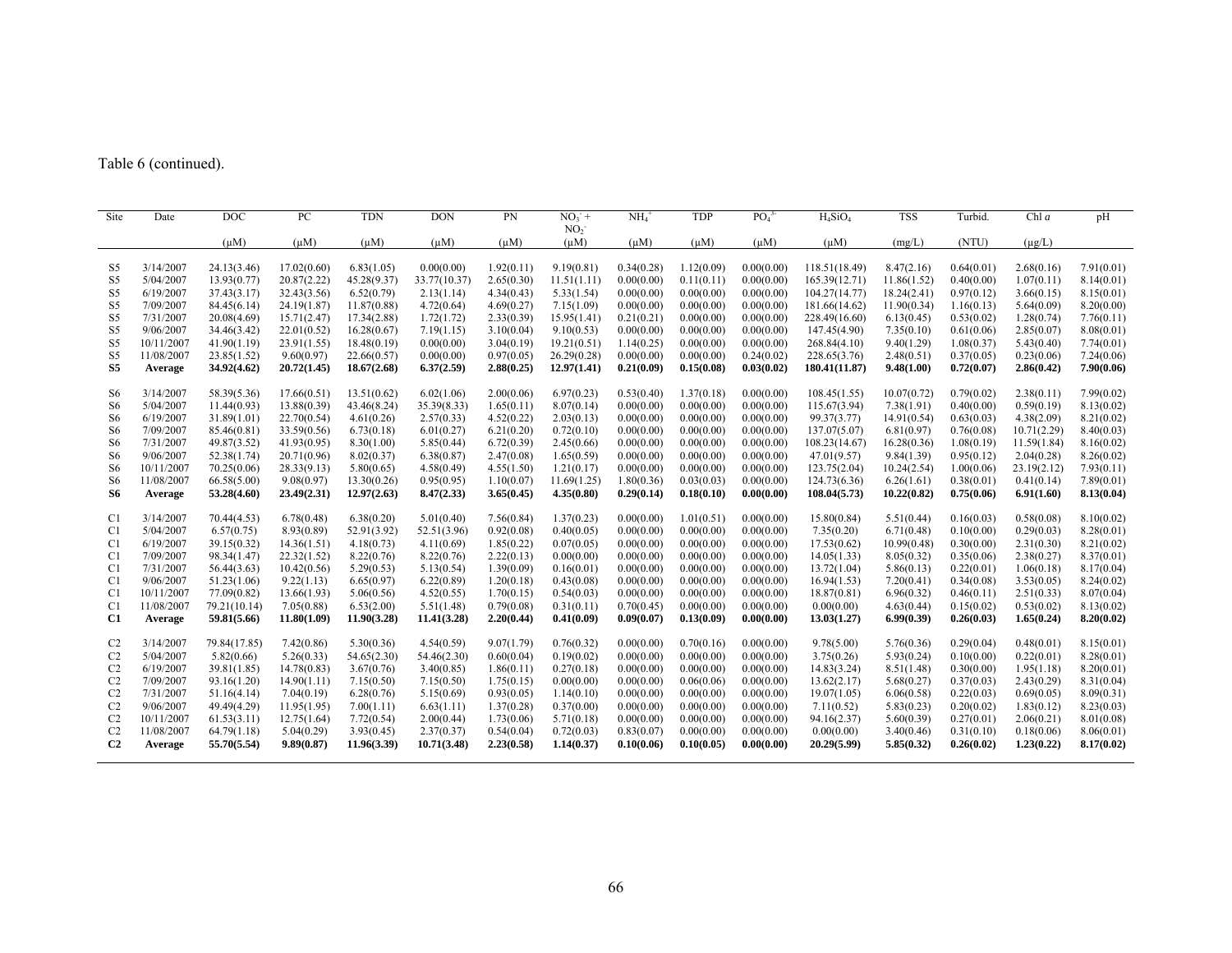Table 6 (continued).

| Site | Date | DOC | PC | TDN | DON | PN | $NO_3^-$ + $NO_2^-$ | $NH_4^+$ | TDP | $PO_4^{3-}$ | $H_4SiO_4$ | TSS | Turbid. | Chl *a* | pH |
|---|---|---|---|---|---|---|---|---|---|---|---|---|---|---|---|
| | | (μM) | (μM) | (μM) | (μM) | (μM) | (μM) | (μM) | (μM) | (μM) | (μM) | (mg/L) | (NTU) | (μg/L) | |
| S5 | 3/14/2007 | 24.13(3.46) | 17.02(0.60) | 6.83(1.05) | 0.00(0.00) | 1.92(0.11) | 9.19(0.81) | 0.34(0.28) | 1.12(0.09) | 0.00(0.00) | 118.51(18.49) | 8.47(2.16) | 0.64(0.01) | 2.68(0.16) | 7.91(0.01) |
| S5 | 5/04/2007 | 13.93(0.77) | 20.87(2.22) | 45.28(9.37) | 33.77(10.37) | 2.65(0.30) | 11.51(1.11) | 0.00(0.00) | 0.11(0.11) | 0.00(0.00) | 165.39(12.71) | 11.86(1.52) | 0.40(0.00) | 1.07(0.11) | 8.14(0.01) |
| S5 | 6/19/2007 | 37.43(3.17) | 32.43(3.56) | 6.52(0.79) | 2.13(1.14) | 4.34(0.43) | 5.33(1.54) | 0.00(0.00) | 0.00(0.00) | 0.00(0.00) | 104.27(14.77) | 18.24(2.41) | 0.97(0.12) | 3.66(0.15) | 8.15(0.01) |
| S5 | 7/09/2007 | 84.45(6.14) | 24.19(1.87) | 11.87(0.88) | 4.72(0.64) | 4.69(0.27) | 7.15(1.09) | 0.00(0.00) | 0.00(0.00) | 0.00(0.00) | 181.66(14.62) | 11.90(0.34) | 1.16(0.13) | 5.64(0.09) | 8.20(0.00) |
| S5 | 7/31/2007 | 20.08(4.69) | 15.71(2.47) | 17.34(2.88) | 1.72(1.72) | 2.33(0.39) | 15.95(1.41) | 0.21(0.21) | 0.00(0.00) | 0.00(0.00) | 228.49(16.60) | 6.13(0.45) | 0.53(0.02) | 1.28(0.74) | 7.76(0.11) |
| S5 | 9/06/2007 | 34.46(3.42) | 22.01(0.52) | 16.28(0.67) | 7.19(1.15) | 3.10(0.04) | 9.10(0.53) | 0.00(0.00) | 0.00(0.00) | 0.00(0.00) | 147.45(4.90) | 7.35(0.10) | 0.61(0.06) | 2.85(0.07) | 8.08(0.01) |
| S5 | 10/11/2007 | 41.90(1.19) | 23.91(1.55) | 18.48(0.19) | 0.00(0.00) | 3.04(0.19) | 19.21(0.51) | 1.14(0.25) | 0.00(0.00) | 0.00(0.00) | 268.84(4.10) | 9.40(1.29) | 1.08(0.37) | 5.43(0.40) | 7.74(0.01) |
| S5 | 11/08/2007 | 23.85(1.52) | 9.60(0.97) | 22.66(0.57) | 0.00(0.00) | 0.97(0.05) | 26.29(0.28) | 0.00(0.00) | 0.00(0.00) | 0.24(0.02) | 228.65(3.76) | 2.48(0.51) | 0.37(0.05) | 0.23(0.06) | 7.24(0.06) |
| **S5** | **Average** | **34.92(4.62)** | **20.72(1.45)** | **18.67(2.68)** | **6.37(2.59)** | **2.88(0.25)** | **12.97(1.41)** | **0.21(0.09)** | **0.15(0.08)** | **0.03(0.02)** | **180.41(11.87)** | **9.48(1.00)** | **0.72(0.07)** | **2.86(0.42)** | **7.90(0.06)** |
| S6 | 3/14/2007 | 58.39(5.36) | 17.66(0.51) | 13.51(0.62) | 6.02(1.06) | 2.00(0.06) | 6.97(0.23) | 0.53(0.40) | 1.37(0.18) | 0.00(0.00) | 108.45(1.55) | 10.07(0.72) | 0.79(0.02) | 2.38(0.11) | 7.99(0.02) |
| S6 | 5/04/2007 | 11.44(0.93) | 13.88(0.39) | 43.46(8.24) | 35.39(8.33) | 1.65(0.11) | 8.07(0.14) | 0.00(0.00) | 0.00(0.00) | 0.00(0.00) | 115.67(3.94) | 7.38(1.91) | 0.40(0.00) | 0.59(0.19) | 8.13(0.02) |
| S6 | 6/19/2007 | 31.89(1.01) | 22.70(0.54) | 4.61(0.26) | 2.57(0.33) | 4.52(0.22) | 2.03(0.13) | 0.00(0.00) | 0.00(0.00) | 0.00(0.00) | 99.37(3.77) | 14.91(0.54) | 0.63(0.03) | 4.38(2.09) | 8.21(0.02) |
| S6 | 7/09/2007 | 85.46(0.81) | 33.59(0.56) | 6.73(0.18) | 6.01(0.27) | 6.21(0.20) | 0.72(0.10) | 0.00(0.00) | 0.00(0.00) | 0.00(0.00) | 137.07(5.07) | 6.81(0.97) | 0.76(0.08) | 10.71(2.29) | 8.40(0.03) |
| S6 | 7/31/2007 | 49.87(3.52) | 41.93(0.95) | 8.30(1.00) | 5.85(0.44) | 6.72(0.39) | 2.45(0.66) | 0.00(0.00) | 0.00(0.00) | 0.00(0.00) | 108.23(14.67) | 16.28(0.36) | 1.08(0.19) | 11.59(1.84) | 8.16(0.02) |
| S6 | 9/06/2007 | 52.38(1.74) | 20.71(0.96) | 8.02(0.37) | 6.38(0.87) | 2.47(0.08) | 1.65(0.59) | 0.00(0.00) | 0.00(0.00) | 0.00(0.00) | 47.01(9.57) | 9.84(1.39) | 0.95(0.12) | 2.04(0.28) | 8.26(0.02) |
| S6 | 10/11/2007 | 70.25(0.06) | 28.33(9.13) | 5.80(0.65) | 4.58(0.49) | 4.55(1.50) | 1.21(0.17) | 0.00(0.00) | 0.00(0.00) | 0.00(0.00) | 123.75(2.04) | 10.24(2.54) | 1.00(0.06) | 23.19(2.12) | 7.93(0.11) |
| S6 | 11/08/2007 | 66.58(5.00) | 9.08(0.97) | 13.30(0.26) | 0.95(0.95) | 1.10(0.07) | 11.69(1.25) | 1.80(0.36) | 0.03(0.03) | 0.00(0.00) | 124.73(6.36) | 6.26(1.61) | 0.38(0.01) | 0.41(0.14) | 7.89(0.01) |
| **S6** | **Average** | **53.28(4.60)** | **23.49(2.31)** | **12.97(2.63)** | **8.47(2.33)** | **3.65(0.45)** | **4.35(0.80)** | **0.29(0.14)** | **0.18(0.10)** | **0.00(0.00)** | **108.04(5.73)** | **10.22(0.82)** | **0.75(0.06)** | **6.91(1.60)** | **8.13(0.04)** |
| C1 | 3/14/2007 | 70.44(4.53) | 6.78(0.48) | 6.38(0.20) | 5.01(0.40) | 7.56(0.84) | 1.37(0.23) | 0.00(0.00) | 1.01(0.51) | 0.00(0.00) | 15.80(0.84) | 5.51(0.44) | 0.16(0.03) | 0.58(0.08) | 8.10(0.02) |
| C1 | 5/04/2007 | 6.57(0.75) | 8.93(0.89) | 52.91(3.92) | 52.51(3.96) | 0.92(0.08) | 0.40(0.05) | 0.00(0.00) | 0.00(0.00) | 0.00(0.00) | 7.35(0.20) | 6.71(0.48) | 0.10(0.00) | 0.29(0.03) | 8.28(0.01) |
| C1 | 6/19/2007 | 39.15(0.32) | 14.36(1.51) | 4.18(0.73) | 4.11(0.69) | 1.85(0.22) | 0.07(0.05) | 0.00(0.00) | 0.00(0.00) | 0.00(0.00) | 17.53(0.62) | 10.99(0.48) | 0.30(0.00) | 2.31(0.30) | 8.21(0.02) |
| C1 | 7/09/2007 | 98.34(1.47) | 22.32(1.52) | 8.22(0.76) | 8.22(0.76) | 2.22(0.13) | 0.00(0.00) | 0.00(0.00) | 0.00(0.00) | 0.00(0.00) | 14.05(1.33) | 8.05(0.32) | 0.35(0.06) | 2.38(0.27) | 8.37(0.01) |
| C1 | 7/31/2007 | 56.44(3.63) | 10.42(0.56) | 5.29(0.53) | 5.13(0.54) | 1.39(0.09) | 0.16(0.01) | 0.00(0.00) | 0.00(0.00) | 0.00(0.00) | 13.72(1.04) | 5.86(0.13) | 0.22(0.01) | 1.06(0.18) | 8.17(0.04) |
| C1 | 9/06/2007 | 51.23(1.06) | 9.22(1.13) | 6.65(0.97) | 6.22(0.89) | 1.20(0.18) | 0.43(0.08) | 0.00(0.00) | 0.00(0.00) | 0.00(0.00) | 16.94(1.53) | 7.20(0.41) | 0.34(0.08) | 3.53(0.05) | 8.24(0.02) |
| C1 | 10/11/2007 | 77.09(0.82) | 13.66(1.93) | 5.06(0.56) | 4.52(0.55) | 1.70(0.15) | 0.54(0.03) | 0.00(0.00) | 0.00(0.00) | 0.00(0.00) | 18.87(0.81) | 6.96(0.32) | 0.46(0.11) | 2.51(0.33) | 8.07(0.04) |
| C1 | 11/08/2007 | 79.21(10.14) | 7.05(0.88) | 6.53(2.00) | 5.51(1.48) | 0.79(0.08) | 0.31(0.11) | 0.70(0.45) | 0.00(0.00) | 0.00(0.00) | 0.00(0.00) | 4.63(0.44) | 0.15(0.02) | 0.53(0.02) | 8.13(0.02) |
| **C1** | **Average** | **59.81(5.66)** | **11.80(1.09)** | **11.90(3.28)** | **11.41(3.28)** | **2.20(0.44)** | **0.41(0.09)** | **0.09(0.07)** | **0.13(0.09)** | **0.00(0.00)** | **13.03(1.27)** | **6.99(0.39)** | **0.26(0.03)** | **1.65(0.24)** | **8.20(0.02)** |
| C2 | 3/14/2007 | 79.84(17.85) | 7.42(0.86) | 5.30(0.36) | 4.54(0.59) | 9.07(1.79) | 0.76(0.32) | 0.00(0.00) | 0.70(0.16) | 0.00(0.00) | 9.78(5.00) | 5.76(0.36) | 0.29(0.04) | 0.48(0.01) | 8.15(0.01) |
| C2 | 5/04/2007 | 5.82(0.66) | 5.26(0.33) | 54.65(2.30) | 54.46(2.30) | 0.60(0.04) | 0.19(0.02) | 0.00(0.00) | 0.00(0.00) | 0.00(0.00) | 3.75(0.26) | 5.93(0.24) | 0.10(0.00) | 0.22(0.01) | 8.28(0.01) |
| C2 | 6/19/2007 | 39.81(1.85) | 14.78(0.83) | 3.67(0.76) | 3.40(0.85) | 1.86(0.11) | 0.27(0.18) | 0.00(0.00) | 0.00(0.00) | 0.00(0.00) | 14.83(3.24) | 8.51(1.48) | 0.30(0.00) | 1.95(1.18) | 8.20(0.01) |
| C2 | 7/09/2007 | 93.16(1.20) | 14.90(1.11) | 7.15(0.50) | 7.15(0.50) | 1.75(0.15) | 0.00(0.00) | 0.00(0.00) | 0.06(0.06) | 0.00(0.00) | 13.62(2.17) | 5.68(0.27) | 0.37(0.03) | 2.43(0.29) | 8.31(0.04) |
| C2 | 7/31/2007 | 51.16(4.14) | 7.04(0.19) | 6.28(0.76) | 5.15(0.69) | 0.93(0.05) | 1.14(0.10) | 0.00(0.00) | 0.00(0.00) | 0.00(0.00) | 19.07(1.05) | 6.06(0.58) | 0.22(0.03) | 0.69(0.05) | 8.09(0.31) |
| C2 | 9/06/2007 | 49.49(4.29) | 11.95(1.95) | 7.00(1.11) | 6.63(1.11) | 1.37(0.28) | 0.37(0.00) | 0.00(0.00) | 0.00(0.00) | 0.00(0.00) | 7.11(0.52) | 5.83(0.23) | 0.20(0.02) | 1.83(0.12) | 8.23(0.03) |
| C2 | 10/11/2007 | 61.53(3.11) | 12.75(1.64) | 7.72(0.54) | 2.00(0.44) | 1.73(0.06) | 5.71(0.18) | 0.00(0.00) | 0.00(0.00) | 0.00(0.00) | 94.16(2.37) | 5.60(0.39) | 0.27(0.01) | 2.06(0.21) | 8.01(0.08) |
| C2 | 11/08/2007 | 64.79(1.18) | 5.04(0.29) | 3.93(0.45) | 2.37(0.37) | 0.54(0.04) | 0.72(0.03) | 0.83(0.07) | 0.00(0.00) | 0.00(0.00) | 0.00(0.00) | 3.40(0.46) | 0.31(0.10) | 0.18(0.06) | 8.06(0.01) |
| **C2** | **Average** | **55.70(5.54)** | **9.89(0.87)** | **11.96(3.39)** | **10.71(3.48)** | **2.23(0.58)** | **1.14(0.37)** | **0.10(0.06)** | **0.10(0.05)** | **0.00(0.00)** | **20.29(5.99)** | **5.85(0.32)** | **0.26(0.02)** | **1.23(0.22)** | **8.17(0.02)** |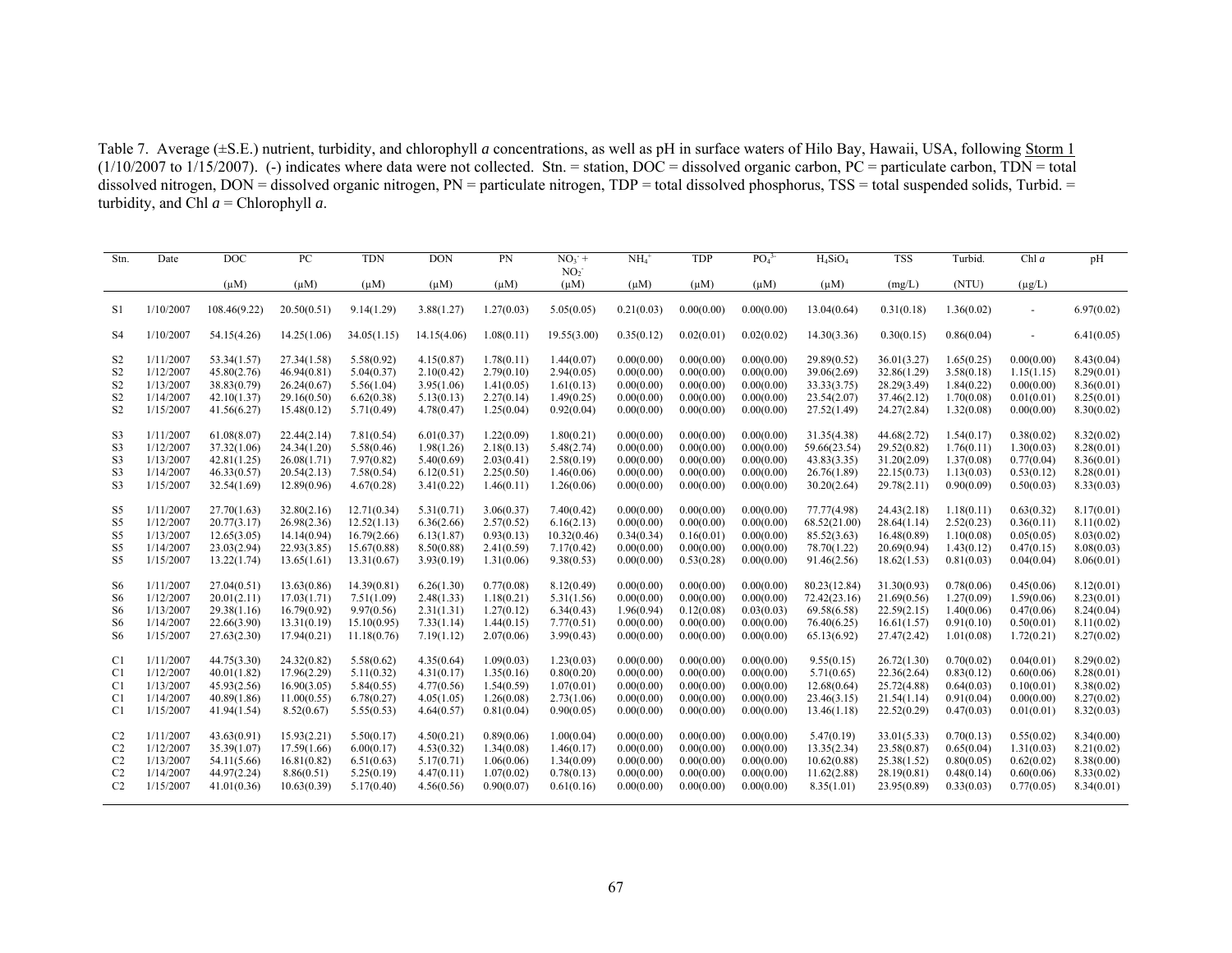Table 7. Average (±S.E.) nutrient, turbidity, and chlorophyll *a* concentrations, as well as pH in surface waters of Hilo Bay, Hawaii, USA, following Storm 1 (1/10/2007 to 1/15/2007). (-) indicates where data were not collected. Stn. = station, DOC = dissolved organic carbon, PC = particulate carbon, TDN = total dissolved nitrogen, DON = dissolved organic nitrogen, PN = particulate nitrogen, TDP = total dissolved phosphorus, TSS = total suspended solids, Turbid. = turbidity, and Chl *a* = Chlorophyll *a*.

| Stn. | Date | DOC | PC | TDN | DON | PN | $NO_3^- + NO_2^-$ | $NH_4^+$ | TDP | $PO_4^{3-}$ | $H_4SiO_4$ | TSS | Turbid. | Chl *a* | pH |
|---|---|---|---|---|---|---|---|---|---|---|---|---|---|---|---|
| | | (μM) | (μM) | (μM) | (μM) | (μM) | (μM) | (μM) | (μM) | (μM) | (μM) | (mg/L) | (NTU) | (μg/L) | |
| S1 | 1/10/2007 | 108.46(9.22) | 20.50(0.51) | 9.14(1.29) | 3.88(1.27) | 1.27(0.03) | 5.05(0.05) | 0.21(0.03) | 0.00(0.00) | 0.00(0.00) | 13.04(0.64) | 0.31(0.18) | 1.36(0.02) | - | 6.97(0.02) |
| S4 | 1/10/2007 | 54.15(4.26) | 14.25(1.06) | 34.05(1.15) | 14.15(4.06) | 1.08(0.11) | 19.55(3.00) | 0.35(0.12) | 0.02(0.01) | 0.02(0.02) | 14.30(3.36) | 0.30(0.15) | 0.86(0.04) | - | 6.41(0.05) |
| S2 | 1/11/2007 | 53.34(1.57) | 27.34(1.58) | 5.58(0.92) | 4.15(0.87) | 1.78(0.11) | 1.44(0.07) | 0.00(0.00) | 0.00(0.00) | 0.00(0.00) | 29.89(0.52) | 36.01(3.27) | 1.65(0.25) | 0.00(0.00) | 8.43(0.04) |
| S2 | 1/12/2007 | 45.80(2.76) | 46.94(0.81) | 5.04(0.37) | 2.10(0.42) | 2.79(0.10) | 2.94(0.05) | 0.00(0.00) | 0.00(0.00) | 0.00(0.00) | 39.06(2.69) | 32.86(1.29) | 3.58(0.18) | 1.15(1.15) | 8.29(0.01) |
| S2 | 1/13/2007 | 38.83(0.79) | 26.24(0.67) | 5.56(1.04) | 3.95(1.06) | 1.41(0.05) | 1.61(0.13) | 0.00(0.00) | 0.00(0.00) | 0.00(0.00) | 33.33(3.75) | 28.29(3.49) | 1.84(0.22) | 0.00(0.00) | 8.36(0.01) |
| S2 | 1/14/2007 | 42.10(1.37) | 29.16(0.50) | 6.62(0.38) | 5.13(0.13) | 2.27(0.14) | 1.49(0.25) | 0.00(0.00) | 0.00(0.00) | 0.00(0.00) | 23.54(2.07) | 37.46(2.12) | 1.70(0.08) | 0.01(0.01) | 8.25(0.01) |
| S2 | 1/15/2007 | 41.56(6.27) | 15.48(0.12) | 5.71(0.49) | 4.78(0.47) | 1.25(0.04) | 0.92(0.04) | 0.00(0.00) | 0.00(0.00) | 0.00(0.00) | 27.52(1.49) | 24.27(2.84) | 1.32(0.08) | 0.00(0.00) | 8.30(0.02) |
| S3 | 1/11/2007 | 61.08(8.07) | 22.44(2.14) | 7.81(0.54) | 6.01(0.37) | 1.22(0.09) | 1.80(0.21) | 0.00(0.00) | 0.00(0.00) | 0.00(0.00) | 31.35(4.38) | 44.68(2.72) | 1.54(0.17) | 0.38(0.02) | 8.32(0.02) |
| S3 | 1/12/2007 | 37.32(1.06) | 24.34(1.20) | 5.58(0.46) | 1.98(1.26) | 2.18(0.13) | 5.48(2.74) | 0.00(0.00) | 0.00(0.00) | 0.00(0.00) | 59.66(23.54) | 29.52(0.82) | 1.76(0.11) | 1.30(0.03) | 8.28(0.01) |
| S3 | 1/13/2007 | 42.81(1.25) | 26.08(1.71) | 7.97(0.82) | 5.40(0.69) | 2.03(0.41) | 2.58(0.19) | 0.00(0.00) | 0.00(0.00) | 0.00(0.00) | 43.83(3.35) | 31.20(2.09) | 1.37(0.08) | 0.77(0.04) | 8.36(0.01) |
| S3 | 1/14/2007 | 46.33(0.57) | 20.54(2.13) | 7.58(0.54) | 6.12(0.51) | 2.25(0.50) | 1.46(0.06) | 0.00(0.00) | 0.00(0.00) | 0.00(0.00) | 26.76(1.89) | 22.15(0.73) | 1.13(0.03) | 0.53(0.12) | 8.28(0.01) |
| S3 | 1/15/2007 | 32.54(1.69) | 12.89(0.96) | 4.67(0.28) | 3.41(0.22) | 1.46(0.11) | 1.26(0.06) | 0.00(0.00) | 0.00(0.00) | 0.00(0.00) | 30.20(2.64) | 29.78(2.11) | 0.90(0.09) | 0.50(0.03) | 8.33(0.03) |
| S5 | 1/11/2007 | 27.70(1.63) | 32.80(2.16) | 12.71(0.34) | 5.31(0.71) | 3.06(0.37) | 7.40(0.42) | 0.00(0.00) | 0.00(0.00) | 0.00(0.00) | 77.77(4.98) | 24.43(2.18) | 1.18(0.11) | 0.63(0.32) | 8.17(0.01) |
| S5 | 1/12/2007 | 20.77(3.17) | 26.98(2.36) | 12.52(1.13) | 6.36(2.66) | 2.57(0.52) | 6.16(2.13) | 0.00(0.00) | 0.00(0.00) | 0.00(0.00) | 68.52(21.00) | 28.64(1.14) | 2.52(0.23) | 0.36(0.11) | 8.11(0.02) |
| S5 | 1/13/2007 | 12.65(3.05) | 14.14(0.94) | 16.79(2.66) | 6.13(1.87) | 0.93(0.13) | 10.32(0.46) | 0.34(0.34) | 0.16(0.01) | 0.00(0.00) | 85.52(3.63) | 16.48(0.89) | 1.10(0.08) | 0.05(0.05) | 8.03(0.02) |
| S5 | 1/14/2007 | 23.03(2.94) | 22.93(3.85) | 15.67(0.88) | 8.50(0.88) | 2.41(0.59) | 7.17(0.42) | 0.00(0.00) | 0.00(0.00) | 0.00(0.00) | 78.70(1.22) | 20.69(0.94) | 1.43(0.12) | 0.47(0.15) | 8.08(0.03) |
| S5 | 1/15/2007 | 13.22(1.74) | 13.65(1.61) | 13.31(0.67) | 3.93(0.19) | 1.31(0.06) | 9.38(0.53) | 0.00(0.00) | 0.53(0.28) | 0.00(0.00) | 91.46(2.56) | 18.62(1.53) | 0.81(0.03) | 0.04(0.04) | 8.06(0.01) |
| S6 | 1/11/2007 | 27.04(0.51) | 13.63(0.86) | 14.39(0.81) | 6.26(1.30) | 0.77(0.08) | 8.12(0.49) | 0.00(0.00) | 0.00(0.00) | 0.00(0.00) | 80.23(12.84) | 31.30(0.93) | 0.78(0.06) | 0.45(0.06) | 8.12(0.01) |
| S6 | 1/12/2007 | 20.01(2.11) | 17.03(1.71) | 7.51(1.09) | 2.48(1.33) | 1.18(0.21) | 5.31(1.56) | 0.00(0.00) | 0.00(0.00) | 0.00(0.00) | 72.42(23.16) | 21.69(0.56) | 1.27(0.09) | 1.59(0.06) | 8.23(0.01) |
| S6 | 1/13/2007 | 29.38(1.16) | 16.79(0.92) | 9.97(0.56) | 2.31(1.31) | 1.27(0.12) | 6.34(0.43) | 1.96(0.94) | 0.12(0.08) | 0.03(0.03) | 69.58(6.58) | 22.59(2.15) | 1.40(0.06) | 0.47(0.06) | 8.24(0.04) |
| S6 | 1/14/2007 | 22.66(3.90) | 13.31(0.19) | 15.10(0.95) | 7.33(1.14) | 1.44(0.15) | 7.77(0.51) | 0.00(0.00) | 0.00(0.00) | 0.00(0.00) | 76.40(6.25) | 16.61(1.57) | 0.91(0.10) | 0.50(0.01) | 8.11(0.02) |
| S6 | 1/15/2007 | 27.63(2.30) | 17.94(0.21) | 11.18(0.76) | 7.19(1.12) | 2.07(0.06) | 3.99(0.43) | 0.00(0.00) | 0.00(0.00) | 0.00(0.00) | 65.13(6.92) | 27.47(2.42) | 1.01(0.08) | 1.72(0.21) | 8.27(0.02) |
| C1 | 1/11/2007 | 44.75(3.30) | 24.32(0.82) | 5.58(0.62) | 4.35(0.64) | 1.09(0.03) | 1.23(0.03) | 0.00(0.00) | 0.00(0.00) | 0.00(0.00) | 9.55(0.15) | 26.72(1.30) | 0.70(0.02) | 0.04(0.01) | 8.29(0.02) |
| C1 | 1/12/2007 | 40.01(1.82) | 17.96(2.29) | 5.11(0.32) | 4.31(0.17) | 1.35(0.16) | 0.80(0.20) | 0.00(0.00) | 0.00(0.00) | 0.00(0.00) | 5.71(0.65) | 22.36(2.64) | 0.83(0.12) | 0.60(0.06) | 8.28(0.01) |
| C1 | 1/13/2007 | 45.93(2.56) | 16.90(3.05) | 5.84(0.55) | 4.77(0.56) | 1.54(0.59) | 1.07(0.01) | 0.00(0.00) | 0.00(0.00) | 0.00(0.00) | 12.68(0.64) | 25.72(4.88) | 0.64(0.03) | 0.10(0.01) | 8.38(0.02) |
| C1 | 1/14/2007 | 40.89(1.86) | 11.00(0.55) | 6.78(0.27) | 4.05(1.05) | 1.26(0.08) | 2.73(1.06) | 0.00(0.00) | 0.00(0.00) | 0.00(0.00) | 23.46(3.15) | 21.54(1.14) | 0.91(0.04) | 0.00(0.00) | 8.27(0.02) |
| C1 | 1/15/2007 | 41.94(1.54) | 8.52(0.67) | 5.55(0.53) | 4.64(0.57) | 0.81(0.04) | 0.90(0.05) | 0.00(0.00) | 0.00(0.00) | 0.00(0.00) | 13.46(1.18) | 22.52(0.29) | 0.47(0.03) | 0.01(0.01) | 8.32(0.03) |
| C2 | 1/11/2007 | 43.63(0.91) | 15.93(2.21) | 5.50(0.17) | 4.50(0.21) | 0.89(0.06) | 1.00(0.04) | 0.00(0.00) | 0.00(0.00) | 0.00(0.00) | 5.47(0.19) | 33.01(5.33) | 0.70(0.13) | 0.55(0.02) | 8.34(0.00) |
| C2 | 1/12/2007 | 35.39(1.07) | 17.59(1.66) | 6.00(0.17) | 4.53(0.32) | 1.34(0.08) | 1.46(0.17) | 0.00(0.00) | 0.00(0.00) | 0.00(0.00) | 13.35(2.34) | 23.58(0.87) | 0.65(0.04) | 1.31(0.03) | 8.21(0.02) |
| C2 | 1/13/2007 | 54.11(5.66) | 16.81(0.82) | 6.51(0.63) | 5.17(0.71) | 1.06(0.06) | 1.34(0.09) | 0.00(0.00) | 0.00(0.00) | 0.00(0.00) | 10.62(0.88) | 25.38(1.52) | 0.80(0.05) | 0.62(0.02) | 8.38(0.00) |
| C2 | 1/14/2007 | 44.97(2.24) | 8.86(0.51) | 5.25(0.19) | 4.47(0.11) | 1.07(0.02) | 0.78(0.13) | 0.00(0.00) | 0.00(0.00) | 0.00(0.00) | 11.62(2.88) | 28.19(0.81) | 0.48(0.14) | 0.60(0.06) | 8.33(0.02) |
| C2 | 1/15/2007 | 41.01(0.36) | 10.63(0.39) | 5.17(0.40) | 4.56(0.56) | 0.90(0.07) | 0.61(0.16) | 0.00(0.00) | 0.00(0.00) | 0.00(0.00) | 8.35(1.01) | 23.95(0.89) | 0.33(0.03) | 0.77(0.05) | 8.34(0.01) |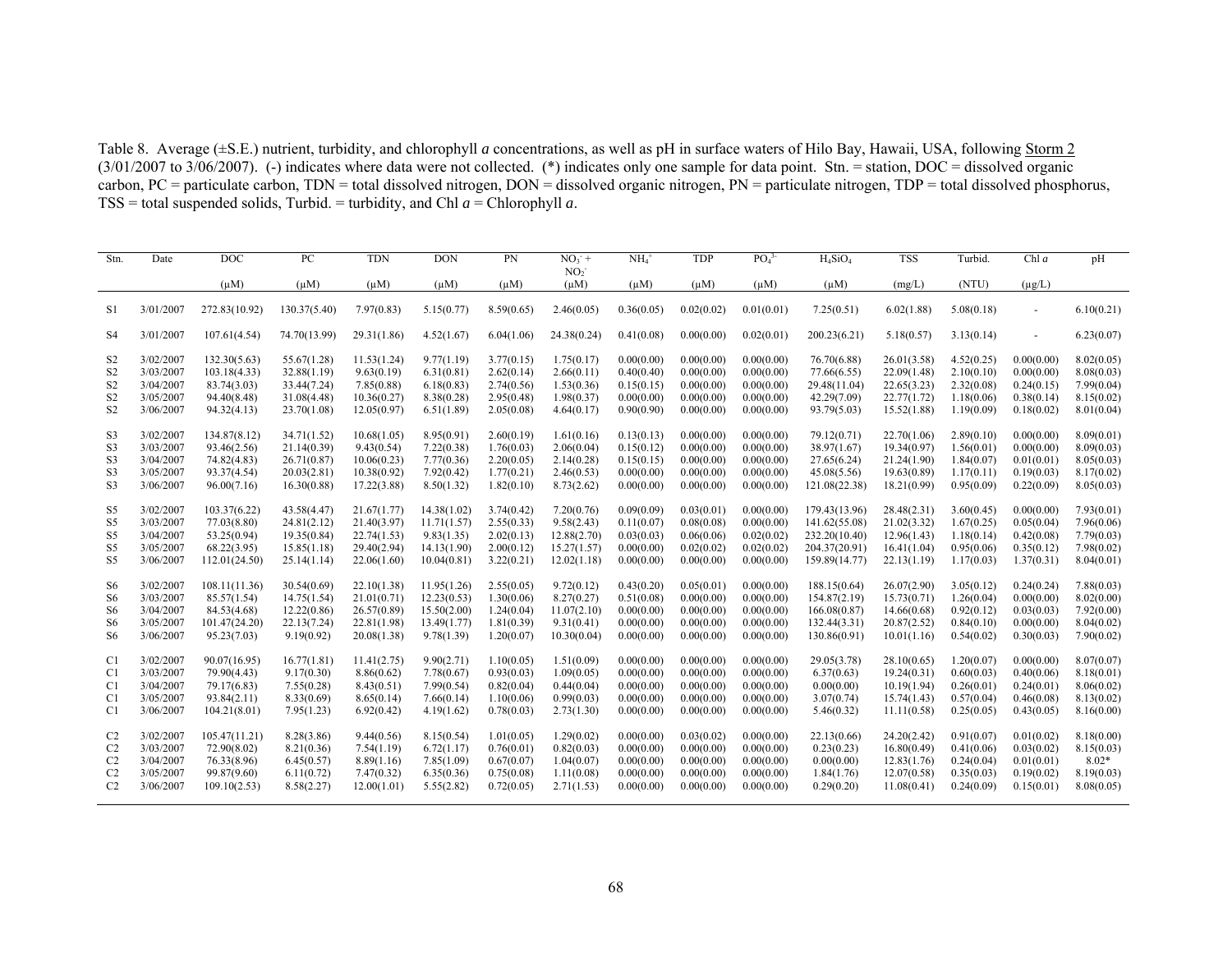Table 8. Average (±S.E.) nutrient, turbidity, and chlorophyll *a* concentrations, as well as pH in surface waters of Hilo Bay, Hawaii, USA, following Storm 2 (3/01/2007 to 3/06/2007). (-) indicates where data were not collected. (*) indicates only one sample for data point. Stn. = station, DOC = dissolved organic carbon, PC = particulate carbon, TDN = total dissolved nitrogen, DON = dissolved organic nitrogen, PN = particulate nitrogen, TDP = total dissolved phosphorus, TSS = total suspended solids, Turbid. = turbidity, and Chl *a* = Chlorophyll *a*.

| Stn. | Date | DOC (μM) | PC (μM) | TDN (μM) | DON (μM) | PN (μM) | $NO_3^-$ + $NO_2^-$ (μM) | $NH_4^+$ (μM) | TDP (μM) | $PO_4^{3-}$ (μM) | $H_4SiO_4$ (μM) | TSS (mg/L) | Turbid. (NTU) | Chl *a* (μg/L) | pH |
|---|---|---|---|---|---|---|---|---|---|---|---|---|---|---|---|
| S1 | 3/01/2007 | 272.83(10.92) | 130.37(5.40) | 7.97(0.83) | 5.15(0.77) | 8.59(0.65) | 2.46(0.05) | 0.36(0.05) | 0.02(0.02) | 0.01(0.01) | 7.25(0.51) | 6.02(1.88) | 5.08(0.18) | - | 6.10(0.21) |
| S4 | 3/01/2007 | 107.61(4.54) | 74.70(13.99) | 29.31(1.86) | 4.52(1.67) | 6.04(1.06) | 24.38(0.24) | 0.41(0.08) | 0.00(0.00) | 0.02(0.01) | 200.23(6.21) | 5.18(0.57) | 3.13(0.14) | - | 6.23(0.07) |
| S2 | 3/02/2007 | 132.30(5.63) | 55.67(1.28) | 11.53(1.24) | 9.77(1.19) | 3.77(0.15) | 1.75(0.17) | 0.00(0.00) | 0.00(0.00) | 0.00(0.00) | 76.70(6.88) | 26.01(3.58) | 4.52(0.25) | 0.00(0.00) | 8.02(0.05) |
| S2 | 3/03/2007 | 103.18(4.33) | 32.88(1.19) | 9.63(0.19) | 6.31(0.81) | 2.62(0.14) | 2.66(0.11) | 0.40(0.40) | 0.00(0.00) | 0.00(0.00) | 77.66(6.55) | 22.09(1.48) | 2.10(0.10) | 0.00(0.00) | 8.08(0.03) |
| S2 | 3/04/2007 | 83.74(3.03) | 33.44(7.24) | 7.85(0.88) | 6.18(0.83) | 2.74(0.56) | 1.53(0.36) | 0.15(0.15) | 0.00(0.00) | 0.00(0.00) | 29.48(11.04) | 22.65(3.23) | 2.32(0.08) | 0.24(0.15) | 7.99(0.04) |
| S2 | 3/05/2007 | 94.40(8.48) | 31.08(4.48) | 10.36(0.27) | 8.38(0.28) | 2.95(0.48) | 1.98(0.37) | 0.00(0.00) | 0.00(0.00) | 0.00(0.00) | 42.29(7.09) | 22.77(1.72) | 1.18(0.06) | 0.38(0.14) | 8.15(0.02) |
| S2 | 3/06/2007 | 94.32(4.13) | 23.70(1.08) | 12.05(0.97) | 6.51(1.89) | 2.05(0.08) | 4.64(0.17) | 0.90(0.90) | 0.00(0.00) | 0.00(0.00) | 93.79(5.03) | 15.52(1.88) | 1.19(0.09) | 0.18(0.02) | 8.01(0.04) |
| S3 | 3/02/2007 | 134.87(8.12) | 34.71(1.52) | 10.68(1.05) | 8.95(0.91) | 2.60(0.19) | 1.61(0.16) | 0.13(0.13) | 0.00(0.00) | 0.00(0.00) | 79.12(0.71) | 22.70(1.06) | 2.89(0.10) | 0.00(0.00) | 8.09(0.01) |
| S3 | 3/03/2007 | 93.46(2.56) | 21.14(0.39) | 9.43(0.54) | 7.22(0.38) | 1.76(0.03) | 2.06(0.04) | 0.15(0.12) | 0.00(0.00) | 0.00(0.00) | 38.97(1.67) | 19.34(0.97) | 1.56(0.01) | 0.00(0.00) | 8.09(0.03) |
| S3 | 3/04/2007 | 74.82(4.83) | 26.71(0.87) | 10.06(0.23) | 7.77(0.36) | 2.20(0.05) | 2.14(0.28) | 0.15(0.15) | 0.00(0.00) | 0.00(0.00) | 27.65(6.24) | 21.24(1.90) | 1.84(0.07) | 0.01(0.01) | 8.05(0.03) |
| S3 | 3/05/2007 | 93.37(4.54) | 20.03(2.81) | 10.38(0.92) | 7.92(0.42) | 1.77(0.21) | 2.46(0.53) | 0.00(0.00) | 0.00(0.00) | 0.00(0.00) | 45.08(5.56) | 19.63(0.89) | 1.17(0.11) | 0.19(0.03) | 8.17(0.02) |
| S3 | 3/06/2007 | 96.00(7.16) | 16.30(0.88) | 17.22(3.88) | 8.50(1.32) | 1.82(0.10) | 8.73(2.62) | 0.00(0.00) | 0.00(0.00) | 0.00(0.00) | 121.08(22.38) | 18.21(0.99) | 0.95(0.09) | 0.22(0.09) | 8.05(0.03) |
| S5 | 3/02/2007 | 103.37(6.22) | 43.58(4.47) | 21.67(1.77) | 14.38(1.02) | 3.74(0.42) | 7.20(0.76) | 0.09(0.09) | 0.03(0.01) | 0.00(0.00) | 179.43(13.96) | 28.48(2.31) | 3.60(0.45) | 0.00(0.00) | 7.93(0.01) |
| S5 | 3/03/2007 | 77.03(8.80) | 24.81(2.12) | 21.40(3.97) | 11.71(1.57) | 2.55(0.33) | 9.58(2.43) | 0.11(0.07) | 0.08(0.08) | 0.00(0.00) | 141.62(55.08) | 21.02(3.32) | 1.67(0.25) | 0.05(0.04) | 7.96(0.06) |
| S5 | 3/04/2007 | 53.25(0.94) | 19.35(0.84) | 22.74(1.53) | 9.83(1.35) | 2.02(0.13) | 12.88(2.70) | 0.03(0.03) | 0.06(0.06) | 0.02(0.02) | 232.20(10.40) | 12.96(1.43) | 1.18(0.14) | 0.42(0.08) | 7.79(0.03) |
| S5 | 3/05/2007 | 68.22(3.95) | 15.85(1.18) | 29.40(2.94) | 14.13(1.90) | 2.00(0.12) | 15.27(1.57) | 0.00(0.00) | 0.02(0.02) | 0.02(0.02) | 204.37(20.91) | 16.41(1.04) | 0.95(0.06) | 0.35(0.12) | 7.98(0.02) |
| S5 | 3/06/2007 | 112.01(24.50) | 25.14(1.14) | 22.06(1.60) | 10.04(0.81) | 3.22(0.21) | 12.02(1.18) | 0.00(0.00) | 0.00(0.00) | 0.00(0.00) | 159.89(14.77) | 22.13(1.19) | 1.17(0.03) | 1.37(0.31) | 8.04(0.01) |
| S6 | 3/02/2007 | 108.11(11.36) | 30.54(0.69) | 22.10(1.38) | 11.95(1.26) | 2.55(0.05) | 9.72(0.12) | 0.43(0.20) | 0.05(0.01) | 0.00(0.00) | 188.15(0.64) | 26.07(2.90) | 3.05(0.12) | 0.24(0.24) | 7.88(0.03) |
| S6 | 3/03/2007 | 85.57(1.54) | 14.75(1.54) | 21.01(0.71) | 12.23(0.53) | 1.30(0.06) | 8.27(0.27) | 0.51(0.08) | 0.00(0.00) | 0.00(0.00) | 154.87(2.19) | 15.73(0.71) | 1.26(0.04) | 0.00(0.00) | 8.02(0.00) |
| S6 | 3/04/2007 | 84.53(4.68) | 12.22(0.86) | 26.57(0.89) | 15.50(2.00) | 1.24(0.04) | 11.07(2.10) | 0.00(0.00) | 0.00(0.00) | 0.00(0.00) | 166.08(0.87) | 14.66(0.68) | 0.92(0.12) | 0.03(0.03) | 7.92(0.00) |
| S6 | 3/05/2007 | 101.47(24.20) | 22.13(7.24) | 22.81(1.98) | 13.49(1.77) | 1.81(0.39) | 9.31(0.41) | 0.00(0.00) | 0.00(0.00) | 0.00(0.00) | 132.44(3.31) | 20.87(2.52) | 0.84(0.10) | 0.00(0.00) | 8.04(0.02) |
| S6 | 3/06/2007 | 95.23(7.03) | 9.19(0.92) | 20.08(1.38) | 9.78(1.39) | 1.20(0.07) | 10.30(0.04) | 0.00(0.00) | 0.00(0.00) | 0.00(0.00) | 130.86(0.91) | 10.01(1.16) | 0.54(0.02) | 0.30(0.03) | 7.90(0.02) |
| C1 | 3/02/2007 | 90.07(16.95) | 16.77(1.81) | 11.41(2.75) | 9.90(2.71) | 1.10(0.05) | 1.51(0.09) | 0.00(0.00) | 0.00(0.00) | 0.00(0.00) | 29.05(3.78) | 28.10(0.65) | 1.20(0.07) | 0.00(0.00) | 8.07(0.07) |
| C1 | 3/03/2007 | 79.90(4.43) | 9.17(0.30) | 8.86(0.62) | 7.78(0.67) | 0.93(0.03) | 1.09(0.05) | 0.00(0.00) | 0.00(0.00) | 0.00(0.00) | 6.37(0.63) | 19.24(0.31) | 0.60(0.03) | 0.40(0.06) | 8.18(0.01) |
| C1 | 3/04/2007 | 79.17(6.83) | 7.55(0.28) | 8.43(0.51) | 7.99(0.54) | 0.82(0.04) | 0.44(0.04) | 0.00(0.00) | 0.00(0.00) | 0.00(0.00) | 0.00(0.00) | 10.19(1.94) | 0.26(0.01) | 0.24(0.01) | 8.06(0.02) |
| C1 | 3/05/2007 | 93.84(2.11) | 8.33(0.69) | 8.65(0.14) | 7.66(0.14) | 1.10(0.06) | 0.99(0.03) | 0.00(0.00) | 0.00(0.00) | 0.00(0.00) | 3.07(0.74) | 15.74(1.43) | 0.57(0.04) | 0.46(0.08) | 8.13(0.02) |
| C1 | 3/06/2007 | 104.21(8.01) | 7.95(1.23) | 6.92(0.42) | 4.19(1.62) | 0.78(0.03) | 2.73(1.30) | 0.00(0.00) | 0.00(0.00) | 0.00(0.00) | 5.46(0.32) | 11.11(0.58) | 0.25(0.05) | 0.43(0.05) | 8.16(0.00) |
| C2 | 3/02/2007 | 105.47(11.21) | 8.28(3.86) | 9.44(0.56) | 8.15(0.54) | 1.01(0.05) | 1.29(0.02) | 0.00(0.00) | 0.03(0.02) | 0.00(0.00) | 22.13(0.66) | 24.20(2.42) | 0.91(0.07) | 0.01(0.02) | 8.18(0.00) |
| C2 | 3/03/2007 | 72.90(8.02) | 8.21(0.36) | 7.54(1.19) | 6.72(1.17) | 0.76(0.01) | 0.82(0.03) | 0.00(0.00) | 0.00(0.00) | 0.00(0.00) | 0.23(0.23) | 16.80(0.49) | 0.41(0.06) | 0.03(0.02) | 8.15(0.03) |
| C2 | 3/04/2007 | 76.33(8.96) | 6.45(0.57) | 8.89(1.16) | 7.85(1.09) | 0.67(0.07) | 1.04(0.07) | 0.00(0.00) | 0.00(0.00) | 0.00(0.00) | 0.00(0.00) | 12.83(1.76) | 0.24(0.04) | 0.01(0.01) | 8.02* |
| C2 | 3/05/2007 | 99.87(9.60) | 6.11(0.72) | 7.47(0.32) | 6.35(0.36) | 0.75(0.08) | 1.11(0.08) | 0.00(0.00) | 0.00(0.00) | 0.00(0.00) | 1.84(1.76) | 12.07(0.58) | 0.35(0.03) | 0.19(0.02) | 8.19(0.03) |
| C2 | 3/06/2007 | 109.10(2.53) | 8.58(2.27) | 12.00(1.01) | 5.55(2.82) | 0.72(0.05) | 2.71(1.53) | 0.00(0.00) | 0.00(0.00) | 0.00(0.00) | 0.29(0.20) | 11.08(0.41) | 0.24(0.09) | 0.15(0.01) | 8.08(0.05) |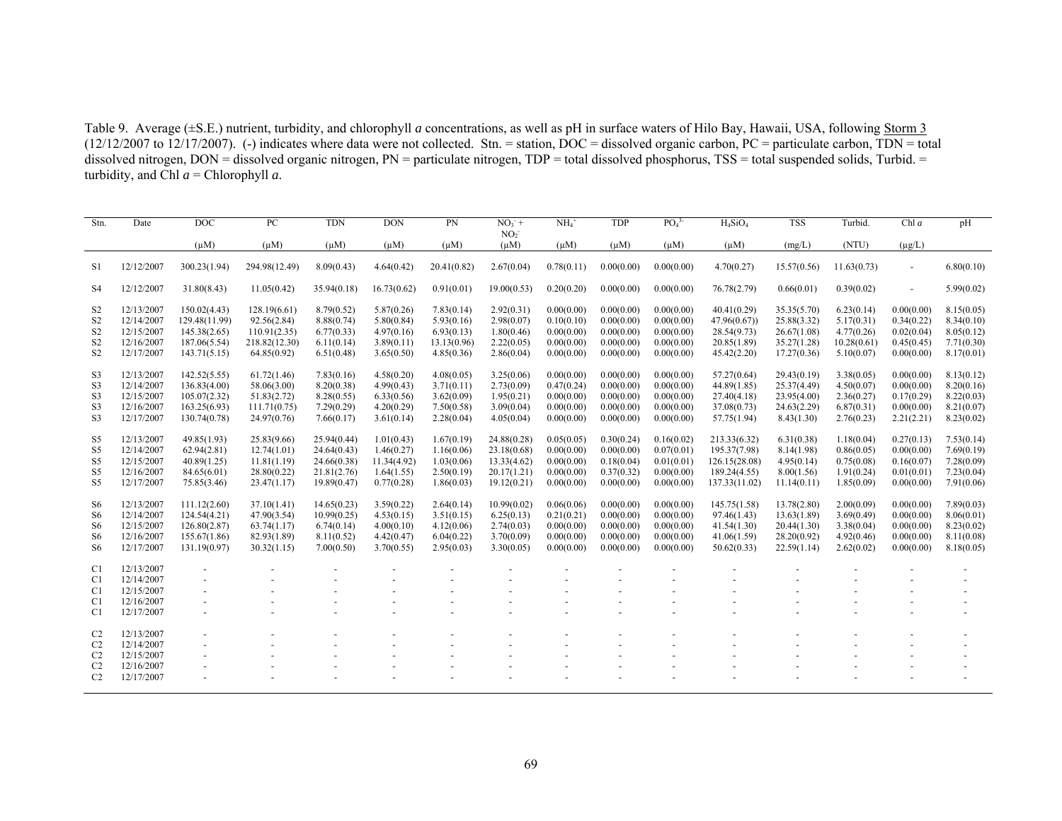Table 9. Average (±S.E.) nutrient, turbidity, and chlorophyll *a* concentrations, as well as pH in surface waters of Hilo Bay, Hawaii, USA, following Storm 3 (12/12/2007 to 12/17/2007). (-) indicates where data were not collected. Stn. = station, DOC = dissolved organic carbon, PC = particulate carbon, TDN = total dissolved nitrogen, DON = dissolved organic nitrogen, PN = particulate nitrogen, TDP = total dissolved phosphorus, TSS = total suspended solids, Turbid. = turbidity, and Chl *a* = Chlorophyll *a*.

| Stn. | Date | DOC (μM) | PC (μM) | TDN (μM) | DON (μM) | PN (μM) | $NO_3^-$ + $NO_2^-$ (μM) | $NH_4^+$ (μM) | TDP (μM) | $PO_4^{3-}$ (μM) | $H_4SiO_4$ (μM) | TSS (mg/L) | Turbid. (NTU) | Chl *a* (μg/L) | pH |
|---|---|---|---|---|---|---|---|---|---|---|---|---|---|---|---|
| S1 | 12/12/2007 | 300.23(1.94) | 294.98(12.49) | 8.09(0.43) | 4.64(0.42) | 20.41(0.82) | 2.67(0.04) | 0.78(0.11) | 0.00(0.00) | 0.00(0.00) | 4.70(0.27) | 15.57(0.56) | 11.63(0.73) | - | 6.80(0.10) |
| S4 | 12/12/2007 | 31.80(8.43) | 11.05(0.42) | 35.94(0.18) | 16.73(0.62) | 0.91(0.01) | 19.00(0.53) | 0.20(0.20) | 0.00(0.00) | 0.00(0.00) | 76.78(2.79) | 0.66(0.01) | 0.39(0.02) | - | 5.99(0.02) |
| S2 | 12/13/2007 | 150.02(4.43) | 128.19(6.61) | 8.79(0.52) | 5.87(0.26) | 7.83(0.14) | 2.92(0.31) | 0.00(0.00) | 0.00(0.00) | 0.00(0.00) | 40.41(0.29) | 35.35(5.70) | 6.23(0.14) | 0.00(0.00) | 8.15(0.05) |
| S2 | 12/14/2007 | 129.48(11.99) | 92.56(2.84) | 8.88(0.74) | 5.80(0.84) | 5.93(0.16) | 2.98(0.07) | 0.10(0.10) | 0.00(0.00) | 0.00(0.00) | 47.96(0.67)) | 25.88(3.32) | 5.17(0.31) | 0.34(0.22) | 8.34(0.10) |
| S2 | 12/15/2007 | 145.38(2.65) | 110.91(2.35) | 6.77(0.33) | 4.97(0.16) | 6.93(0.13) | 1.80(0.46) | 0.00(0.00) | 0.00(0.00) | 0.00(0.00) | 28.54(9.73) | 26.67(1.08) | 4.77(0.26) | 0.02(0.04) | 8.05(0.12) |
| S2 | 12/16/2007 | 187.06(5.54) | 218.82(12.30) | 6.11(0.14) | 3.89(0.11) | 13.13(0.96) | 2.22(0.05) | 0.00(0.00) | 0.00(0.00) | 0.00(0.00) | 20.85(1.89) | 35.27(1.28) | 10.28(0.61) | 0.45(0.45) | 7.71(0.30) |
| S2 | 12/17/2007 | 143.71(5.15) | 64.85(0.92) | 6.51(0.48) | 3.65(0.50) | 4.85(0.36) | 2.86(0.04) | 0.00(0.00) | 0.00(0.00) | 0.00(0.00) | 45.42(2.20) | 17.27(0.36) | 5.10(0.07) | 0.00(0.00) | 8.17(0.01) |
| S3 | 12/13/2007 | 142.52(5.55) | 61.72(1.46) | 7.83(0.16) | 4.58(0.20) | 4.08(0.05) | 3.25(0.06) | 0.00(0.00) | 0.00(0.00) | 0.00(0.00) | 57.27(0.64) | 29.43(0.19) | 3.38(0.05) | 0.00(0.00) | 8.13(0.12) |
| S3 | 12/14/2007 | 136.83(4.00) | 58.06(3.00) | 8.20(0.38) | 4.99(0.43) | 3.71(0.11) | 2.73(0.09) | 0.47(0.24) | 0.00(0.00) | 0.00(0.00) | 44.89(1.85) | 25.37(4.49) | 4.50(0.07) | 0.00(0.00) | 8.20(0.16) |
| S3 | 12/15/2007 | 105.07(2.32) | 51.83(2.72) | 8.28(0.55) | 6.33(0.56) | 3.62(0.09) | 1.95(0.21) | 0.00(0.00) | 0.00(0.00) | 0.00(0.00) | 27.40(4.18) | 23.95(4.00) | 2.36(0.27) | 0.17(0.29) | 8.22(0.03) |
| S3 | 12/16/2007 | 163.25(6.93) | 111.71(0.75) | 7.29(0.29) | 4.20(0.29) | 7.50(0.58) | 3.09(0.04) | 0.00(0.00) | 0.00(0.00) | 0.00(0.00) | 37.08(0.73) | 24.63(2.29) | 6.87(0.31) | 0.00(0.00) | 8.21(0.07) |
| S3 | 12/17/2007 | 130.74(0.78) | 24.97(0.76) | 7.66(0.17) | 3.61(0.14) | 2.28(0.04) | 4.05(0.04) | 0.00(0.00) | 0.00(0.00) | 0.00(0.00) | 57.75(1.94) | 8.43(1.30) | 2.76(0.23) | 2.21(2.21) | 8.23(0.02) |
| S5 | 12/13/2007 | 49.85(1.93) | 25.83(9.66) | 25.94(0.44) | 1.01(0.43) | 1.67(0.19) | 24.88(0.28) | 0.05(0.05) | 0.30(0.24) | 0.16(0.02) | 213.33(6.32) | 6.31(0.38) | 1.18(0.04) | 0.27(0.13) | 7.53(0.14) |
| S5 | 12/14/2007 | 62.94(2.81) | 12.74(1.01) | 24.64(0.43) | 1.46(0.27) | 1.16(0.06) | 23.18(0.68) | 0.00(0.00) | 0.00(0.00) | 0.07(0.01) | 195.37(7.98) | 8.14(1.98) | 0.86(0.05) | 0.00(0.00) | 7.69(0.19) |
| S5 | 12/15/2007 | 40.89(1.25) | 11.81(1.19) | 24.66(0.38) | 11.34(4.92) | 1.03(0.06) | 13.33(4.62) | 0.00(0.00) | 0.18(0.04) | 0.01(0.01) | 126.15(28.08) | 4.95(0.14) | 0.75(0.08) | 0.16(0.07) | 7.28(0.09) |
| S5 | 12/16/2007 | 84.65(6.01) | 28.80(0.22) | 21.81(2.76) | 1.64(1.55) | 2.50(0.19) | 20.17(1.21) | 0.00(0.00) | 0.37(0.32) | 0.00(0.00) | 189.24(4.55) | 8.00(1.56) | 1.91(0.24) | 0.01(0.01) | 7.23(0.04) |
| S5 | 12/17/2007 | 75.85(3.46) | 23.47(1.17) | 19.89(0.47) | 0.77(0.28) | 1.86(0.03) | 19.12(0.21) | 0.00(0.00) | 0.00(0.00) | 0.00(0.00) | 137.33(11.02) | 11.14(0.11) | 1.85(0.09) | 0.00(0.00) | 7.91(0.06) |
| S6 | 12/13/2007 | 111.12(2.60) | 37.10(1.41) | 14.65(0.23) | 3.59(0.22) | 2.64(0.14) | 10.99(0.02) | 0.06(0.06) | 0.00(0.00) | 0.00(0.00) | 145.75(1.58) | 13.78(2.80) | 2.00(0.09) | 0.00(0.00) | 7.89(0.03) |
| S6 | 12/14/2007 | 124.54(4.21) | 47.90(3.54) | 10.99(0.25) | 4.53(0.15) | 3.51(0.15) | 6.25(0.13) | 0.21(0.21) | 0.00(0.00) | 0.00(0.00) | 97.46(1.43) | 13.63(1.89) | 3.69(0.49) | 0.00(0.00) | 8.06(0.01) |
| S6 | 12/15/2007 | 126.80(2.87) | 63.74(1.17) | 6.74(0.14) | 4.00(0.10) | 4.12(0.06) | 2.74(0.03) | 0.00(0.00) | 0.00(0.00) | 0.00(0.00) | 41.54(1.30) | 20.44(1.30) | 3.38(0.04) | 0.00(0.00) | 8.23(0.02) |
| S6 | 12/16/2007 | 155.67(1.86) | 82.93(1.89) | 8.11(0.52) | 4.42(0.47) | 6.04(0.22) | 3.70(0.09) | 0.00(0.00) | 0.00(0.00) | 0.00(0.00) | 41.06(1.59) | 28.20(0.92) | 4.92(0.46) | 0.00(0.00) | 8.11(0.08) |
| S6 | 12/17/2007 | 131.19(0.97) | 30.32(1.15) | 7.00(0.50) | 3.70(0.55) | 2.95(0.03) | 3.30(0.05) | 0.00(0.00) | 0.00(0.00) | 0.00(0.00) | 50.62(0.33) | 22.59(1.14) | 2.62(0.02) | 0.00(0.00) | 8.18(0.05) |
| C1 | 12/13/2007 | - | - | - | - | - | - | - | - | - | - | - | - | - | - |
| C1 | 12/14/2007 | - | - | - | - | - | - | - | - | - | - | - | - | - | - |
| C1 | 12/15/2007 | - | - | - | - | - | - | - | - | - | - | - | - | - | - |
| C1 | 12/16/2007 | - | - | - | - | - | - | - | - | - | - | - | - | - | - |
| C1 | 12/17/2007 | - | - | - | - | - | - | - | - | - | - | - | - | - | - |
| C2 | 12/13/2007 | - | - | - | - | - | - | - | - | - | - | - | - | - | - |
| C2 | 12/14/2007 | - | - | - | - | - | - | - | - | - | - | - | - | - | - |
| C2 | 12/15/2007 | - | - | - | - | - | - | - | - | - | - | - | - | - | - |
| C2 | 12/16/2007 | - | - | - | - | - | - | - | - | - | - | - | - | - | - |
| C2 | 12/17/2007 | - | - | - | - | - | - | - | - | - | - | - | - | - | - |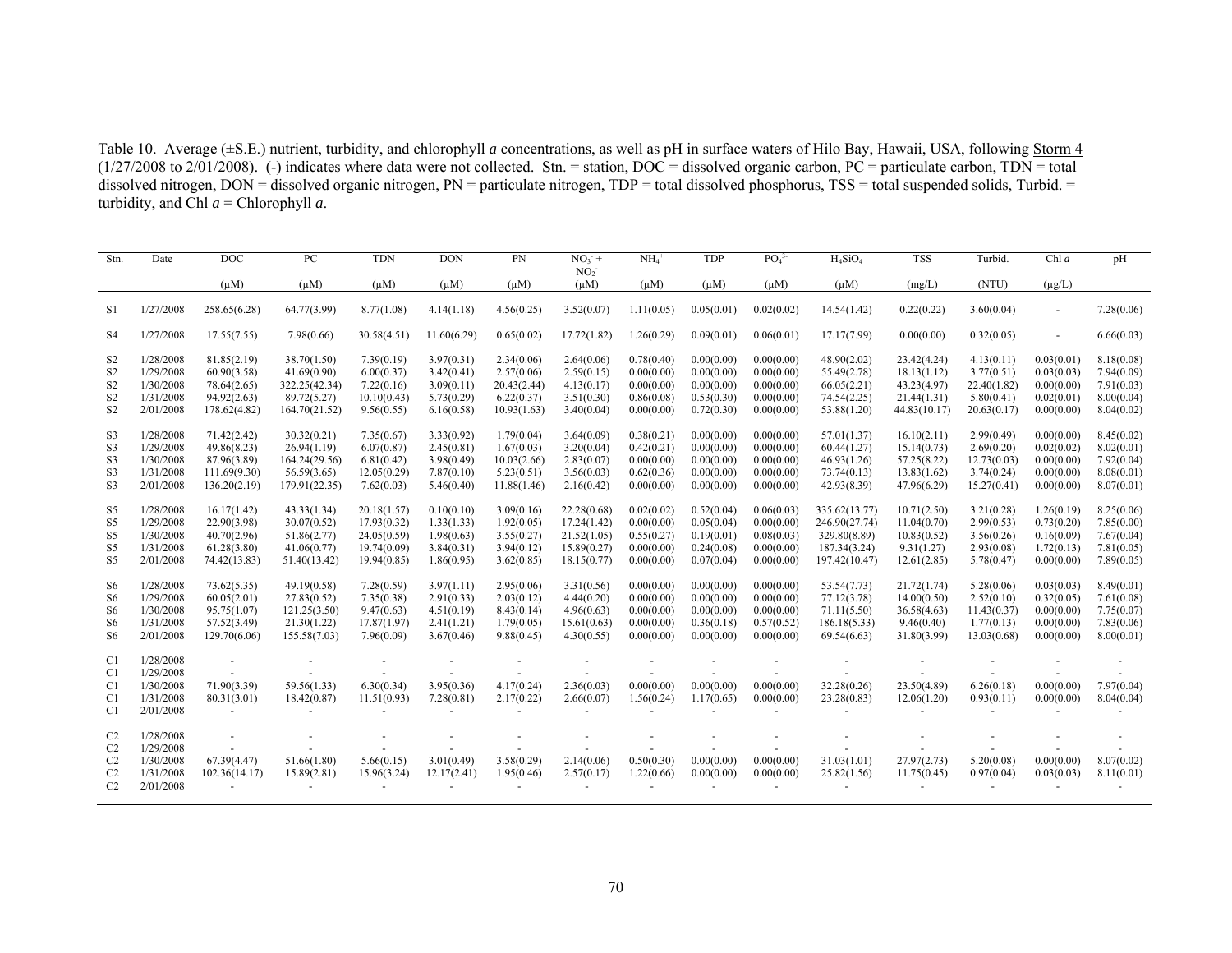Table 10. Average (±S.E.) nutrient, turbidity, and chlorophyll *a* concentrations, as well as pH in surface waters of Hilo Bay, Hawaii, USA, following Storm 4 (1/27/2008 to 2/01/2008). (-) indicates where data were not collected. Stn. = station, DOC = dissolved organic carbon, PC = particulate carbon, TDN = total dissolved nitrogen, DON = dissolved organic nitrogen, PN = particulate nitrogen, TDP = total dissolved phosphorus, TSS = total suspended solids, Turbid. = turbidity, and Chl *a* = Chlorophyll *a*.

| Stn. | Date | DOC (µM) | PC (µM) | TDN (µM) | DON (µM) | PN (µM) | $NO_3^-$ + $NO_2^-$ (µM) | $NH_4^+$ (µM) | TDP (µM) | $PO_4^{3-}$ (µM) | $H_4SiO_4$ (µM) | TSS (mg/L) | Turbid. (NTU) | Chl *a* (µg/L) | pH |
|---|---|---|---|---|---|---|---|---|---|---|---|---|---|---|---|
| S1 | 1/27/2008 | 258.65(6.28) | 64.77(3.99) | 8.77(1.08) | 4.14(1.18) | 4.56(0.25) | 3.52(0.07) | 1.11(0.05) | 0.05(0.01) | 0.02(0.02) | 14.54(1.42) | 0.22(0.22) | 3.60(0.04) | - | 7.28(0.06) |
| S4 | 1/27/2008 | 17.55(7.55) | 7.98(0.66) | 30.58(4.51) | 11.60(6.29) | 0.65(0.02) | 17.72(1.82) | 1.26(0.29) | 0.09(0.01) | 0.06(0.01) | 17.17(7.99) | 0.00(0.00) | 0.32(0.05) | - | 6.66(0.03) |
| S2 | 1/28/2008 | 81.85(2.19) | 38.70(1.50) | 7.39(0.19) | 3.97(0.31) | 2.34(0.06) | 2.64(0.06) | 0.78(0.40) | 0.00(0.00) | 0.00(0.00) | 48.90(2.02) | 23.42(4.24) | 4.13(0.11) | 0.03(0.01) | 8.18(0.08) |
| S2 | 1/29/2008 | 60.90(3.58) | 41.69(0.90) | 6.00(0.37) | 3.42(0.41) | 2.57(0.06) | 2.59(0.15) | 0.00(0.00) | 0.00(0.00) | 0.00(0.00) | 55.49(2.78) | 18.13(1.12) | 3.77(0.51) | 0.03(0.03) | 7.94(0.09) |
| S2 | 1/30/2008 | 78.64(2.65) | 322.25(42.34) | 7.22(0.16) | 3.09(0.11) | 20.43(2.44) | 4.13(0.17) | 0.00(0.00) | 0.00(0.00) | 0.00(0.00) | 66.05(2.21) | 43.23(4.97) | 22.40(1.82) | 0.00(0.00) | 7.91(0.03) |
| S2 | 1/31/2008 | 94.92(2.63) | 89.72(5.27) | 10.10(0.43) | 5.73(0.29) | 6.22(0.37) | 3.51(0.30) | 0.86(0.08) | 0.53(0.30) | 0.00(0.00) | 74.54(2.25) | 21.44(1.31) | 5.80(0.41) | 0.02(0.01) | 8.00(0.04) |
| S2 | 2/01/2008 | 178.62(4.82) | 164.70(21.52) | 9.56(0.55) | 6.16(0.58) | 10.93(1.63) | 3.40(0.04) | 0.00(0.00) | 0.72(0.30) | 0.00(0.00) | 53.88(1.20) | 44.83(10.17) | 20.63(0.17) | 0.00(0.00) | 8.04(0.02) |
| S3 | 1/28/2008 | 71.42(2.42) | 30.32(0.21) | 7.35(0.67) | 3.33(0.92) | 1.79(0.04) | 3.64(0.09) | 0.38(0.21) | 0.00(0.00) | 0.00(0.00) | 57.01(1.37) | 16.10(2.11) | 2.99(0.49) | 0.00(0.00) | 8.45(0.02) |
| S3 | 1/29/2008 | 49.86(8.23) | 26.94(1.19) | 6.07(0.87) | 2.45(0.81) | 1.67(0.03) | 3.20(0.04) | 0.42(0.21) | 0.00(0.00) | 0.00(0.00) | 60.44(1.27) | 15.14(0.73) | 2.69(0.20) | 0.02(0.02) | 8.02(0.01) |
| S3 | 1/30/2008 | 87.96(3.89) | 164.24(29.56) | 6.81(0.42) | 3.98(0.49) | 10.03(2.66) | 2.83(0.07) | 0.00(0.00) | 0.00(0.00) | 0.00(0.00) | 46.93(1.26) | 57.25(8.22) | 12.73(0.03) | 0.00(0.00) | 7.92(0.04) |
| S3 | 1/31/2008 | 111.69(9.30) | 56.59(3.65) | 12.05(0.29) | 7.87(0.10) | 5.23(0.51) | 3.56(0.03) | 0.62(0.36) | 0.00(0.00) | 0.00(0.00) | 73.74(0.13) | 13.83(1.62) | 3.74(0.24) | 0.00(0.00) | 8.08(0.01) |
| S3 | 2/01/2008 | 136.20(2.19) | 179.91(22.35) | 7.62(0.03) | 5.46(0.40) | 11.88(1.46) | 2.16(0.42) | 0.00(0.00) | 0.00(0.00) | 0.00(0.00) | 42.93(8.39) | 47.96(6.29) | 15.27(0.41) | 0.00(0.00) | 8.07(0.01) |
| S5 | 1/28/2008 | 16.17(1.42) | 43.33(1.34) | 20.18(1.57) | 0.10(0.10) | 3.09(0.16) | 22.28(0.68) | 0.02(0.02) | 0.52(0.04) | 0.06(0.03) | 335.62(13.77) | 10.71(2.50) | 3.21(0.28) | 1.26(0.19) | 8.25(0.06) |
| S5 | 1/29/2008 | 22.90(3.98) | 30.07(0.52) | 17.93(0.32) | 1.33(1.33) | 1.92(0.05) | 17.24(1.42) | 0.00(0.00) | 0.05(0.04) | 0.00(0.00) | 246.90(27.74) | 11.04(0.70) | 2.99(0.53) | 0.73(0.20) | 7.85(0.00) |
| S5 | 1/30/2008 | 40.70(2.96) | 51.86(2.77) | 24.05(0.59) | 1.98(0.63) | 3.55(0.27) | 21.52(1.05) | 0.55(0.27) | 0.19(0.01) | 0.08(0.03) | 329.80(8.89) | 10.83(0.52) | 3.56(0.26) | 0.16(0.09) | 7.67(0.04) |
| S5 | 1/31/2008 | 61.28(3.80) | 41.06(0.77) | 19.74(0.09) | 3.84(0.31) | 3.94(0.12) | 15.89(0.27) | 0.00(0.00) | 0.24(0.08) | 0.00(0.00) | 187.34(3.24) | 9.31(1.27) | 2.93(0.08) | 1.72(0.13) | 7.81(0.05) |
| S5 | 2/01/2008 | 74.42(13.83) | 51.40(13.42) | 19.94(0.85) | 1.86(0.95) | 3.62(0.85) | 18.15(0.77) | 0.00(0.00) | 0.07(0.04) | 0.00(0.00) | 197.42(10.47) | 12.61(2.85) | 5.78(0.47) | 0.00(0.00) | 7.89(0.05) |
| S6 | 1/28/2008 | 73.62(5.35) | 49.19(0.58) | 7.28(0.59) | 3.97(1.11) | 2.95(0.06) | 3.31(0.56) | 0.00(0.00) | 0.00(0.00) | 0.00(0.00) | 53.54(7.73) | 21.72(1.74) | 5.28(0.06) | 0.03(0.03) | 8.49(0.01) |
| S6 | 1/29/2008 | 60.05(2.01) | 27.83(0.52) | 7.35(0.38) | 2.91(0.33) | 2.03(0.12) | 4.44(0.20) | 0.00(0.00) | 0.00(0.00) | 0.00(0.00) | 77.12(3.78) | 14.00(0.50) | 2.52(0.10) | 0.32(0.05) | 7.61(0.08) |
| S6 | 1/30/2008 | 95.75(1.07) | 121.25(3.50) | 9.47(0.63) | 4.51(0.19) | 8.43(0.14) | 4.96(0.63) | 0.00(0.00) | 0.00(0.00) | 0.00(0.00) | 71.11(5.50) | 36.58(4.63) | 11.43(0.37) | 0.00(0.00) | 7.75(0.07) |
| S6 | 1/31/2008 | 57.52(3.49) | 21.30(1.22) | 17.87(1.97) | 2.41(1.21) | 1.79(0.05) | 15.61(0.63) | 0.00(0.00) | 0.36(0.18) | 0.57(0.52) | 186.18(5.33) | 9.46(0.40) | 1.77(0.13) | 0.00(0.00) | 7.83(0.06) |
| S6 | 2/01/2008 | 129.70(6.06) | 155.58(7.03) | 7.96(0.09) | 3.67(0.46) | 9.88(0.45) | 4.30(0.55) | 0.00(0.00) | 0.00(0.00) | 0.00(0.00) | 69.54(6.63) | 31.80(3.99) | 13.03(0.68) | 0.00(0.00) | 8.00(0.01) |
| C1 | 1/28/2008 | - | - | - | - | - | - | - | - | - | - | - | - | - | - |
| C1 | 1/29/2008 | - | - | - | - | - | - | - | - | - | - | - | - | - | - |
| C1 | 1/30/2008 | 71.90(3.39) | 59.56(1.33) | 6.30(0.34) | 3.95(0.36) | 4.17(0.24) | 2.36(0.03) | 0.00(0.00) | 0.00(0.00) | 0.00(0.00) | 32.28(0.26) | 23.50(4.89) | 6.26(0.18) | 0.00(0.00) | 7.97(0.04) |
| C1 | 1/31/2008 | 80.31(3.01) | 18.42(0.87) | 11.51(0.93) | 7.28(0.81) | 2.17(0.22) | 2.66(0.07) | 1.56(0.24) | 1.17(0.65) | 0.00(0.00) | 23.28(0.83) | 12.06(1.20) | 0.93(0.11) | 0.00(0.00) | 8.04(0.04) |
| C1 | 2/01/2008 | - | - | - | - | - | - | - | - | - | - | - | - | - | - |
| C2 | 1/28/2008 | - | - | - | - | - | - | - | - | - | - | - | - | - | - |
| C2 | 1/29/2008 | - | - | - | - | - | - | - | - | - | - | - | - | - | - |
| C2 | 1/30/2008 | 67.39(4.47) | 51.66(1.80) | 5.66(0.15) | 3.01(0.49) | 3.58(0.29) | 2.14(0.06) | 0.50(0.30) | 0.00(0.00) | 0.00(0.00) | 31.03(1.01) | 27.97(2.73) | 5.20(0.08) | 0.00(0.00) | 8.07(0.02) |
| C2 | 1/31/2008 | 102.36(14.17) | 15.89(2.81) | 15.96(3.24) | 12.17(2.41) | 1.95(0.46) | 2.57(0.17) | 1.22(0.66) | 0.00(0.00) | 0.00(0.00) | 25.82(1.56) | 11.75(0.45) | 0.97(0.04) | 0.03(0.03) | 8.11(0.01) |
| C2 | 2/01/2008 | - | - | - | - | - | - | - | - | - | - | - | - | - | - |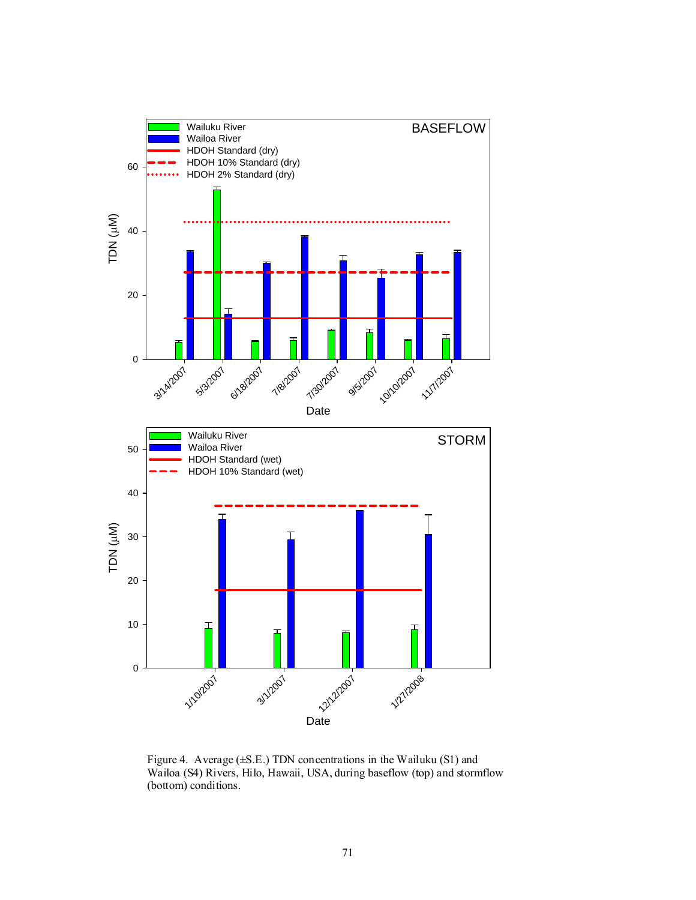Figure 4. Average (±S.E.) TDN concentrations in the Wailuku (S1) and Wailoa (S4) Rivers, Hilo, Hawaii, USA, during baseflow (top) and stormflow (bottom) conditions.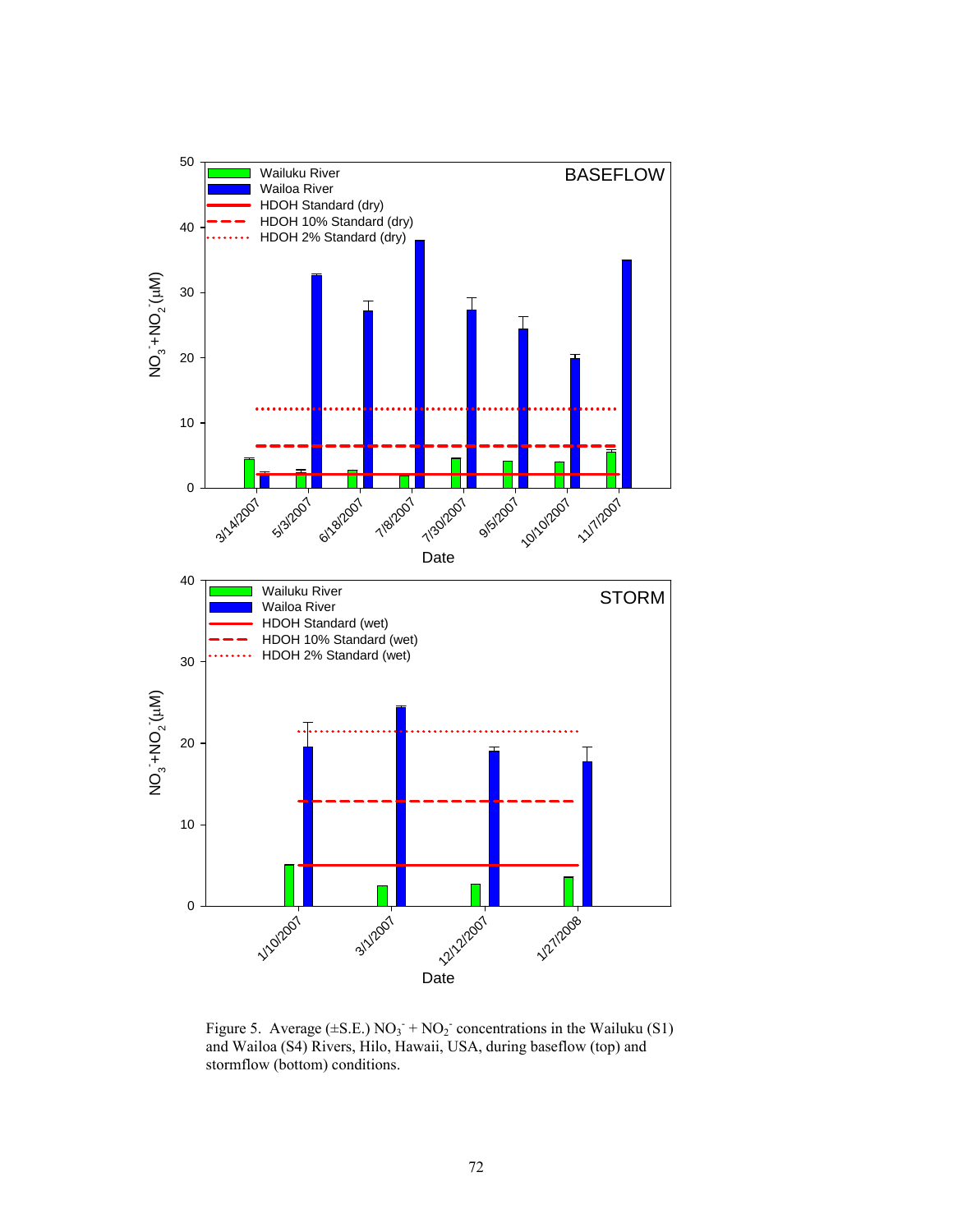Figure 5. Average (±S.E.) $NO_3^-$ + $NO_2^-$ concentrations in the Wailuku (S1) and Wailoa (S4) Rivers, Hilo, Hawaii, USA, during baseflow (top) and stormflow (bottom) conditions.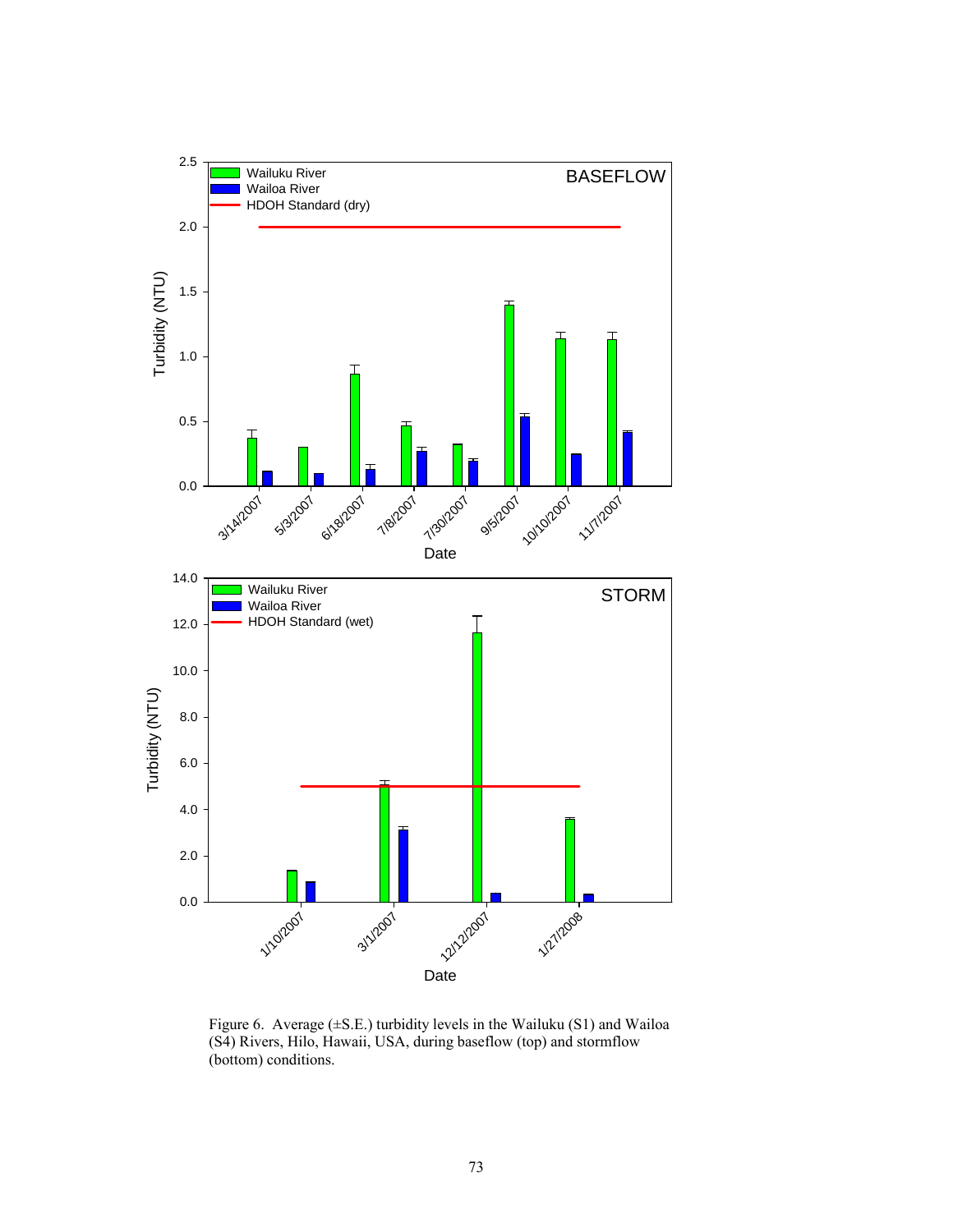Figure 6. Average (±S.E.) turbidity levels in the Wailuku (S1) and Wailoa (S4) Rivers, Hilo, Hawaii, USA, during baseflow (top) and stormflow (bottom) conditions.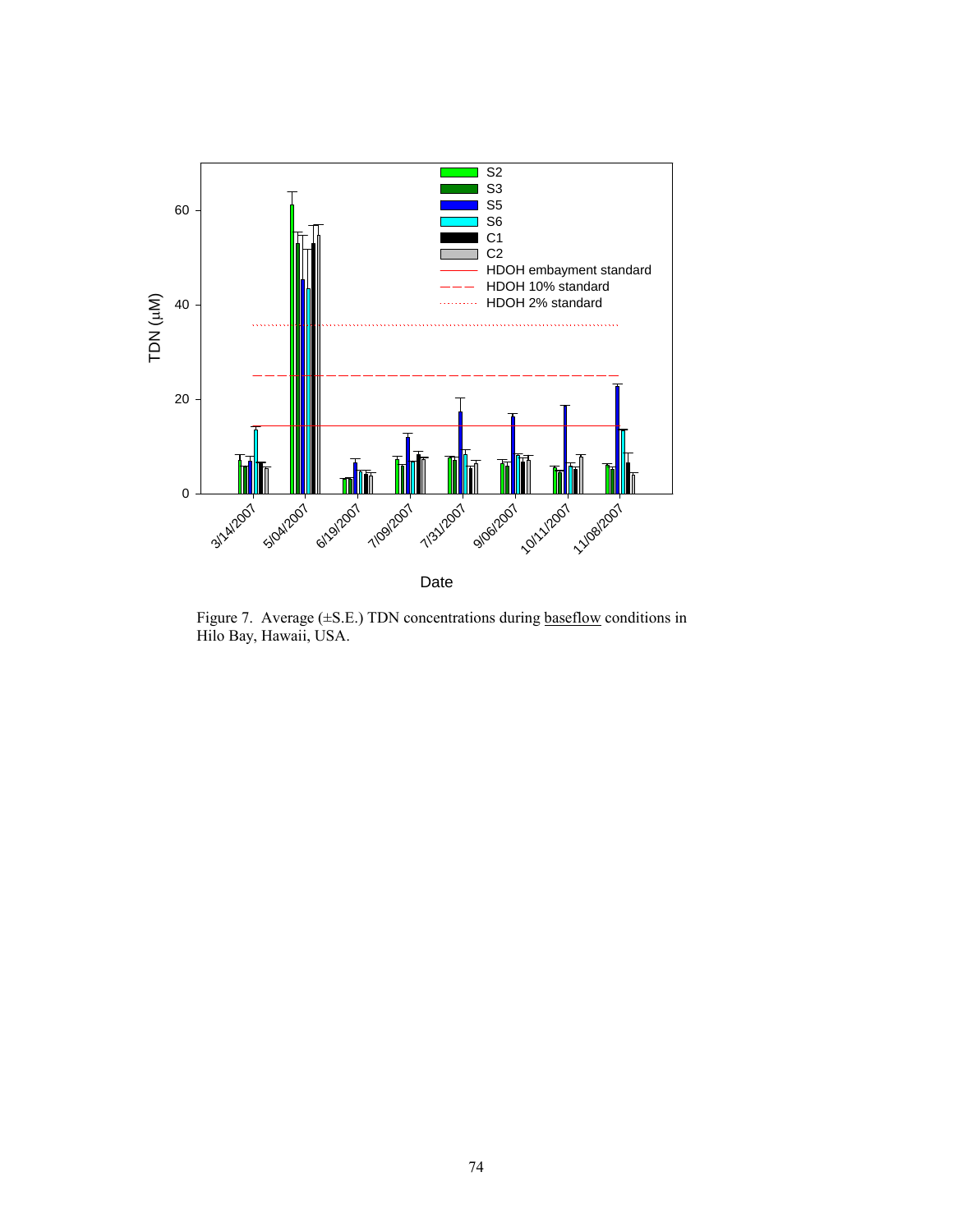Figure 7. Average (±S.E.) TDN concentrations during baseflow conditions in Hilo Bay, Hawaii, USA.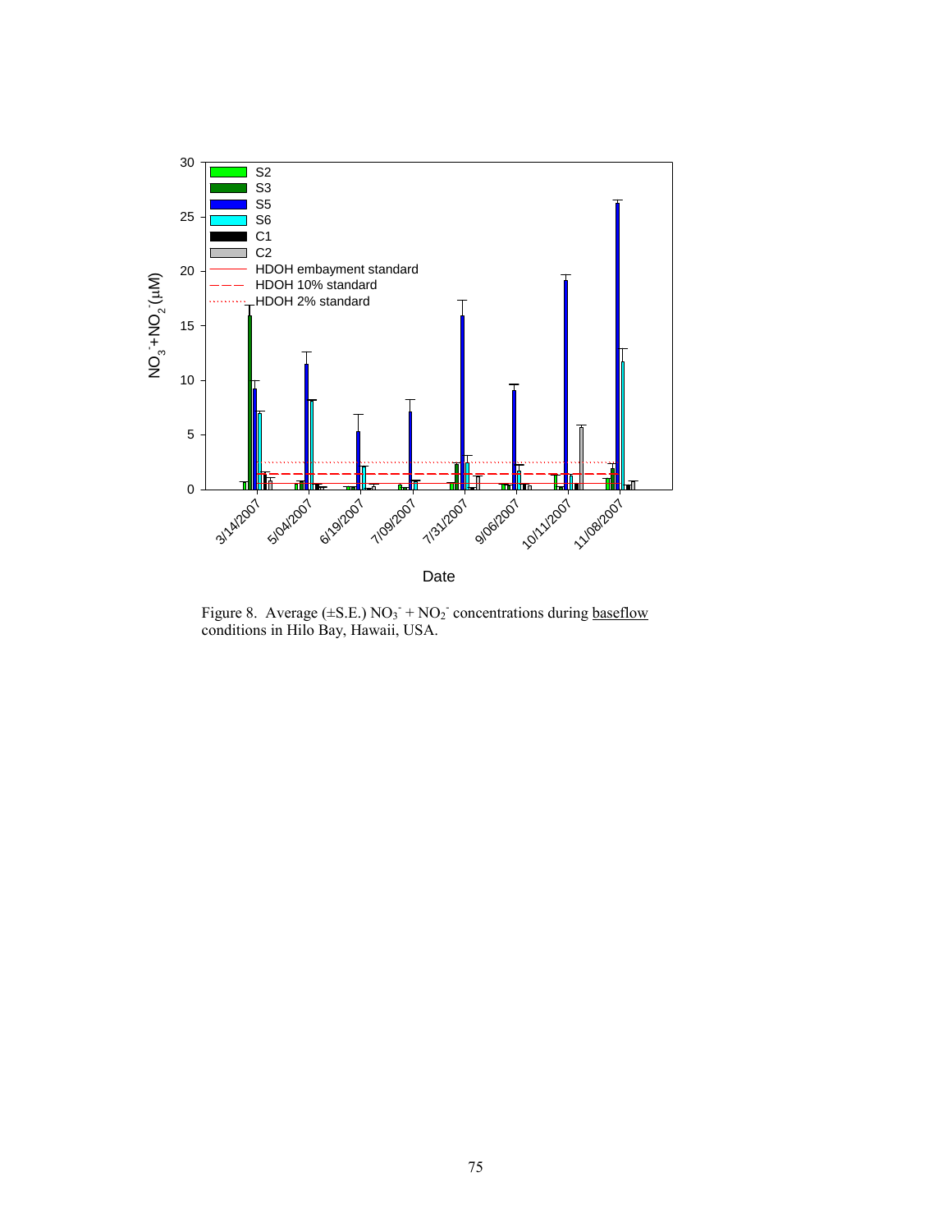Figure 8. Average (±S.E.) $NO_3^- + NO_2^-$ concentrations during baseflow conditions in Hilo Bay, Hawaii, USA.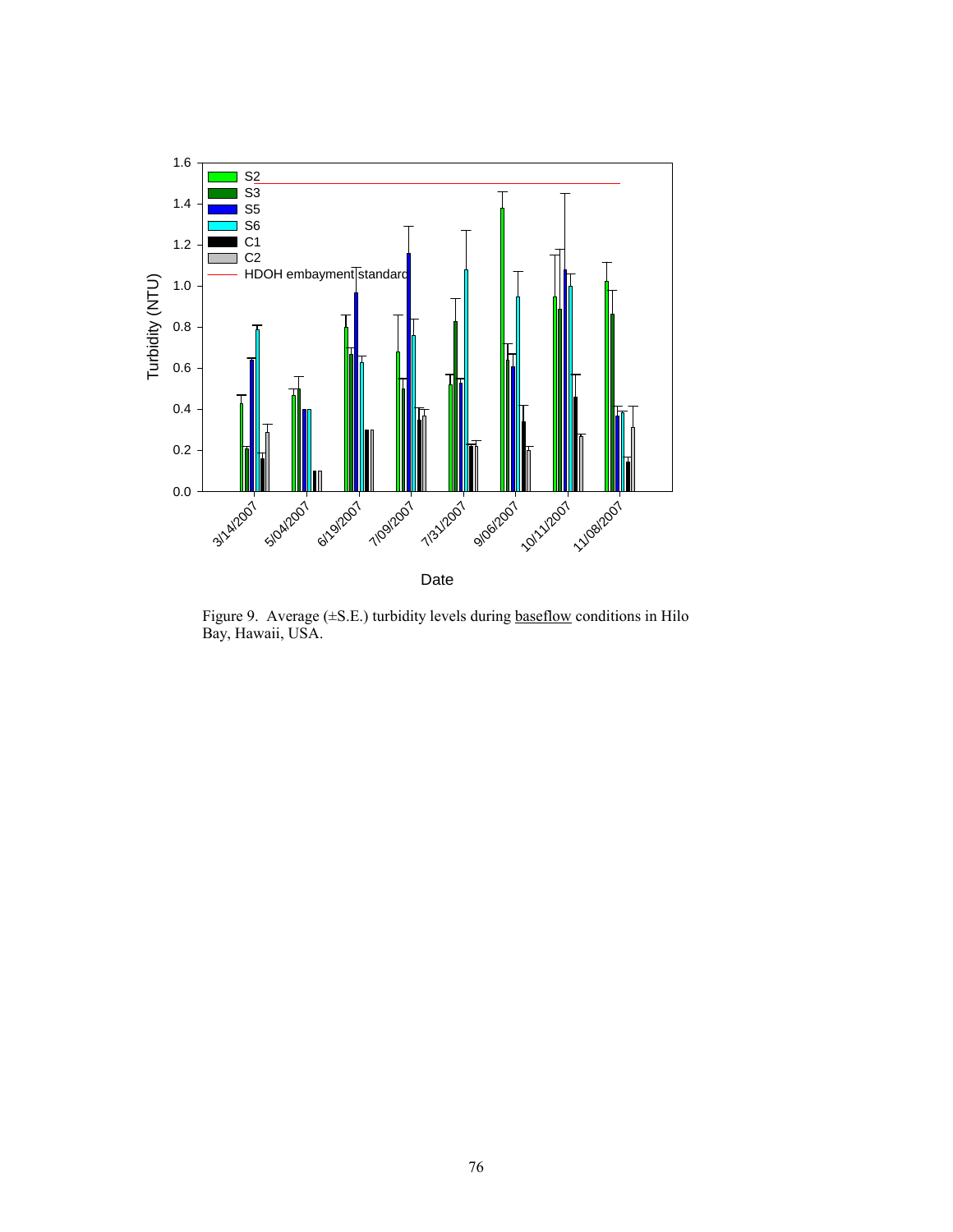Figure 9. Average (±S.E.) turbidity levels during baseflow conditions in Hilo Bay, Hawaii, USA.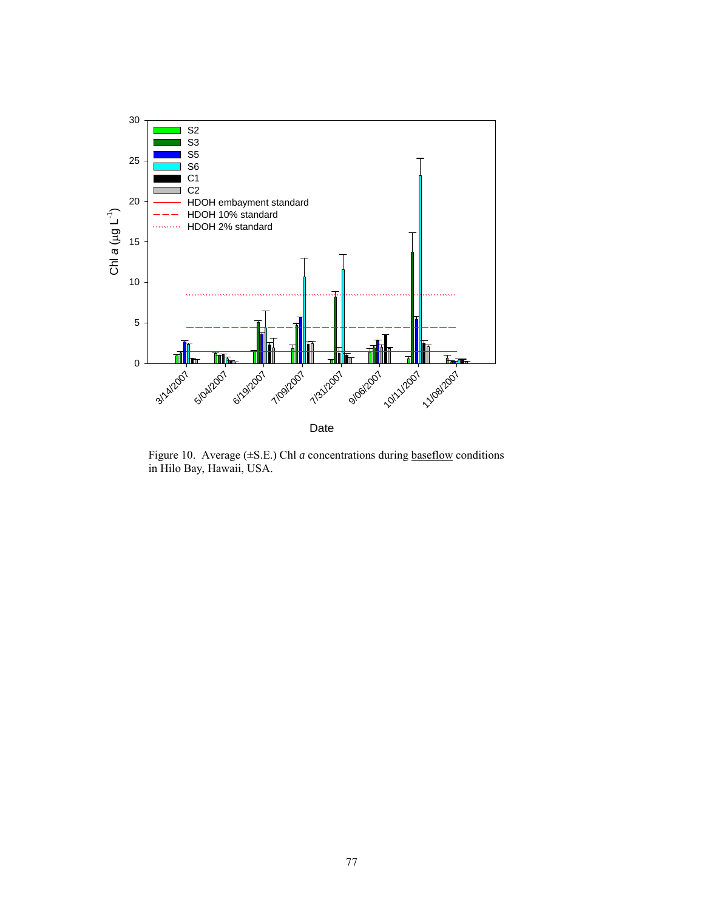Figure 10. Average (±S.E.) Chl *a* concentrations during <u>baseflow</u> conditions in Hilo Bay, Hawaii, USA.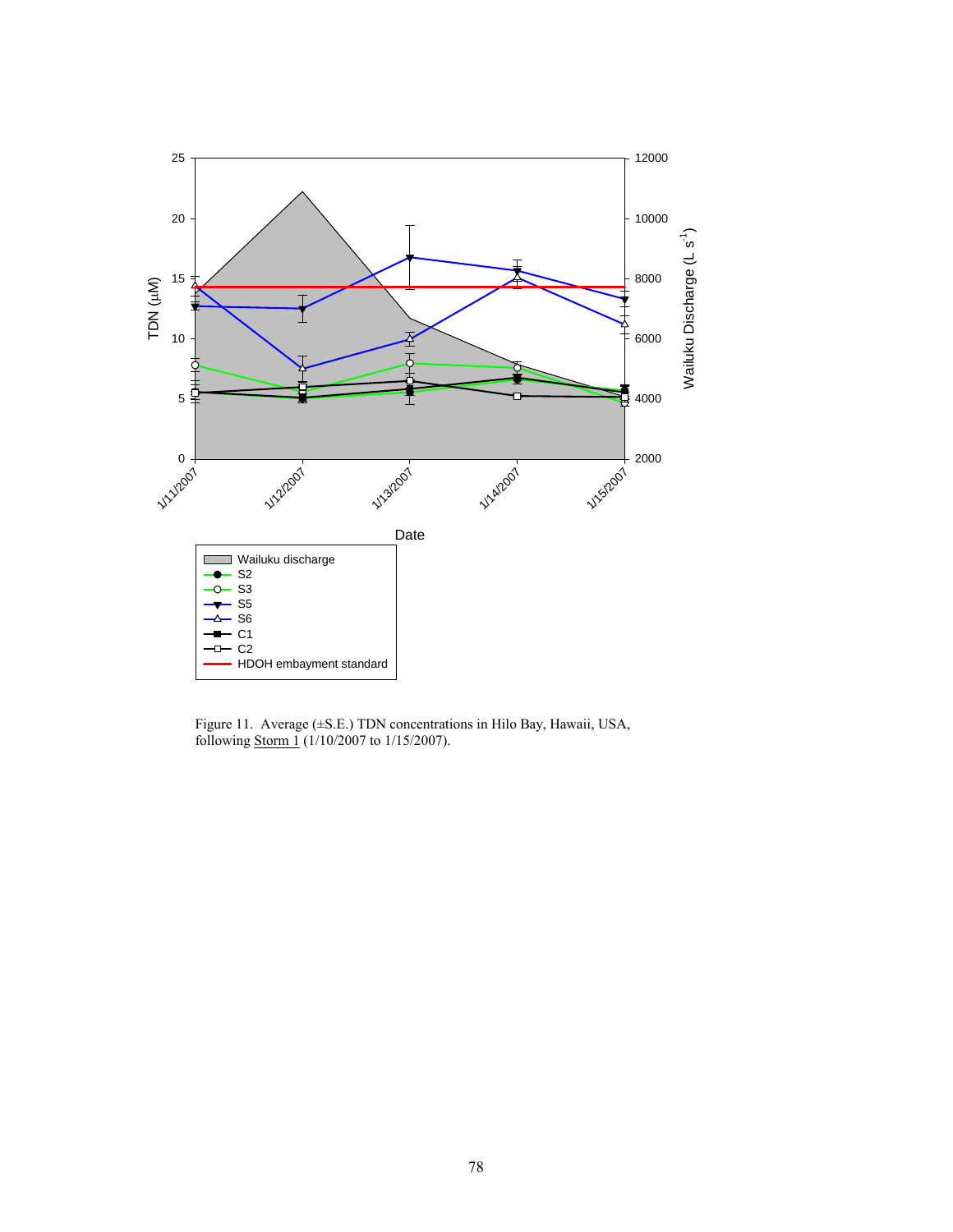Figure 11. Average (±S.E.) TDN concentrations in Hilo Bay, Hawaii, USA, following Storm 1 (1/10/2007 to 1/15/2007).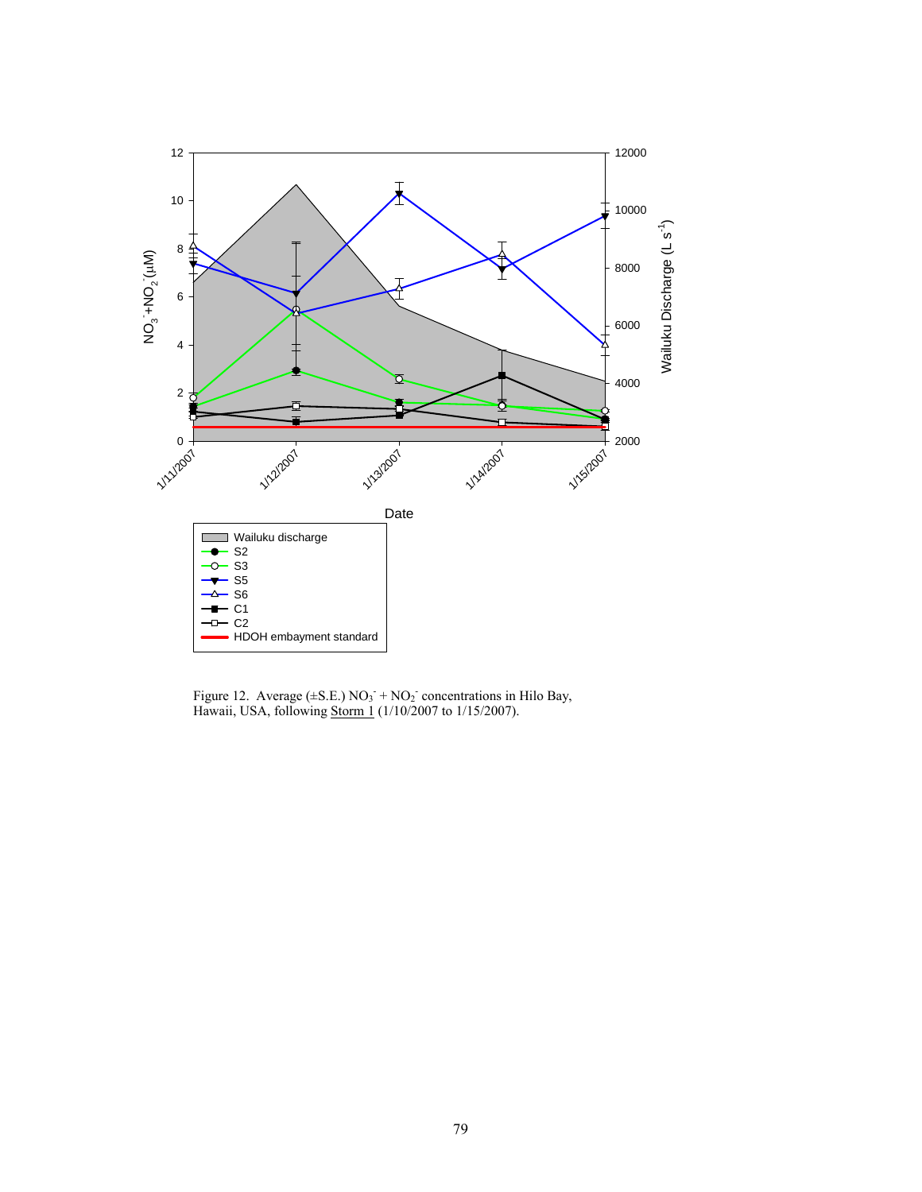Figure 12. Average (±S.E.) $NO_3^- + NO_2^-$ concentrations in Hilo Bay, Hawaii, USA, following Storm 1 (1/10/2007 to 1/15/2007).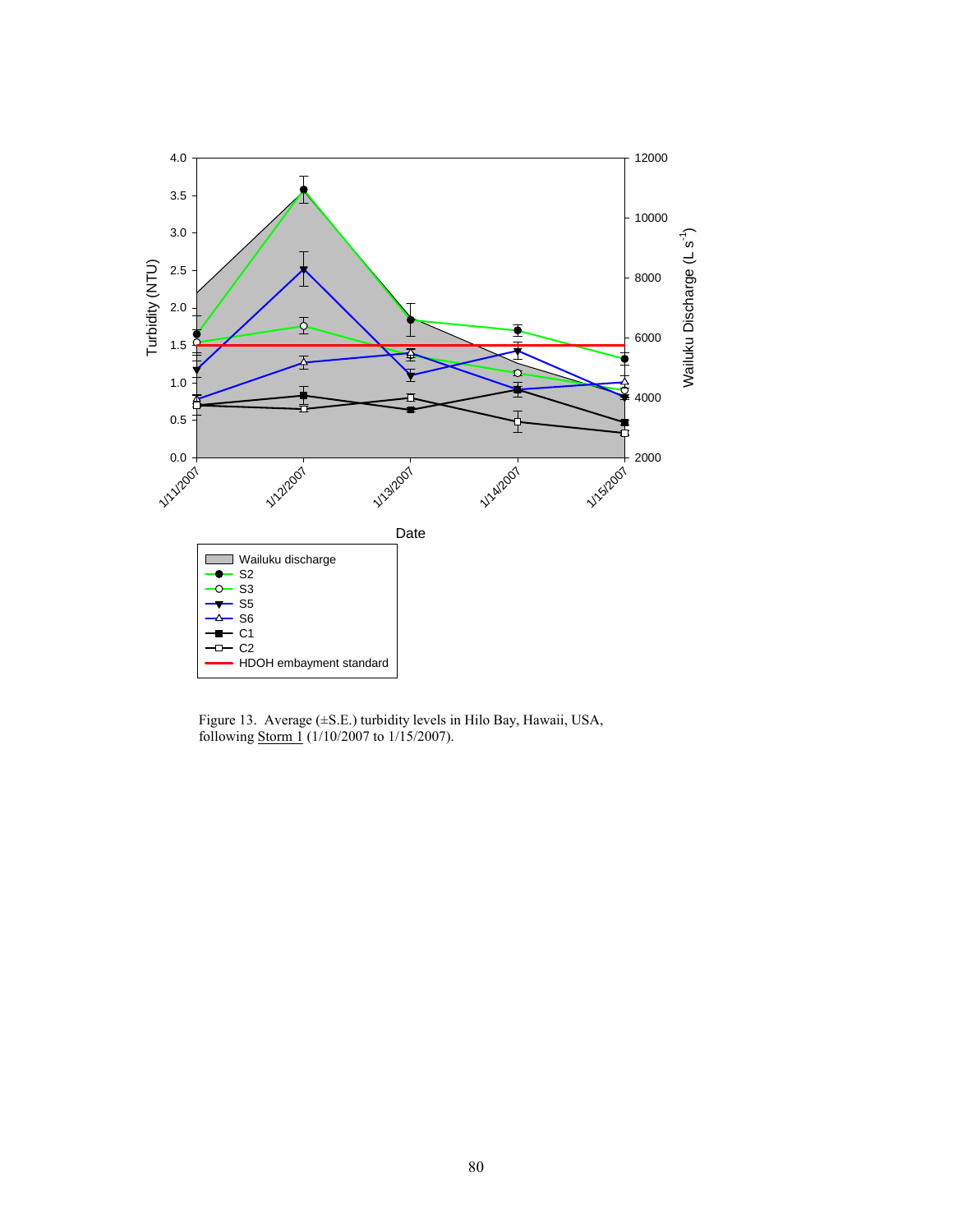Figure 13. Average (±S.E.) turbidity levels in Hilo Bay, Hawaii, USA, following Storm 1 (1/10/2007 to 1/15/2007).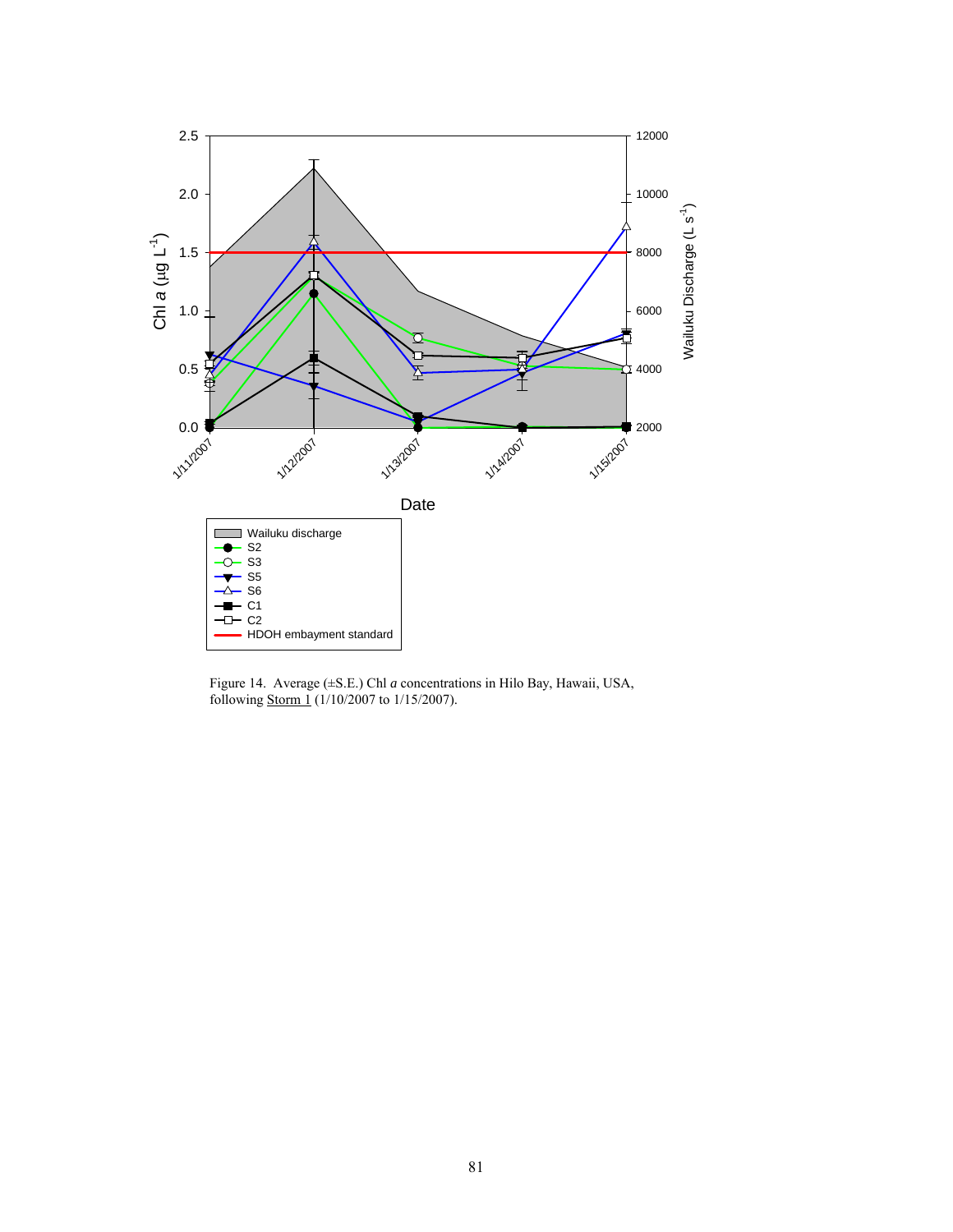Figure 14. Average (±S.E.) Chl *a* concentrations in Hilo Bay, Hawaii, USA, following Storm 1 (1/10/2007 to 1/15/2007).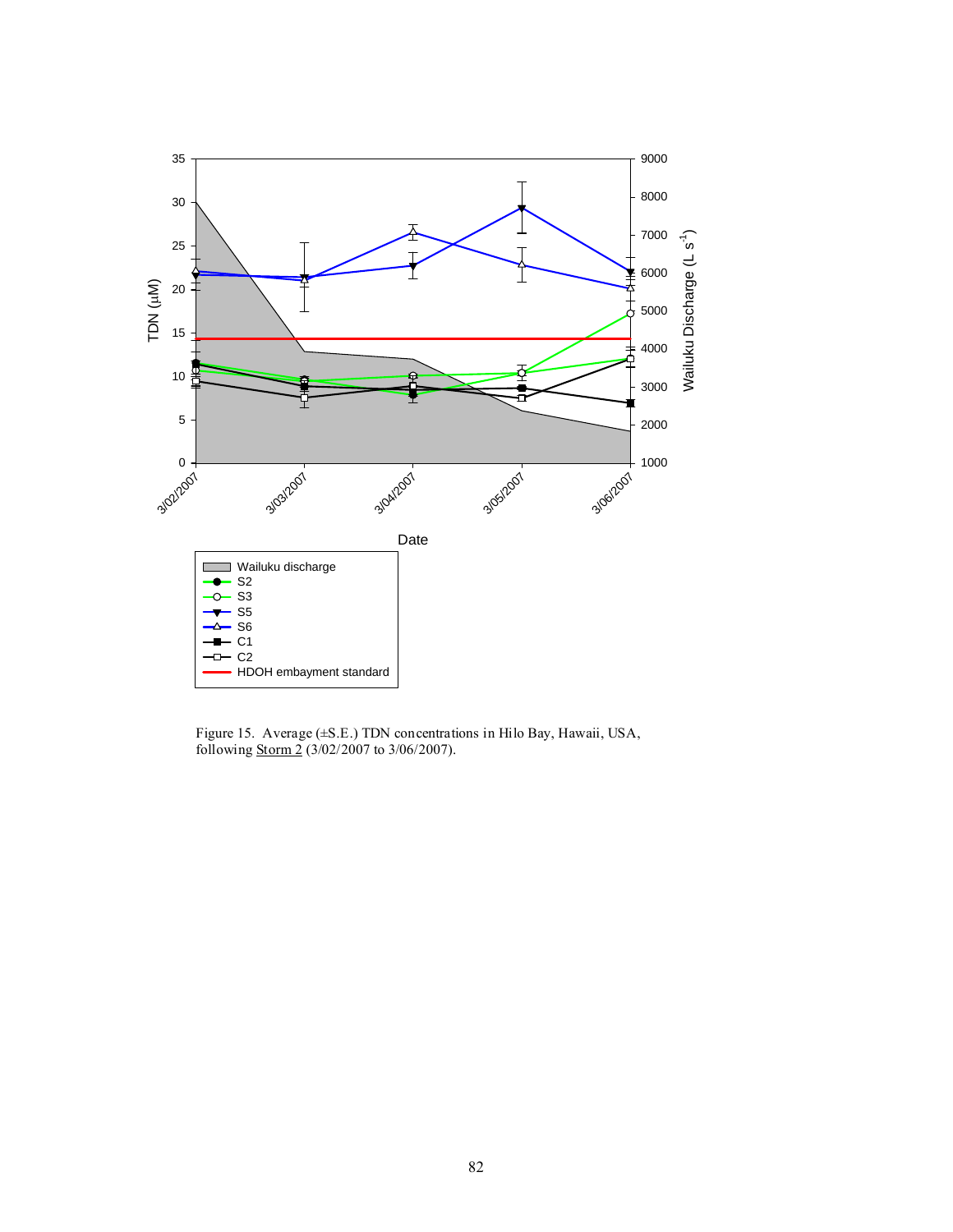Figure 15. Average (±S.E.) TDN concentrations in Hilo Bay, Hawaii, USA, following Storm 2 (3/02/2007 to 3/06/2007).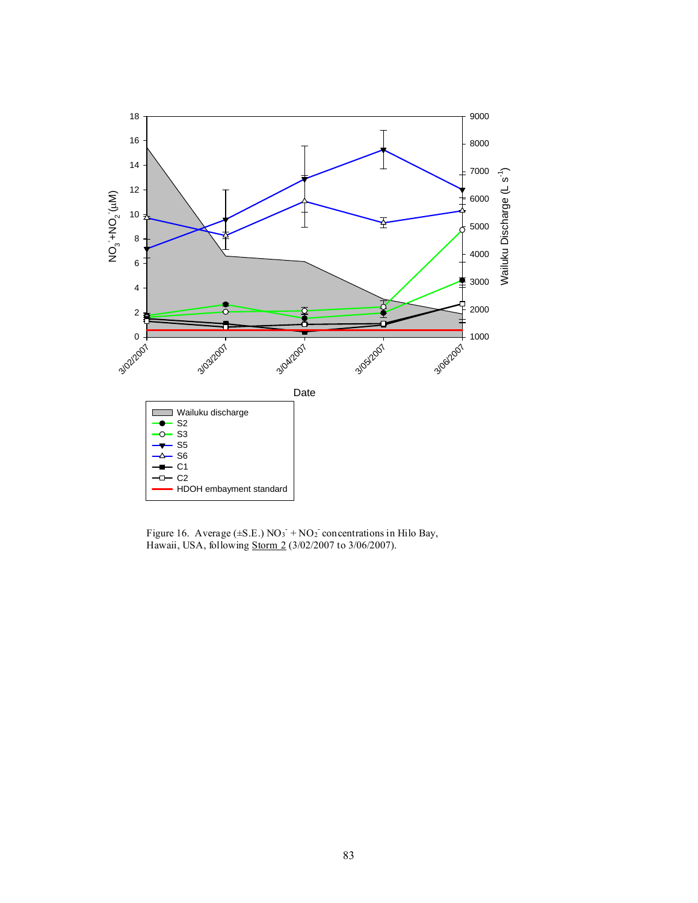Figure 16. Average (±S.E.) $NO_3^- + NO_2^-$ concentrations in Hilo Bay, Hawaii, USA, following Storm 2 (3/02/2007 to 3/06/2007).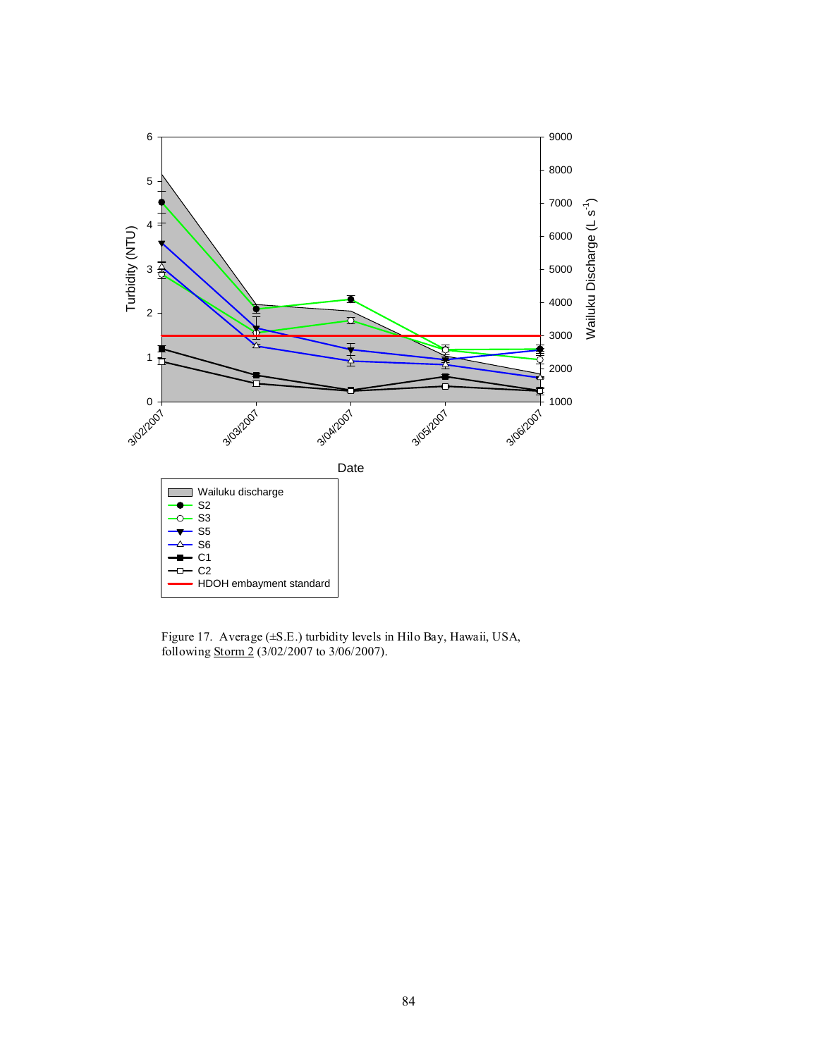Figure 17. Average (±S.E.) turbidity levels in Hilo Bay, Hawaii, USA, following Storm 2 (3/02/2007 to 3/06/2007).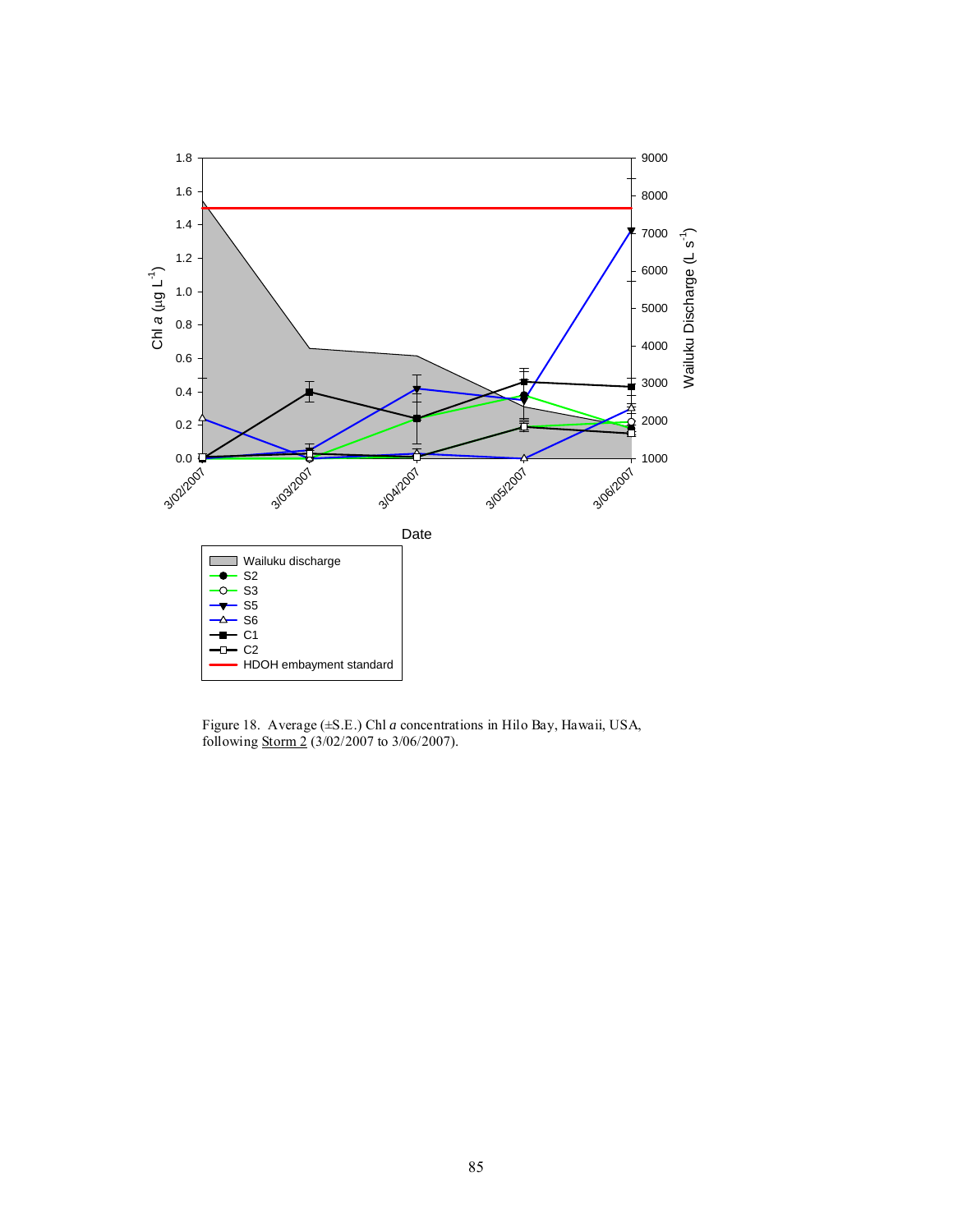Figure 18. Average (±S.E.) Chl *a* concentrations in Hilo Bay, Hawaii, USA, following <u>Storm 2</u> (3/02/2007 to 3/06/2007).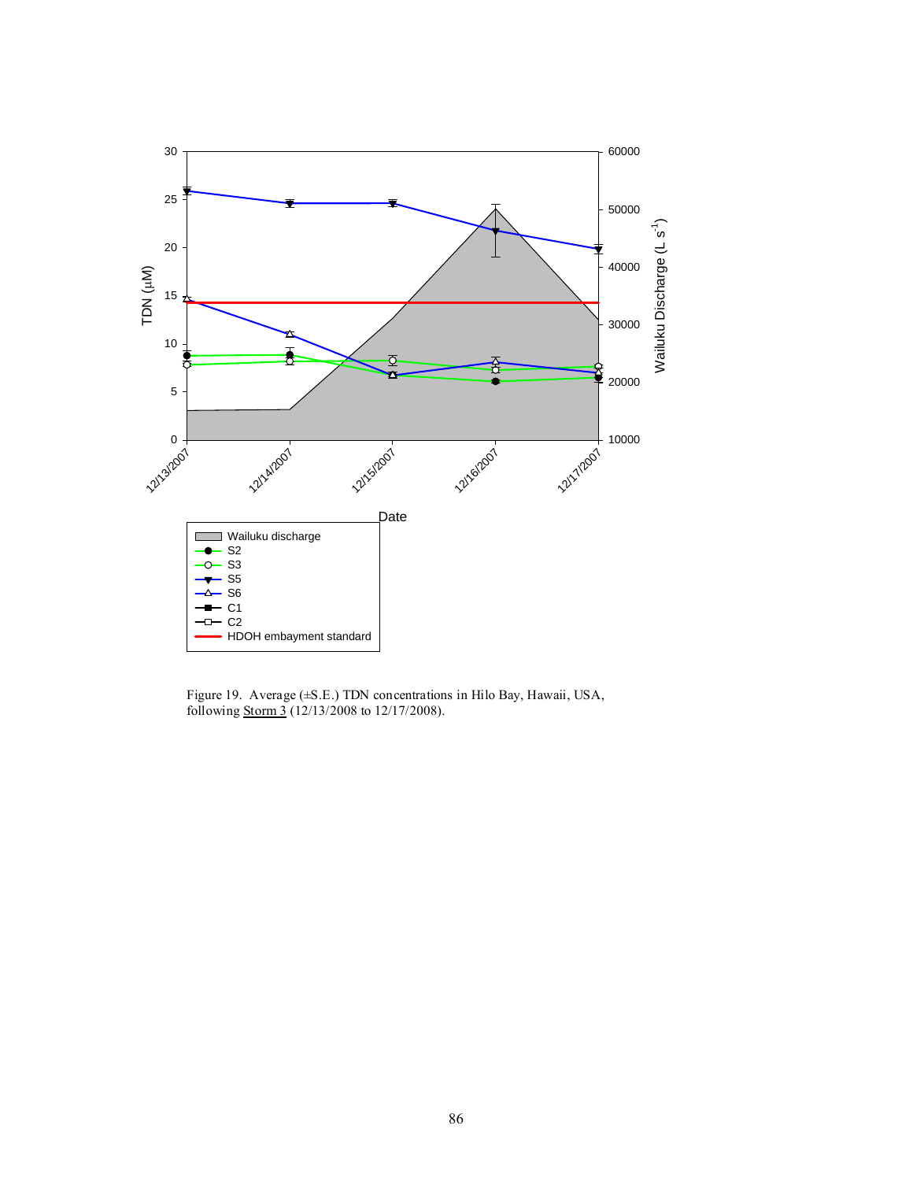Figure 19. Average (±S.E.) TDN concentrations in Hilo Bay, Hawaii, USA, following Storm 3 (12/13/2008 to 12/17/2008).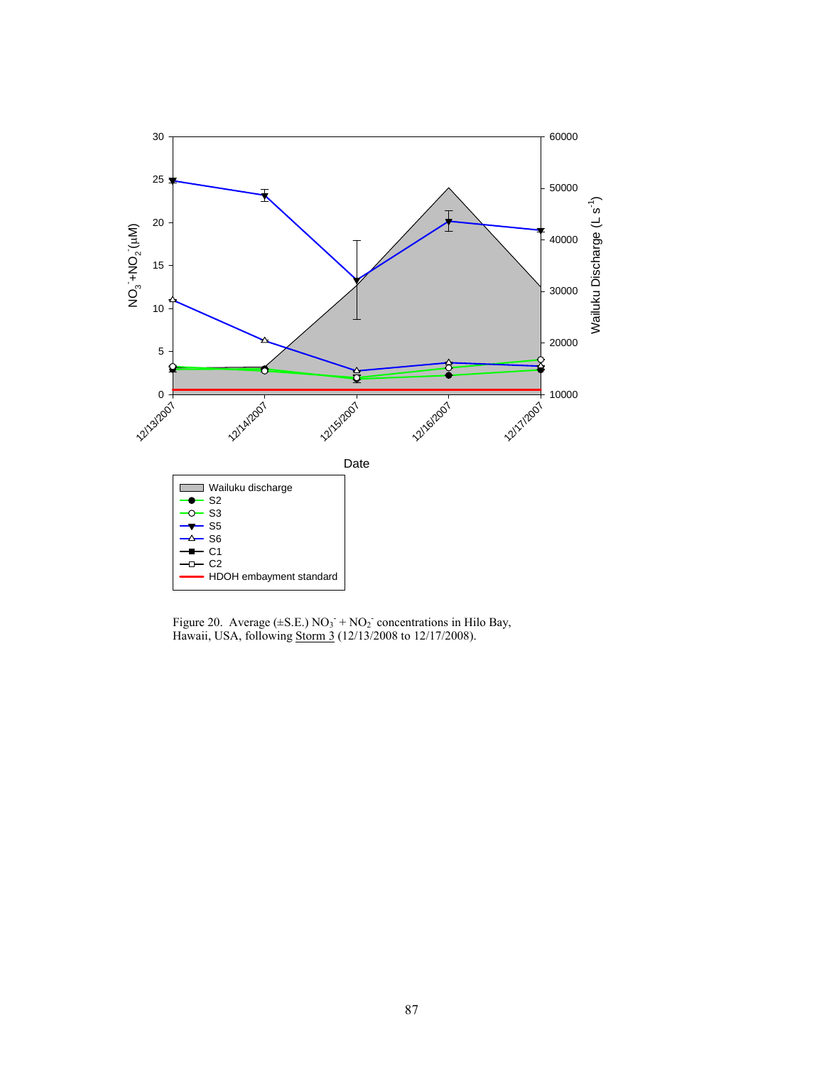Figure 20. Average (±S.E.) $NO_3^- + NO_2^-$ concentrations in Hilo Bay, Hawaii, USA, following Storm 3 (12/13/2008 to 12/17/2008).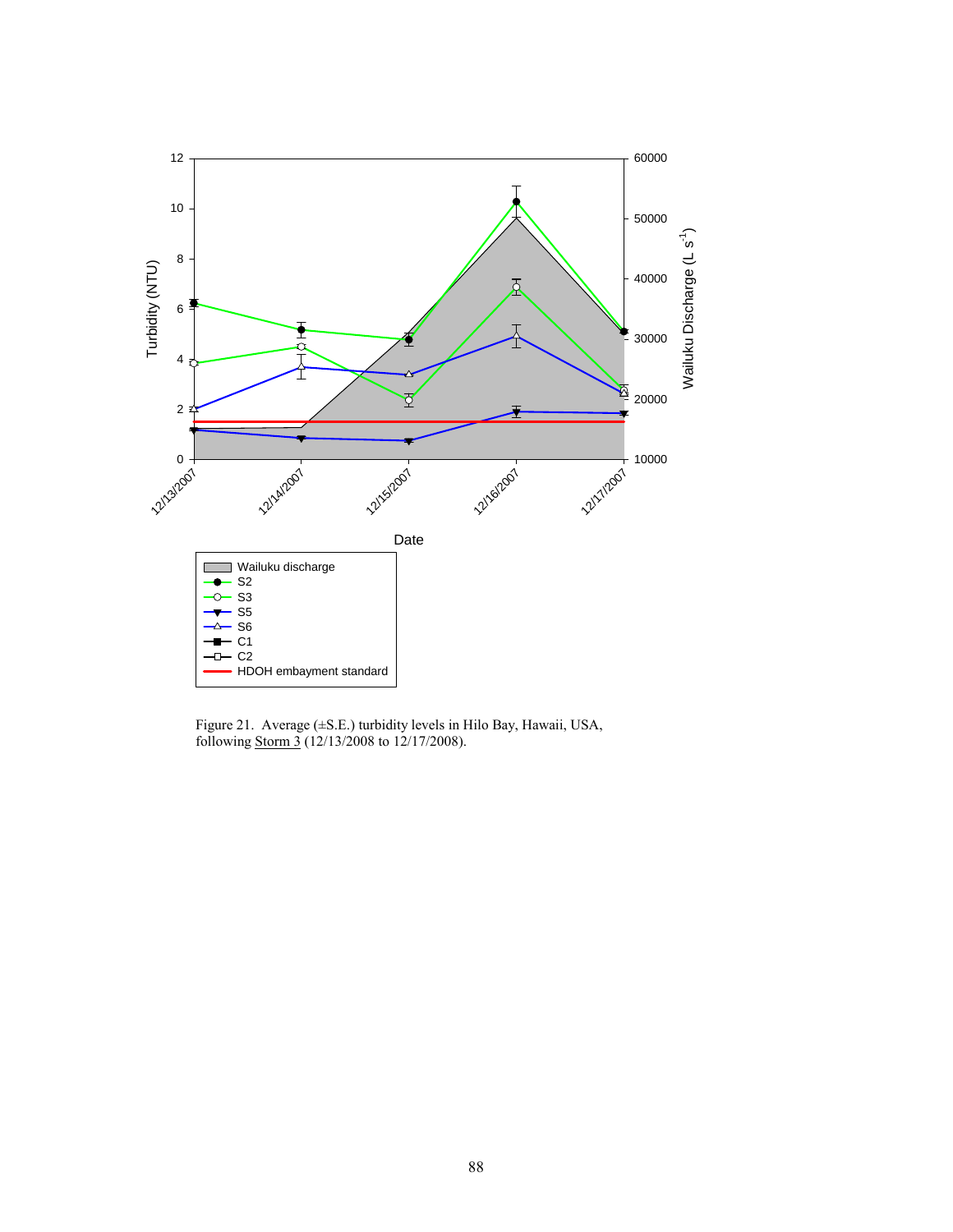Figure 21. Average (±S.E.) turbidity levels in Hilo Bay, Hawaii, USA, following Storm 3 (12/13/2008 to 12/17/2008).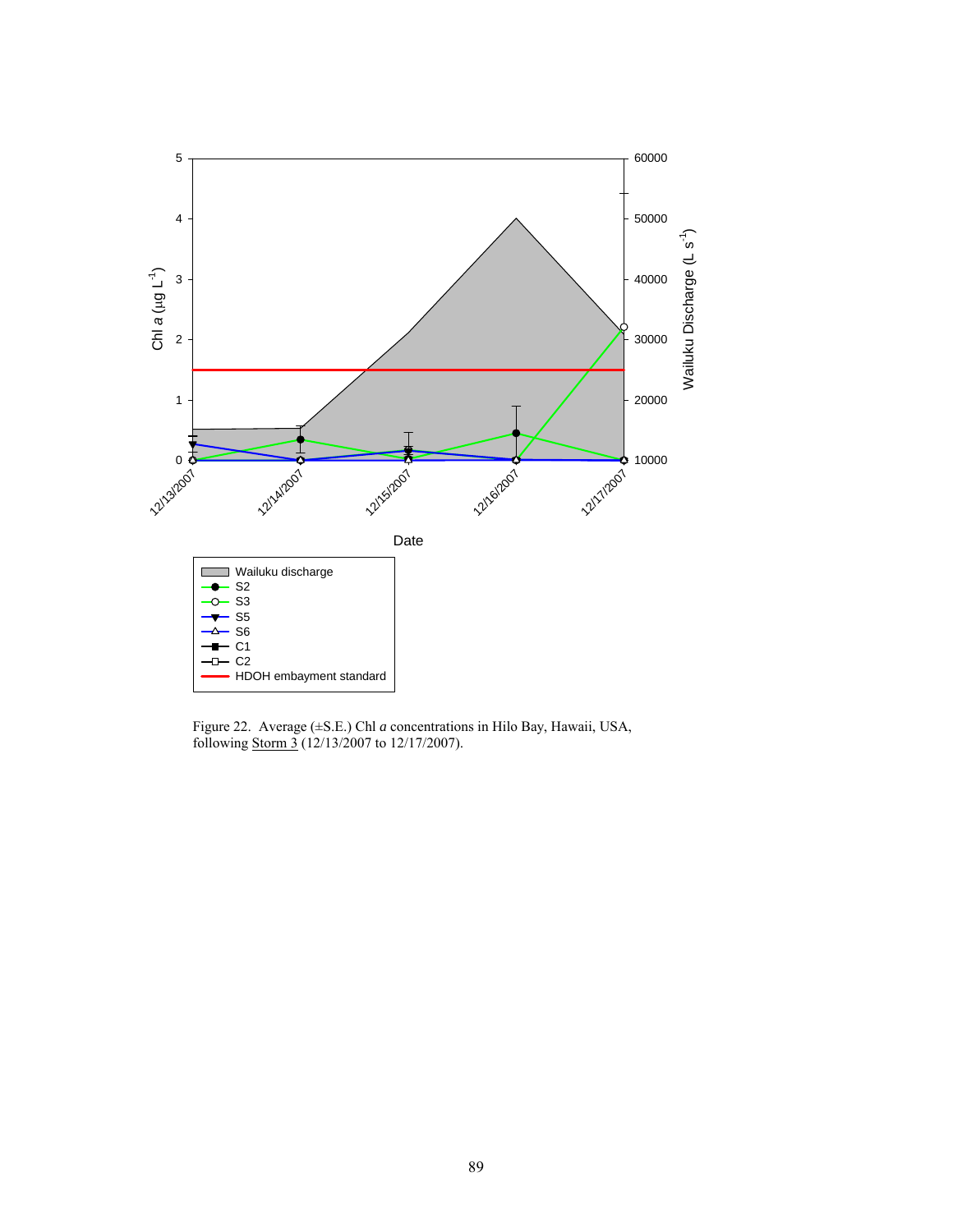Figure 22. Average (±S.E.) Chl *a* concentrations in Hilo Bay, Hawaii, USA, following Storm 3 (12/13/2007 to 12/17/2007).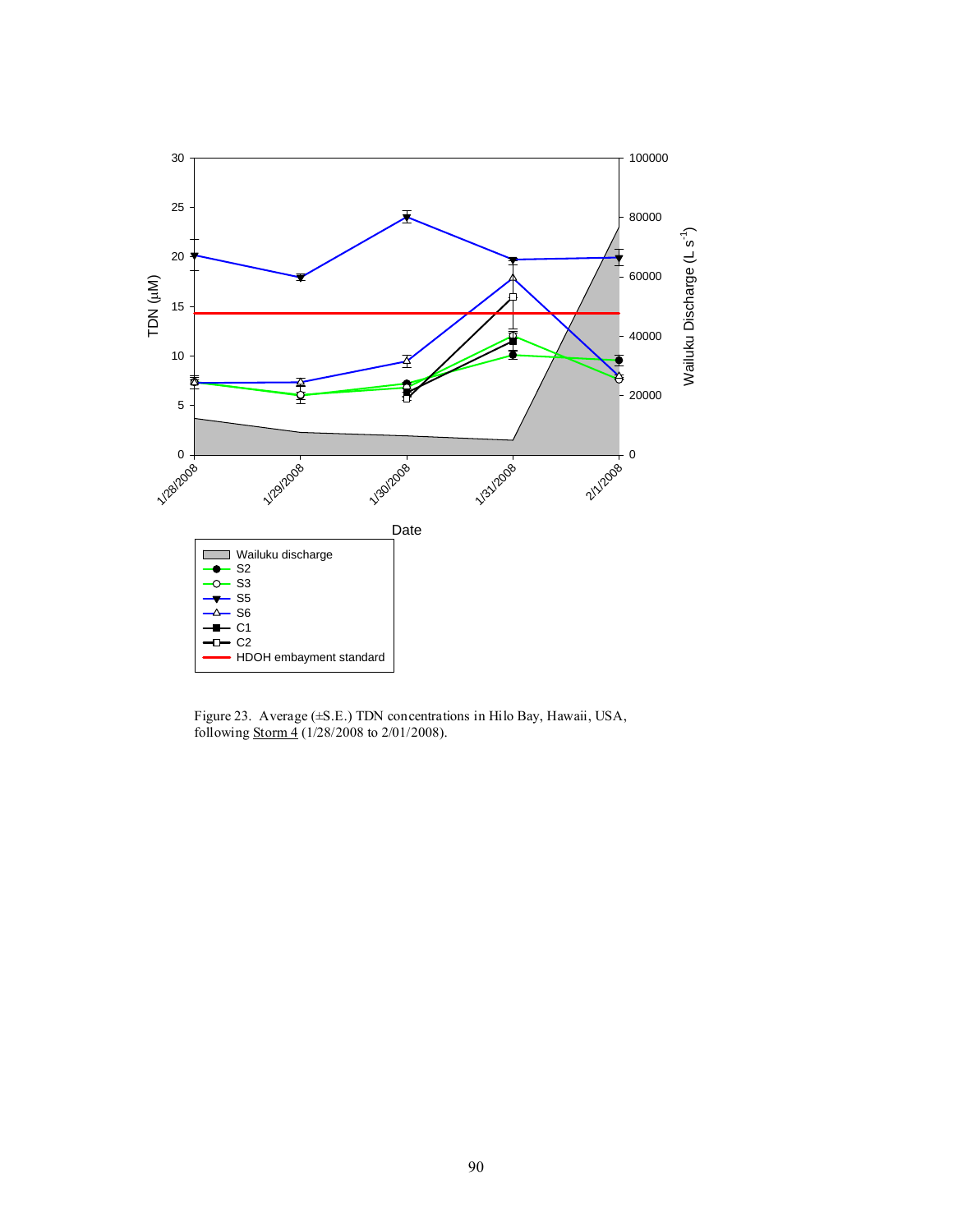Figure 23. Average (±S.E.) TDN concentrations in Hilo Bay, Hawaii, USA, following Storm 4 (1/28/2008 to 2/01/2008).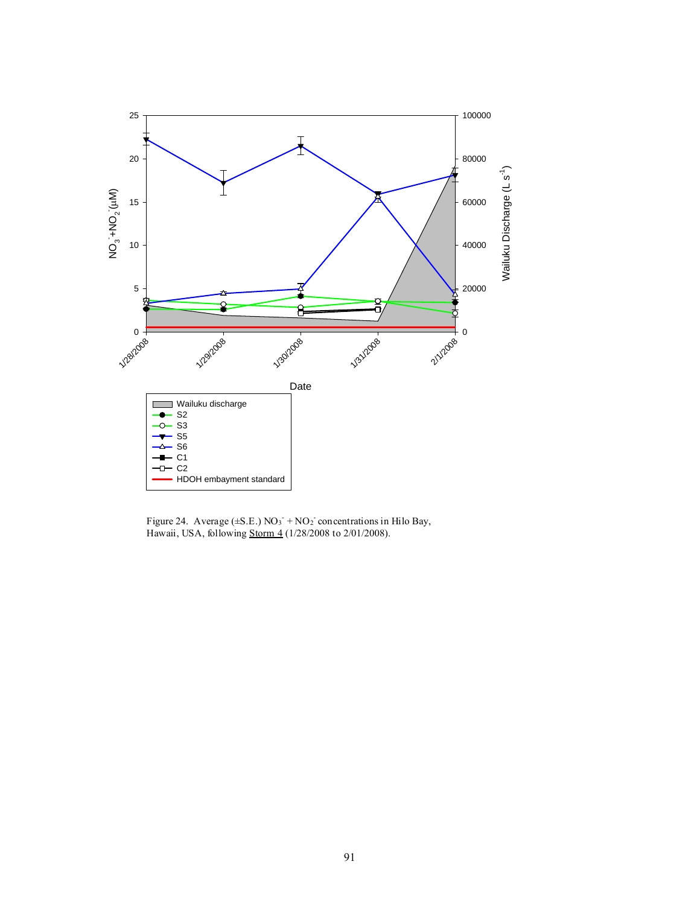Figure 24. Average (±S.E.) $NO_3^- + NO_2^-$ concentrations in Hilo Bay, Hawaii, USA, following Storm 4 (1/28/2008 to 2/01/2008).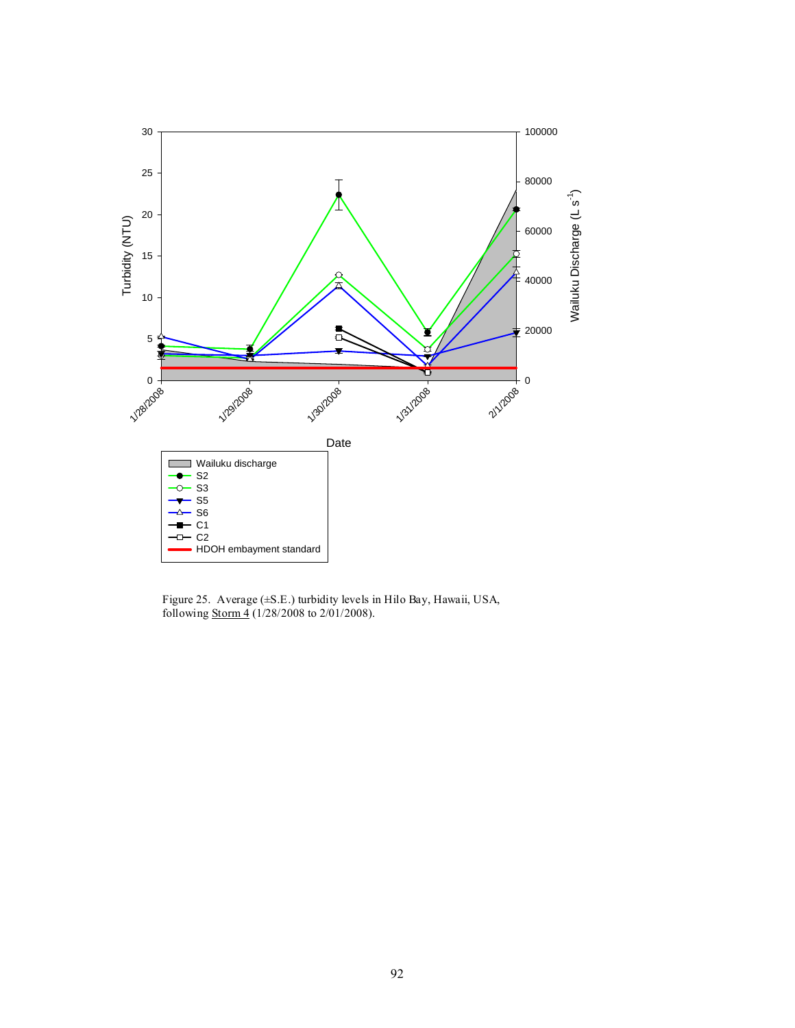Figure 25. Average (±S.E.) turbidity levels in Hilo Bay, Hawaii, USA, following Storm 4 (1/28/2008 to 2/01/2008).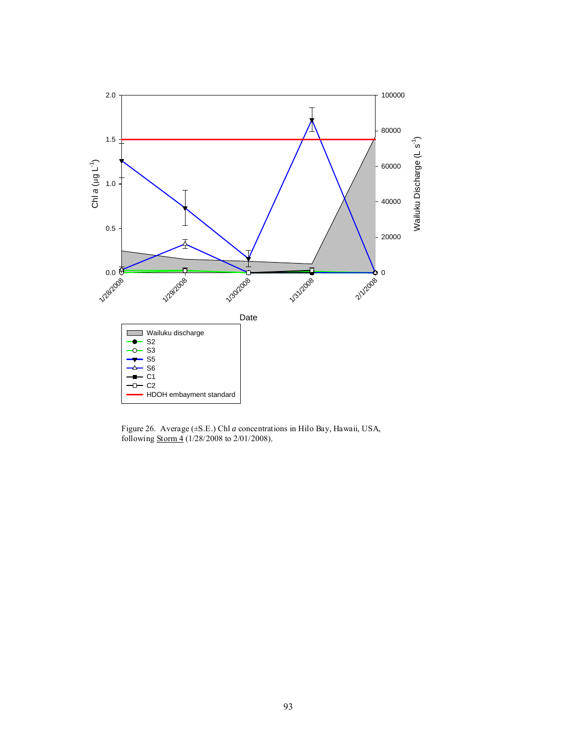Figure 26. Average (±S.E.) Chl *a* concentrations in Hilo Bay, Hawaii, USA, following Storm 4 (1/28/2008 to 2/01/2008).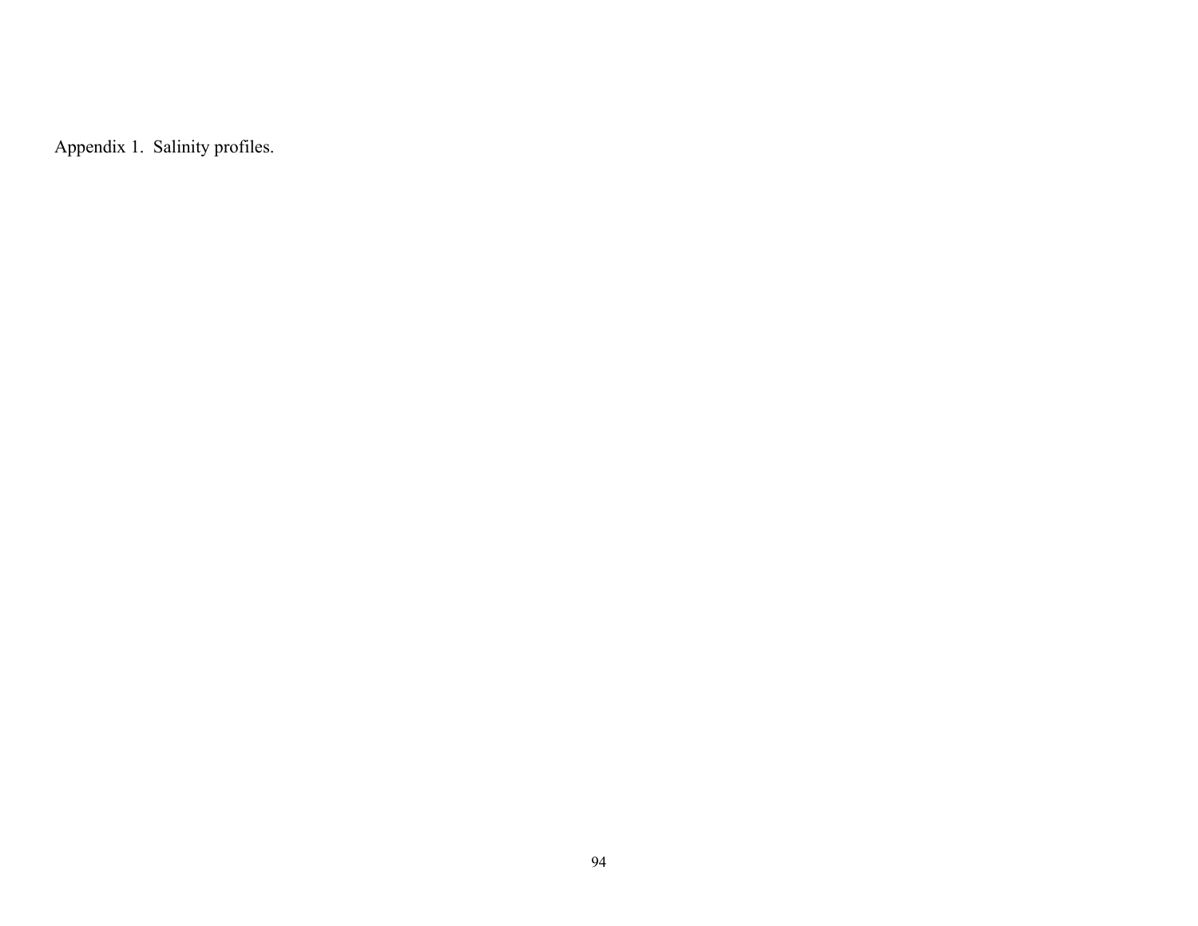Appendix 1. Salinity profiles.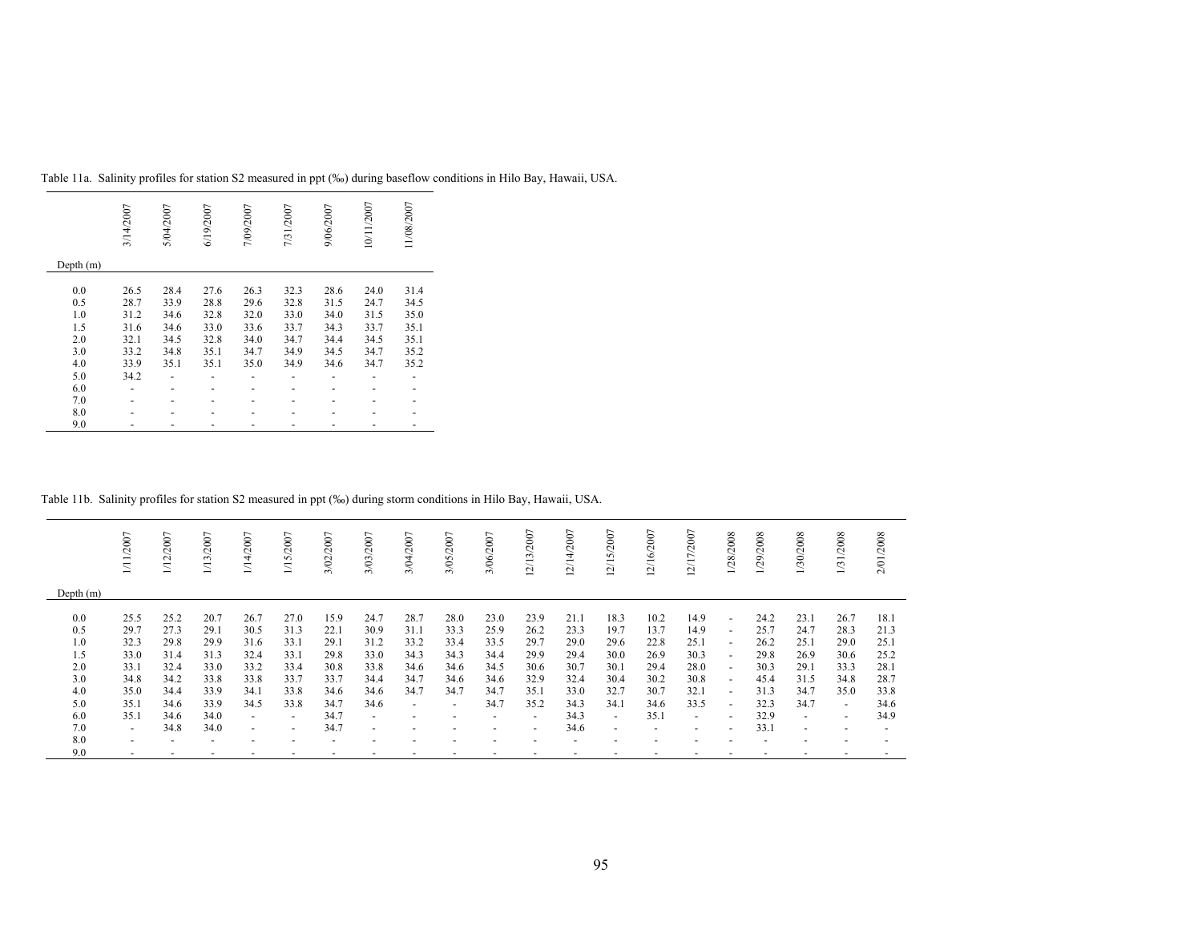Table 11a. Salinity profiles for station S2 measured in ppt (‰) during baseflow conditions in Hilo Bay, Hawaii, USA.

| Depth (m) | 3/14/2007 | 5/04/2007 | 6/19/2007 | 7/09/2007 | 7/31/2007 | 9/06/2007 | 10/11/2007 | 11/08/2007 |
|---|---|---|---|---|---|---|---|---|
| 0.0 | 26.5 | 28.4 | 27.6 | 26.3 | 32.3 | 28.6 | 24.0 | 31.4 |
| 0.5 | 28.7 | 33.9 | 28.8 | 29.6 | 32.8 | 31.5 | 24.7 | 34.5 |
| 1.0 | 31.2 | 34.6 | 32.8 | 32.0 | 33.0 | 34.0 | 31.5 | 35.0 |
| 1.5 | 31.6 | 34.6 | 33.0 | 33.6 | 33.7 | 34.3 | 33.7 | 35.1 |
| 2.0 | 32.1 | 34.5 | 32.8 | 34.0 | 34.7 | 34.4 | 34.5 | 35.1 |
| 3.0 | 33.2 | 34.8 | 35.1 | 34.7 | 34.9 | 34.5 | 34.7 | 35.2 |
| 4.0 | 33.9 | 35.1 | 35.1 | 35.0 | 34.9 | 34.6 | 34.7 | 35.2 |
| 5.0 | 34.2 | - | - | - | - | - | - | - |
| 6.0 | - | - | - | - | - | - | - | - |
| 7.0 | - | - | - | - | - | - | - | - |
| 8.0 | - | - | - | - | - | - | - | - |
| 9.0 | - | - | - | - | - | - | - | - |

Table 11b. Salinity profiles for station S2 measured in ppt (‰) during storm conditions in Hilo Bay, Hawaii, USA.

| Depth (m) | 1/11/2007 | 1/12/2007 | 1/13/2007 | 1/14/2007 | 1/15/2007 | 3/02/2007 | 3/03/2007 | 3/04/2007 | 3/05/2007 | 3/06/2007 | 12/13/2007 | 12/14/2007 | 12/15/2007 | 12/16/2007 | 12/17/2007 | 1/28/2008 | 1/29/2008 | 1/30/2008 | 1/31/2008 | 2/01/2008 |
|---|---|---|---|---|---|---|---|---|---|---|---|---|---|---|---|---|---|---|---|---|
| 0.0 | 25.5 | 25.2 | 20.7 | 26.7 | 27.0 | 15.9 | 24.7 | 28.7 | 28.0 | 23.0 | 23.9 | 21.1 | 18.3 | 10.2 | 14.9 | - | 24.2 | 23.1 | 26.7 | 18.1 |
| 0.5 | 29.7 | 27.3 | 29.1 | 30.5 | 31.3 | 22.1 | 30.9 | 31.1 | 33.3 | 25.9 | 26.2 | 23.3 | 19.7 | 13.7 | 14.9 | - | 25.7 | 24.7 | 28.3 | 21.3 |
| 1.0 | 32.3 | 29.8 | 29.9 | 31.6 | 33.1 | 29.1 | 31.2 | 33.2 | 33.4 | 33.5 | 29.7 | 29.0 | 29.6 | 22.8 | 25.1 | - | 26.2 | 25.1 | 29.0 | 25.1 |
| 1.5 | 33.0 | 31.4 | 31.3 | 32.4 | 33.1 | 29.8 | 33.0 | 34.3 | 34.3 | 34.4 | 29.9 | 29.4 | 30.0 | 26.9 | 30.3 | - | 29.8 | 26.9 | 30.6 | 25.2 |
| 2.0 | 33.1 | 32.4 | 33.0 | 33.2 | 33.4 | 30.8 | 33.8 | 34.6 | 34.6 | 34.5 | 30.6 | 30.7 | 30.1 | 29.4 | 28.0 | - | 30.3 | 29.1 | 33.3 | 28.1 |
| 3.0 | 34.8 | 34.2 | 33.8 | 33.8 | 33.7 | 33.7 | 34.4 | 34.7 | 34.6 | 34.6 | 32.9 | 32.4 | 30.4 | 30.2 | 30.8 | - | 45.4 | 31.5 | 34.8 | 28.7 |
| 4.0 | 35.0 | 34.4 | 33.9 | 34.1 | 33.8 | 34.6 | 34.6 | 34.7 | 34.7 | 34.7 | 35.1 | 33.0 | 32.7 | 30.7 | 32.1 | - | 31.3 | 34.7 | 35.0 | 33.8 |
| 5.0 | 35.1 | 34.6 | 33.9 | 34.5 | 33.8 | 34.7 | 34.6 | - | - | 34.7 | 35.2 | 34.3 | 34.1 | 34.6 | 33.5 | - | 32.3 | 34.7 | - | 34.6 |
| 6.0 | 35.1 | 34.6 | 34.0 | - | - | 34.7 | - | - | - | - | - | 34.3 | - | 35.1 | - | - | 32.9 | - | - | 34.9 |
| 7.0 | - | 34.8 | 34.0 | - | - | 34.7 | - | - | - | - | - | 34.6 | - | - | - | - | 33.1 | - | - | - |
| 8.0 | - | - | - | - | - | - | - | - | - | - | - | - | - | - | - | - | - | - | - | - |
| 9.0 | - | - | - | - | - | - | - | - | - | - | - | - | - | - | - | - | - | - | - | - |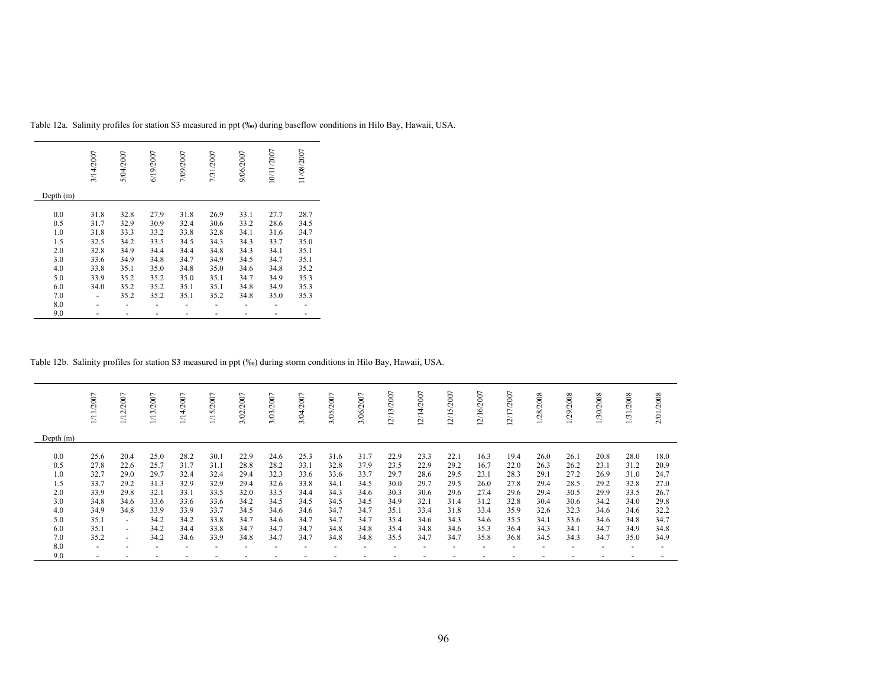Table 12a. Salinity profiles for station S3 measured in ppt (‰) during baseflow conditions in Hilo Bay, Hawaii, USA.

| Depth (m) | 3/14/2007 | 5/04/2007 | 6/19/2007 | 7/09/2007 | 7/31/2007 | 9/06/2007 | 10/11/2007 | 11/08/2007 |
|---|---|---|---|---|---|---|---|---|
| 0.0 | 31.8 | 32.8 | 27.9 | 31.8 | 26.9 | 33.1 | 27.7 | 28.7 |
| 0.5 | 31.7 | 32.9 | 30.9 | 32.4 | 30.6 | 33.2 | 28.6 | 34.5 |
| 1.0 | 31.8 | 33.3 | 33.2 | 33.8 | 32.8 | 34.1 | 31.6 | 34.7 |
| 1.5 | 32.5 | 34.2 | 33.5 | 34.5 | 34.3 | 34.3 | 33.7 | 35.0 |
| 2.0 | 32.8 | 34.9 | 34.4 | 34.4 | 34.8 | 34.3 | 34.1 | 35.1 |
| 3.0 | 33.6 | 34.9 | 34.8 | 34.7 | 34.9 | 34.5 | 34.7 | 35.1 |
| 4.0 | 33.8 | 35.1 | 35.0 | 34.8 | 35.0 | 34.6 | 34.8 | 35.2 |
| 5.0 | 33.9 | 35.2 | 35.2 | 35.0 | 35.1 | 34.7 | 34.9 | 35.3 |
| 6.0 | 34.0 | 35.2 | 35.2 | 35.1 | 35.1 | 34.8 | 34.9 | 35.3 |
| 7.0 | - | 35.2 | 35.2 | 35.1 | 35.2 | 34.8 | 35.0 | 35.3 |
| 8.0 | - | - | - | - | - | - | - | - |
| 9.0 | - | - | - | - | - | - | - | - |

Table 12b. Salinity profiles for station S3 measured in ppt (‰) during storm conditions in Hilo Bay, Hawaii, USA.

| Depth (m) | 1/11/2007 | 1/12/2007 | 1/13/2007 | 1/14/2007 | 1/15/2007 | 3/02/2007 | 3/03/2007 | 3/04/2007 | 3/05/2007 | 3/06/2007 | 12/13/2007 | 12/14/2007 | 12/15/2007 | 12/16/2007 | 12/17/2007 | 1/28/2008 | 1/29/2008 | 1/30/2008 | 1/31/2008 | 2/01/2008 |
|---|---|---|---|---|---|---|---|---|---|---|---|---|---|---|---|---|---|---|---|---|
| 0.0 | 25.6 | 20.4 | 25.0 | 28.2 | 30.1 | 22.9 | 24.6 | 25.3 | 31.6 | 31.7 | 22.9 | 23.3 | 22.1 | 16.3 | 19.4 | 26.0 | 26.1 | 20.8 | 28.0 | 18.0 |
| 0.5 | 27.8 | 22.6 | 25.7 | 31.7 | 31.1 | 28.8 | 28.2 | 33.1 | 32.8 | 37.9 | 23.5 | 22.9 | 29.2 | 16.7 | 22.0 | 26.3 | 26.2 | 23.1 | 31.2 | 20.9 |
| 1.0 | 32.7 | 29.0 | 29.7 | 32.4 | 32.4 | 29.4 | 32.3 | 33.6 | 33.6 | 33.7 | 29.7 | 28.6 | 29.5 | 23.1 | 28.3 | 29.1 | 27.2 | 26.9 | 31.0 | 24.7 |
| 1.5 | 33.7 | 29.2 | 31.3 | 32.9 | 32.9 | 29.4 | 32.6 | 33.8 | 34.1 | 34.5 | 30.0 | 29.7 | 29.5 | 26.0 | 27.8 | 29.4 | 28.5 | 29.2 | 32.8 | 27.0 |
| 2.0 | 33.9 | 29.8 | 32.1 | 33.1 | 33.5 | 32.0 | 33.5 | 34.4 | 34.3 | 34.6 | 30.3 | 30.6 | 29.6 | 27.4 | 29.6 | 29.4 | 30.5 | 29.9 | 33.5 | 26.7 |
| 3.0 | 34.8 | 34.6 | 33.6 | 33.6 | 33.6 | 34.2 | 34.5 | 34.5 | 34.5 | 34.5 | 34.9 | 32.1 | 31.4 | 31.2 | 32.8 | 30.4 | 30.6 | 34.2 | 34.0 | 29.8 |
| 4.0 | 34.9 | 34.8 | 33.9 | 33.9 | 33.7 | 34.5 | 34.6 | 34.6 | 34.7 | 34.7 | 35.1 | 33.4 | 31.8 | 33.4 | 35.9 | 32.6 | 32.3 | 34.6 | 34.6 | 32.2 |
| 5.0 | 35.1 | - | 34.2 | 34.2 | 33.8 | 34.7 | 34.6 | 34.7 | 34.7 | 34.7 | 35.4 | 34.6 | 34.3 | 34.6 | 35.5 | 34.1 | 33.6 | 34.6 | 34.8 | 34.7 |
| 6.0 | 35.1 | - | 34.2 | 34.4 | 33.8 | 34.7 | 34.7 | 34.7 | 34.8 | 34.8 | 35.4 | 34.8 | 34.6 | 35.3 | 36.4 | 34.3 | 34.1 | 34.7 | 34.9 | 34.8 |
| 7.0 | 35.2 | - | 34.2 | 34.6 | 33.9 | 34.8 | 34.7 | 34.7 | 34.8 | 34.8 | 35.5 | 34.7 | 34.7 | 35.8 | 36.8 | 34.5 | 34.3 | 34.7 | 35.0 | 34.9 |
| 8.0 | - | - | - | - | - | - | - | - | - | - | - | - | - | - | - | - | - | - | - | - |
| 9.0 | - | - | - | - | - | - | - | - | - | - | - | - | - | - | - | - | - | - | - | - |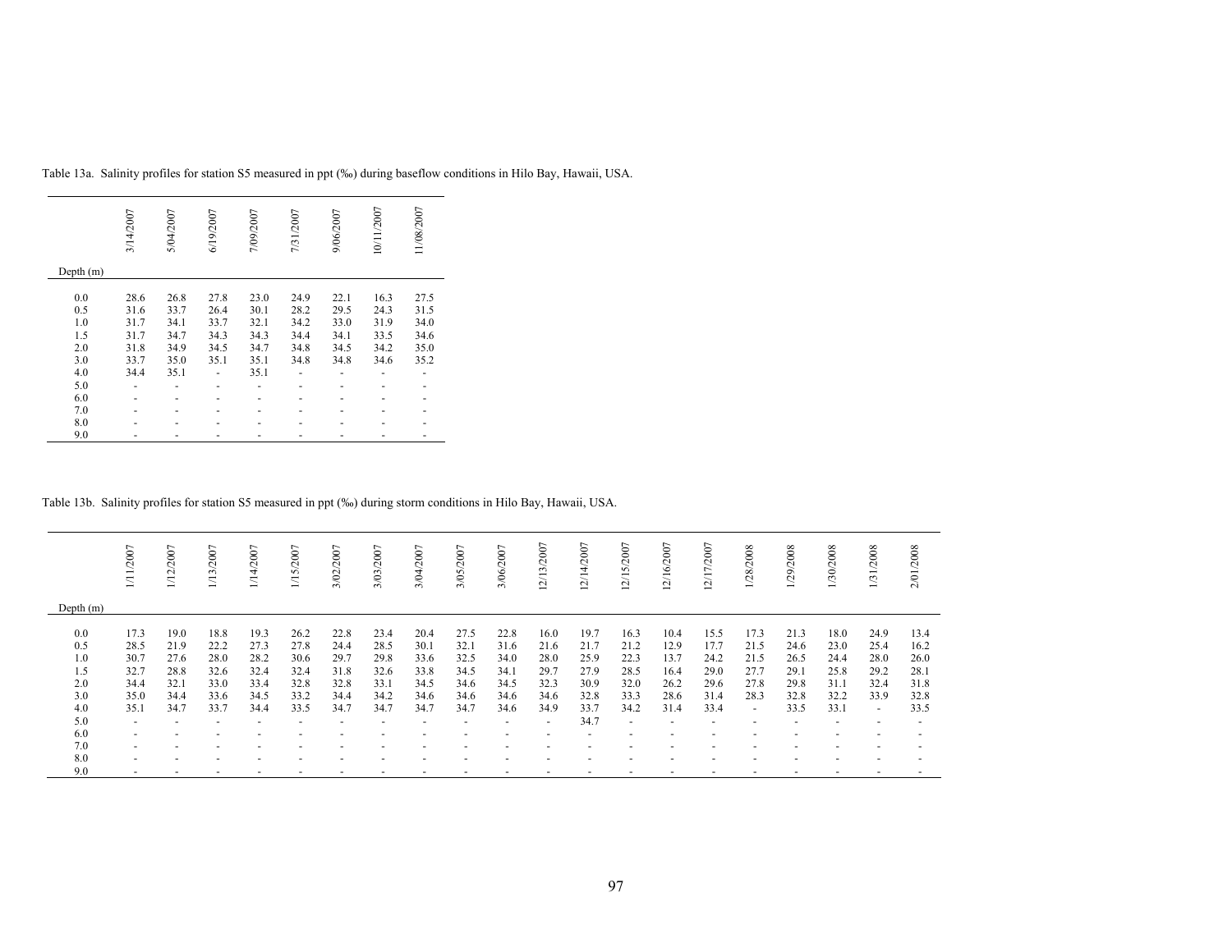Table 13a. Salinity profiles for station S5 measured in ppt (‰) during baseflow conditions in Hilo Bay, Hawaii, USA.

| Depth (m) | 3/14/2007 | 5/04/2007 | 6/19/2007 | 7/09/2007 | 7/31/2007 | 9/06/2007 | 10/11/2007 | 11/08/2007 |
|---|---|---|---|---|---|---|---|---|
| 0.0 | 28.6 | 26.8 | 27.8 | 23.0 | 24.9 | 22.1 | 16.3 | 27.5 |
| 0.5 | 31.6 | 33.7 | 26.4 | 30.1 | 28.2 | 29.5 | 24.3 | 31.5 |
| 1.0 | 31.7 | 34.1 | 33.7 | 32.1 | 34.2 | 33.0 | 31.9 | 34.0 |
| 1.5 | 31.7 | 34.7 | 34.3 | 34.3 | 34.4 | 34.1 | 33.5 | 34.6 |
| 2.0 | 31.8 | 34.9 | 34.5 | 34.7 | 34.8 | 34.5 | 34.2 | 35.0 |
| 3.0 | 33.7 | 35.0 | 35.1 | 35.1 | 34.8 | 34.8 | 34.6 | 35.2 |
| 4.0 | 34.4 | 35.1 | - | 35.1 | - | - | - | - |
| 5.0 | - | - | - | - | - | - | - | - |
| 6.0 | - | - | - | - | - | - | - | - |
| 7.0 | - | - | - | - | - | - | - | - |
| 8.0 | - | - | - | - | - | - | - | - |
| 9.0 | - | - | - | - | - | - | - | - |

Table 13b. Salinity profiles for station S5 measured in ppt (‰) during storm conditions in Hilo Bay, Hawaii, USA.

| Depth (m) | 1/11/2007 | 1/12/2007 | 1/13/2007 | 1/14/2007 | 1/15/2007 | 3/02/2007 | 3/03/2007 | 3/04/2007 | 3/05/2007 | 3/06/2007 | 12/13/2007 | 12/14/2007 | 12/15/2007 | 12/16/2007 | 12/17/2007 | 1/28/2008 | 1/29/2008 | 1/30/2008 | 1/31/2008 | 2/01/2008 |
|---|---|---|---|---|---|---|---|---|---|---|---|---|---|---|---|---|---|---|---|---|
| 0.0 | 17.3 | 19.0 | 18.8 | 19.3 | 26.2 | 22.8 | 23.4 | 20.4 | 27.5 | 22.8 | 16.0 | 19.7 | 16.3 | 10.4 | 15.5 | 17.3 | 21.3 | 18.0 | 24.9 | 13.4 |
| 0.5 | 28.5 | 21.9 | 22.2 | 27.3 | 27.8 | 24.4 | 28.5 | 30.1 | 32.1 | 31.6 | 21.6 | 21.7 | 21.2 | 12.9 | 17.7 | 21.5 | 24.6 | 23.0 | 25.4 | 16.2 |
| 1.0 | 30.7 | 27.6 | 28.0 | 28.2 | 30.6 | 29.7 | 29.8 | 33.6 | 32.5 | 34.0 | 28.0 | 25.9 | 22.3 | 13.7 | 24.2 | 21.5 | 26.5 | 24.4 | 28.0 | 26.0 |
| 1.5 | 32.7 | 28.8 | 32.6 | 32.4 | 32.4 | 31.8 | 32.6 | 33.8 | 34.5 | 34.1 | 29.7 | 27.9 | 28.5 | 16.4 | 29.0 | 27.7 | 29.1 | 25.8 | 29.2 | 28.1 |
| 2.0 | 34.4 | 32.1 | 33.0 | 33.4 | 32.8 | 32.8 | 33.1 | 34.5 | 34.6 | 34.5 | 32.3 | 30.9 | 32.0 | 26.2 | 29.6 | 27.8 | 29.8 | 31.1 | 32.4 | 31.8 |
| 3.0 | 35.0 | 34.4 | 33.6 | 34.5 | 33.2 | 34.4 | 34.2 | 34.6 | 34.6 | 34.6 | 34.6 | 32.8 | 33.3 | 28.6 | 31.4 | 28.3 | 32.8 | 32.2 | 33.9 | 32.8 |
| 4.0 | 35.1 | 34.7 | 33.7 | 34.4 | 33.5 | 34.7 | 34.7 | 34.7 | 34.7 | 34.6 | 34.9 | 33.7 | 34.2 | 31.4 | 33.4 | - | 33.5 | 33.1 | - | 33.5 |
| 5.0 | - | - | - | - | - | - | - | - | - | - | - | 34.7 | - | - | - | - | - | - | - | - |
| 6.0 | - | - | - | - | - | - | - | - | - | - | - | - | - | - | - | - | - | - | - | - |
| 7.0 | - | - | - | - | - | - | - | - | - | - | - | - | - | - | - | - | - | - | - | - |
| 8.0 | - | - | - | - | - | - | - | - | - | - | - | - | - | - | - | - | - | - | - | - |
| 9.0 | - | - | - | - | - | - | - | - | - | - | - | - | - | - | - | - | - | - | - | - |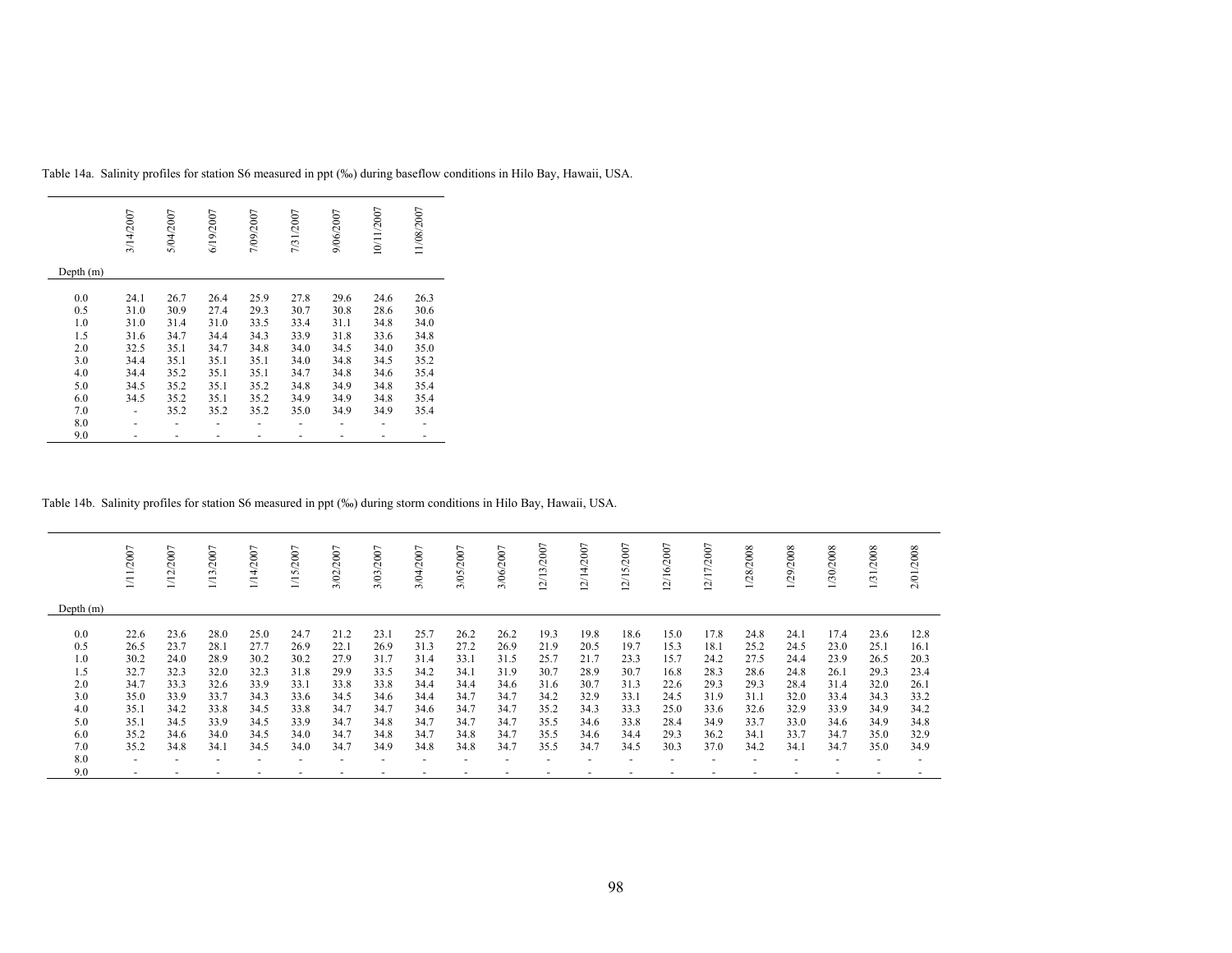Table 14a. Salinity profiles for station S6 measured in ppt (‰) during baseflow conditions in Hilo Bay, Hawaii, USA.

| Depth (m) | 3/14/2007 | 5/04/2007 | 6/19/2007 | 7/09/2007 | 7/31/2007 | 9/06/2007 | 10/11/2007 | 11/08/2007 |
|---|---|---|---|---|---|---|---|---|
| 0.0 | 24.1 | 26.7 | 26.4 | 25.9 | 27.8 | 29.6 | 24.6 | 26.3 |
| 0.5 | 31.0 | 30.9 | 27.4 | 29.3 | 30.7 | 30.8 | 28.6 | 30.6 |
| 1.0 | 31.0 | 31.4 | 31.0 | 33.5 | 33.4 | 31.1 | 34.8 | 34.0 |
| 1.5 | 31.6 | 34.7 | 34.4 | 34.3 | 33.9 | 31.8 | 33.6 | 34.8 |
| 2.0 | 32.5 | 35.1 | 34.7 | 34.8 | 34.0 | 34.5 | 34.0 | 35.0 |
| 3.0 | 34.4 | 35.1 | 35.1 | 35.1 | 34.0 | 34.8 | 34.5 | 35.2 |
| 4.0 | 34.4 | 35.2 | 35.1 | 35.1 | 34.7 | 34.8 | 34.6 | 35.4 |
| 5.0 | 34.5 | 35.2 | 35.1 | 35.2 | 34.8 | 34.9 | 34.8 | 35.4 |
| 6.0 | 34.5 | 35.2 | 35.1 | 35.2 | 34.9 | 34.9 | 34.8 | 35.4 |
| 7.0 | - | 35.2 | 35.2 | 35.2 | 35.0 | 34.9 | 34.9 | 35.4 |
| 8.0 | - | - | - | - | - | - | - | - |
| 9.0 | - | - | - | - | - | - | - | - |

Table 14b. Salinity profiles for station S6 measured in ppt (‰) during storm conditions in Hilo Bay, Hawaii, USA.

| Depth (m) | 1/11/2007 | 1/12/2007 | 1/13/2007 | 1/14/2007 | 1/15/2007 | 3/02/2007 | 3/03/2007 | 3/04/2007 | 3/05/2007 | 3/06/2007 | 12/13/2007 | 12/14/2007 | 12/15/2007 | 12/16/2007 | 12/17/2007 | 1/28/2008 | 1/29/2008 | 1/30/2008 | 1/31/2008 | 2/01/2008 |
|---|---|---|---|---|---|---|---|---|---|---|---|---|---|---|---|---|---|---|---|---|
| 0.0 | 22.6 | 23.6 | 28.0 | 25.0 | 24.7 | 21.2 | 23.1 | 25.7 | 26.2 | 26.2 | 19.3 | 19.8 | 18.6 | 15.0 | 17.8 | 24.8 | 24.1 | 17.4 | 23.6 | 12.8 |
| 0.5 | 26.5 | 23.7 | 28.1 | 27.7 | 26.9 | 22.1 | 26.9 | 31.3 | 27.2 | 26.9 | 21.9 | 20.5 | 19.7 | 15.3 | 18.1 | 25.2 | 24.5 | 23.0 | 25.1 | 16.1 |
| 1.0 | 30.2 | 24.0 | 28.9 | 30.2 | 30.2 | 27.9 | 31.7 | 31.4 | 33.1 | 31.5 | 25.7 | 21.7 | 23.3 | 15.7 | 24.2 | 27.5 | 24.4 | 23.9 | 26.5 | 20.3 |
| 1.5 | 32.7 | 32.3 | 32.0 | 32.3 | 31.8 | 29.9 | 33.5 | 34.2 | 34.1 | 31.9 | 30.7 | 28.9 | 30.7 | 16.8 | 28.3 | 28.6 | 24.8 | 26.1 | 29.3 | 23.4 |
| 2.0 | 34.7 | 33.3 | 32.6 | 33.9 | 33.1 | 33.8 | 33.8 | 34.4 | 34.4 | 34.6 | 31.6 | 30.7 | 31.3 | 22.6 | 29.3 | 29.3 | 28.4 | 31.4 | 32.0 | 26.1 |
| 3.0 | 35.0 | 33.9 | 33.7 | 34.3 | 33.6 | 34.5 | 34.6 | 34.4 | 34.7 | 34.7 | 34.2 | 32.9 | 33.1 | 24.5 | 31.9 | 31.1 | 32.0 | 33.4 | 34.3 | 33.2 |
| 4.0 | 35.1 | 34.2 | 33.8 | 34.5 | 33.8 | 34.7 | 34.7 | 34.6 | 34.7 | 34.7 | 35.2 | 34.3 | 33.3 | 25.0 | 33.6 | 32.6 | 32.9 | 33.9 | 34.9 | 34.2 |
| 5.0 | 35.1 | 34.5 | 33.9 | 34.5 | 33.9 | 34.7 | 34.8 | 34.7 | 34.7 | 34.7 | 35.5 | 34.6 | 33.8 | 28.4 | 34.9 | 33.7 | 33.0 | 34.6 | 34.9 | 34.8 |
| 6.0 | 35.2 | 34.6 | 34.0 | 34.5 | 34.0 | 34.7 | 34.8 | 34.7 | 34.8 | 34.7 | 35.5 | 34.6 | 34.4 | 29.3 | 36.2 | 34.1 | 33.7 | 34.7 | 35.0 | 32.9 |
| 7.0 | 35.2 | 34.8 | 34.1 | 34.5 | 34.0 | 34.7 | 34.9 | 34.8 | 34.8 | 34.7 | 35.5 | 34.7 | 34.5 | 30.3 | 37.0 | 34.2 | 34.1 | 34.7 | 35.0 | 34.9 |
| 8.0 | - | - | - | - | - | - | - | - | - | - | - | - | - | - | - | - | - | - | - | - |
| 9.0 | - | - | - | - | - | - | - | - | - | - | - | - | - | - | - | - | - | - | - | - |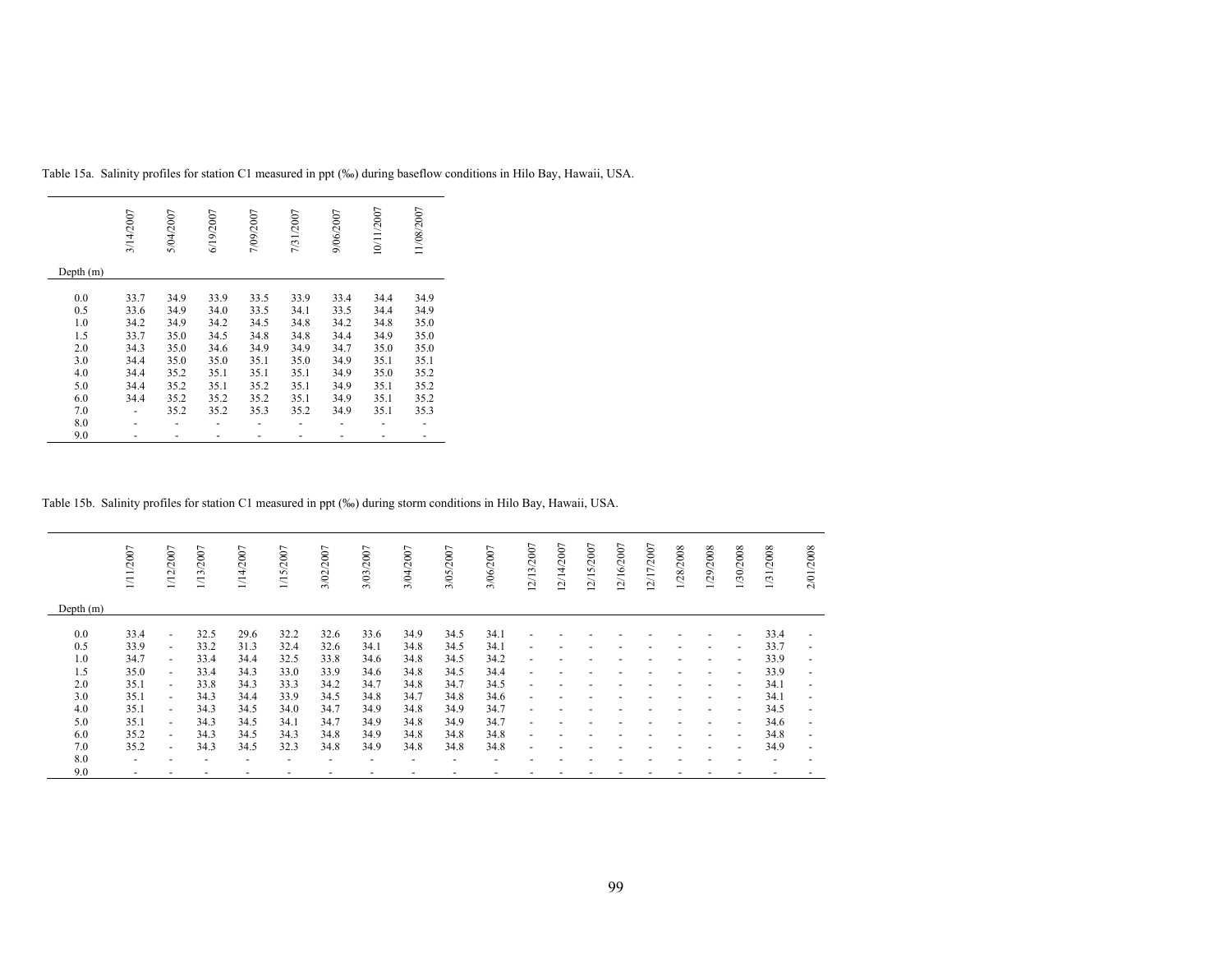Table 15a. Salinity profiles for station C1 measured in ppt (‰) during baseflow conditions in Hilo Bay, Hawaii, USA.

| Depth (m) | 3/14/2007 | 5/04/2007 | 6/19/2007 | 7/09/2007 | 7/31/2007 | 9/06/2007 | 10/11/2007 | 11/08/2007 |
|---|---|---|---|---|---|---|---|---|
| 0.0 | 33.7 | 34.9 | 33.9 | 33.5 | 33.9 | 33.4 | 34.4 | 34.9 |
| 0.5 | 33.6 | 34.9 | 34.0 | 33.5 | 34.1 | 33.5 | 34.4 | 34.9 |
| 1.0 | 34.2 | 34.9 | 34.2 | 34.5 | 34.8 | 34.2 | 34.8 | 35.0 |
| 1.5 | 33.7 | 35.0 | 34.5 | 34.8 | 34.8 | 34.4 | 34.9 | 35.0 |
| 2.0 | 34.3 | 35.0 | 34.6 | 34.9 | 34.9 | 34.7 | 35.0 | 35.0 |
| 3.0 | 34.4 | 35.0 | 35.0 | 35.1 | 35.0 | 34.9 | 35.1 | 35.1 |
| 4.0 | 34.4 | 35.2 | 35.1 | 35.1 | 35.1 | 34.9 | 35.0 | 35.2 |
| 5.0 | 34.4 | 35.2 | 35.1 | 35.2 | 35.1 | 34.9 | 35.1 | 35.2 |
| 6.0 | 34.4 | 35.2 | 35.2 | 35.2 | 35.1 | 34.9 | 35.1 | 35.2 |
| 7.0 | - | 35.2 | 35.2 | 35.3 | 35.2 | 34.9 | 35.1 | 35.3 |
| 8.0 | - | - | - | - | - | - | - | - |
| 9.0 | - | - | - | - | - | - | - | - |

Table 15b. Salinity profiles for station C1 measured in ppt (‰) during storm conditions in Hilo Bay, Hawaii, USA.

| Depth (m) | 1/11/2007 | 1/12/2007 | 1/13/2007 | 1/14/2007 | 1/15/2007 | 3/02/2007 | 3/03/2007 | 3/04/2007 | 3/05/2007 | 3/06/2007 | 12/13/2007 | 12/14/2007 | 12/15/2007 | 12/16/2007 | 12/17/2007 | 1/28/2008 | 1/29/2008 | 1/30/2008 | 1/31/2008 | 2/01/2008 |
|---|---|---|---|---|---|---|---|---|---|---|---|---|---|---|---|---|---|---|---|---|
| 0.0 | 33.4 | - | 32.5 | 29.6 | 32.2 | 32.6 | 33.6 | 34.9 | 34.5 | 34.1 | - | - | - | - | - | - | - | - | 33.4 | - |
| 0.5 | 33.9 | - | 33.2 | 31.3 | 32.4 | 32.6 | 34.1 | 34.8 | 34.5 | 34.1 | - | - | - | - | - | - | - | - | 33.7 | - |
| 1.0 | 34.7 | - | 33.4 | 34.4 | 32.5 | 33.8 | 34.6 | 34.8 | 34.5 | 34.2 | - | - | - | - | - | - | - | - | 33.9 | - |
| 1.5 | 35.0 | - | 33.4 | 34.3 | 33.0 | 33.9 | 34.6 | 34.8 | 34.5 | 34.4 | - | - | - | - | - | - | - | - | 33.9 | - |
| 2.0 | 35.1 | - | 33.8 | 34.3 | 33.3 | 34.2 | 34.7 | 34.8 | 34.7 | 34.5 | - | - | - | - | - | - | - | - | 34.1 | - |
| 3.0 | 35.1 | - | 34.3 | 34.4 | 33.9 | 34.5 | 34.8 | 34.7 | 34.8 | 34.6 | - | - | - | - | - | - | - | - | 34.1 | - |
| 4.0 | 35.1 | - | 34.3 | 34.5 | 34.0 | 34.7 | 34.9 | 34.8 | 34.9 | 34.7 | - | - | - | - | - | - | - | - | 34.5 | - |
| 5.0 | 35.1 | - | 34.3 | 34.5 | 34.1 | 34.7 | 34.9 | 34.8 | 34.9 | 34.7 | - | - | - | - | - | - | - | - | 34.6 | - |
| 6.0 | 35.2 | - | 34.3 | 34.5 | 34.3 | 34.8 | 34.9 | 34.8 | 34.8 | 34.8 | - | - | - | - | - | - | - | - | 34.8 | - |
| 7.0 | 35.2 | - | 34.3 | 34.5 | 32.3 | 34.8 | 34.9 | 34.8 | 34.8 | 34.8 | - | - | - | - | - | - | - | - | 34.9 | - |
| 8.0 | - | - | - | - | - | - | - | - | - | - | - | - | - | - | - | - | - | - | - | - |
| 9.0 | - | - | - | - | - | - | - | - | - | - | - | - | - | - | - | - | - | - | - | - |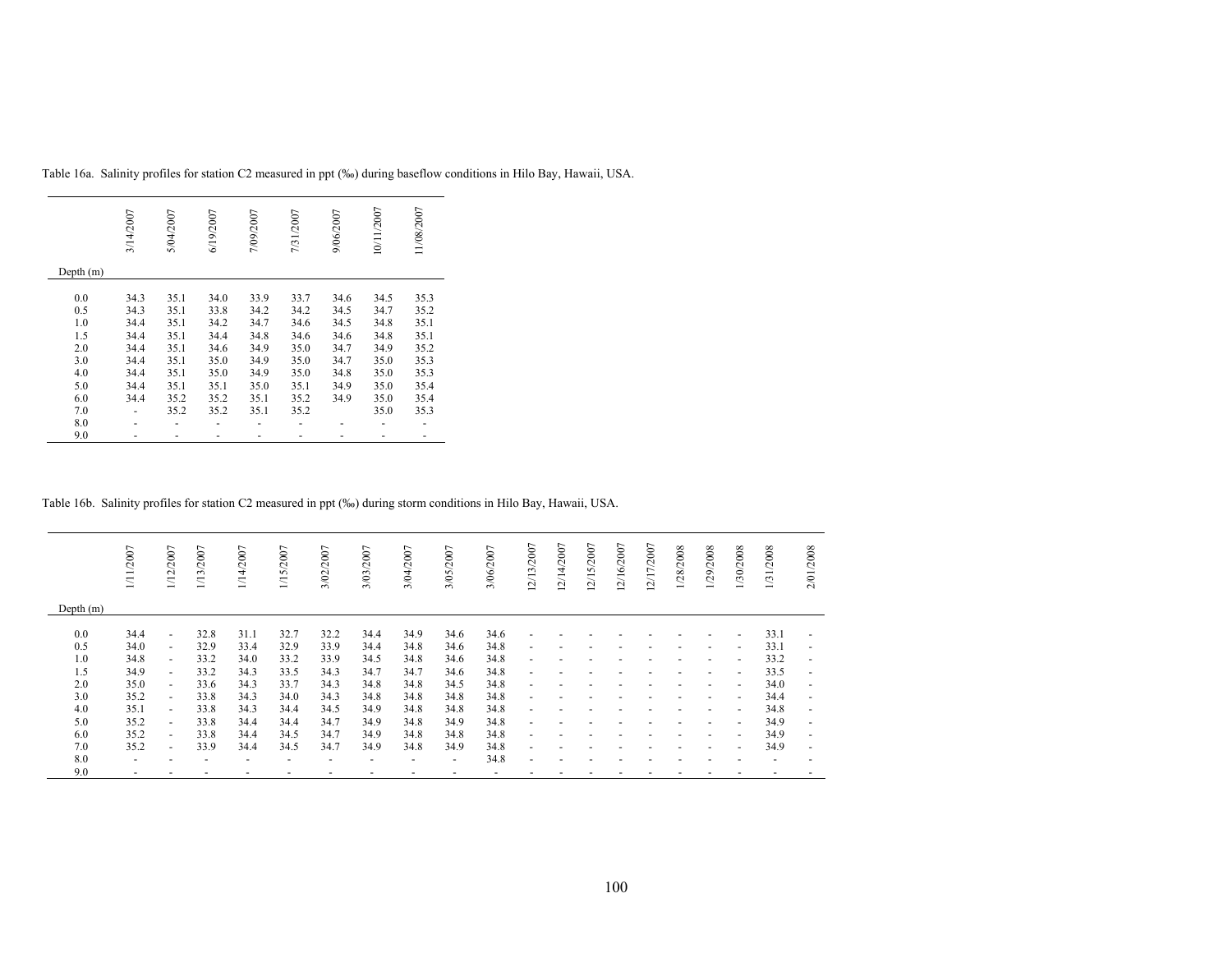Table 16a. Salinity profiles for station C2 measured in ppt (‰) during baseflow conditions in Hilo Bay, Hawaii, USA.

| Depth (m) | 3/14/2007 | 5/04/2007 | 6/19/2007 | 7/09/2007 | 7/31/2007 | 9/06/2007 | 10/11/2007 | 11/08/2007 |
|---|---|---|---|---|---|---|---|---|
| 0.0 | 34.3 | 35.1 | 34.0 | 33.9 | 33.7 | 34.6 | 34.5 | 35.3 |
| 0.5 | 34.3 | 35.1 | 33.8 | 34.2 | 34.2 | 34.5 | 34.7 | 35.2 |
| 1.0 | 34.4 | 35.1 | 34.2 | 34.7 | 34.6 | 34.5 | 34.8 | 35.1 |
| 1.5 | 34.4 | 35.1 | 34.4 | 34.8 | 34.6 | 34.6 | 34.8 | 35.1 |
| 2.0 | 34.4 | 35.1 | 34.6 | 34.9 | 35.0 | 34.7 | 34.9 | 35.2 |
| 3.0 | 34.4 | 35.1 | 35.0 | 34.9 | 35.0 | 34.7 | 35.0 | 35.3 |
| 4.0 | 34.4 | 35.1 | 35.0 | 34.9 | 35.0 | 34.8 | 35.0 | 35.3 |
| 5.0 | 34.4 | 35.1 | 35.1 | 35.0 | 35.1 | 34.9 | 35.0 | 35.4 |
| 6.0 | 34.4 | 35.2 | 35.2 | 35.1 | 35.2 | 34.9 | 35.0 | 35.4 |
| 7.0 | - | 35.2 | 35.2 | 35.1 | 35.2 | | 35.0 | 35.3 |
| 8.0 | - | - | - | - | - | - | - | - |
| 9.0 | - | - | - | - | - | - | - | - |

Table 16b. Salinity profiles for station C2 measured in ppt (‰) during storm conditions in Hilo Bay, Hawaii, USA.

| Depth (m) | 1/11/2007 | 1/12/2007 | 1/13/2007 | 1/14/2007 | 1/15/2007 | 3/02/2007 | 3/03/2007 | 3/04/2007 | 3/05/2007 | 3/06/2007 | 12/13/2007 | 12/14/2007 | 12/15/2007 | 12/16/2007 | 12/17/2007 | 1/28/2008 | 1/29/2008 | 1/30/2008 | 1/31/2008 | 2/01/2008 |
|---|---|---|---|---|---|---|---|---|---|---|---|---|---|---|---|---|---|---|---|---|
| 0.0 | 34.4 | - | 32.8 | 31.1 | 32.7 | 32.2 | 34.4 | 34.9 | 34.6 | 34.6 | - | - | - | - | - | - | - | - | 33.1 | - |
| 0.5 | 34.0 | - | 32.9 | 33.4 | 32.9 | 33.9 | 34.4 | 34.8 | 34.6 | 34.8 | - | - | - | - | - | - | - | - | 33.1 | - |
| 1.0 | 34.8 | - | 33.2 | 34.0 | 33.2 | 33.9 | 34.5 | 34.8 | 34.6 | 34.8 | - | - | - | - | - | - | - | - | 33.2 | - |
| 1.5 | 34.9 | - | 33.2 | 34.3 | 33.5 | 34.3 | 34.7 | 34.7 | 34.6 | 34.8 | - | - | - | - | - | - | - | - | 33.5 | - |
| 2.0 | 35.0 | - | 33.6 | 34.3 | 33.7 | 34.3 | 34.8 | 34.8 | 34.5 | 34.8 | - | - | - | - | - | - | - | - | 34.0 | - |
| 3.0 | 35.2 | - | 33.8 | 34.3 | 34.0 | 34.3 | 34.8 | 34.8 | 34.8 | 34.8 | - | - | - | - | - | - | - | - | 34.4 | - |
| 4.0 | 35.1 | - | 33.8 | 34.3 | 34.4 | 34.5 | 34.9 | 34.8 | 34.8 | 34.8 | - | - | - | - | - | - | - | - | 34.8 | - |
| 5.0 | 35.2 | - | 33.8 | 34.4 | 34.4 | 34.7 | 34.9 | 34.8 | 34.9 | 34.8 | - | - | - | - | - | - | - | - | 34.9 | - |
| 6.0 | 35.2 | - | 33.8 | 34.4 | 34.5 | 34.7 | 34.9 | 34.8 | 34.8 | 34.8 | - | - | - | - | - | - | - | - | 34.9 | - |
| 7.0 | 35.2 | - | 33.9 | 34.4 | 34.5 | 34.7 | 34.9 | 34.8 | 34.9 | 34.8 | - | - | - | - | - | - | - | - | 34.9 | - |
| 8.0 | - | - | - | - | - | - | - | - | - | 34.8 | - | - | - | - | - | - | - | - | - | - |
| 9.0 | - | - | - | - | - | - | - | - | - | - | - | - | - | - | - | - | - | - | - | - |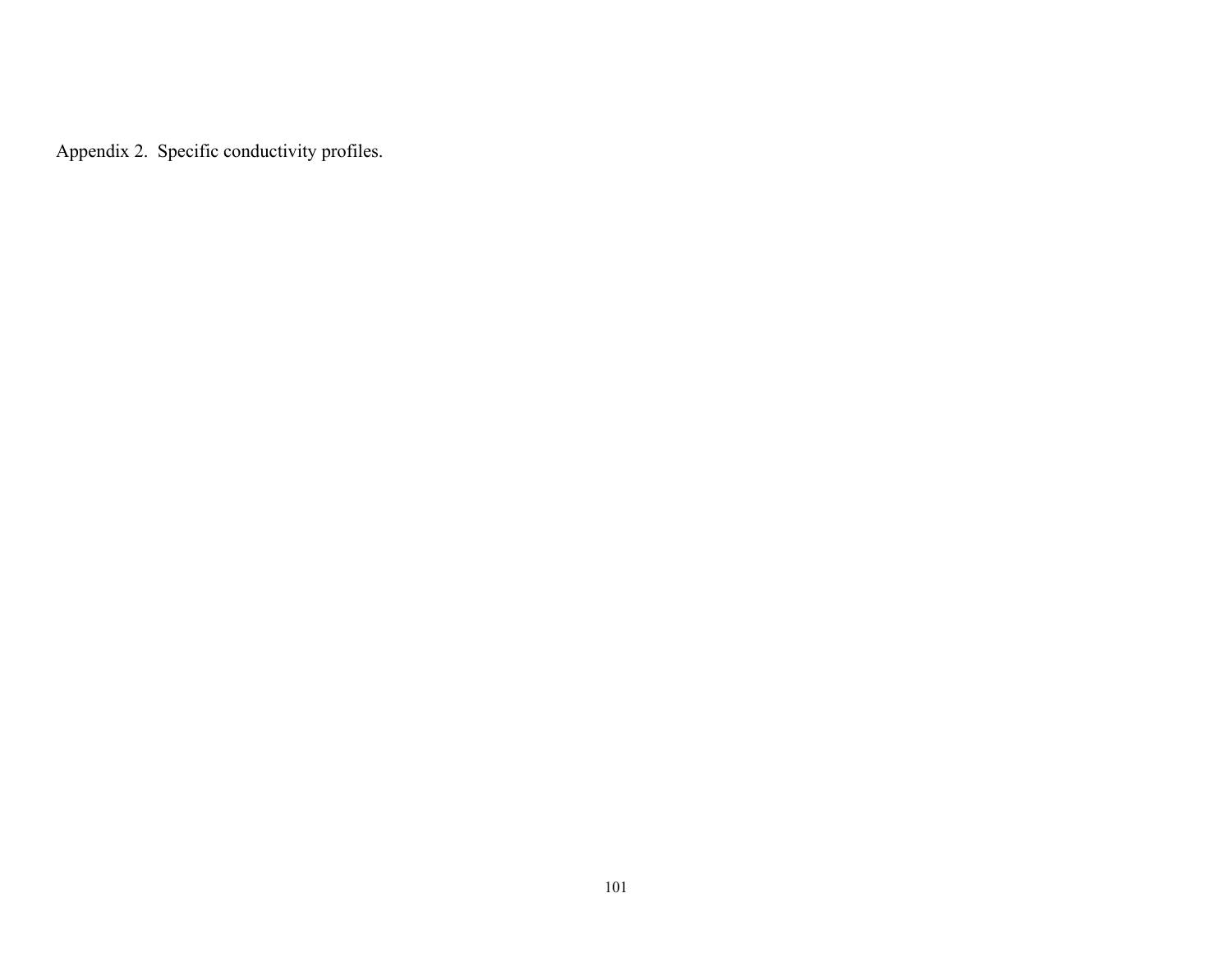Appendix 2. Specific conductivity profiles.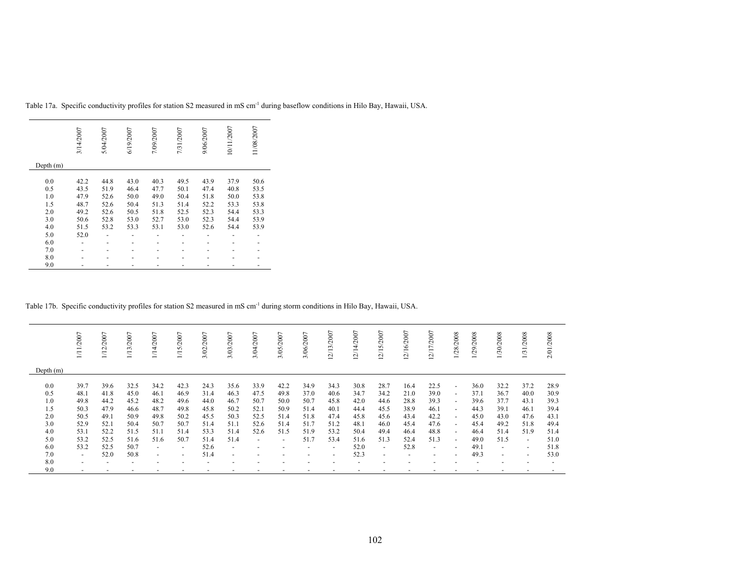Table 17a. Specific conductivity profiles for station S2 measured in mS cm$^{-1}$ during baseflow conditions in Hilo Bay, Hawaii, USA.

| Depth (m) | 3/14/2007 | 5/04/2007 | 6/19/2007 | 7/09/2007 | 7/31/2007 | 9/06/2007 | 10/11/2007 | 11/08/2007 |
|---|---|---|---|---|---|---|---|---|
| 0.0 | 42.2 | 44.8 | 43.0 | 40.3 | 49.5 | 43.9 | 37.9 | 50.6 |
| 0.5 | 43.5 | 51.9 | 46.4 | 47.7 | 50.1 | 47.4 | 40.8 | 53.5 |
| 1.0 | 47.9 | 52.6 | 50.0 | 49.0 | 50.4 | 51.8 | 50.0 | 53.8 |
| 1.5 | 48.7 | 52.6 | 50.4 | 51.3 | 51.4 | 52.2 | 53.3 | 53.8 |
| 2.0 | 49.2 | 52.6 | 50.5 | 51.8 | 52.5 | 52.3 | 54.4 | 53.3 |
| 3.0 | 50.6 | 52.8 | 53.0 | 52.7 | 53.0 | 52.3 | 54.4 | 53.9 |
| 4.0 | 51.5 | 53.2 | 53.3 | 53.1 | 53.0 | 52.6 | 54.4 | 53.9 |
| 5.0 | 52.0 | - | - | - | - | - | - | - |
| 6.0 | - | - | - | - | - | - | - | - |
| 7.0 | - | - | - | - | - | - | - | - |
| 8.0 | - | - | - | - | - | - | - | - |
| 9.0 | - | - | - | - | - | - | - | - |

Table 17b. Specific conductivity profiles for station S2 measured in mS cm$^{-1}$ during storm conditions in Hilo Bay, Hawaii, USA.

| Depth (m) | 1/11/2007 | 1/12/2007 | 1/13/2007 | 1/14/2007 | 1/15/2007 | 3/02/2007 | 3/03/2007 | 3/04/2007 | 3/05/2007 | 3/06/2007 | 12/13/2007 | 12/14/2007 | 12/15/2007 | 12/16/2007 | 12/17/2007 | 1/28/2008 | 1/29/2008 | 1/30/2008 | 1/31/2008 | 2/01/2008 |
|---|---|---|---|---|---|---|---|---|---|---|---|---|---|---|---|---|---|---|---|---|
| 0.0 | 39.7 | 39.6 | 32.5 | 34.2 | 42.3 | 24.3 | 35.6 | 33.9 | 42.2 | 34.9 | 34.3 | 30.8 | 28.7 | 16.4 | 22.5 | - | 36.0 | 32.2 | 37.2 | 28.9 |
| 0.5 | 48.1 | 41.8 | 45.0 | 46.1 | 46.9 | 31.4 | 46.3 | 47.5 | 49.8 | 37.0 | 40.6 | 34.7 | 34.2 | 21.0 | 39.0 | - | 37.1 | 36.7 | 40.0 | 30.9 |
| 1.0 | 49.8 | 44.2 | 45.2 | 48.2 | 49.6 | 44.0 | 46.7 | 50.7 | 50.0 | 50.7 | 45.8 | 42.0 | 44.6 | 28.8 | 39.3 | - | 39.6 | 37.7 | 43.1 | 39.3 |
| 1.5 | 50.3 | 47.9 | 46.6 | 48.7 | 49.8 | 45.8 | 50.2 | 52.1 | 50.9 | 51.4 | 40.1 | 44.4 | 45.5 | 38.9 | 46.1 | - | 44.3 | 39.1 | 46.1 | 39.4 |
| 2.0 | 50.5 | 49.1 | 50.9 | 49.8 | 50.2 | 45.5 | 50.3 | 52.5 | 51.4 | 51.8 | 47.4 | 45.8 | 45.6 | 43.4 | 42.2 | - | 45.0 | 43.0 | 47.6 | 43.1 |
| 3.0 | 52.9 | 52.1 | 50.4 | 50.7 | 50.7 | 51.4 | 51.1 | 52.6 | 51.4 | 51.7 | 51.2 | 48.1 | 46.0 | 45.4 | 47.6 | - | 45.4 | 49.2 | 51.8 | 49.4 |
| 4.0 | 53.1 | 52.2 | 51.5 | 51.1 | 51.4 | 53.3 | 51.4 | 52.6 | 51.5 | 51.9 | 53.2 | 50.4 | 49.4 | 46.4 | 48.8 | - | 46.4 | 51.4 | 51.9 | 51.4 |
| 5.0 | 53.2 | 52.5 | 51.6 | 51.6 | 50.7 | 51.4 | 51.4 | - | - | 51.7 | 53.4 | 51.6 | 51.3 | 52.4 | 51.3 | - | 49.0 | 51.5 | - | 51.0 |
| 6.0 | 53.2 | 52.5 | 50.7 | - | - | 52.6 | - | - | - | - | - | 52.0 | - | 52.8 | - | - | 49.1 | - | - | 51.8 |
| 7.0 | - | 52.0 | 50.8 | - | - | 51.4 | - | - | - | - | - | 52.3 | - | - | - | - | 49.3 | - | - | 53.0 |
| 8.0 | - | - | - | - | - | - | - | - | - | - | - | - | - | - | - | - | - | - | - | - |
| 9.0 | - | - | - | - | - | - | - | - | - | - | - | - | - | - | - | - | - | - | - | - |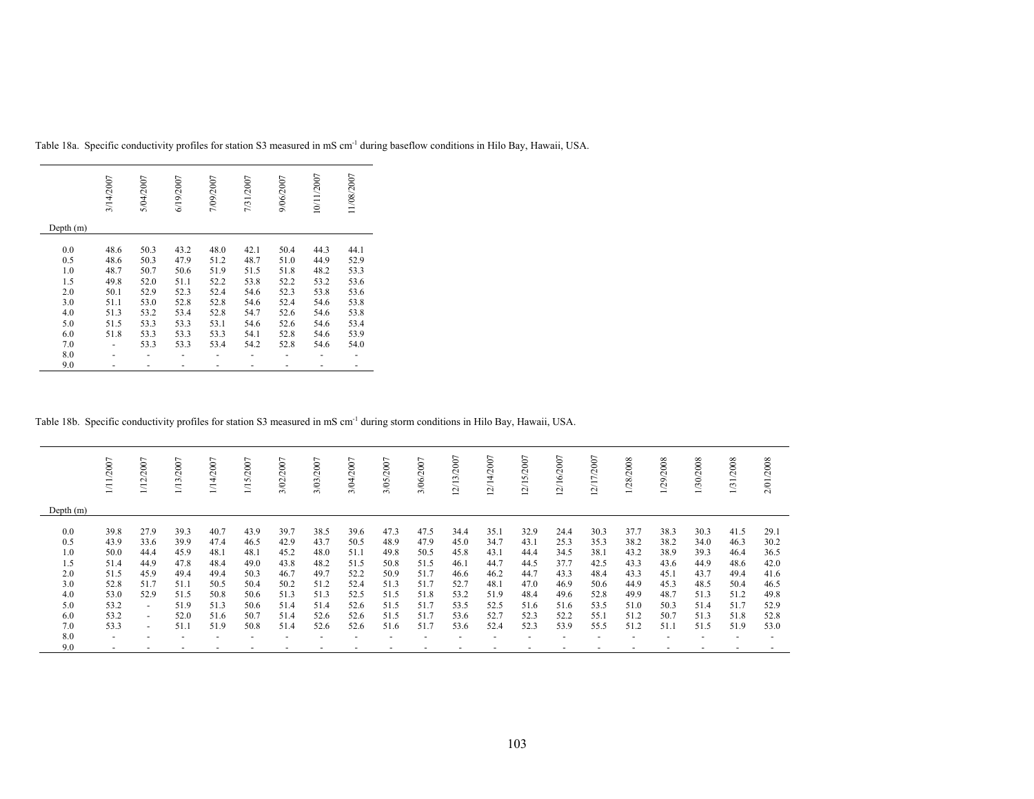Table 18a. Specific conductivity profiles for station S3 measured in mS $cm^{-1}$ during baseflow conditions in Hilo Bay, Hawaii, USA.

| Depth (m) | 3/14/2007 | 5/04/2007 | 6/19/2007 | 7/09/2007 | 7/31/2007 | 9/06/2007 | 10/11/2007 | 11/08/2007 |
|---|---|---|---|---|---|---|---|---|
| 0.0 | 48.6 | 50.3 | 43.2 | 48.0 | 42.1 | 50.4 | 44.3 | 44.1 |
| 0.5 | 48.6 | 50.3 | 47.9 | 51.2 | 48.7 | 51.0 | 44.9 | 52.9 |
| 1.0 | 48.7 | 50.7 | 50.6 | 51.9 | 51.5 | 51.8 | 48.2 | 53.3 |
| 1.5 | 49.8 | 52.0 | 51.1 | 52.2 | 53.8 | 52.2 | 53.2 | 53.6 |
| 2.0 | 50.1 | 52.9 | 52.3 | 52.4 | 54.6 | 52.3 | 53.8 | 53.6 |
| 3.0 | 51.1 | 53.0 | 52.8 | 52.8 | 54.6 | 52.4 | 54.6 | 53.8 |
| 4.0 | 51.3 | 53.2 | 53.4 | 52.8 | 54.7 | 52.6 | 54.6 | 53.8 |
| 5.0 | 51.5 | 53.3 | 53.3 | 53.1 | 54.6 | 52.6 | 54.6 | 53.4 |
| 6.0 | 51.8 | 53.3 | 53.3 | 53.3 | 54.1 | 52.8 | 54.6 | 53.9 |
| 7.0 | - | 53.3 | 53.3 | 53.4 | 54.2 | 52.8 | 54.6 | 54.0 |
| 8.0 | - | - | - | - | - | - | - | - |
| 9.0 | - | - | - | - | - | - | - | - |

Table 18b. Specific conductivity profiles for station S3 measured in mS $cm^{-1}$ during storm conditions in Hilo Bay, Hawaii, USA.

| Depth (m) | 1/11/2007 | 1/12/2007 | 1/13/2007 | 1/14/2007 | 1/15/2007 | 3/02/2007 | 3/03/2007 | 3/04/2007 | 3/05/2007 | 3/06/2007 | 12/13/2007 | 12/14/2007 | 12/15/2007 | 12/16/2007 | 12/17/2007 | 1/28/2008 | 1/29/2008 | 1/30/2008 | 1/31/2008 | 2/01/2008 |
|---|---|---|---|---|---|---|---|---|---|---|---|---|---|---|---|---|---|---|---|---|
| 0.0 | 39.8 | 27.9 | 39.3 | 40.7 | 43.9 | 39.7 | 38.5 | 39.6 | 47.3 | 47.5 | 34.4 | 35.1 | 32.9 | 24.4 | 30.3 | 37.7 | 38.3 | 30.3 | 41.5 | 29.1 |
| 0.5 | 43.9 | 33.6 | 39.9 | 47.4 | 46.5 | 42.9 | 43.7 | 50.5 | 48.9 | 47.9 | 45.0 | 34.7 | 43.1 | 25.3 | 35.3 | 38.2 | 38.2 | 34.0 | 46.3 | 30.2 |
| 1.0 | 50.0 | 44.4 | 45.9 | 48.1 | 48.1 | 45.2 | 48.0 | 51.1 | 49.8 | 50.5 | 45.8 | 43.1 | 44.4 | 34.5 | 38.1 | 43.2 | 38.9 | 39.3 | 46.4 | 36.5 |
| 1.5 | 51.4 | 44.9 | 47.8 | 48.4 | 49.0 | 43.8 | 48.2 | 51.5 | 50.8 | 51.5 | 46.1 | 44.7 | 44.5 | 37.7 | 42.5 | 43.3 | 43.6 | 44.9 | 48.6 | 42.0 |
| 2.0 | 51.5 | 45.9 | 49.4 | 49.4 | 50.3 | 46.7 | 49.7 | 52.2 | 50.9 | 51.7 | 46.6 | 46.2 | 44.7 | 43.3 | 48.4 | 43.3 | 45.1 | 43.7 | 49.4 | 41.6 |
| 3.0 | 52.8 | 51.7 | 51.1 | 50.5 | 50.4 | 50.2 | 51.2 | 52.4 | 51.3 | 51.7 | 52.7 | 48.1 | 47.0 | 46.9 | 50.6 | 44.9 | 45.3 | 48.5 | 50.4 | 46.5 |
| 4.0 | 53.0 | 52.9 | 51.5 | 50.8 | 50.6 | 51.3 | 51.3 | 52.5 | 51.5 | 51.8 | 53.2 | 51.9 | 48.4 | 49.6 | 52.8 | 49.9 | 48.7 | 51.3 | 51.2 | 49.8 |
| 5.0 | 53.2 | - | 51.9 | 51.3 | 50.6 | 51.4 | 51.4 | 52.6 | 51.5 | 51.7 | 53.5 | 52.5 | 51.6 | 51.6 | 53.5 | 51.0 | 50.3 | 51.4 | 51.7 | 52.9 |
| 6.0 | 53.2 | - | 52.0 | 51.6 | 50.7 | 51.4 | 52.6 | 52.6 | 51.5 | 51.7 | 53.6 | 52.7 | 52.3 | 52.2 | 55.1 | 51.2 | 50.7 | 51.3 | 51.8 | 52.8 |
| 7.0 | 53.3 | - | 51.1 | 51.9 | 50.8 | 51.4 | 52.6 | 52.6 | 51.6 | 51.7 | 53.6 | 52.4 | 52.3 | 53.9 | 55.5 | 51.2 | 51.1 | 51.5 | 51.9 | 53.0 |
| 8.0 | - | - | - | - | - | - | - | - | - | - | - | - | - | - | - | - | - | - | - | - |
| 9.0 | - | - | - | - | - | - | - | - | - | - | - | - | - | - | - | - | - | - | - | - |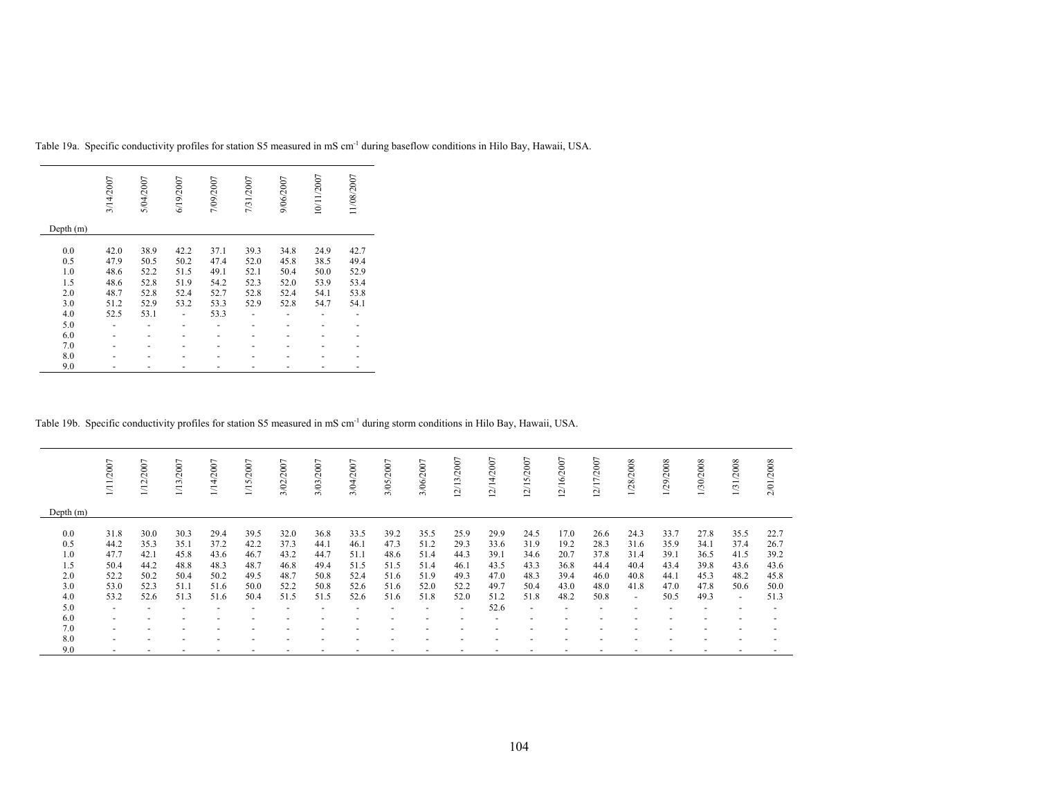Table 19a. Specific conductivity profiles for station S5 measured in mS cm$^{-1}$ during baseflow conditions in Hilo Bay, Hawaii, USA.

| Depth (m) | 3/14/2007 | 5/04/2007 | 6/19/2007 | 7/09/2007 | 7/31/2007 | 9/06/2007 | 10/11/2007 | 11/08/2007 |
|---|---|---|---|---|---|---|---|---|
| 0.0 | 42.0 | 38.9 | 42.2 | 37.1 | 39.3 | 34.8 | 24.9 | 42.7 |
| 0.5 | 47.9 | 50.5 | 50.2 | 47.4 | 52.0 | 45.8 | 38.5 | 49.4 |
| 1.0 | 48.6 | 52.2 | 51.5 | 49.1 | 52.1 | 50.4 | 50.0 | 52.9 |
| 1.5 | 48.6 | 52.8 | 51.9 | 54.2 | 52.3 | 52.0 | 53.9 | 53.4 |
| 2.0 | 48.7 | 52.8 | 52.4 | 52.7 | 52.8 | 52.4 | 54.1 | 53.8 |
| 3.0 | 51.2 | 52.9 | 53.2 | 53.3 | 52.9 | 52.8 | 54.7 | 54.1 |
| 4.0 | 52.5 | 53.1 | - | 53.3 | - | - | - | - |
| 5.0 | - | - | - | - | - | - | - | - |
| 6.0 | - | - | - | - | - | - | - | - |
| 7.0 | - | - | - | - | - | - | - | - |
| 8.0 | - | - | - | - | - | - | - | - |
| 9.0 | - | - | - | - | - | - | - | - |

Table 19b. Specific conductivity profiles for station S5 measured in mS cm$^{-1}$ during storm conditions in Hilo Bay, Hawaii, USA.

| Depth (m) | 1/11/2007 | 1/12/2007 | 1/13/2007 | 1/14/2007 | 1/15/2007 | 3/02/2007 | 3/03/2007 | 3/04/2007 | 3/05/2007 | 3/06/2007 | 12/13/2007 | 12/14/2007 | 12/15/2007 | 12/16/2007 | 12/17/2007 | 1/28/2008 | 1/29/2008 | 1/30/2008 | 1/31/2008 | 2/01/2008 |
|---|---|---|---|---|---|---|---|---|---|---|---|---|---|---|---|---|---|---|---|---|
| 0.0 | 31.8 | 30.0 | 30.3 | 29.4 | 39.5 | 32.0 | 36.8 | 33.5 | 39.2 | 35.5 | 25.9 | 29.9 | 24.5 | 17.0 | 26.6 | 24.3 | 33.7 | 27.8 | 35.5 | 22.7 |
| 0.5 | 44.2 | 35.3 | 35.1 | 37.2 | 42.2 | 37.3 | 44.1 | 46.1 | 47.3 | 51.2 | 29.3 | 33.6 | 31.9 | 19.2 | 28.3 | 31.6 | 35.9 | 34.1 | 37.4 | 26.7 |
| 1.0 | 47.7 | 42.1 | 45.8 | 43.6 | 46.7 | 43.2 | 44.7 | 51.1 | 48.6 | 51.4 | 44.3 | 39.1 | 34.6 | 20.7 | 37.8 | 31.4 | 39.1 | 36.5 | 41.5 | 39.2 |
| 1.5 | 50.4 | 44.2 | 48.8 | 48.3 | 48.7 | 46.8 | 49.4 | 51.5 | 51.5 | 51.4 | 46.1 | 43.5 | 43.3 | 36.8 | 44.4 | 40.4 | 43.4 | 39.8 | 43.6 | 43.6 |
| 2.0 | 52.2 | 50.2 | 50.4 | 50.2 | 49.5 | 48.7 | 50.8 | 52.4 | 51.6 | 51.9 | 49.3 | 47.0 | 48.3 | 39.4 | 46.0 | 40.8 | 44.1 | 45.3 | 48.2 | 45.8 |
| 3.0 | 53.0 | 52.3 | 51.1 | 51.6 | 50.0 | 52.2 | 50.8 | 52.6 | 51.6 | 52.0 | 52.2 | 49.7 | 50.4 | 43.0 | 48.0 | 41.8 | 47.0 | 47.8 | 50.6 | 50.0 |
| 4.0 | 53.2 | 52.6 | 51.3 | 51.6 | 50.4 | 51.5 | 51.5 | 52.6 | 51.6 | 51.8 | 52.0 | 51.2 | 51.8 | 48.2 | 50.8 | - | 50.5 | 49.3 | - | 51.3 |
| 5.0 | - | - | - | - | - | - | - | - | - | - | - | 52.6 | - | - | - | - | - | - | - | - |
| 6.0 | - | - | - | - | - | - | - | - | - | - | - | - | - | - | - | - | - | - | - | - |
| 7.0 | - | - | - | - | - | - | - | - | - | - | - | - | - | - | - | - | - | - | - | - |
| 8.0 | - | - | - | - | - | - | - | - | - | - | - | - | - | - | - | - | - | - | - | - |
| 9.0 | - | - | - | - | - | - | - | - | - | - | - | - | - | - | - | - | - | - | - | - |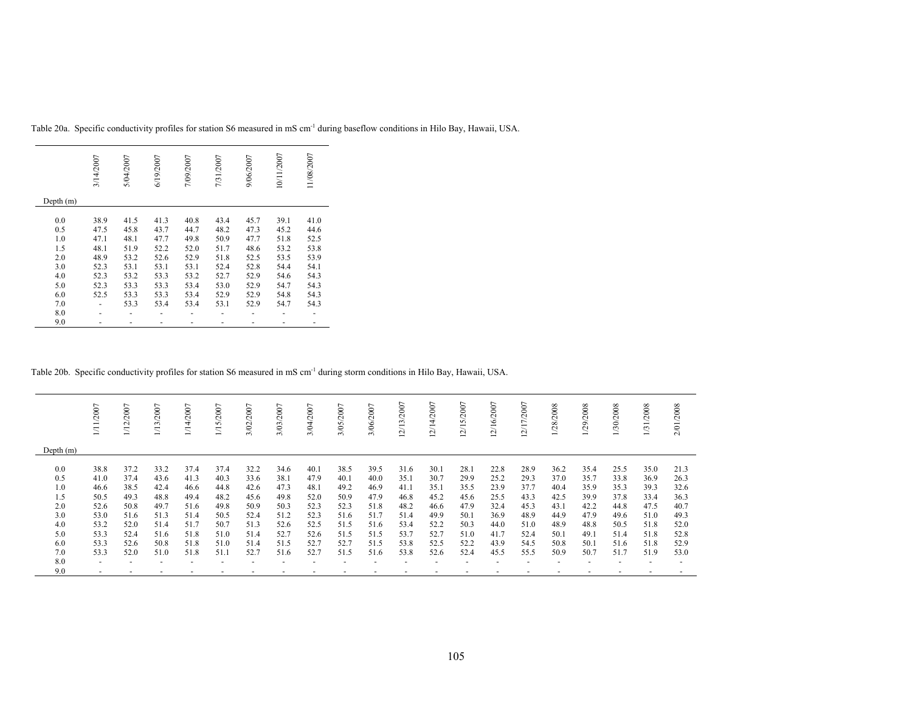Table 20a. Specific conductivity profiles for station S6 measured in mS cm$^{-1}$ during baseflow conditions in Hilo Bay, Hawaii, USA.

| Depth (m) | 3/14/2007 | 5/04/2007 | 6/19/2007 | 7/09/2007 | 7/31/2007 | 9/06/2007 | 10/11/2007 | 11/08/2007 |
|---|---|---|---|---|---|---|---|---|
| 0.0 | 38.9 | 41.5 | 41.3 | 40.8 | 43.4 | 45.7 | 39.1 | 41.0 |
| 0.5 | 47.5 | 45.8 | 43.7 | 44.7 | 48.2 | 47.3 | 45.2 | 44.6 |
| 1.0 | 47.1 | 48.1 | 47.7 | 49.8 | 50.9 | 47.7 | 51.8 | 52.5 |
| 1.5 | 48.1 | 51.9 | 52.2 | 52.0 | 51.7 | 48.6 | 53.2 | 53.8 |
| 2.0 | 48.9 | 53.2 | 52.6 | 52.9 | 51.8 | 52.5 | 53.5 | 53.9 |
| 3.0 | 52.3 | 53.1 | 53.1 | 53.1 | 52.4 | 52.8 | 54.4 | 54.1 |
| 4.0 | 52.3 | 53.2 | 53.3 | 53.2 | 52.7 | 52.9 | 54.6 | 54.3 |
| 5.0 | 52.3 | 53.3 | 53.3 | 53.4 | 53.0 | 52.9 | 54.7 | 54.3 |
| 6.0 | 52.5 | 53.3 | 53.3 | 53.4 | 52.9 | 52.9 | 54.8 | 54.3 |
| 7.0 | - | 53.3 | 53.4 | 53.4 | 53.1 | 52.9 | 54.7 | 54.3 |
| 8.0 | - | - | - | - | - | - | - | - |
| 9.0 | - | - | - | - | - | - | - | - |

Table 20b. Specific conductivity profiles for station S6 measured in mS cm$^{-1}$ during storm conditions in Hilo Bay, Hawaii, USA.

| Depth (m) | 1/11/2007 | 1/12/2007 | 1/13/2007 | 1/14/2007 | 1/15/2007 | 3/02/2007 | 3/03/2007 | 3/04/2007 | 3/05/2007 | 3/06/2007 | 12/13/2007 | 12/14/2007 | 12/15/2007 | 12/16/2007 | 12/17/2007 | 1/28/2008 | 1/29/2008 | 1/30/2008 | 1/31/2008 | 2/01/2008 |
|---|---|---|---|---|---|---|---|---|---|---|---|---|---|---|---|---|---|---|---|---|
| 0.0 | 38.8 | 37.2 | 33.2 | 37.4 | 37.4 | 32.2 | 34.6 | 40.1 | 38.5 | 39.5 | 31.6 | 30.1 | 28.1 | 22.8 | 28.9 | 36.2 | 35.4 | 25.5 | 35.0 | 21.3 |
| 0.5 | 41.0 | 37.4 | 43.6 | 41.3 | 40.3 | 33.6 | 38.1 | 47.9 | 40.1 | 40.0 | 35.1 | 30.7 | 29.9 | 25.2 | 29.3 | 37.0 | 35.7 | 33.8 | 36.9 | 26.3 |
| 1.0 | 46.6 | 38.5 | 42.4 | 46.6 | 44.8 | 42.6 | 47.3 | 48.1 | 49.2 | 46.9 | 41.1 | 35.1 | 35.5 | 23.9 | 37.7 | 40.4 | 35.9 | 35.3 | 39.3 | 32.6 |
| 1.5 | 50.5 | 49.3 | 48.8 | 49.4 | 48.2 | 45.6 | 49.8 | 52.0 | 50.9 | 47.9 | 46.8 | 45.2 | 45.6 | 25.5 | 43.3 | 42.5 | 39.9 | 37.8 | 33.4 | 36.3 |
| 2.0 | 52.6 | 50.8 | 49.7 | 51.6 | 49.8 | 50.9 | 50.3 | 52.3 | 52.3 | 51.8 | 48.2 | 46.6 | 47.9 | 32.4 | 45.3 | 43.1 | 42.2 | 44.8 | 47.5 | 40.7 |
| 3.0 | 53.0 | 51.6 | 51.3 | 51.4 | 50.5 | 52.4 | 51.2 | 52.3 | 51.6 | 51.7 | 51.4 | 49.9 | 50.1 | 36.9 | 48.9 | 44.9 | 47.9 | 49.6 | 51.0 | 49.3 |
| 4.0 | 53.2 | 52.0 | 51.4 | 51.7 | 50.7 | 51.3 | 52.6 | 52.5 | 51.5 | 51.6 | 53.4 | 52.2 | 50.3 | 44.0 | 51.0 | 48.9 | 48.8 | 50.5 | 51.8 | 52.0 |
| 5.0 | 53.3 | 52.4 | 51.6 | 51.8 | 51.0 | 51.4 | 52.7 | 52.6 | 51.5 | 51.5 | 53.7 | 52.7 | 51.0 | 41.7 | 52.4 | 50.1 | 49.1 | 51.4 | 51.8 | 52.8 |
| 6.0 | 53.3 | 52.6 | 50.8 | 51.8 | 51.0 | 51.4 | 51.5 | 52.7 | 52.7 | 51.5 | 53.8 | 52.5 | 52.2 | 43.9 | 54.5 | 50.8 | 50.1 | 51.6 | 51.8 | 52.9 |
| 7.0 | 53.3 | 52.0 | 51.0 | 51.8 | 51.1 | 52.7 | 51.6 | 52.7 | 51.5 | 51.6 | 53.8 | 52.6 | 52.4 | 45.5 | 55.5 | 50.9 | 50.7 | 51.7 | 51.9 | 53.0 |
| 8.0 | - | - | - | - | - | - | - | - | - | - | - | - | - | - | - | - | - | - | - | - |
| 9.0 | - | - | - | - | - | - | - | - | - | - | - | - | - | - | - | - | - | - | - | - |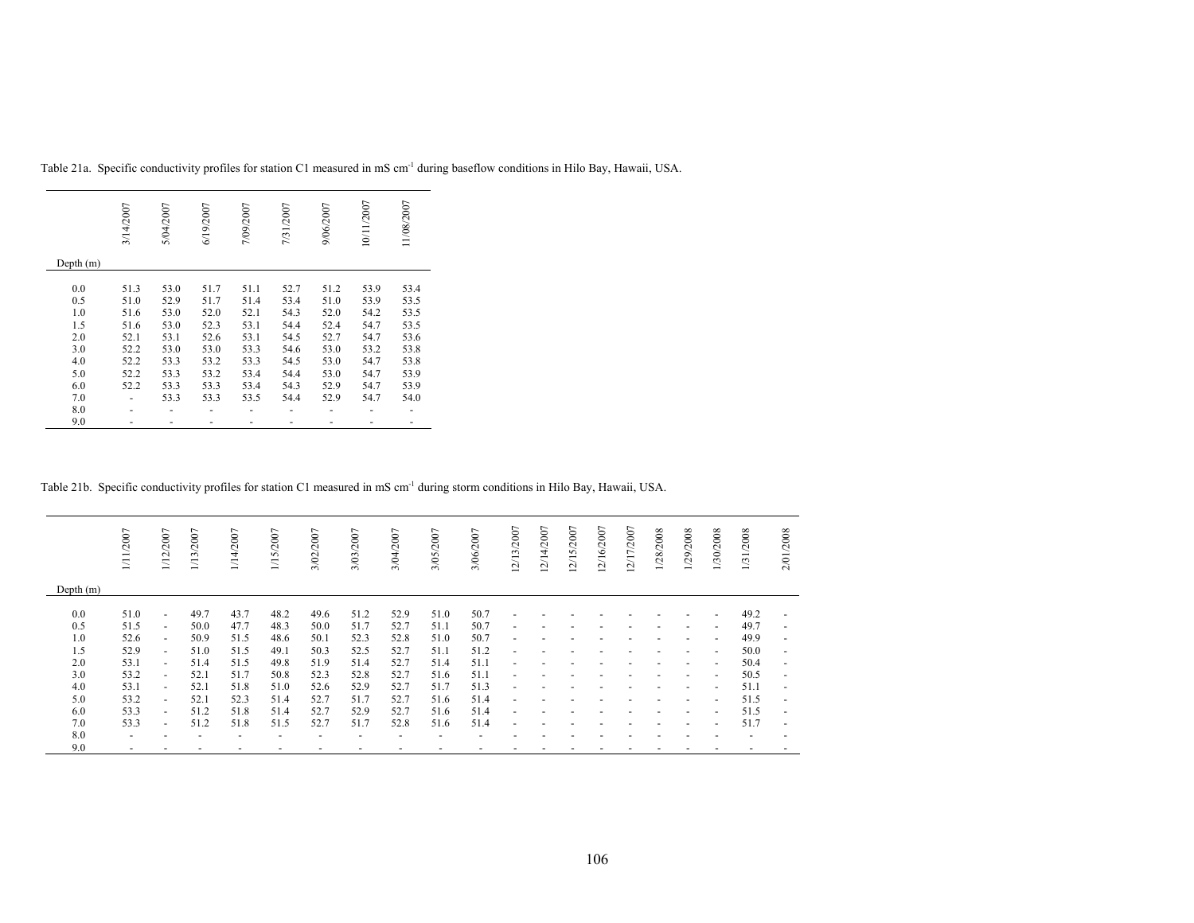Table 21a. Specific conductivity profiles for station C1 measured in mS cm$^{-1}$ during baseflow conditions in Hilo Bay, Hawaii, USA.

| Depth (m) | 3/14/2007 | 5/04/2007 | 6/19/2007 | 7/09/2007 | 7/31/2007 | 9/06/2007 | 10/11/2007 | 11/08/2007 |
|---|---|---|---|---|---|---|---|---|
| 0.0 | 51.3 | 53.0 | 51.7 | 51.1 | 52.7 | 51.2 | 53.9 | 53.4 |
| 0.5 | 51.0 | 52.9 | 51.7 | 51.4 | 53.4 | 51.0 | 53.9 | 53.5 |
| 1.0 | 51.6 | 53.0 | 52.0 | 52.1 | 54.3 | 52.0 | 54.2 | 53.5 |
| 1.5 | 51.6 | 53.0 | 52.3 | 53.1 | 54.4 | 52.4 | 54.7 | 53.5 |
| 2.0 | 52.1 | 53.1 | 52.6 | 53.1 | 54.5 | 52.7 | 54.7 | 53.6 |
| 3.0 | 52.2 | 53.0 | 53.0 | 53.3 | 54.6 | 53.0 | 53.2 | 53.8 |
| 4.0 | 52.2 | 53.3 | 53.2 | 53.3 | 54.5 | 53.0 | 54.7 | 53.8 |
| 5.0 | 52.2 | 53.3 | 53.2 | 53.4 | 54.4 | 53.0 | 54.7 | 53.9 |
| 6.0 | 52.2 | 53.3 | 53.3 | 53.4 | 54.3 | 52.9 | 54.7 | 53.9 |
| 7.0 | - | 53.3 | 53.3 | 53.5 | 54.4 | 52.9 | 54.7 | 54.0 |
| 8.0 | - | - | - | - | - | - | - | - |
| 9.0 | - | - | - | - | - | - | - | - |

Table 21b. Specific conductivity profiles for station C1 measured in mS cm$^{-1}$ during storm conditions in Hilo Bay, Hawaii, USA.

| Depth (m) | 1/11/2007 | 1/12/2007 | 1/13/2007 | 1/14/2007 | 1/15/2007 | 3/02/2007 | 3/03/2007 | 3/04/2007 | 3/05/2007 | 3/06/2007 | 12/13/2007 | 12/14/2007 | 12/15/2007 | 12/16/2007 | 12/17/2007 | 1/28/2008 | 1/29/2008 | 1/30/2008 | 1/31/2008 | 2/01/2008 |
|---|---|---|---|---|---|---|---|---|---|---|---|---|---|---|---|---|---|---|---|---|
| 0.0 | 51.0 | - | 49.7 | 43.7 | 48.2 | 49.6 | 51.2 | 52.9 | 51.0 | 50.7 | - | - | - | - | - | - | - | - | 49.2 | - |
| 0.5 | 51.5 | - | 50.0 | 47.7 | 48.3 | 50.0 | 51.7 | 52.7 | 51.1 | 50.7 | - | - | - | - | - | - | - | - | 49.7 | - |
| 1.0 | 52.6 | - | 50.9 | 51.5 | 48.6 | 50.1 | 52.3 | 52.8 | 51.0 | 50.7 | - | - | - | - | - | - | - | - | 49.9 | - |
| 1.5 | 52.9 | - | 51.0 | 51.5 | 49.1 | 50.3 | 52.5 | 52.7 | 51.1 | 51.2 | - | - | - | - | - | - | - | - | 50.0 | - |
| 2.0 | 53.1 | - | 51.4 | 51.5 | 49.8 | 51.9 | 51.4 | 52.7 | 51.4 | 51.1 | - | - | - | - | - | - | - | - | 50.4 | - |
| 3.0 | 53.2 | - | 52.1 | 51.7 | 50.8 | 52.3 | 52.8 | 52.7 | 51.6 | 51.1 | - | - | - | - | - | - | - | - | 50.5 | - |
| 4.0 | 53.1 | - | 52.1 | 51.8 | 51.0 | 52.6 | 52.9 | 52.7 | 51.7 | 51.3 | - | - | - | - | - | - | - | - | 51.1 | - |
| 5.0 | 53.2 | - | 52.1 | 52.3 | 51.4 | 52.7 | 51.7 | 52.7 | 51.6 | 51.4 | - | - | - | - | - | - | - | - | 51.5 | - |
| 6.0 | 53.3 | - | 51.2 | 51.8 | 51.4 | 52.7 | 52.9 | 52.7 | 51.6 | 51.4 | - | - | - | - | - | - | - | - | 51.5 | - |
| 7.0 | 53.3 | - | 51.2 | 51.8 | 51.5 | 52.7 | 51.7 | 52.8 | 51.6 | 51.4 | - | - | - | - | - | - | - | - | 51.7 | - |
| 8.0 | - | - | - | - | - | - | - | - | - | - | - | - | - | - | - | - | - | - | - | - |
| 9.0 | - | - | - | - | - | - | - | - | - | - | - | - | - | - | - | - | - | - | - | - |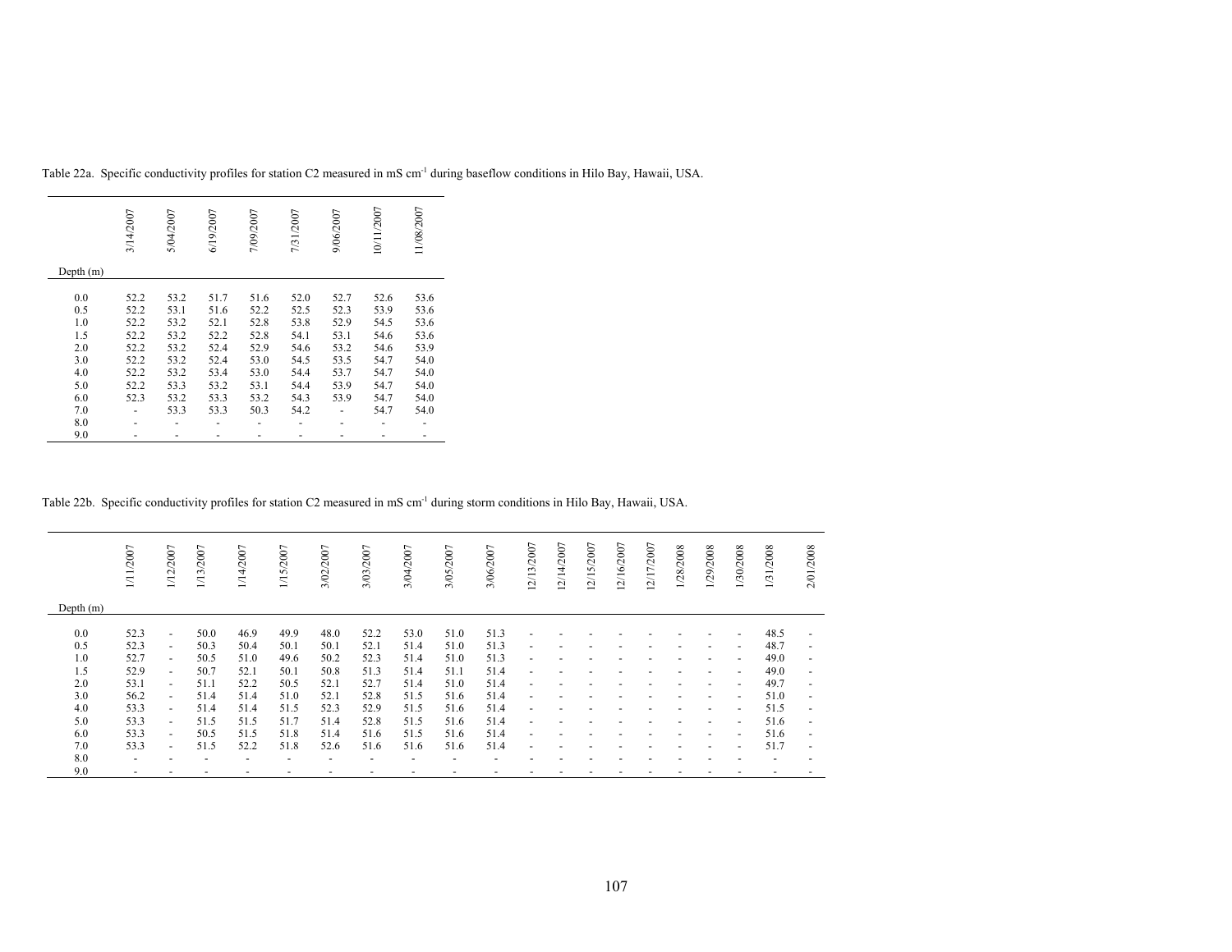Table 22a. Specific conductivity profiles for station C2 measured in mS $cm^{-1}$ during baseflow conditions in Hilo Bay, Hawaii, USA.

| Depth (m) | 3/14/2007 | 5/04/2007 | 6/19/2007 | 7/09/2007 | 7/31/2007 | 9/06/2007 | 10/11/2007 | 11/08/2007 |
|---|---|---|---|---|---|---|---|---|
| 0.0 | 52.2 | 53.2 | 51.7 | 51.6 | 52.0 | 52.7 | 52.6 | 53.6 |
| 0.5 | 52.2 | 53.1 | 51.6 | 52.2 | 52.5 | 52.3 | 53.9 | 53.6 |
| 1.0 | 52.2 | 53.2 | 52.1 | 52.8 | 53.8 | 52.9 | 54.5 | 53.6 |
| 1.5 | 52.2 | 53.2 | 52.2 | 52.8 | 54.1 | 53.1 | 54.6 | 53.6 |
| 2.0 | 52.2 | 53.2 | 52.4 | 52.9 | 54.6 | 53.2 | 54.6 | 53.9 |
| 3.0 | 52.2 | 53.2 | 52.4 | 53.0 | 54.5 | 53.5 | 54.7 | 54.0 |
| 4.0 | 52.2 | 53.2 | 53.4 | 53.0 | 54.4 | 53.7 | 54.7 | 54.0 |
| 5.0 | 52.2 | 53.3 | 53.2 | 53.1 | 54.4 | 53.9 | 54.7 | 54.0 |
| 6.0 | 52.3 | 53.2 | 53.3 | 53.2 | 54.3 | 53.9 | 54.7 | 54.0 |
| 7.0 | - | 53.3 | 53.3 | 50.3 | 54.2 | - | 54.7 | 54.0 |
| 8.0 | - | - | - | - | - | - | - | - |
| 9.0 | - | - | - | - | - | - | - | - |

Table 22b. Specific conductivity profiles for station C2 measured in mS $cm^{-1}$ during storm conditions in Hilo Bay, Hawaii, USA.

| Depth (m) | 1/11/2007 | 1/12/2007 | 1/13/2007 | 1/14/2007 | 1/15/2007 | 3/02/2007 | 3/03/2007 | 3/04/2007 | 3/05/2007 | 3/06/2007 | 12/13/2007 | 12/14/2007 | 12/15/2007 | 12/16/2007 | 12/17/2007 | 1/28/2008 | 1/29/2008 | 1/30/2008 | 1/31/2008 | 2/01/2008 |
|---|---|---|---|---|---|---|---|---|---|---|---|---|---|---|---|---|---|---|---|---|
| 0.0 | 52.3 | - | 50.0 | 46.9 | 49.9 | 48.0 | 52.2 | 53.0 | 51.0 | 51.3 | - | - | - | - | - | - | - | - | 48.5 | - |
| 0.5 | 52.3 | - | 50.3 | 50.4 | 50.1 | 50.1 | 52.1 | 51.4 | 51.0 | 51.3 | - | - | - | - | - | - | - | - | 48.7 | - |
| 1.0 | 52.7 | - | 50.5 | 51.0 | 49.6 | 50.2 | 52.3 | 51.4 | 51.0 | 51.3 | - | - | - | - | - | - | - | - | 49.0 | - |
| 1.5 | 52.9 | - | 50.7 | 52.1 | 50.1 | 50.8 | 51.3 | 51.4 | 51.1 | 51.4 | - | - | - | - | - | - | - | - | 49.0 | - |
| 2.0 | 53.1 | - | 51.1 | 52.2 | 50.5 | 52.1 | 52.7 | 51.4 | 51.0 | 51.4 | - | - | - | - | - | - | - | - | 49.7 | - |
| 3.0 | 56.2 | - | 51.4 | 51.4 | 51.0 | 52.1 | 52.8 | 51.4 | 51.6 | 51.4 | - | - | - | - | - | - | - | - | 51.0 | - |
| 4.0 | 53.3 | - | 51.4 | 51.4 | 51.5 | 52.3 | 52.9 | 51.5 | 51.6 | 51.4 | - | - | - | - | - | - | - | - | 51.5 | - |
| 5.0 | 53.3 | - | 51.5 | 51.5 | 51.7 | 51.4 | 52.8 | 51.5 | 51.6 | 51.4 | - | - | - | - | - | - | - | - | 51.6 | - |
| 6.0 | 53.3 | - | 50.5 | 51.5 | 51.8 | 51.4 | 51.6 | 51.5 | 51.6 | 51.4 | - | - | - | - | - | - | - | - | 51.6 | - |
| 7.0 | 53.3 | - | 51.5 | 52.2 | 51.8 | 52.6 | 51.6 | 51.6 | 51.6 | 51.4 | - | - | - | - | - | - | - | - | 51.7 | - |
| 8.0 | - | - | - | - | - | - | - | - | - | - | - | - | - | - | - | - | - | - | - | - |
| 9.0 | - | - | - | - | - | - | - | - | - | - | - | - | - | - | - | - | - | - | - | - |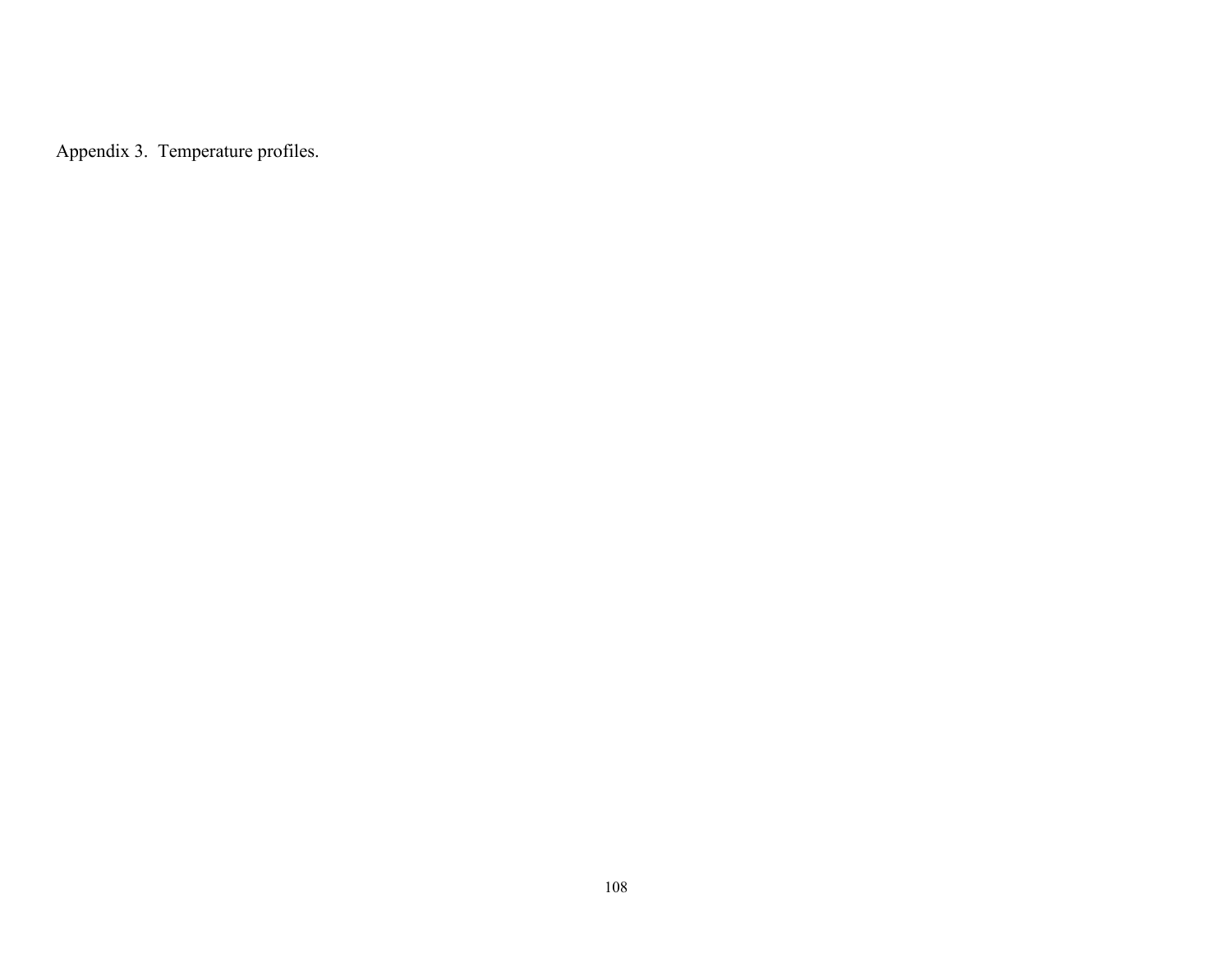Appendix 3. Temperature profiles.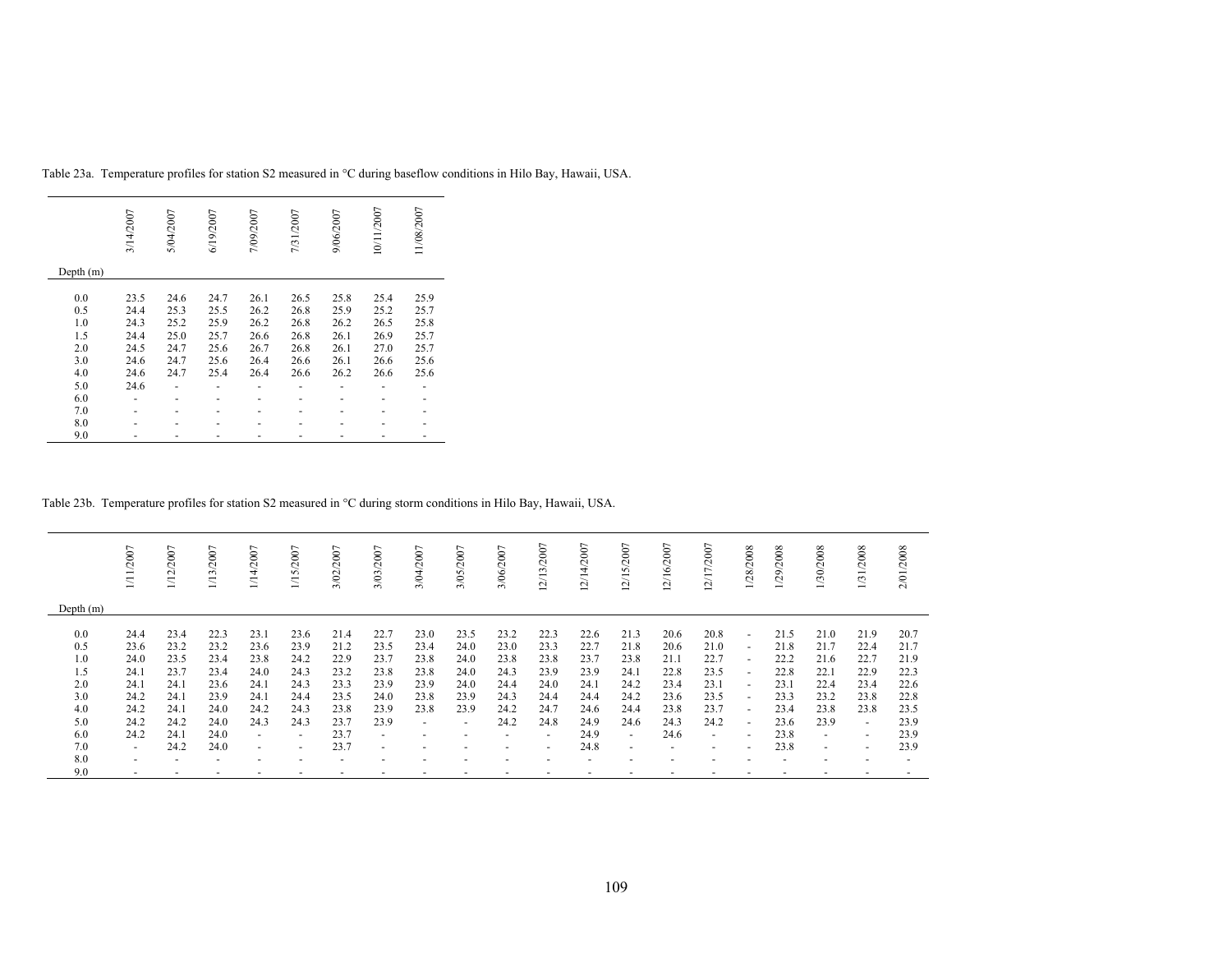Table 23a. Temperature profiles for station S2 measured in °C during baseflow conditions in Hilo Bay, Hawaii, USA.

| Depth (m) | 3/14/2007 | 5/04/2007 | 6/19/2007 | 7/09/2007 | 7/31/2007 | 9/06/2007 | 10/11/2007 | 11/08/2007 |
|---|---|---|---|---|---|---|---|---|
| 0.0 | 23.5 | 24.6 | 24.7 | 26.1 | 26.5 | 25.8 | 25.4 | 25.9 |
| 0.5 | 24.4 | 25.3 | 25.5 | 26.2 | 26.8 | 25.9 | 25.2 | 25.7 |
| 1.0 | 24.3 | 25.2 | 25.9 | 26.2 | 26.8 | 26.2 | 26.5 | 25.8 |
| 1.5 | 24.4 | 25.0 | 25.7 | 26.6 | 26.8 | 26.1 | 26.9 | 25.7 |
| 2.0 | 24.5 | 24.7 | 25.6 | 26.7 | 26.8 | 26.1 | 27.0 | 25.7 |
| 3.0 | 24.6 | 24.7 | 25.6 | 26.4 | 26.6 | 26.1 | 26.6 | 25.6 |
| 4.0 | 24.6 | 24.7 | 25.4 | 26.4 | 26.6 | 26.2 | 26.6 | 25.6 |
| 5.0 | 24.6 | - | - | - | - | - | - | - |
| 6.0 | - | - | - | - | - | - | - | - |
| 7.0 | - | - | - | - | - | - | - | - |
| 8.0 | - | - | - | - | - | - | - | - |
| 9.0 | - | - | - | - | - | - | - | - |

Table 23b. Temperature profiles for station S2 measured in °C during storm conditions in Hilo Bay, Hawaii, USA.

| Depth (m) | 1/11/2007 | 1/12/2007 | 1/13/2007 | 1/14/2007 | 1/15/2007 | 3/02/2007 | 3/03/2007 | 3/04/2007 | 3/05/2007 | 3/06/2007 | 12/13/2007 | 12/14/2007 | 12/15/2007 | 12/16/2007 | 12/17/2007 | 1/28/2008 | 1/29/2008 | 1/30/2008 | 1/31/2008 | 2/01/2008 |
|---|---|---|---|---|---|---|---|---|---|---|---|---|---|---|---|---|---|---|---|---|
| 0.0 | 24.4 | 23.4 | 22.3 | 23.1 | 23.6 | 21.4 | 22.7 | 23.0 | 23.5 | 23.2 | 22.3 | 22.6 | 21.3 | 20.6 | 20.8 | - | 21.5 | 21.0 | 21.9 | 20.7 |
| 0.5 | 23.6 | 23.2 | 23.2 | 23.6 | 23.9 | 21.2 | 23.5 | 23.4 | 24.0 | 23.0 | 23.3 | 22.7 | 21.8 | 20.6 | 21.0 | - | 21.8 | 21.7 | 22.4 | 21.7 |
| 1.0 | 24.0 | 23.5 | 23.4 | 23.8 | 24.2 | 22.9 | 23.7 | 23.8 | 24.0 | 23.8 | 23.8 | 23.7 | 23.8 | 21.1 | 22.7 | - | 22.2 | 21.6 | 22.7 | 21.9 |
| 1.5 | 24.1 | 23.7 | 23.4 | 24.0 | 24.3 | 23.2 | 23.8 | 23.8 | 24.0 | 24.3 | 23.9 | 23.9 | 24.1 | 22.8 | 23.5 | - | 22.8 | 22.1 | 22.9 | 22.3 |
| 2.0 | 24.1 | 24.1 | 23.6 | 24.1 | 24.3 | 23.3 | 23.9 | 23.9 | 24.0 | 24.4 | 24.0 | 24.1 | 24.2 | 23.4 | 23.1 | - | 23.1 | 22.4 | 23.4 | 22.6 |
| 3.0 | 24.2 | 24.1 | 23.9 | 24.1 | 24.4 | 23.5 | 24.0 | 23.8 | 23.9 | 24.3 | 24.4 | 24.4 | 24.2 | 23.6 | 23.5 | - | 23.3 | 23.2 | 23.8 | 22.8 |
| 4.0 | 24.2 | 24.1 | 24.0 | 24.2 | 24.3 | 23.8 | 23.9 | 23.8 | 23.9 | 24.2 | 24.7 | 24.6 | 24.4 | 23.8 | 23.7 | - | 23.4 | 23.8 | 23.8 | 23.5 |
| 5.0 | 24.2 | 24.2 | 24.0 | 24.3 | 24.3 | 23.7 | 23.9 | - | - | 24.2 | 24.8 | 24.9 | 24.6 | 24.3 | 24.2 | - | 23.6 | 23.9 | - | 23.9 |
| 6.0 | 24.2 | 24.1 | 24.0 | - | - | 23.7 | - | - | - | - | - | 24.9 | - | 24.6 | - | - | 23.8 | - | - | 23.9 |
| 7.0 | - | 24.2 | 24.0 | - | - | 23.7 | - | - | - | - | - | 24.8 | - | - | - | - | 23.8 | - | - | 23.9 |
| 8.0 | - | - | - | - | - | - | - | - | - | - | - | - | - | - | - | - | - | - | - | - |
| 9.0 | - | - | - | - | - | - | - | - | - | - | - | - | - | - | - | - | - | - | - | - |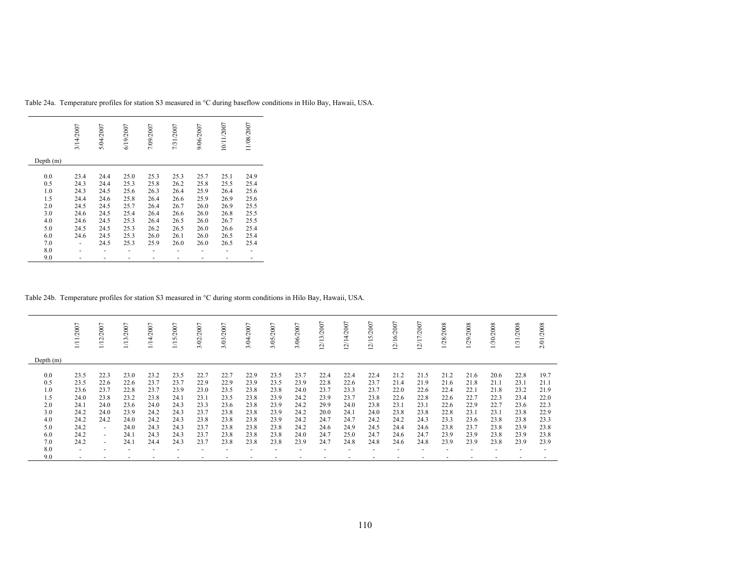Table 24a. Temperature profiles for station S3 measured in °C during baseflow conditions in Hilo Bay, Hawaii, USA.

| Depth (m) | 3/14/2007 | 5/04/2007 | 6/19/2007 | 7/09/2007 | 7/31/2007 | 9/06/2007 | 10/11/2007 | 11/08/2007 |
|---|---|---|---|---|---|---|---|---|
| 0.0 | 23.4 | 24.4 | 25.0 | 25.3 | 25.3 | 25.7 | 25.1 | 24.9 |
| 0.5 | 24.3 | 24.4 | 25.3 | 25.8 | 26.2 | 25.8 | 25.5 | 25.4 |
| 1.0 | 24.3 | 24.5 | 25.6 | 26.3 | 26.4 | 25.9 | 26.4 | 25.6 |
| 1.5 | 24.4 | 24.6 | 25.8 | 26.4 | 26.6 | 25.9 | 26.9 | 25.6 |
| 2.0 | 24.5 | 24.5 | 25.7 | 26.4 | 26.7 | 26.0 | 26.9 | 25.5 |
| 3.0 | 24.6 | 24.5 | 25.4 | 26.4 | 26.6 | 26.0 | 26.8 | 25.5 |
| 4.0 | 24.6 | 24.5 | 25.3 | 26.4 | 26.5 | 26.0 | 26.7 | 25.5 |
| 5.0 | 24.5 | 24.5 | 25.3 | 26.2 | 26.5 | 26.0 | 26.6 | 25.4 |
| 6.0 | 24.6 | 24.5 | 25.3 | 26.0 | 26.1 | 26.0 | 26.5 | 25.4 |
| 7.0 | - | 24.5 | 25.3 | 25.9 | 26.0 | 26.0 | 26.5 | 25.4 |
| 8.0 | - | - | - | - | - | - | - | - |
| 9.0 | - | - | - | - | - | - | - | - |

Table 24b. Temperature profiles for station S3 measured in °C during storm conditions in Hilo Bay, Hawaii, USA.

| Depth (m) | 1/11/2007 | 1/12/2007 | 1/13/2007 | 1/14/2007 | 1/15/2007 | 3/02/2007 | 3/03/2007 | 3/04/2007 | 3/05/2007 | 3/06/2007 | 12/13/2007 | 12/14/2007 | 12/15/2007 | 12/16/2007 | 12/17/2007 | 1/28/2008 | 1/29/2008 | 1/30/2008 | 1/31/2008 | 2/01/2008 |
|---|---|---|---|---|---|---|---|---|---|---|---|---|---|---|---|---|---|---|---|---|
| 0.0 | 23.5 | 22.3 | 23.0 | 23.2 | 23.5 | 22.7 | 22.7 | 22.9 | 23.5 | 23.7 | 22.4 | 22.4 | 22.4 | 21.2 | 21.5 | 21.2 | 21.6 | 20.6 | 22.8 | 19.7 |
| 0.5 | 23.5 | 22.6 | 22.6 | 23.7 | 23.7 | 22.9 | 22.9 | 23.9 | 23.5 | 23.9 | 22.8 | 22.6 | 23.7 | 21.4 | 21.9 | 21.6 | 21.8 | 21.1 | 23.1 | 21.1 |
| 1.0 | 23.6 | 23.7 | 22.8 | 23.7 | 23.9 | 23.0 | 23.5 | 23.8 | 23.8 | 24.0 | 23.7 | 23.3 | 23.7 | 22.0 | 22.6 | 22.4 | 22.1 | 21.8 | 23.2 | 21.9 |
| 1.5 | 24.0 | 23.8 | 23.2 | 23.8 | 24.1 | 23.1 | 23.5 | 23.8 | 23.9 | 24.2 | 23.9 | 23.7 | 23.8 | 22.6 | 22.8 | 22.6 | 22.7 | 22.3 | 23.4 | 22.0 |
| 2.0 | 24.1 | 24.0 | 23.6 | 24.0 | 24.3 | 23.3 | 23.6 | 23.8 | 23.9 | 24.2 | 29.9 | 24.0 | 23.8 | 23.1 | 23.1 | 22.6 | 22.9 | 22.7 | 23.6 | 22.3 |
| 3.0 | 24.2 | 24.0 | 23.9 | 24.2 | 24.3 | 23.7 | 23.8 | 23.8 | 23.9 | 24.2 | 20.0 | 24.1 | 24.0 | 23.8 | 23.8 | 22.8 | 23.1 | 23.1 | 23.8 | 22.9 |
| 4.0 | 24.2 | 24.2 | 24.0 | 24.2 | 24.3 | 23.8 | 23.8 | 23.8 | 23.9 | 24.2 | 24.7 | 24.7 | 24.2 | 24.2 | 24.3 | 23.3 | 23.6 | 23.8 | 23.8 | 23.3 |
| 5.0 | 24.2 | - | 24.0 | 24.3 | 24.3 | 23.7 | 23.8 | 23.8 | 23.8 | 24.2 | 24.6 | 24.9 | 24.5 | 24.4 | 24.6 | 23.8 | 23.7 | 23.8 | 23.9 | 23.8 |
| 6.0 | 24.2 | - | 24.1 | 24.3 | 24.3 | 23.7 | 23.8 | 23.8 | 23.8 | 24.0 | 24.7 | 25.0 | 24.7 | 24.6 | 24.7 | 23.9 | 23.9 | 23.8 | 23.9 | 23.8 |
| 7.0 | 24.2 | - | 24.1 | 24.4 | 24.3 | 23.7 | 23.8 | 23.8 | 23.8 | 23.9 | 24.7 | 24.8 | 24.8 | 24.6 | 24.8 | 23.9 | 23.9 | 23.8 | 23.9 | 23.9 |
| 8.0 | - | - | - | - | - | - | - | - | - | - | - | - | - | - | - | - | - | - | - | - |
| 9.0 | - | - | - | - | - | - | - | - | - | - | - | - | - | - | - | - | - | - | - | - |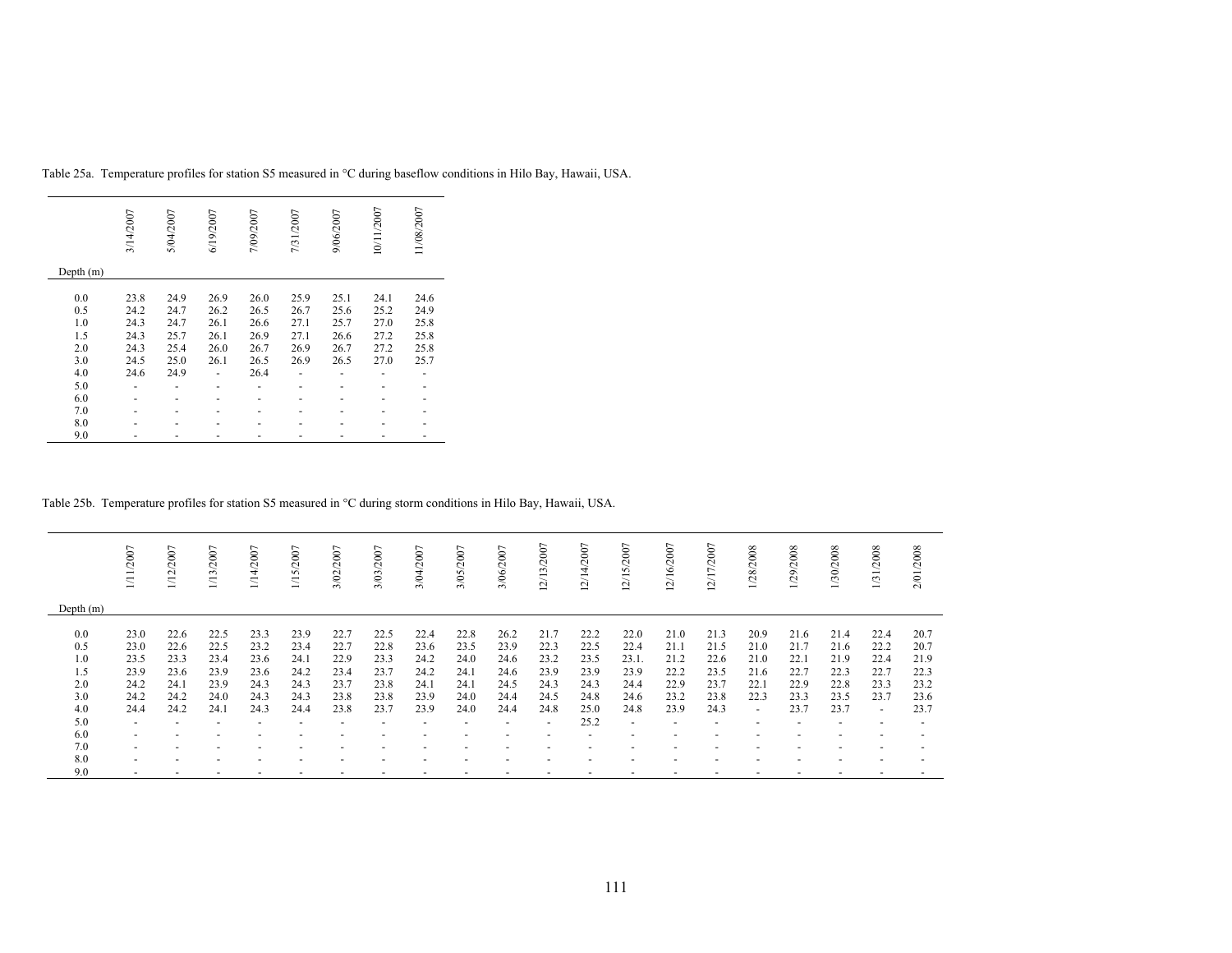Table 25a. Temperature profiles for station S5 measured in °C during baseflow conditions in Hilo Bay, Hawaii, USA.

| Depth (m) | 3/14/2007 | 5/04/2007 | 6/19/2007 | 7/09/2007 | 7/31/2007 | 9/06/2007 | 10/11/2007 | 11/08/2007 |
|---|---|---|---|---|---|---|---|---|
| 0.0 | 23.8 | 24.9 | 26.9 | 26.0 | 25.9 | 25.1 | 24.1 | 24.6 |
| 0.5 | 24.2 | 24.7 | 26.2 | 26.5 | 26.7 | 25.6 | 25.2 | 24.9 |
| 1.0 | 24.3 | 24.7 | 26.1 | 26.6 | 27.1 | 25.7 | 27.0 | 25.8 |
| 1.5 | 24.3 | 25.7 | 26.1 | 26.9 | 27.1 | 26.6 | 27.2 | 25.8 |
| 2.0 | 24.3 | 25.4 | 26.0 | 26.7 | 26.9 | 26.7 | 27.2 | 25.8 |
| 3.0 | 24.5 | 25.0 | 26.1 | 26.5 | 26.9 | 26.5 | 27.0 | 25.7 |
| 4.0 | 24.6 | 24.9 | - | 26.4 | - | - | - | - |
| 5.0 | - | - | - | - | - | - | - | - |
| 6.0 | - | - | - | - | - | - | - | - |
| 7.0 | - | - | - | - | - | - | - | - |
| 8.0 | - | - | - | - | - | - | - | - |
| 9.0 | - | - | - | - | - | - | - | - |

Table 25b. Temperature profiles for station S5 measured in °C during storm conditions in Hilo Bay, Hawaii, USA.

| Depth (m) | 1/11/2007 | 1/12/2007 | 1/13/2007 | 1/14/2007 | 1/15/2007 | 3/02/2007 | 3/03/2007 | 3/04/2007 | 3/05/2007 | 3/06/2007 | 12/13/2007 | 12/14/2007 | 12/15/2007 | 12/16/2007 | 12/17/2007 | 1/28/2008 | 1/29/2008 | 1/30/2008 | 1/31/2008 | 2/01/2008 |
|---|---|---|---|---|---|---|---|---|---|---|---|---|---|---|---|---|---|---|---|---|
| 0.0 | 23.0 | 22.6 | 22.5 | 23.3 | 23.9 | 22.7 | 22.5 | 22.4 | 22.8 | 26.2 | 21.7 | 22.2 | 22.0 | 21.0 | 21.3 | 20.9 | 21.6 | 21.4 | 22.4 | 20.7 |
| 0.5 | 23.0 | 22.6 | 22.5 | 23.2 | 23.4 | 22.7 | 22.8 | 23.6 | 23.5 | 23.9 | 22.3 | 22.5 | 22.4 | 21.1 | 21.5 | 21.0 | 21.7 | 21.6 | 22.2 | 20.7 |
| 1.0 | 23.5 | 23.3 | 23.4 | 23.6 | 24.1 | 22.9 | 23.3 | 24.2 | 24.0 | 24.6 | 23.2 | 23.5 | 23.1. | 21.2 | 22.6 | 21.0 | 22.1 | 21.9 | 22.4 | 21.9 |
| 1.5 | 23.9 | 23.6 | 23.9 | 23.6 | 24.2 | 23.4 | 23.7 | 24.2 | 24.1 | 24.6 | 23.9 | 23.9 | 23.9 | 22.2 | 23.5 | 21.6 | 22.7 | 22.3 | 22.7 | 22.3 |
| 2.0 | 24.2 | 24.1 | 23.9 | 24.3 | 24.3 | 23.7 | 23.8 | 24.1 | 24.1 | 24.5 | 24.3 | 24.3 | 24.4 | 22.9 | 23.7 | 22.1 | 22.9 | 22.8 | 23.3 | 23.2 |
| 3.0 | 24.2 | 24.2 | 24.0 | 24.3 | 24.3 | 23.8 | 23.8 | 23.9 | 24.0 | 24.4 | 24.5 | 24.8 | 24.6 | 23.2 | 23.8 | 22.3 | 23.3 | 23.5 | 23.7 | 23.6 |
| 4.0 | 24.4 | 24.2 | 24.1 | 24.3 | 24.4 | 23.8 | 23.7 | 23.9 | 24.0 | 24.4 | 24.8 | 25.0 | 24.8 | 23.9 | 24.3 | - | 23.7 | 23.7 | - | 23.7 |
| 5.0 | - | - | - | - | - | - | - | - | - | - | - | 25.2 | - | - | - | - | - | - | - | - |
| 6.0 | - | - | - | - | - | - | - | - | - | - | - | - | - | - | - | - | - | - | - | - |
| 7.0 | - | - | - | - | - | - | - | - | - | - | - | - | - | - | - | - | - | - | - | - |
| 8.0 | - | - | - | - | - | - | - | - | - | - | - | - | - | - | - | - | - | - | - | - |
| 9.0 | - | - | - | - | - | - | - | - | - | - | - | - | - | - | - | - | - | - | - | - |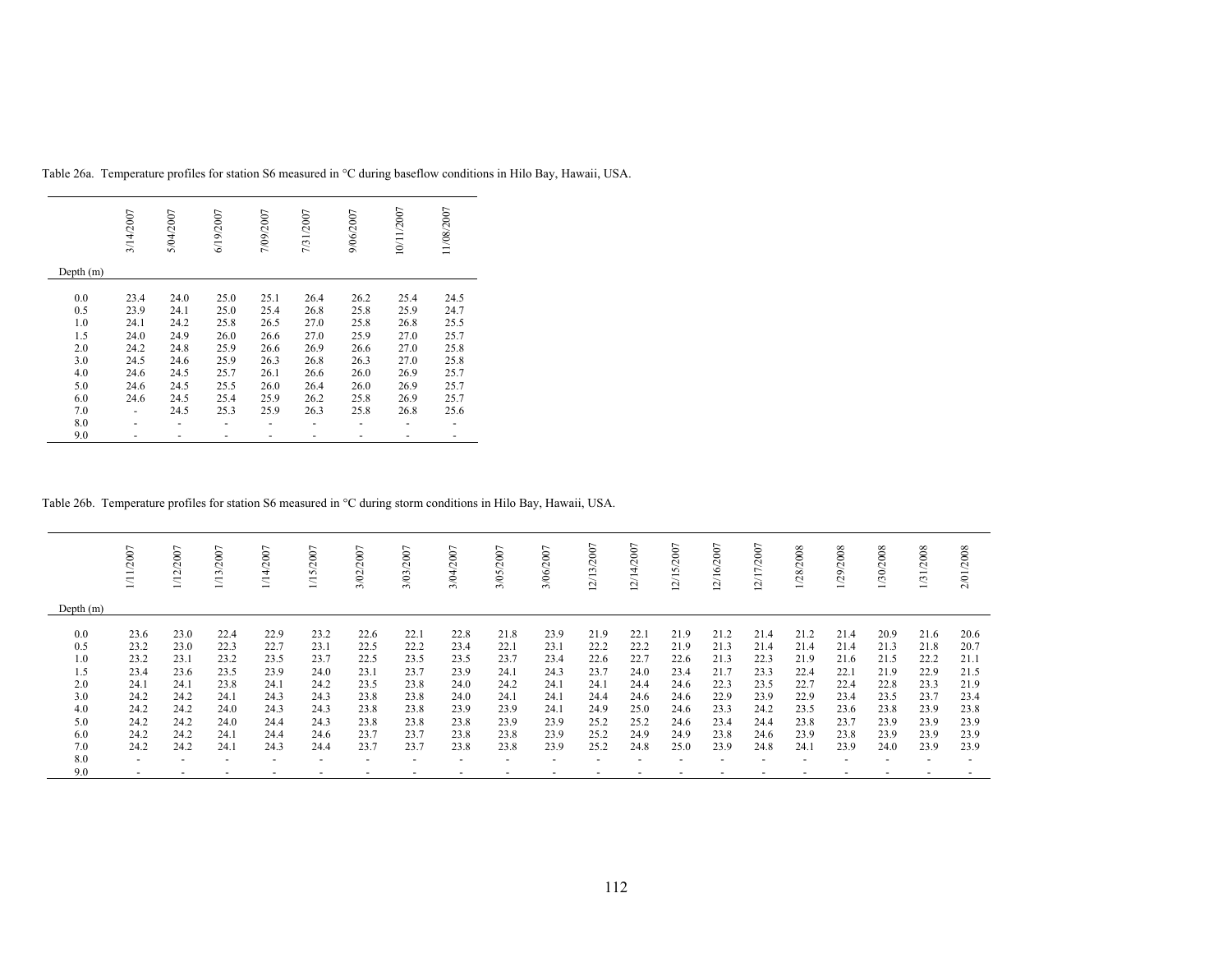Table 26a. Temperature profiles for station S6 measured in °C during baseflow conditions in Hilo Bay, Hawaii, USA.

| Depth (m) | 3/14/2007 | 5/04/2007 | 6/19/2007 | 7/09/2007 | 7/31/2007 | 9/06/2007 | 10/11/2007 | 11/08/2007 |
|---|---|---|---|---|---|---|---|---|
| 0.0 | 23.4 | 24.0 | 25.0 | 25.1 | 26.4 | 26.2 | 25.4 | 24.5 |
| 0.5 | 23.9 | 24.1 | 25.0 | 25.4 | 26.8 | 25.8 | 25.9 | 24.7 |
| 1.0 | 24.1 | 24.2 | 25.8 | 26.5 | 27.0 | 25.8 | 26.8 | 25.5 |
| 1.5 | 24.0 | 24.9 | 26.0 | 26.6 | 27.0 | 25.9 | 27.0 | 25.7 |
| 2.0 | 24.2 | 24.8 | 25.9 | 26.6 | 26.9 | 26.6 | 27.0 | 25.8 |
| 3.0 | 24.5 | 24.6 | 25.9 | 26.3 | 26.8 | 26.3 | 27.0 | 25.8 |
| 4.0 | 24.6 | 24.5 | 25.7 | 26.1 | 26.6 | 26.0 | 26.9 | 25.7 |
| 5.0 | 24.6 | 24.5 | 25.5 | 26.0 | 26.4 | 26.0 | 26.9 | 25.7 |
| 6.0 | 24.6 | 24.5 | 25.4 | 25.9 | 26.2 | 25.8 | 26.9 | 25.7 |
| 7.0 | - | 24.5 | 25.3 | 25.9 | 26.3 | 25.8 | 26.8 | 25.6 |
| 8.0 | - | - | - | - | - | - | - | - |
| 9.0 | - | - | - | - | - | - | - | - |

Table 26b. Temperature profiles for station S6 measured in °C during storm conditions in Hilo Bay, Hawaii, USA.

| Depth (m) | 1/11/2007 | 1/12/2007 | 1/13/2007 | 1/14/2007 | 1/15/2007 | 3/02/2007 | 3/03/2007 | 3/04/2007 | 3/05/2007 | 3/06/2007 | 12/13/2007 | 12/14/2007 | 12/15/2007 | 12/16/2007 | 12/17/2007 | 1/28/2008 | 1/29/2008 | 1/30/2008 | 1/31/2008 | 2/01/2008 |
|---|---|---|---|---|---|---|---|---|---|---|---|---|---|---|---|---|---|---|---|---|
| 0.0 | 23.6 | 23.0 | 22.4 | 22.9 | 23.2 | 22.6 | 22.1 | 22.8 | 21.8 | 23.9 | 21.9 | 22.1 | 21.9 | 21.2 | 21.4 | 21.2 | 21.4 | 20.9 | 21.6 | 20.6 |
| 0.5 | 23.2 | 23.0 | 22.3 | 22.7 | 23.1 | 22.5 | 22.2 | 23.4 | 22.1 | 23.1 | 22.2 | 22.2 | 21.9 | 21.3 | 21.4 | 21.4 | 21.4 | 21.3 | 21.8 | 20.7 |
| 1.0 | 23.2 | 23.1 | 23.2 | 23.5 | 23.7 | 22.5 | 23.5 | 23.5 | 23.7 | 23.4 | 22.6 | 22.7 | 22.6 | 21.3 | 22.3 | 21.9 | 21.6 | 21.5 | 22.2 | 21.1 |
| 1.5 | 23.4 | 23.6 | 23.5 | 23.9 | 24.0 | 23.1 | 23.7 | 23.9 | 24.1 | 24.3 | 23.7 | 24.0 | 23.4 | 21.7 | 23.3 | 22.4 | 22.1 | 21.9 | 22.9 | 21.5 |
| 2.0 | 24.1 | 24.1 | 23.8 | 24.1 | 24.2 | 23.5 | 23.8 | 24.0 | 24.2 | 24.1 | 24.1 | 24.4 | 24.6 | 22.3 | 23.5 | 22.7 | 22.4 | 22.8 | 23.3 | 21.9 |
| 3.0 | 24.2 | 24.2 | 24.1 | 24.3 | 24.3 | 23.8 | 23.8 | 24.0 | 24.1 | 24.1 | 24.4 | 24.6 | 24.6 | 22.9 | 23.9 | 22.9 | 23.4 | 23.5 | 23.7 | 23.4 |
| 4.0 | 24.2 | 24.2 | 24.0 | 24.3 | 24.3 | 23.8 | 23.8 | 23.9 | 23.9 | 24.1 | 24.9 | 25.0 | 24.6 | 23.3 | 24.2 | 23.5 | 23.6 | 23.8 | 23.9 | 23.8 |
| 5.0 | 24.2 | 24.2 | 24.0 | 24.4 | 24.3 | 23.8 | 23.8 | 23.8 | 23.9 | 23.9 | 25.2 | 25.2 | 24.6 | 23.4 | 24.4 | 23.8 | 23.7 | 23.9 | 23.9 | 23.9 |
| 6.0 | 24.2 | 24.2 | 24.1 | 24.4 | 24.6 | 23.7 | 23.7 | 23.8 | 23.8 | 23.9 | 25.2 | 24.9 | 24.9 | 23.8 | 24.6 | 23.9 | 23.8 | 23.9 | 23.9 | 23.9 |
| 7.0 | 24.2 | 24.2 | 24.1 | 24.3 | 24.4 | 23.7 | 23.7 | 23.8 | 23.8 | 23.9 | 25.2 | 24.8 | 25.0 | 23.9 | 24.8 | 24.1 | 23.9 | 24.0 | 23.9 | 23.9 |
| 8.0 | - | - | - | - | - | - | - | - | - | - | - | - | - | - | - | - | - | - | - | - |
| 9.0 | - | - | - | - | - | - | - | - | - | - | - | - | - | - | - | - | - | - | - | - |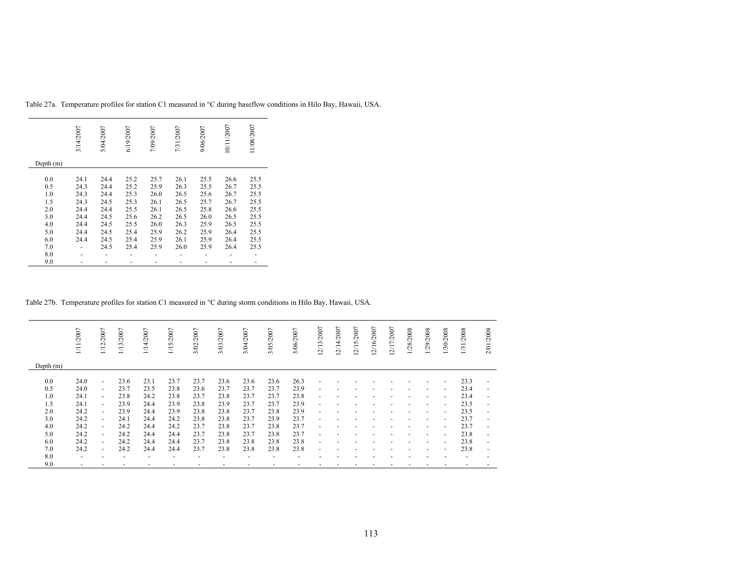Table 27a. Temperature profiles for station C1 measured in °C during baseflow conditions in Hilo Bay, Hawaii, USA.

| Depth (m) | 3/14/2007 | 5/04/2007 | 6/19/2007 | 7/09/2007 | 7/31/2007 | 9/06/2007 | 10/11/2007 | 11/08/2007 |
|---|---|---|---|---|---|---|---|---|
| 0.0 | 24.1 | 24.4 | 25.2 | 25.7 | 26.1 | 25.5 | 26.6 | 25.5 |
| 0.5 | 24.3 | 24.4 | 25.2 | 25.9 | 26.3 | 25.5 | 26.7 | 25.5 |
| 1.0 | 24.3 | 24.4 | 25.3 | 26.0 | 26.5 | 25.6 | 26.7 | 25.5 |
| 1.5 | 24.3 | 24.5 | 25.3 | 26.1 | 26.5 | 25.7 | 26.7 | 25.5 |
| 2.0 | 24.4 | 24.4 | 25.5 | 26.1 | 26.5 | 25.8 | 26.6 | 25.5 |
| 3.0 | 24.4 | 24.5 | 25.6 | 26.2 | 26.5 | 26.0 | 26.5 | 25.5 |
| 4.0 | 24.4 | 24.5 | 25.5 | 26.0 | 26.3 | 25.9 | 26.5 | 25.5 |
| 5.0 | 24.4 | 24.5 | 25.4 | 25.9 | 26.2 | 25.9 | 26.4 | 25.5 |
| 6.0 | 24.4 | 24.5 | 25.4 | 25.9 | 26.1 | 25.9 | 26.4 | 25.5 |
| 7.0 | - | 24.5 | 25.4 | 25.9 | 26.0 | 25.9 | 26.4 | 25.5 |
| 8.0 | - | - | - | - | - | - | - | - |
| 9.0 | - | - | - | - | - | - | - | - |

Table 27b. Temperature profiles for station C1 measured in °C during storm conditions in Hilo Bay, Hawaii, USA.

| Depth (m) | 1/11/2007 | 1/12/2007 | 1/13/2007 | 1/14/2007 | 1/15/2007 | 3/02/2007 | 3/03/2007 | 3/04/2007 | 3/05/2007 | 3/06/2007 | 12/13/2007 | 12/14/2007 | 12/15/2007 | 12/16/2007 | 12/17/2007 | 1/28/2008 | 1/29/2008 | 1/30/2008 | 1/31/2008 | 2/01/2008 |
|---|---|---|---|---|---|---|---|---|---|---|---|---|---|---|---|---|---|---|---|---|
| 0.0 | 24.0 | - | 23.6 | 23.1 | 23.7 | 23.7 | 23.6 | 23.6 | 23.6 | 26.3 | - | - | - | - | - | - | - | - | 23.3 | - |
| 0.5 | 24.0 | - | 23.7 | 23.5 | 23.8 | 23.6 | 23.7 | 23.7 | 23.7 | 23.9 | - | - | - | - | - | - | - | - | 23.4 | - |
| 1.0 | 24.1 | - | 23.8 | 24.2 | 23.8 | 23.7 | 23.8 | 23.7 | 23.7 | 23.8 | - | - | - | - | - | - | - | - | 23.4 | - |
| 1.5 | 24.1 | - | 23.9 | 24.4 | 23.9 | 23.8 | 23.9 | 23.7 | 23.7 | 23.9 | - | - | - | - | - | - | - | - | 23.5 | - |
| 2.0 | 24.2 | - | 23.9 | 24.4 | 23.9 | 23.8 | 23.8 | 23.7 | 23.8 | 23.9 | - | - | - | - | - | - | - | - | 23.5 | - |
| 3.0 | 24.2 | - | 24.1 | 24.4 | 24.2 | 23.8 | 23.8 | 23.7 | 23.9 | 23.7 | - | - | - | - | - | - | - | - | 23.7 | - |
| 4.0 | 24.2 | - | 24.2 | 24.4 | 24.2 | 23.7 | 23.8 | 23.7 | 23.8 | 23.7 | - | - | - | - | - | - | - | - | 23.7 | - |
| 5.0 | 24.2 | - | 24.2 | 24.4 | 24.4 | 23.7 | 23.8 | 23.7 | 23.8 | 23.7 | - | - | - | - | - | - | - | - | 23.8 | - |
| 6.0 | 24.2 | - | 24.2 | 24.4 | 24.4 | 23.7 | 23.8 | 23.8 | 23.8 | 23.8 | - | - | - | - | - | - | - | - | 23.8 | - |
| 7.0 | 24.2 | - | 24.2 | 24.4 | 24.4 | 23.7 | 23.8 | 23.8 | 23.8 | 23.8 | - | - | - | - | - | - | - | - | 23.8 | - |
| 8.0 | - | - | - | - | - | - | - | - | - | - | - | - | - | - | - | - | - | - | - | - |
| 9.0 | - | - | - | - | - | - | - | - | - | - | - | - | - | - | - | - | - | - | - | - |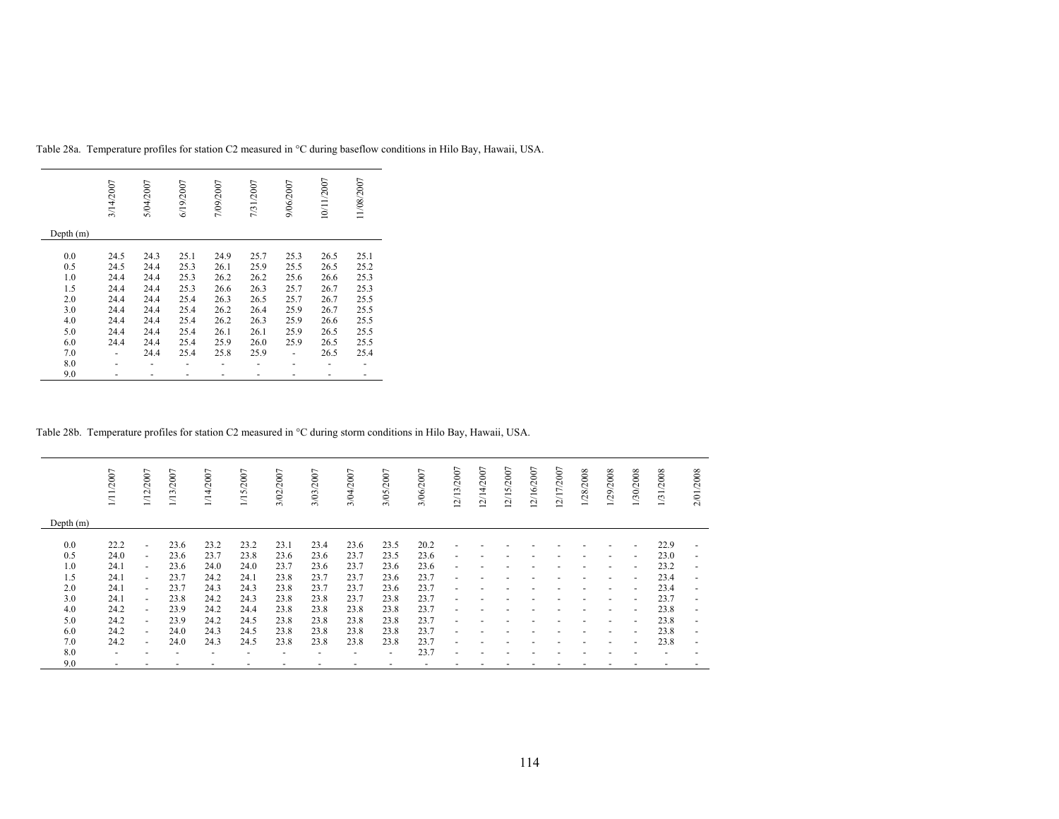Table 28a. Temperature profiles for station C2 measured in °C during baseflow conditions in Hilo Bay, Hawaii, USA.

| Depth (m) | 3/14/2007 | 5/04/2007 | 6/19/2007 | 7/09/2007 | 7/31/2007 | 9/06/2007 | 10/11/2007 | 11/08/2007 |
|---|---|---|---|---|---|---|---|---|
| 0.0 | 24.5 | 24.3 | 25.1 | 24.9 | 25.7 | 25.3 | 26.5 | 25.1 |
| 0.5 | 24.5 | 24.4 | 25.3 | 26.1 | 25.9 | 25.5 | 26.5 | 25.2 |
| 1.0 | 24.4 | 24.4 | 25.3 | 26.2 | 26.2 | 25.6 | 26.6 | 25.3 |
| 1.5 | 24.4 | 24.4 | 25.3 | 26.6 | 26.3 | 25.7 | 26.7 | 25.3 |
| 2.0 | 24.4 | 24.4 | 25.4 | 26.3 | 26.5 | 25.7 | 26.7 | 25.5 |
| 3.0 | 24.4 | 24.4 | 25.4 | 26.2 | 26.4 | 25.9 | 26.7 | 25.5 |
| 4.0 | 24.4 | 24.4 | 25.4 | 26.2 | 26.3 | 25.9 | 26.6 | 25.5 |
| 5.0 | 24.4 | 24.4 | 25.4 | 26.1 | 26.1 | 25.9 | 26.5 | 25.5 |
| 6.0 | 24.4 | 24.4 | 25.4 | 25.9 | 26.0 | 25.9 | 26.5 | 25.5 |
| 7.0 | - | 24.4 | 25.4 | 25.8 | 25.9 | - | 26.5 | 25.4 |
| 8.0 | - | - | - | - | - | - | - | - |
| 9.0 | - | - | - | - | - | - | - | - |

Table 28b. Temperature profiles for station C2 measured in °C during storm conditions in Hilo Bay, Hawaii, USA.

| Depth (m) | 1/11/2007 | 1/12/2007 | 1/13/2007 | 1/14/2007 | 1/15/2007 | 3/02/2007 | 3/03/2007 | 3/04/2007 | 3/05/2007 | 3/06/2007 | 12/13/2007 | 12/14/2007 | 12/15/2007 | 12/16/2007 | 12/17/2007 | 1/28/2008 | 1/29/2008 | 1/30/2008 | 1/31/2008 | 2/01/2008 |
|---|---|---|---|---|---|---|---|---|---|---|---|---|---|---|---|---|---|---|---|---|
| 0.0 | 22.2 | - | 23.6 | 23.2 | 23.2 | 23.1 | 23.4 | 23.6 | 23.5 | 20.2 | - | - | - | - | - | - | - | - | 22.9 | - |
| 0.5 | 24.0 | - | 23.6 | 23.7 | 23.8 | 23.6 | 23.6 | 23.7 | 23.5 | 23.6 | - | - | - | - | - | - | - | - | 23.0 | - |
| 1.0 | 24.1 | - | 23.6 | 24.0 | 24.0 | 23.7 | 23.6 | 23.7 | 23.6 | 23.6 | - | - | - | - | - | - | - | - | 23.2 | - |
| 1.5 | 24.1 | - | 23.7 | 24.2 | 24.1 | 23.8 | 23.7 | 23.7 | 23.6 | 23.7 | - | - | - | - | - | - | - | - | 23.4 | - |
| 2.0 | 24.1 | - | 23.7 | 24.3 | 24.3 | 23.8 | 23.7 | 23.7 | 23.6 | 23.7 | - | - | - | - | - | - | - | - | 23.4 | - |
| 3.0 | 24.1 | - | 23.8 | 24.2 | 24.3 | 23.8 | 23.8 | 23.7 | 23.8 | 23.7 | - | - | - | - | - | - | - | - | 23.7 | - |
| 4.0 | 24.2 | - | 23.9 | 24.2 | 24.4 | 23.8 | 23.8 | 23.8 | 23.8 | 23.7 | - | - | - | - | - | - | - | - | 23.8 | - |
| 5.0 | 24.2 | - | 23.9 | 24.2 | 24.5 | 23.8 | 23.8 | 23.8 | 23.8 | 23.7 | - | - | - | - | - | - | - | - | 23.8 | - |
| 6.0 | 24.2 | - | 24.0 | 24.3 | 24.5 | 23.8 | 23.8 | 23.8 | 23.8 | 23.7 | - | - | - | - | - | - | - | - | 23.8 | - |
| 7.0 | 24.2 | - | 24.0 | 24.3 | 24.5 | 23.8 | 23.8 | 23.8 | 23.8 | 23.7 | - | - | - | - | - | - | - | - | 23.8 | - |
| 8.0 | - | - | - | - | - | - | - | - | - | 23.7 | - | - | - | - | - | - | - | - | - | - |
| 9.0 | - | - | - | - | - | - | - | - | - | - | - | - | - | - | - | - | - | - | - | - |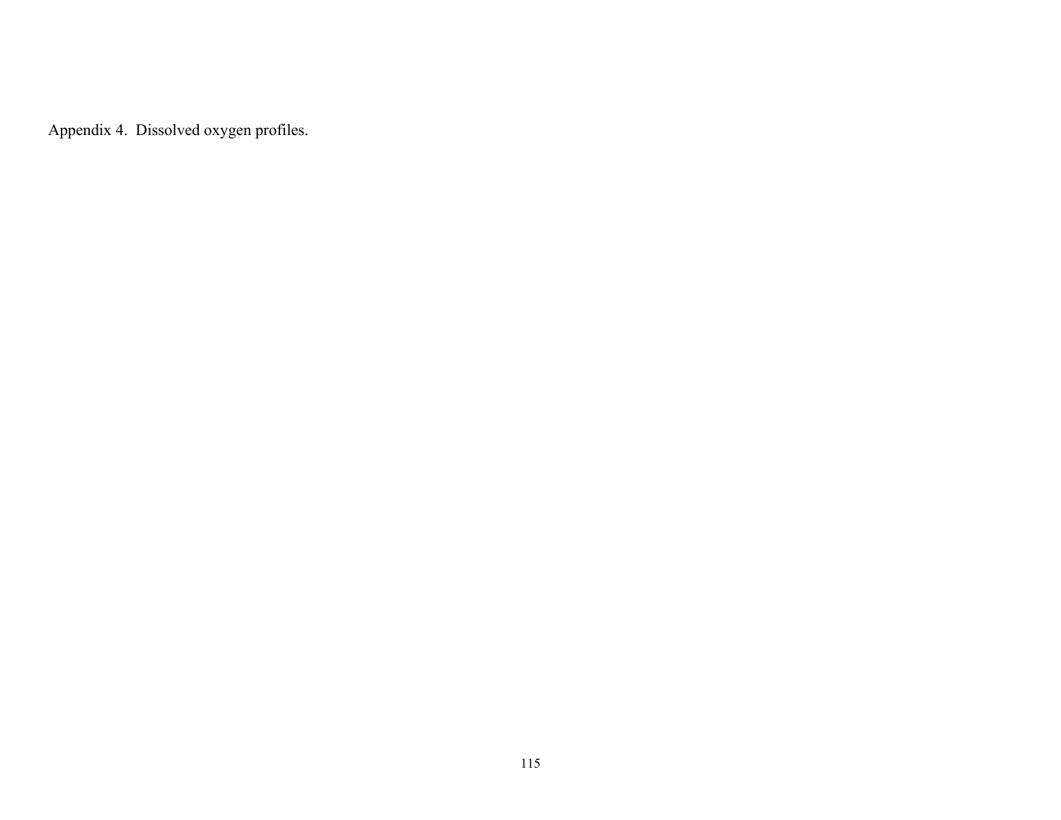Appendix 4. Dissolved oxygen profiles.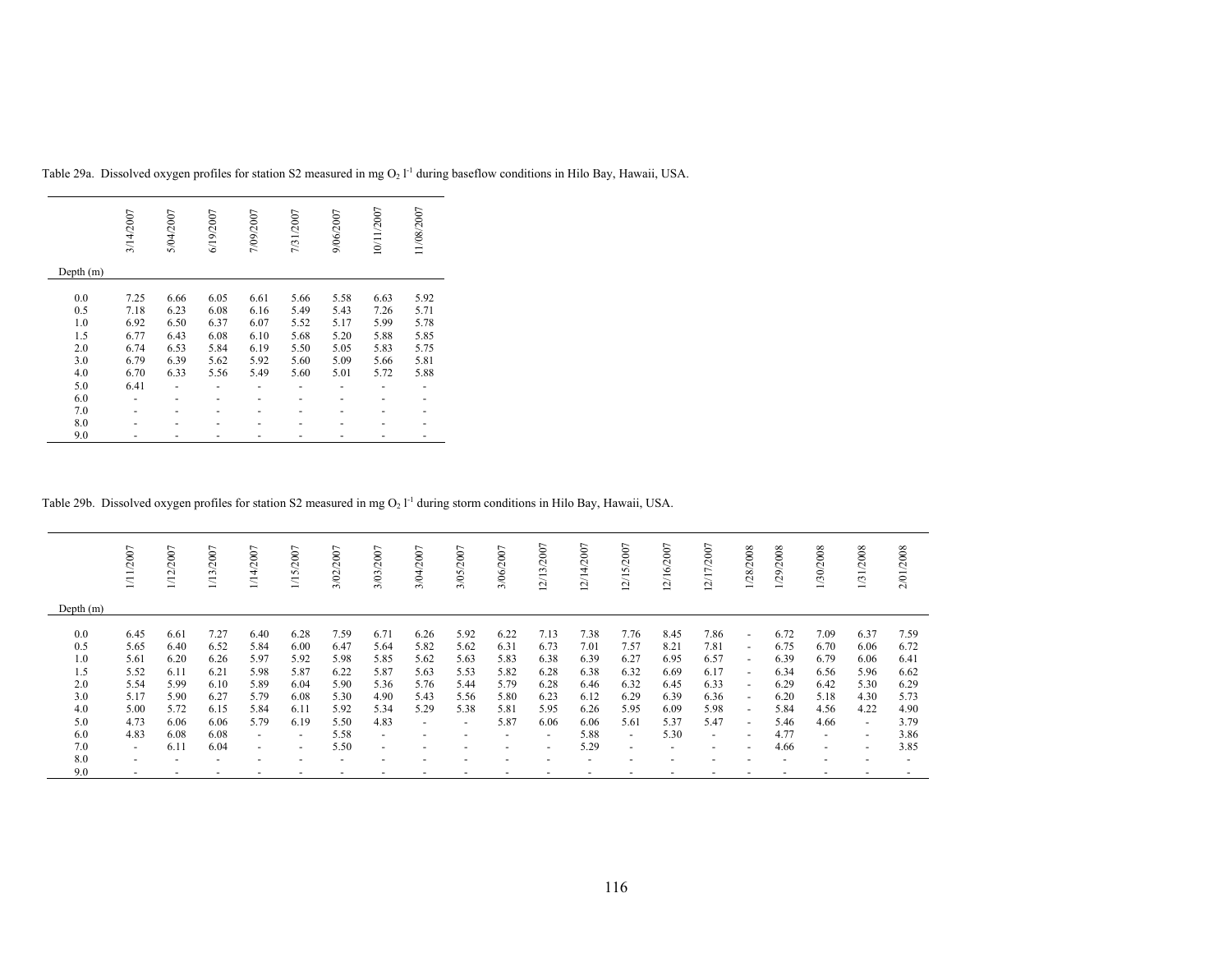Table 29a. Dissolved oxygen profiles for station S2 measured in mg $O_2$ $l^{-1}$ during baseflow conditions in Hilo Bay, Hawaii, USA.

| Depth (m) | 3/14/2007 | 5/04/2007 | 6/19/2007 | 7/09/2007 | 7/31/2007 | 9/06/2007 | 10/11/2007 | 11/08/2007 |
|---|---|---|---|---|---|---|---|---|
| 0.0 | 7.25 | 6.66 | 6.05 | 6.61 | 5.66 | 5.58 | 6.63 | 5.92 |
| 0.5 | 7.18 | 6.23 | 6.08 | 6.16 | 5.49 | 5.43 | 7.26 | 5.71 |
| 1.0 | 6.92 | 6.50 | 6.37 | 6.07 | 5.52 | 5.17 | 5.99 | 5.78 |
| 1.5 | 6.77 | 6.43 | 6.08 | 6.10 | 5.68 | 5.20 | 5.88 | 5.85 |
| 2.0 | 6.74 | 6.53 | 5.84 | 6.19 | 5.50 | 5.05 | 5.83 | 5.75 |
| 3.0 | 6.79 | 6.39 | 5.62 | 5.92 | 5.60 | 5.09 | 5.66 | 5.81 |
| 4.0 | 6.70 | 6.33 | 5.56 | 5.49 | 5.60 | 5.01 | 5.72 | 5.88 |
| 5.0 | 6.41 | - | - | - | - | - | - | - |
| 6.0 | - | - | - | - | - | - | - | - |
| 7.0 | - | - | - | - | - | - | - | - |
| 8.0 | - | - | - | - | - | - | - | - |
| 9.0 | - | - | - | - | - | - | - | - |

Table 29b. Dissolved oxygen profiles for station S2 measured in mg $O_2$ $l^{-1}$ during storm conditions in Hilo Bay, Hawaii, USA.

| Depth (m) | 1/11/2007 | 1/12/2007 | 1/13/2007 | 1/14/2007 | 1/15/2007 | 3/02/2007 | 3/03/2007 | 3/04/2007 | 3/05/2007 | 3/06/2007 | 12/13/2007 | 12/14/2007 | 12/15/2007 | 12/16/2007 | 12/17/2007 | 1/28/2008 | 1/29/2008 | 1/30/2008 | 1/31/2008 | 2/01/2008 |
|---|---|---|---|---|---|---|---|---|---|---|---|---|---|---|---|---|---|---|---|---|
| 0.0 | 6.45 | 6.61 | 7.27 | 6.40 | 6.28 | 7.59 | 6.71 | 6.26 | 5.92 | 6.22 | 7.13 | 7.38 | 7.76 | 8.45 | 7.86 | - | 6.72 | 7.09 | 6.37 | 7.59 |
| 0.5 | 5.65 | 6.40 | 6.52 | 5.84 | 6.00 | 6.47 | 5.64 | 5.82 | 5.62 | 6.31 | 6.73 | 7.01 | 7.57 | 8.21 | 7.81 | - | 6.75 | 6.70 | 6.06 | 6.72 |
| 1.0 | 5.61 | 6.20 | 6.26 | 5.97 | 5.92 | 5.98 | 5.85 | 5.62 | 5.63 | 5.83 | 6.38 | 6.39 | 6.27 | 6.95 | 6.57 | - | 6.39 | 6.79 | 6.06 | 6.41 |
| 1.5 | 5.52 | 6.11 | 6.21 | 5.98 | 5.87 | 6.22 | 5.87 | 5.63 | 5.53 | 5.82 | 6.28 | 6.38 | 6.32 | 6.69 | 6.17 | - | 6.34 | 6.56 | 5.96 | 6.62 |
| 2.0 | 5.54 | 5.99 | 6.10 | 5.89 | 6.04 | 5.90 | 5.36 | 5.76 | 5.44 | 5.79 | 6.28 | 6.46 | 6.32 | 6.45 | 6.33 | - | 6.29 | 6.42 | 5.30 | 6.29 |
| 3.0 | 5.17 | 5.90 | 6.27 | 5.79 | 6.08 | 5.30 | 4.90 | 5.43 | 5.56 | 5.80 | 6.23 | 6.12 | 6.29 | 6.39 | 6.36 | - | 6.20 | 5.18 | 4.30 | 5.73 |
| 4.0 | 5.00 | 5.72 | 6.15 | 5.84 | 6.11 | 5.92 | 5.34 | 5.29 | 5.38 | 5.81 | 5.95 | 6.26 | 5.95 | 6.09 | 5.98 | - | 5.84 | 4.56 | 4.22 | 4.90 |
| 5.0 | 4.73 | 6.06 | 6.06 | 5.79 | 6.19 | 5.50 | 4.83 | - | - | 5.87 | 6.06 | 6.06 | 5.61 | 5.37 | 5.47 | - | 5.46 | 4.66 | - | 3.79 |
| 6.0 | 4.83 | 6.08 | 6.08 | - | - | 5.58 | - | - | - | - | - | 5.88 | - | 5.30 | - | - | 4.77 | - | - | 3.86 |
| 7.0 | - | 6.11 | 6.04 | - | - | 5.50 | - | - | - | - | - | 5.29 | - | - | - | - | 4.66 | - | - | 3.85 |
| 8.0 | - | - | - | - | - | - | - | - | - | - | - | - | - | - | - | - | - | - | - | - |
| 9.0 | - | - | - | - | - | - | - | - | - | - | - | - | - | - | - | - | - | - | - | - |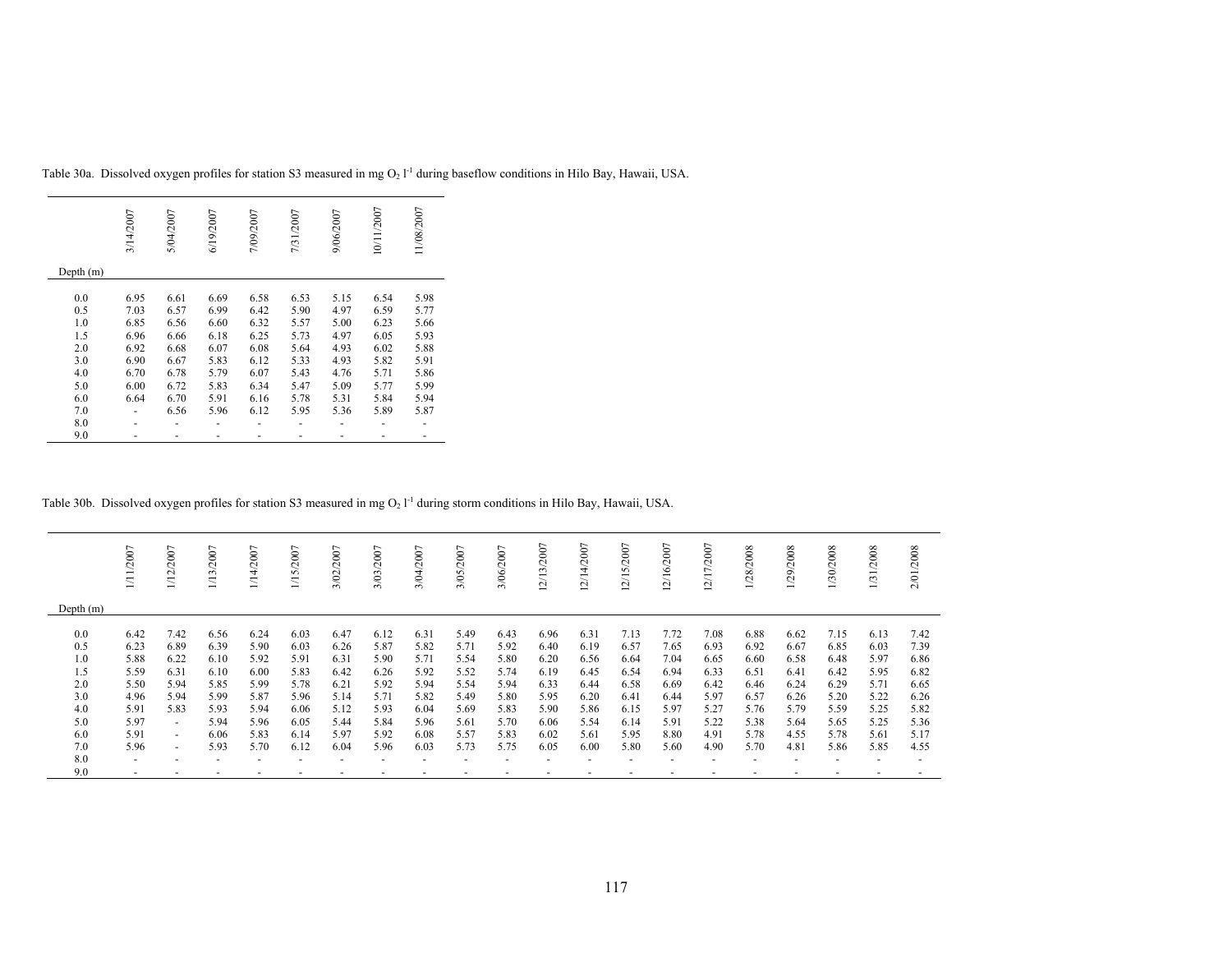Table 30a. Dissolved oxygen profiles for station S3 measured in mg $O_2$ $l^{-1}$ during baseflow conditions in Hilo Bay, Hawaii, USA.

| Depth (m) | 3/14/2007 | 5/04/2007 | 6/19/2007 | 7/09/2007 | 7/31/2007 | 9/06/2007 | 10/11/2007 | 11/08/2007 |
|---|---|---|---|---|---|---|---|---|
| 0.0 | 6.95 | 6.61 | 6.69 | 6.58 | 6.53 | 5.15 | 6.54 | 5.98 |
| 0.5 | 7.03 | 6.57 | 6.99 | 6.42 | 5.90 | 4.97 | 6.59 | 5.77 |
| 1.0 | 6.85 | 6.56 | 6.60 | 6.32 | 5.57 | 5.00 | 6.23 | 5.66 |
| 1.5 | 6.96 | 6.66 | 6.18 | 6.25 | 5.73 | 4.97 | 6.05 | 5.93 |
| 2.0 | 6.92 | 6.68 | 6.07 | 6.08 | 5.64 | 4.93 | 6.02 | 5.88 |
| 3.0 | 6.90 | 6.67 | 5.83 | 6.12 | 5.33 | 4.93 | 5.82 | 5.91 |
| 4.0 | 6.70 | 6.78 | 5.79 | 6.07 | 5.43 | 4.76 | 5.71 | 5.86 |
| 5.0 | 6.00 | 6.72 | 5.83 | 6.34 | 5.47 | 5.09 | 5.77 | 5.99 |
| 6.0 | 6.64 | 6.70 | 5.91 | 6.16 | 5.78 | 5.31 | 5.84 | 5.94 |
| 7.0 | - | 6.56 | 5.96 | 6.12 | 5.95 | 5.36 | 5.89 | 5.87 |
| 8.0 | - | - | - | - | - | - | - | - |
| 9.0 | - | - | - | - | - | - | - | - |

Table 30b. Dissolved oxygen profiles for station S3 measured in mg $O_2$ $l^{-1}$ during storm conditions in Hilo Bay, Hawaii, USA.

| Depth (m) | 1/11/2007 | 1/12/2007 | 1/13/2007 | 1/14/2007 | 1/15/2007 | 3/02/2007 | 3/03/2007 | 3/04/2007 | 3/05/2007 | 3/06/2007 | 12/13/2007 | 12/14/2007 | 12/15/2007 | 12/16/2007 | 12/17/2007 | 1/28/2008 | 1/29/2008 | 1/30/2008 | 1/31/2008 | 2/01/2008 |
|---|---|---|---|---|---|---|---|---|---|---|---|---|---|---|---|---|---|---|---|---|
| 0.0 | 6.42 | 7.42 | 6.56 | 6.24 | 6.03 | 6.47 | 6.12 | 6.31 | 5.49 | 6.43 | 6.96 | 6.31 | 7.13 | 7.72 | 7.08 | 6.88 | 6.62 | 7.15 | 6.13 | 7.42 |
| 0.5 | 6.23 | 6.89 | 6.39 | 5.90 | 6.03 | 6.26 | 5.87 | 5.82 | 5.71 | 5.92 | 6.40 | 6.19 | 6.57 | 7.65 | 6.93 | 6.92 | 6.67 | 6.85 | 6.03 | 7.39 |
| 1.0 | 5.88 | 6.22 | 6.10 | 5.92 | 5.91 | 6.31 | 5.90 | 5.71 | 5.54 | 5.80 | 6.20 | 6.56 | 6.64 | 7.04 | 6.65 | 6.60 | 6.58 | 6.48 | 5.97 | 6.86 |
| 1.5 | 5.59 | 6.31 | 6.10 | 6.00 | 5.83 | 6.42 | 6.26 | 5.92 | 5.52 | 5.74 | 6.19 | 6.45 | 6.54 | 6.94 | 6.33 | 6.51 | 6.41 | 6.42 | 5.95 | 6.82 |
| 2.0 | 5.50 | 5.94 | 5.85 | 5.99 | 5.78 | 6.21 | 5.92 | 5.94 | 5.54 | 5.94 | 6.33 | 6.44 | 6.58 | 6.69 | 6.42 | 6.46 | 6.24 | 6.29 | 5.71 | 6.65 |
| 3.0 | 4.96 | 5.94 | 5.99 | 5.87 | 5.96 | 5.14 | 5.71 | 5.82 | 5.49 | 5.80 | 5.95 | 6.20 | 6.41 | 6.44 | 5.97 | 6.57 | 6.26 | 5.20 | 5.22 | 6.26 |
| 4.0 | 5.91 | 5.83 | 5.93 | 5.94 | 6.06 | 5.12 | 5.93 | 6.04 | 5.69 | 5.83 | 5.90 | 5.86 | 6.15 | 5.97 | 5.27 | 5.76 | 5.79 | 5.59 | 5.25 | 5.82 |
| 5.0 | 5.97 | - | 5.94 | 5.96 | 6.05 | 5.44 | 5.84 | 5.96 | 5.61 | 5.70 | 6.06 | 5.54 | 6.14 | 5.91 | 5.22 | 5.38 | 5.64 | 5.65 | 5.25 | 5.36 |
| 6.0 | 5.91 | - | 6.06 | 5.83 | 6.14 | 5.97 | 5.92 | 6.08 | 5.57 | 5.83 | 6.02 | 5.61 | 5.95 | 8.80 | 4.91 | 5.78 | 4.55 | 5.78 | 5.61 | 5.17 |
| 7.0 | 5.96 | - | 5.93 | 5.70 | 6.12 | 6.04 | 5.96 | 6.03 | 5.73 | 5.75 | 6.05 | 6.00 | 5.80 | 5.60 | 4.90 | 5.70 | 4.81 | 5.86 | 5.85 | 4.55 |
| 8.0 | - | - | - | - | - | - | - | - | - | - | - | - | - | - | - | - | - | - | - | - |
| 9.0 | - | - | - | - | - | - | - | - | - | - | - | - | - | - | - | - | - | - | - | - |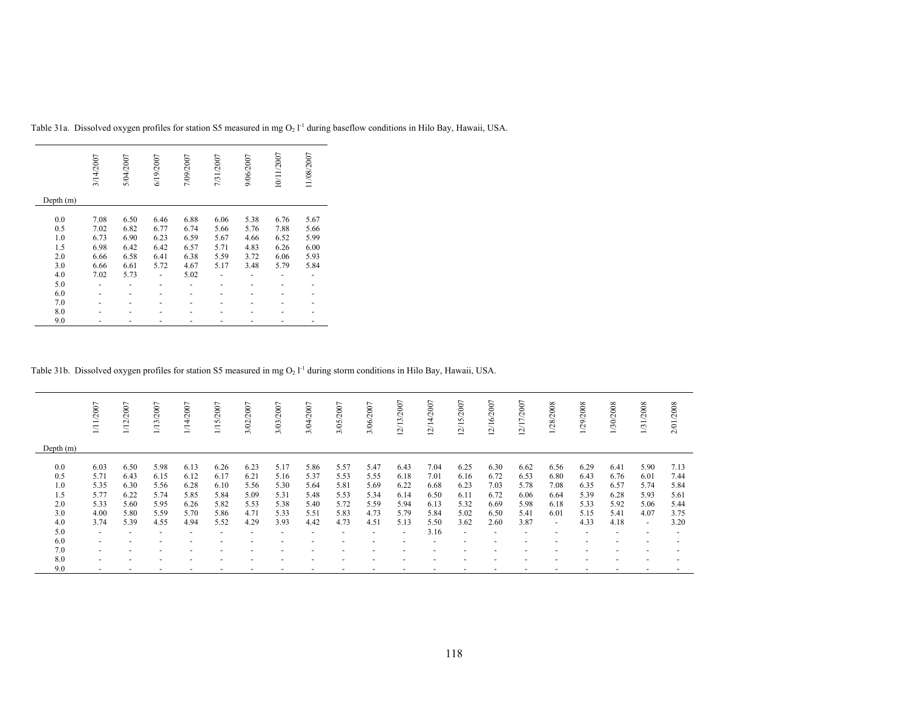Table 31a. Dissolved oxygen profiles for station S5 measured in mg $O_2$ $l^{-1}$ during baseflow conditions in Hilo Bay, Hawaii, USA.

| Depth (m) | 3/14/2007 | 5/04/2007 | 6/19/2007 | 7/09/2007 | 7/31/2007 | 9/06/2007 | 10/11/2007 | 11/08/2007 |
|---|---|---|---|---|---|---|---|---|
| 0.0 | 7.08 | 6.50 | 6.46 | 6.88 | 6.06 | 5.38 | 6.76 | 5.67 |
| 0.5 | 7.02 | 6.82 | 6.77 | 6.74 | 5.66 | 5.76 | 7.88 | 5.66 |
| 1.0 | 6.73 | 6.90 | 6.23 | 6.59 | 5.67 | 4.66 | 6.52 | 5.99 |
| 1.5 | 6.98 | 6.42 | 6.42 | 6.57 | 5.71 | 4.83 | 6.26 | 6.00 |
| 2.0 | 6.66 | 6.58 | 6.41 | 6.38 | 5.59 | 3.72 | 6.06 | 5.93 |
| 3.0 | 6.66 | 6.61 | 5.72 | 4.67 | 5.17 | 3.48 | 5.79 | 5.84 |
| 4.0 | 7.02 | 5.73 | - | 5.02 | - | - | - | - |
| 5.0 | - | - | - | - | - | - | - | - |
| 6.0 | - | - | - | - | - | - | - | - |
| 7.0 | - | - | - | - | - | - | - | - |
| 8.0 | - | - | - | - | - | - | - | - |
| 9.0 | - | - | - | - | - | - | - | - |

Table 31b. Dissolved oxygen profiles for station S5 measured in mg $O_2$ $l^{-1}$ during storm conditions in Hilo Bay, Hawaii, USA.

| Depth (m) | 1/11/2007 | 1/12/2007 | 1/13/2007 | 1/14/2007 | 1/15/2007 | 3/02/2007 | 3/03/2007 | 3/04/2007 | 3/05/2007 | 3/06/2007 | 12/13/2007 | 12/14/2007 | 12/15/2007 | 12/16/2007 | 12/17/2007 | 1/28/2008 | 1/29/2008 | 1/30/2008 | 1/31/2008 | 2/01/2008 |
|---|---|---|---|---|---|---|---|---|---|---|---|---|---|---|---|---|---|---|---|---|
| 0.0 | 6.03 | 6.50 | 5.98 | 6.13 | 6.26 | 6.23 | 5.17 | 5.86 | 5.57 | 5.47 | 6.43 | 7.04 | 6.25 | 6.30 | 6.62 | 6.56 | 6.29 | 6.41 | 5.90 | 7.13 |
| 0.5 | 5.71 | 6.43 | 6.15 | 6.12 | 6.17 | 6.21 | 5.16 | 5.37 | 5.53 | 5.55 | 6.18 | 7.01 | 6.16 | 6.72 | 6.53 | 6.80 | 6.43 | 6.76 | 6.01 | 7.44 |
| 1.0 | 5.35 | 6.30 | 5.56 | 6.28 | 6.10 | 5.56 | 5.30 | 5.64 | 5.81 | 5.69 | 6.22 | 6.68 | 6.23 | 7.03 | 5.78 | 7.08 | 6.35 | 6.57 | 5.74 | 5.84 |
| 1.5 | 5.77 | 6.22 | 5.74 | 5.85 | 5.84 | 5.09 | 5.31 | 5.48 | 5.53 | 5.34 | 6.14 | 6.50 | 6.11 | 6.72 | 6.06 | 6.64 | 5.39 | 6.28 | 5.93 | 5.61 |
| 2.0 | 5.33 | 5.60 | 5.95 | 6.26 | 5.82 | 5.53 | 5.38 | 5.40 | 5.72 | 5.59 | 5.94 | 6.13 | 5.32 | 6.69 | 5.98 | 6.18 | 5.33 | 5.92 | 5.06 | 5.44 |
| 3.0 | 4.00 | 5.80 | 5.59 | 5.70 | 5.86 | 4.71 | 5.33 | 5.51 | 5.83 | 4.73 | 5.79 | 5.84 | 5.02 | 6.50 | 5.41 | 6.01 | 5.15 | 5.41 | 4.07 | 3.75 |
| 4.0 | 3.74 | 5.39 | 4.55 | 4.94 | 5.52 | 4.29 | 3.93 | 4.42 | 4.73 | 4.51 | 5.13 | 5.50 | 3.62 | 2.60 | 3.87 | - | 4.33 | 4.18 | - | 3.20 |
| 5.0 | - | - | - | - | - | - | - | - | - | - | - | 3.16 | - | - | - | - | - | - | - | - |
| 6.0 | - | - | - | - | - | - | - | - | - | - | - | - | - | - | - | - | - | - | - | - |
| 7.0 | - | - | - | - | - | - | - | - | - | - | - | - | - | - | - | - | - | - | - | - |
| 8.0 | - | - | - | - | - | - | - | - | - | - | - | - | - | - | - | - | - | - | - | - |
| 9.0 | - | - | - | - | - | - | - | - | - | - | - | - | - | - | - | - | - | - | - | - |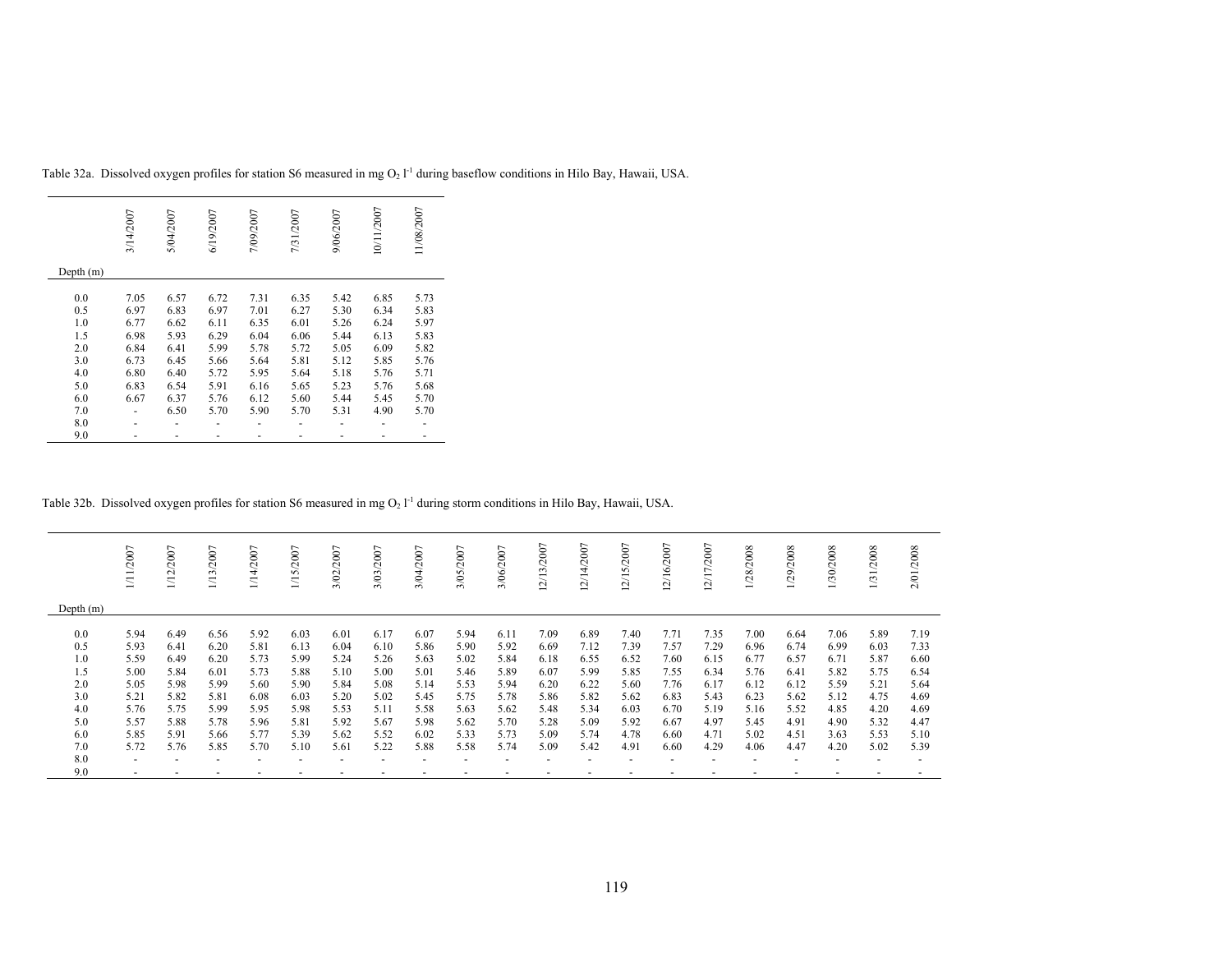Table 32a. Dissolved oxygen profiles for station S6 measured in mg $O_2$ $l^{-1}$ during baseflow conditions in Hilo Bay, Hawaii, USA.

| Depth (m) | 3/14/2007 | 5/04/2007 | 6/19/2007 | 7/09/2007 | 7/31/2007 | 9/06/2007 | 10/11/2007 | 11/08/2007 |
|---|---|---|---|---|---|---|---|---|
| 0.0 | 7.05 | 6.57 | 6.72 | 7.31 | 6.35 | 5.42 | 6.85 | 5.73 |
| 0.5 | 6.97 | 6.83 | 6.97 | 7.01 | 6.27 | 5.30 | 6.34 | 5.83 |
| 1.0 | 6.77 | 6.62 | 6.11 | 6.35 | 6.01 | 5.26 | 6.24 | 5.97 |
| 1.5 | 6.98 | 5.93 | 6.29 | 6.04 | 6.06 | 5.44 | 6.13 | 5.83 |
| 2.0 | 6.84 | 6.41 | 5.99 | 5.78 | 5.72 | 5.05 | 6.09 | 5.82 |
| 3.0 | 6.73 | 6.45 | 5.66 | 5.64 | 5.81 | 5.12 | 5.85 | 5.76 |
| 4.0 | 6.80 | 6.40 | 5.72 | 5.95 | 5.64 | 5.18 | 5.76 | 5.71 |
| 5.0 | 6.83 | 6.54 | 5.91 | 6.16 | 5.65 | 5.23 | 5.76 | 5.68 |
| 6.0 | 6.67 | 6.37 | 5.76 | 6.12 | 5.60 | 5.44 | 5.45 | 5.70 |
| 7.0 | - | 6.50 | 5.70 | 5.90 | 5.70 | 5.31 | 4.90 | 5.70 |
| 8.0 | - | - | - | - | - | - | - | - |
| 9.0 | - | - | - | - | - | - | - | - |

Table 32b. Dissolved oxygen profiles for station S6 measured in mg $O_2$ $l^{-1}$ during storm conditions in Hilo Bay, Hawaii, USA.

| Depth (m) | 1/11/2007 | 1/12/2007 | 1/13/2007 | 1/14/2007 | 1/15/2007 | 3/02/2007 | 3/03/2007 | 3/04/2007 | 3/05/2007 | 3/06/2007 | 12/13/2007 | 12/14/2007 | 12/15/2007 | 12/16/2007 | 12/17/2007 | 1/28/2008 | 1/29/2008 | 1/30/2008 | 1/31/2008 | 2/01/2008 |
|---|---|---|---|---|---|---|---|---|---|---|---|---|---|---|---|---|---|---|---|---|
| 0.0 | 5.94 | 6.49 | 6.56 | 5.92 | 6.03 | 6.01 | 6.17 | 6.07 | 5.94 | 6.11 | 7.09 | 6.89 | 7.40 | 7.71 | 7.35 | 7.00 | 6.64 | 7.06 | 5.89 | 7.19 |
| 0.5 | 5.93 | 6.41 | 6.20 | 5.81 | 6.13 | 6.04 | 6.10 | 5.86 | 5.90 | 5.92 | 6.69 | 7.12 | 7.39 | 7.57 | 7.29 | 6.96 | 6.74 | 6.99 | 6.03 | 7.33 |
| 1.0 | 5.59 | 6.49 | 6.20 | 5.73 | 5.99 | 5.24 | 5.26 | 5.63 | 5.02 | 5.84 | 6.18 | 6.55 | 6.52 | 7.60 | 6.15 | 6.77 | 6.57 | 6.71 | 5.87 | 6.60 |
| 1.5 | 5.00 | 5.84 | 6.01 | 5.73 | 5.88 | 5.10 | 5.00 | 5.01 | 5.46 | 5.89 | 6.07 | 5.99 | 5.85 | 7.55 | 6.34 | 5.76 | 6.41 | 5.82 | 5.75 | 6.54 |
| 2.0 | 5.05 | 5.98 | 5.99 | 5.60 | 5.90 | 5.84 | 5.08 | 5.14 | 5.53 | 5.94 | 6.20 | 6.22 | 5.60 | 7.76 | 6.17 | 6.12 | 6.12 | 5.59 | 5.21 | 5.64 |
| 3.0 | 5.21 | 5.82 | 5.81 | 6.08 | 6.03 | 5.20 | 5.02 | 5.45 | 5.75 | 5.78 | 5.86 | 5.82 | 5.62 | 6.83 | 5.43 | 6.23 | 5.62 | 5.12 | 4.75 | 4.69 |
| 4.0 | 5.76 | 5.75 | 5.99 | 5.95 | 5.98 | 5.53 | 5.11 | 5.58 | 5.63 | 5.62 | 5.48 | 5.34 | 6.03 | 6.70 | 5.19 | 5.16 | 5.52 | 4.85 | 4.20 | 4.69 |
| 5.0 | 5.57 | 5.88 | 5.78 | 5.96 | 5.81 | 5.92 | 5.67 | 5.98 | 5.62 | 5.70 | 5.28 | 5.09 | 5.92 | 6.67 | 4.97 | 5.45 | 4.91 | 4.90 | 5.32 | 4.47 |
| 6.0 | 5.85 | 5.91 | 5.66 | 5.77 | 5.39 | 5.62 | 5.52 | 6.02 | 5.33 | 5.73 | 5.09 | 5.74 | 4.78 | 6.60 | 4.71 | 5.02 | 4.51 | 3.63 | 5.53 | 5.10 |
| 7.0 | 5.72 | 5.76 | 5.85 | 5.70 | 5.10 | 5.61 | 5.22 | 5.88 | 5.58 | 5.74 | 5.09 | 5.42 | 4.91 | 6.60 | 4.29 | 4.06 | 4.47 | 4.20 | 5.02 | 5.39 |
| 8.0 | - | - | - | - | - | - | - | - | - | - | - | - | - | - | - | - | - | - | - | - |
| 9.0 | - | - | - | - | - | - | - | - | - | - | - | - | - | - | - | - | - | - | - | - |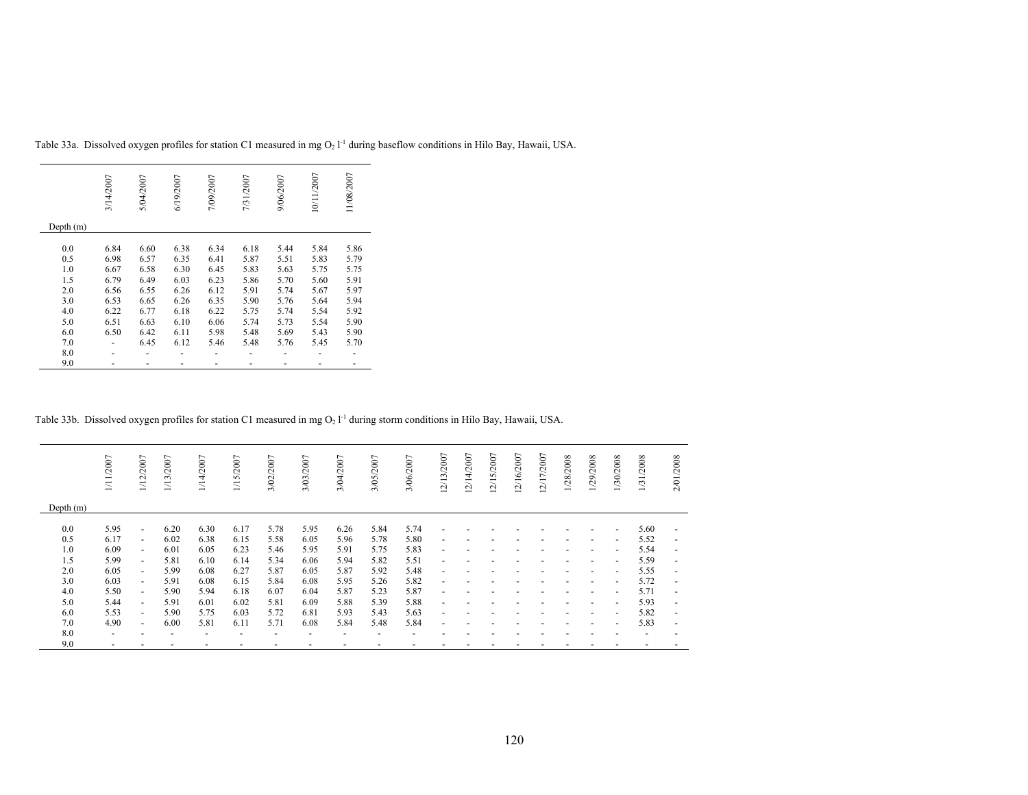Table 33a. Dissolved oxygen profiles for station C1 measured in mg $O_2$ $l^{-1}$ during baseflow conditions in Hilo Bay, Hawaii, USA.

| Depth (m) | 3/14/2007 | 5/04/2007 | 6/19/2007 | 7/09/2007 | 7/31/2007 | 9/06/2007 | 10/11/2007 | 11/08/2007 |
|---|---|---|---|---|---|---|---|---|
| 0.0 | 6.84 | 6.60 | 6.38 | 6.34 | 6.18 | 5.44 | 5.84 | 5.86 |
| 0.5 | 6.98 | 6.57 | 6.35 | 6.41 | 5.87 | 5.51 | 5.83 | 5.79 |
| 1.0 | 6.67 | 6.58 | 6.30 | 6.45 | 5.83 | 5.63 | 5.75 | 5.75 |
| 1.5 | 6.79 | 6.49 | 6.03 | 6.23 | 5.86 | 5.70 | 5.60 | 5.91 |
| 2.0 | 6.56 | 6.55 | 6.26 | 6.12 | 5.91 | 5.74 | 5.67 | 5.97 |
| 3.0 | 6.53 | 6.65 | 6.26 | 6.35 | 5.90 | 5.76 | 5.64 | 5.94 |
| 4.0 | 6.22 | 6.77 | 6.18 | 6.22 | 5.75 | 5.74 | 5.54 | 5.92 |
| 5.0 | 6.51 | 6.63 | 6.10 | 6.06 | 5.74 | 5.73 | 5.54 | 5.90 |
| 6.0 | 6.50 | 6.42 | 6.11 | 5.98 | 5.48 | 5.69 | 5.43 | 5.90 |
| 7.0 | - | 6.45 | 6.12 | 5.46 | 5.48 | 5.76 | 5.45 | 5.70 |
| 8.0 | - | - | - | - | - | - | - | - |
| 9.0 | - | - | - | - | - | - | - | - |

Table 33b. Dissolved oxygen profiles for station C1 measured in mg $O_2$ $l^{-1}$ during storm conditions in Hilo Bay, Hawaii, USA.

| Depth (m) | 1/11/2007 | 1/12/2007 | 1/13/2007 | 1/14/2007 | 1/15/2007 | 3/02/2007 | 3/03/2007 | 3/04/2007 | 3/05/2007 | 3/06/2007 | 12/13/2007 | 12/14/2007 | 12/15/2007 | 12/16/2007 | 12/17/2007 | 1/28/2008 | 1/29/2008 | 1/30/2008 | 1/31/2008 | 2/01/2008 |
|---|---|---|---|---|---|---|---|---|---|---|---|---|---|---|---|---|---|---|---|---|
| 0.0 | 5.95 | - | 6.20 | 6.30 | 6.17 | 5.78 | 5.95 | 6.26 | 5.84 | 5.74 | - | - | - | - | - | - | - | - | 5.60 | - |
| 0.5 | 6.17 | - | 6.02 | 6.38 | 6.15 | 5.58 | 6.05 | 5.96 | 5.78 | 5.80 | - | - | - | - | - | - | - | - | 5.52 | - |
| 1.0 | 6.09 | - | 6.01 | 6.05 | 6.23 | 5.46 | 5.95 | 5.91 | 5.75 | 5.83 | - | - | - | - | - | - | - | - | 5.54 | - |
| 1.5 | 5.99 | - | 5.81 | 6.10 | 6.14 | 5.34 | 6.06 | 5.94 | 5.82 | 5.51 | - | - | - | - | - | - | - | - | 5.59 | - |
| 2.0 | 6.05 | - | 5.99 | 6.08 | 6.27 | 5.87 | 6.05 | 5.87 | 5.92 | 5.48 | - | - | - | - | - | - | - | - | 5.55 | - |
| 3.0 | 6.03 | - | 5.91 | 6.08 | 6.15 | 5.84 | 6.08 | 5.95 | 5.26 | 5.82 | - | - | - | - | - | - | - | - | 5.72 | - |
| 4.0 | 5.50 | - | 5.90 | 5.94 | 6.18 | 6.07 | 6.04 | 5.87 | 5.23 | 5.87 | - | - | - | - | - | - | - | - | 5.71 | - |
| 5.0 | 5.44 | - | 5.91 | 6.01 | 6.02 | 5.81 | 6.09 | 5.88 | 5.39 | 5.88 | - | - | - | - | - | - | - | - | 5.93 | - |
| 6.0 | 5.53 | - | 5.90 | 5.75 | 6.03 | 5.72 | 6.81 | 5.93 | 5.43 | 5.63 | - | - | - | - | - | - | - | - | 5.82 | - |
| 7.0 | 4.90 | - | 6.00 | 5.81 | 6.11 | 5.71 | 6.08 | 5.84 | 5.48 | 5.84 | - | - | - | - | - | - | - | - | 5.83 | - |
| 8.0 | - | - | - | - | - | - | - | - | - | - | - | - | - | - | - | - | - | - | - | - |
| 9.0 | - | - | - | - | - | - | - | - | - | - | - | - | - | - | - | - | - | - | - | - |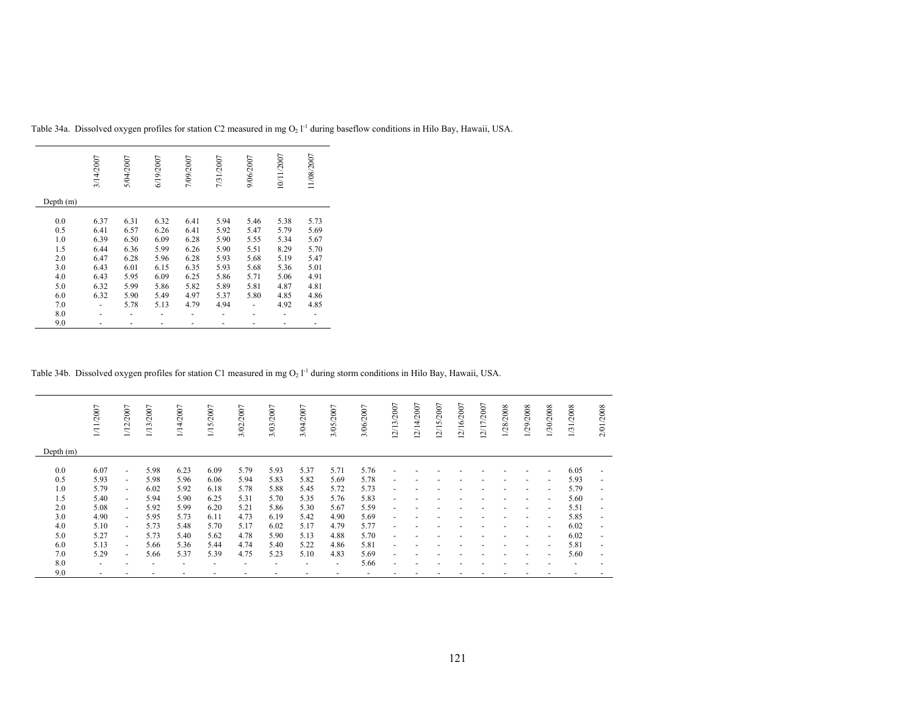Table 34a. Dissolved oxygen profiles for station C2 measured in mg $O_2$ $l^{-1}$ during baseflow conditions in Hilo Bay, Hawaii, USA.

| Depth (m) | 3/14/2007 | 5/04/2007 | 6/19/2007 | 7/09/2007 | 7/31/2007 | 9/06/2007 | 10/11/2007 | 11/08/2007 |
|---|---|---|---|---|---|---|---|---|
| 0.0 | 6.37 | 6.31 | 6.32 | 6.41 | 5.94 | 5.46 | 5.38 | 5.73 |
| 0.5 | 6.41 | 6.57 | 6.26 | 6.41 | 5.92 | 5.47 | 5.79 | 5.69 |
| 1.0 | 6.39 | 6.50 | 6.09 | 6.28 | 5.90 | 5.55 | 5.34 | 5.67 |
| 1.5 | 6.44 | 6.36 | 5.99 | 6.26 | 5.90 | 5.51 | 8.29 | 5.70 |
| 2.0 | 6.47 | 6.28 | 5.96 | 6.28 | 5.93 | 5.68 | 5.19 | 5.47 |
| 3.0 | 6.43 | 6.01 | 6.15 | 6.35 | 5.93 | 5.68 | 5.36 | 5.01 |
| 4.0 | 6.43 | 5.95 | 6.09 | 6.25 | 5.86 | 5.71 | 5.06 | 4.91 |
| 5.0 | 6.32 | 5.99 | 5.86 | 5.82 | 5.89 | 5.81 | 4.87 | 4.81 |
| 6.0 | 6.32 | 5.90 | 5.49 | 4.97 | 5.37 | 5.80 | 4.85 | 4.86 |
| 7.0 | - | 5.78 | 5.13 | 4.79 | 4.94 | - | 4.92 | 4.85 |
| 8.0 | - | - | - | - | - | - | - | - |
| 9.0 | - | - | - | - | - | - | - | - |

Table 34b. Dissolved oxygen profiles for station C1 measured in mg $O_2$ $l^{-1}$ during storm conditions in Hilo Bay, Hawaii, USA.

| Depth (m) | 1/11/2007 | 1/12/2007 | 1/13/2007 | 1/14/2007 | 1/15/2007 | 3/02/2007 | 3/03/2007 | 3/04/2007 | 3/05/2007 | 3/06/2007 | 12/13/2007 | 12/14/2007 | 12/15/2007 | 12/16/2007 | 12/17/2007 | 1/28/2008 | 1/29/2008 | 1/30/2008 | 1/31/2008 | 2/01/2008 |
|---|---|---|---|---|---|---|---|---|---|---|---|---|---|---|---|---|---|---|---|---|
| 0.0 | 6.07 | - | 5.98 | 6.23 | 6.09 | 5.79 | 5.93 | 5.37 | 5.71 | 5.76 | - | - | - | - | - | - | - | - | 6.05 | - |
| 0.5 | 5.93 | - | 5.98 | 5.96 | 6.06 | 5.94 | 5.83 | 5.82 | 5.69 | 5.78 | - | - | - | - | - | - | - | - | 5.93 | - |
| 1.0 | 5.79 | - | 6.02 | 5.92 | 6.18 | 5.78 | 5.88 | 5.45 | 5.72 | 5.73 | - | - | - | - | - | - | - | - | 5.79 | - |
| 1.5 | 5.40 | - | 5.94 | 5.90 | 6.25 | 5.31 | 5.70 | 5.35 | 5.76 | 5.83 | - | - | - | - | - | - | - | - | 5.60 | - |
| 2.0 | 5.08 | - | 5.92 | 5.99 | 6.20 | 5.21 | 5.86 | 5.30 | 5.67 | 5.59 | - | - | - | - | - | - | - | - | 5.51 | - |
| 3.0 | 4.90 | - | 5.95 | 5.73 | 6.11 | 4.73 | 6.19 | 5.42 | 4.90 | 5.69 | - | - | - | - | - | - | - | - | 5.85 | - |
| 4.0 | 5.10 | - | 5.73 | 5.48 | 5.70 | 5.17 | 6.02 | 5.17 | 4.79 | 5.77 | - | - | - | - | - | - | - | - | 6.02 | - |
| 5.0 | 5.27 | - | 5.73 | 5.40 | 5.62 | 4.78 | 5.90 | 5.13 | 4.88 | 5.70 | - | - | - | - | - | - | - | - | 6.02 | - |
| 6.0 | 5.13 | - | 5.66 | 5.36 | 5.44 | 4.74 | 5.40 | 5.22 | 4.86 | 5.81 | - | - | - | - | - | - | - | - | 5.81 | - |
| 7.0 | 5.29 | - | 5.66 | 5.37 | 5.39 | 4.75 | 5.23 | 5.10 | 4.83 | 5.69 | - | - | - | - | - | - | - | - | 5.60 | - |
| 8.0 | - | - | - | - | - | - | - | - | - | 5.66 | - | - | - | - | - | - | - | - | - | - |
| 9.0 | - | - | - | - | - | - | - | - | - | - | - | - | - | - | - | - | - | - | - | - |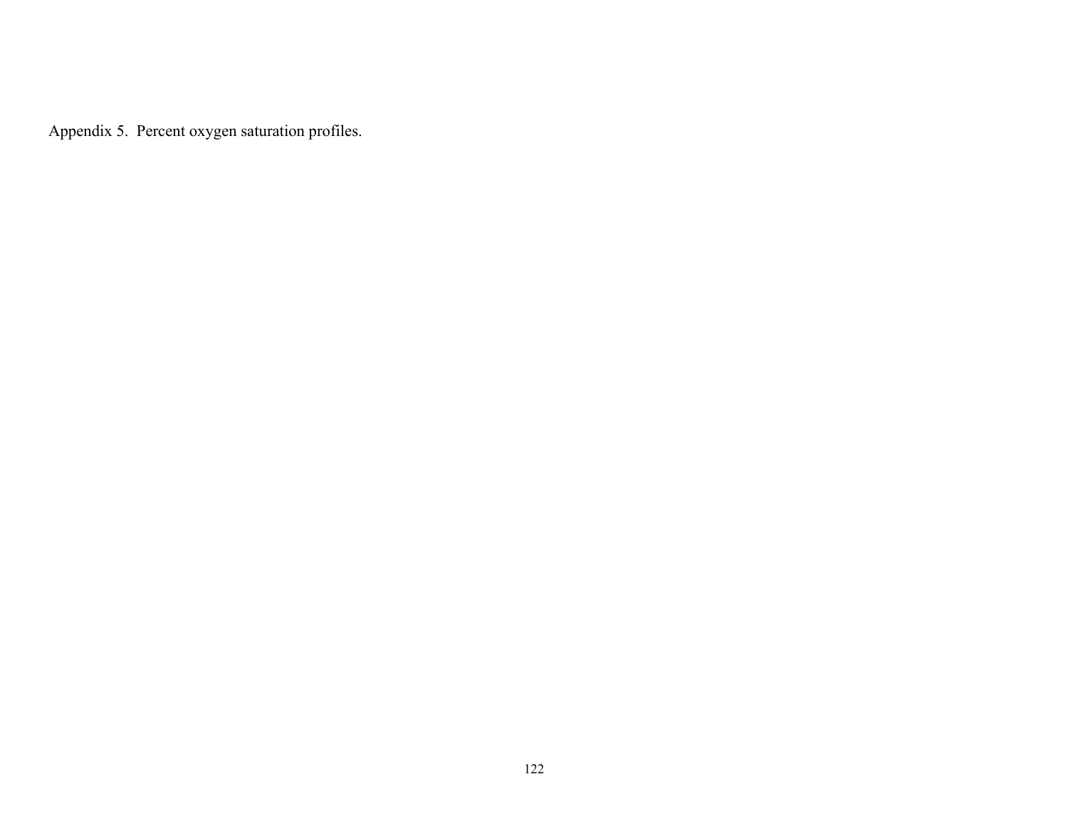Appendix 5. Percent oxygen saturation profiles.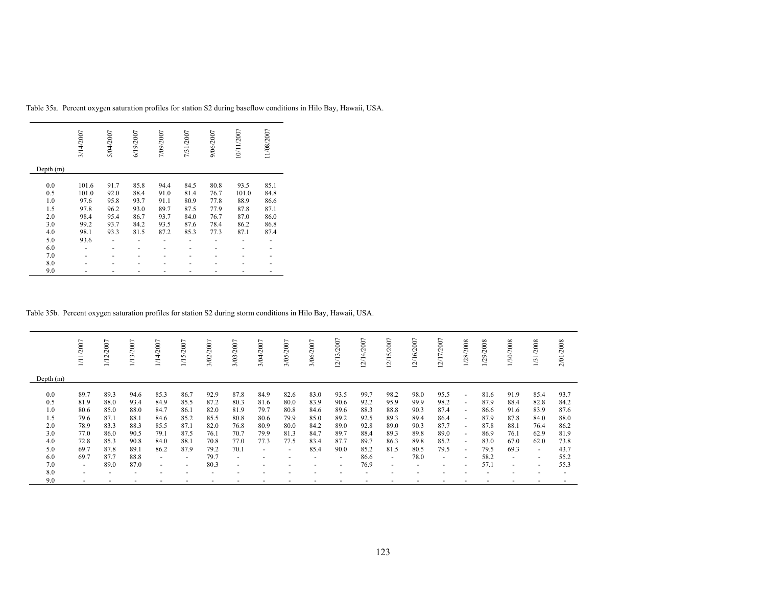Table 35a. Percent oxygen saturation profiles for station S2 during baseflow conditions in Hilo Bay, Hawaii, USA.

| Depth (m) | 3/14/2007 | 5/04/2007 | 6/19/2007 | 7/09/2007 | 7/31/2007 | 9/06/2007 | 10/11/2007 | 11/08/2007 |
|---|---|---|---|---|---|---|---|---|
| 0.0 | 101.6 | 91.7 | 85.8 | 94.4 | 84.5 | 80.8 | 93.5 | 85.1 |
| 0.5 | 101.0 | 92.0 | 88.4 | 91.0 | 81.4 | 76.7 | 101.0 | 84.8 |
| 1.0 | 97.6 | 95.8 | 93.7 | 91.1 | 80.9 | 77.8 | 88.9 | 86.6 |
| 1.5 | 97.8 | 96.2 | 93.0 | 89.7 | 87.5 | 77.9 | 87.8 | 87.1 |
| 2.0 | 98.4 | 95.4 | 86.7 | 93.7 | 84.0 | 76.7 | 87.0 | 86.0 |
| 3.0 | 99.2 | 93.7 | 84.2 | 93.5 | 87.6 | 78.4 | 86.2 | 86.8 |
| 4.0 | 98.1 | 93.3 | 81.5 | 87.2 | 85.3 | 77.3 | 87.1 | 87.4 |
| 5.0 | 93.6 | - | - | - | - | - | - | - |
| 6.0 | - | - | - | - | - | - | - | - |
| 7.0 | - | - | - | - | - | - | - | - |
| 8.0 | - | - | - | - | - | - | - | - |
| 9.0 | - | - | - | - | - | - | - | - |

Table 35b. Percent oxygen saturation profiles for station S2 during storm conditions in Hilo Bay, Hawaii, USA.

| Depth (m) | 1/11/2007 | 1/12/2007 | 1/13/2007 | 1/14/2007 | 1/15/2007 | 3/02/2007 | 3/03/2007 | 3/04/2007 | 3/05/2007 | 3/06/2007 | 12/13/2007 | 12/14/2007 | 12/15/2007 | 12/16/2007 | 12/17/2007 | 1/28/2008 | 1/29/2008 | 1/30/2008 | 1/31/2008 | 2/01/2008 |
|---|---|---|---|---|---|---|---|---|---|---|---|---|---|---|---|---|---|---|---|---|
| 0.0 | 89.7 | 89.3 | 94.6 | 85.3 | 86.7 | 92.9 | 87.8 | 84.9 | 82.6 | 83.0 | 93.5 | 99.7 | 98.2 | 98.0 | 95.5 | - | 81.6 | 91.9 | 85.4 | 93.7 |
| 0.5 | 81.9 | 88.0 | 93.4 | 84.9 | 85.5 | 87.2 | 80.3 | 81.6 | 80.0 | 83.9 | 90.6 | 92.2 | 95.9 | 99.9 | 98.2 | - | 87.9 | 88.4 | 82.8 | 84.2 |
| 1.0 | 80.6 | 85.0 | 88.0 | 84.7 | 86.1 | 82.0 | 81.9 | 79.7 | 80.8 | 84.6 | 89.6 | 88.3 | 88.8 | 90.3 | 87.4 | - | 86.6 | 91.6 | 83.9 | 87.6 |
| 1.5 | 79.6 | 87.1 | 88.1 | 84.6 | 85.2 | 85.5 | 80.8 | 80.6 | 79.9 | 85.0 | 89.2 | 92.5 | 89.3 | 89.4 | 86.4 | - | 87.9 | 87.8 | 84.0 | 88.0 |
| 2.0 | 78.9 | 83.3 | 88.3 | 85.5 | 87.1 | 82.0 | 76.8 | 80.9 | 80.0 | 84.2 | 89.0 | 92.8 | 89.0 | 90.3 | 87.7 | - | 87.8 | 88.1 | 76.4 | 86.2 |
| 3.0 | 77.0 | 86.0 | 90.5 | 79.1 | 87.5 | 76.1 | 70.7 | 79.9 | 81.3 | 84.7 | 89.7 | 88.4 | 89.3 | 89.8 | 89.0 | - | 86.9 | 76.1 | 62.9 | 81.9 |
| 4.0 | 72.8 | 85.3 | 90.8 | 84.0 | 88.1 | 70.8 | 77.0 | 77.3 | 77.5 | 83.4 | 87.7 | 89.7 | 86.3 | 89.8 | 85.2 | - | 83.0 | 67.0 | 62.0 | 73.8 |
| 5.0 | 69.7 | 87.8 | 89.1 | 86.2 | 87.9 | 79.2 | 70.1 | - | - | 85.4 | 90.0 | 85.2 | 81.5 | 80.5 | 79.5 | - | 79.5 | 69.3 | - | 43.7 |
| 6.0 | 69.7 | 87.7 | 88.8 | - | - | 79.7 | - | - | - | - | - | 86.6 | - | 78.0 | - | - | 58.2 | - | - | 55.2 |
| 7.0 | - | 89.0 | 87.0 | - | - | 80.3 | - | - | - | - | - | 76.9 | - | - | - | - | 57.1 | - | - | 55.3 |
| 8.0 | - | - | - | - | - | - | - | - | - | - | - | - | - | - | - | - | - | - | - | - |
| 9.0 | - | - | - | - | - | - | - | - | - | - | - | - | - | - | - | - | - | - | - | - |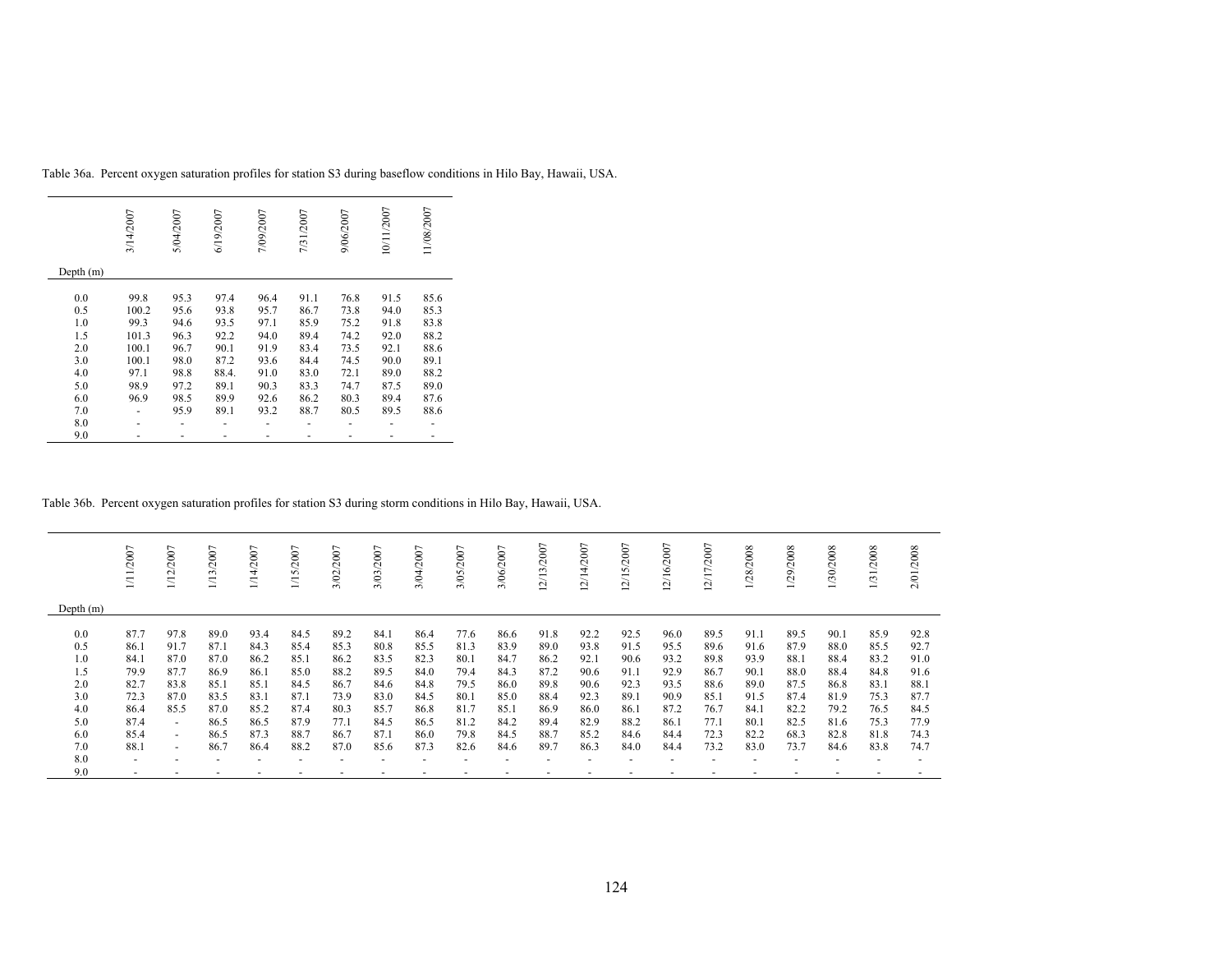Table 36a. Percent oxygen saturation profiles for station S3 during baseflow conditions in Hilo Bay, Hawaii, USA.

| Depth (m) | 3/14/2007 | 5/04/2007 | 6/19/2007 | 7/09/2007 | 7/31/2007 | 9/06/2007 | 10/11/2007 | 11/08/2007 |
|---|---|---|---|---|---|---|---|---|
| 0.0 | 99.8 | 95.3 | 97.4 | 96.4 | 91.1 | 76.8 | 91.5 | 85.6 |
| 0.5 | 100.2 | 95.6 | 93.8 | 95.7 | 86.7 | 73.8 | 94.0 | 85.3 |
| 1.0 | 99.3 | 94.6 | 93.5 | 97.1 | 85.9 | 75.2 | 91.8 | 83.8 |
| 1.5 | 101.3 | 96.3 | 92.2 | 94.0 | 89.4 | 74.2 | 92.0 | 88.2 |
| 2.0 | 100.1 | 96.7 | 90.1 | 91.9 | 83.4 | 73.5 | 92.1 | 88.6 |
| 3.0 | 100.1 | 98.0 | 87.2 | 93.6 | 84.4 | 74.5 | 90.0 | 89.1 |
| 4.0 | 97.1 | 98.8 | 88.4. | 91.0 | 83.0 | 72.1 | 89.0 | 88.2 |
| 5.0 | 98.9 | 97.2 | 89.1 | 90.3 | 83.3 | 74.7 | 87.5 | 89.0 |
| 6.0 | 96.9 | 98.5 | 89.9 | 92.6 | 86.2 | 80.3 | 89.4 | 87.6 |
| 7.0 | - | 95.9 | 89.1 | 93.2 | 88.7 | 80.5 | 89.5 | 88.6 |
| 8.0 | - | - | - | - | - | - | - | - |
| 9.0 | - | - | - | - | - | - | - | - |

Table 36b. Percent oxygen saturation profiles for station S3 during storm conditions in Hilo Bay, Hawaii, USA.

| Depth (m) | 1/11/2007 | 1/12/2007 | 1/13/2007 | 1/14/2007 | 1/15/2007 | 3/02/2007 | 3/03/2007 | 3/04/2007 | 3/05/2007 | 3/06/2007 | 12/13/2007 | 12/14/2007 | 12/15/2007 | 12/16/2007 | 12/17/2007 | 1/28/2008 | 1/29/2008 | 1/30/2008 | 1/31/2008 | 2/01/2008 |
|---|---|---|---|---|---|---|---|---|---|---|---|---|---|---|---|---|---|---|---|---|
| 0.0 | 87.7 | 97.8 | 89.0 | 93.4 | 84.5 | 89.2 | 84.1 | 86.4 | 77.6 | 86.6 | 91.8 | 92.2 | 92.5 | 96.0 | 89.5 | 91.1 | 89.5 | 90.1 | 85.9 | 92.8 |
| 0.5 | 86.1 | 91.7 | 87.1 | 84.3 | 85.4 | 85.3 | 80.8 | 85.5 | 81.3 | 83.9 | 89.0 | 93.8 | 91.5 | 95.5 | 89.6 | 91.6 | 87.9 | 88.0 | 85.5 | 92.7 |
| 1.0 | 84.1 | 87.0 | 87.0 | 86.2 | 85.1 | 86.2 | 83.5 | 82.3 | 80.1 | 84.7 | 86.2 | 92.1 | 90.6 | 93.2 | 89.8 | 93.9 | 88.1 | 88.4 | 83.2 | 91.0 |
| 1.5 | 79.9 | 87.7 | 86.9 | 86.1 | 85.0 | 88.2 | 89.5 | 84.0 | 79.4 | 84.3 | 87.2 | 90.6 | 91.1 | 92.9 | 86.7 | 90.1 | 88.0 | 88.4 | 84.8 | 91.6 |
| 2.0 | 82.7 | 83.8 | 85.1 | 85.1 | 84.5 | 86.7 | 84.6 | 84.8 | 79.5 | 86.0 | 89.8 | 90.6 | 92.3 | 93.5 | 88.6 | 89.0 | 87.5 | 86.8 | 83.1 | 88.1 |
| 3.0 | 72.3 | 87.0 | 83.5 | 83.1 | 87.1 | 73.9 | 83.0 | 84.5 | 80.1 | 85.0 | 88.4 | 92.3 | 89.1 | 90.9 | 85.1 | 91.5 | 87.4 | 81.9 | 75.3 | 87.7 |
| 4.0 | 86.4 | 85.5 | 87.0 | 85.2 | 87.4 | 80.3 | 85.7 | 86.8 | 81.7 | 85.1 | 86.9 | 86.0 | 86.1 | 87.2 | 76.7 | 84.1 | 82.2 | 79.2 | 76.5 | 84.5 |
| 5.0 | 87.4 | - | 86.5 | 86.5 | 87.9 | 77.1 | 84.5 | 86.5 | 81.2 | 84.2 | 89.4 | 82.9 | 88.2 | 86.1 | 77.1 | 80.1 | 82.5 | 81.6 | 75.3 | 77.9 |
| 6.0 | 85.4 | - | 86.5 | 87.3 | 88.7 | 86.7 | 87.1 | 86.0 | 79.8 | 84.5 | 88.7 | 85.2 | 84.6 | 84.4 | 72.3 | 82.2 | 68.3 | 82.8 | 81.8 | 74.3 |
| 7.0 | 88.1 | - | 86.7 | 86.4 | 88.2 | 87.0 | 85.6 | 87.3 | 82.6 | 84.6 | 89.7 | 86.3 | 84.0 | 84.4 | 73.2 | 83.0 | 73.7 | 84.6 | 83.8 | 74.7 |
| 8.0 | - | - | - | - | - | - | - | - | - | - | - | - | - | - | - | - | - | - | - | - |
| 9.0 | - | - | - | - | - | - | - | - | - | - | - | - | - | - | - | - | - | - | - | - |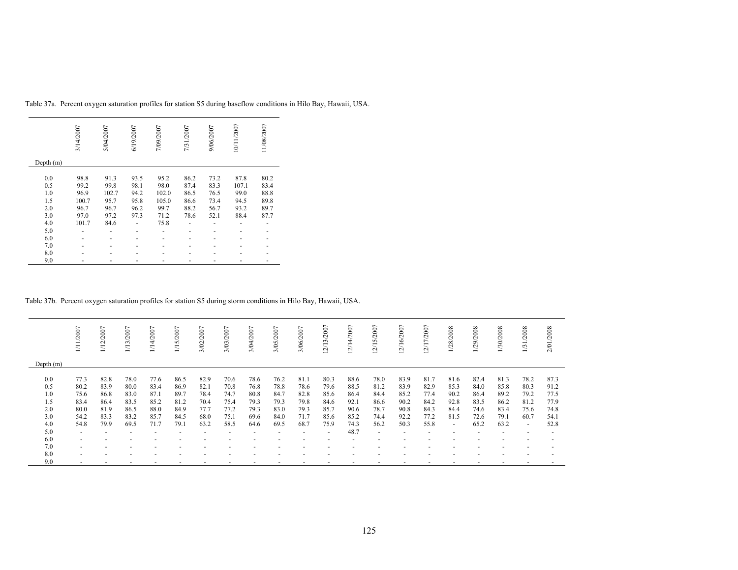Table 37a. Percent oxygen saturation profiles for station S5 during baseflow conditions in Hilo Bay, Hawaii, USA.

| Depth (m) | 3/14/2007 | 5/04/2007 | 6/19/2007 | 7/09/2007 | 7/31/2007 | 9/06/2007 | 10/11/2007 | 11/08/2007 |
|---|---|---|---|---|---|---|---|---|
| 0.0 | 98.8 | 91.3 | 93.5 | 95.2 | 86.2 | 73.2 | 87.8 | 80.2 |
| 0.5 | 99.2 | 99.8 | 98.1 | 98.0 | 87.4 | 83.3 | 107.1 | 83.4 |
| 1.0 | 96.9 | 102.7 | 94.2 | 102.0 | 86.5 | 76.5 | 99.0 | 88.8 |
| 1.5 | 100.7 | 95.7 | 95.8 | 105.0 | 86.6 | 73.4 | 94.5 | 89.8 |
| 2.0 | 96.7 | 96.7 | 96.2 | 99.7 | 88.2 | 56.7 | 93.2 | 89.7 |
| 3.0 | 97.0 | 97.2 | 97.3 | 71.2 | 78.6 | 52.1 | 88.4 | 87.7 |
| 4.0 | 101.7 | 84.6 | - | 75.8 | - | - | - | - |
| 5.0 | - | - | - | - | - | - | - | - |
| 6.0 | - | - | - | - | - | - | - | - |
| 7.0 | - | - | - | - | - | - | - | - |
| 8.0 | - | - | - | - | - | - | - | - |
| 9.0 | - | - | - | - | - | - | - | - |

Table 37b. Percent oxygen saturation profiles for station S5 during storm conditions in Hilo Bay, Hawaii, USA.

| Depth (m) | 1/11/2007 | 1/12/2007 | 1/13/2007 | 1/14/2007 | 1/15/2007 | 3/02/2007 | 3/03/2007 | 3/04/2007 | 3/05/2007 | 3/06/2007 | 12/13/2007 | 12/14/2007 | 12/15/2007 | 12/16/2007 | 12/17/2007 | 1/28/2008 | 1/29/2008 | 1/30/2008 | 1/31/2008 | 2/01/2008 |
|---|---|---|---|---|---|---|---|---|---|---|---|---|---|---|---|---|---|---|---|---|
| 0.0 | 77.3 | 82.8 | 78.0 | 77.6 | 86.5 | 82.9 | 70.6 | 78.6 | 76.2 | 81.1 | 80.3 | 88.6 | 78.0 | 83.9 | 81.7 | 81.6 | 82.4 | 81.3 | 78.2 | 87.3 |
| 0.5 | 80.2 | 83.9 | 80.0 | 83.4 | 86.9 | 82.1 | 70.8 | 76.8 | 78.8 | 78.6 | 79.6 | 88.5 | 81.2 | 83.9 | 82.9 | 85.3 | 84.0 | 85.8 | 80.3 | 91.2 |
| 1.0 | 75.6 | 86.8 | 83.0 | 87.1 | 89.7 | 78.4 | 74.7 | 80.8 | 84.7 | 82.8 | 85.6 | 86.4 | 84.4 | 85.2 | 77.4 | 90.2 | 86.4 | 89.2 | 79.2 | 77.5 |
| 1.5 | 83.4 | 86.4 | 83.5 | 85.2 | 81.2 | 70.4 | 75.4 | 79.3 | 79.3 | 79.8 | 84.6 | 92.1 | 86.6 | 90.2 | 84.2 | 92.8 | 83.5 | 86.2 | 81.2 | 77.9 |
| 2.0 | 80.0 | 81.9 | 86.5 | 88.0 | 84.9 | 77.7 | 77.2 | 79.3 | 83.0 | 79.3 | 85.7 | 90.6 | 78.7 | 90.8 | 84.3 | 84.4 | 74.6 | 83.4 | 75.6 | 74.8 |
| 3.0 | 54.2 | 83.3 | 83.2 | 85.7 | 84.5 | 68.0 | 75.1 | 69.6 | 84.0 | 71.7 | 85.6 | 85.2 | 74.4 | 92.2 | 77.2 | 81.5 | 72.6 | 79.1 | 60.7 | 54.1 |
| 4.0 | 54.8 | 79.9 | 69.5 | 71.7 | 79.1 | 63.2 | 58.5 | 64.6 | 69.5 | 68.7 | 75.9 | 74.3 | 56.2 | 50.3 | 55.8 | - | 65.2 | 63.2 | - | 52.8 |
| 5.0 | - | - | - | - | - | - | - | - | - | - | - | 48.7 | - | - | - | - | - | - | - | - |
| 6.0 | - | - | - | - | - | - | - | - | - | - | - | - | - | - | - | - | - | - | - | - |
| 7.0 | - | - | - | - | - | - | - | - | - | - | - | - | - | - | - | - | - | - | - | - |
| 8.0 | - | - | - | - | - | - | - | - | - | - | - | - | - | - | - | - | - | - | - | - |
| 9.0 | - | - | - | - | - | - | - | - | - | - | - | - | - | - | - | - | - | - | - | - |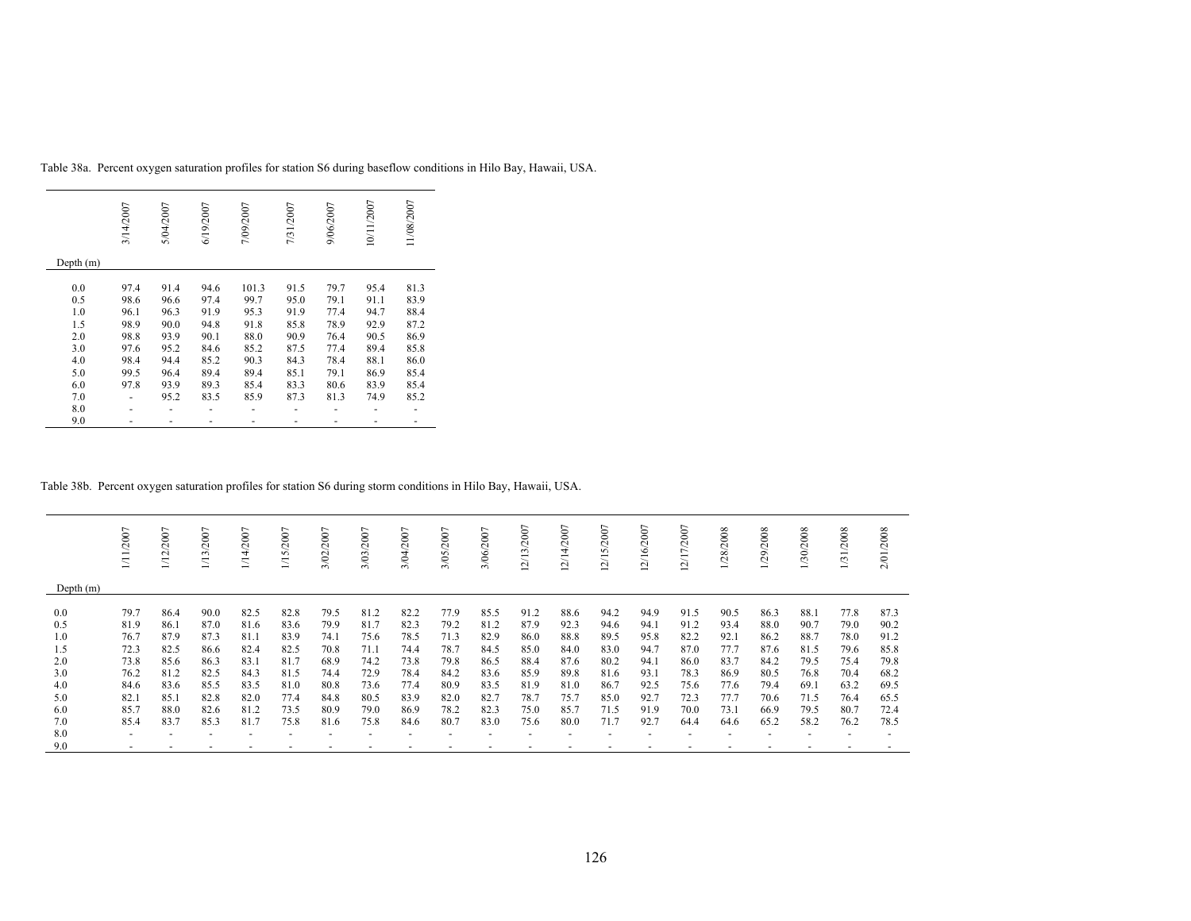Table 38a. Percent oxygen saturation profiles for station S6 during baseflow conditions in Hilo Bay, Hawaii, USA.

| Depth (m) | 3/14/2007 | 5/04/2007 | 6/19/2007 | 7/09/2007 | 7/31/2007 | 9/06/2007 | 10/11/2007 | 11/08/2007 |
|---|---|---|---|---|---|---|---|---|
| 0.0 | 97.4 | 91.4 | 94.6 | 101.3 | 91.5 | 79.7 | 95.4 | 81.3 |
| 0.5 | 98.6 | 96.6 | 97.4 | 99.7 | 95.0 | 79.1 | 91.1 | 83.9 |
| 1.0 | 96.1 | 96.3 | 91.9 | 95.3 | 91.9 | 77.4 | 94.7 | 88.4 |
| 1.5 | 98.9 | 90.0 | 94.8 | 91.8 | 85.8 | 78.9 | 92.9 | 87.2 |
| 2.0 | 98.8 | 93.9 | 90.1 | 88.0 | 90.9 | 76.4 | 90.5 | 86.9 |
| 3.0 | 97.6 | 95.2 | 84.6 | 85.2 | 87.5 | 77.4 | 89.4 | 85.8 |
| 4.0 | 98.4 | 94.4 | 85.2 | 90.3 | 84.3 | 78.4 | 88.1 | 86.0 |
| 5.0 | 99.5 | 96.4 | 89.4 | 89.4 | 85.1 | 79.1 | 86.9 | 85.4 |
| 6.0 | 97.8 | 93.9 | 89.3 | 85.4 | 83.3 | 80.6 | 83.9 | 85.4 |
| 7.0 | - | 95.2 | 83.5 | 85.9 | 87.3 | 81.3 | 74.9 | 85.2 |
| 8.0 | - | - | - | - | - | - | - | - |
| 9.0 | - | - | - | - | - | - | - | - |

Table 38b. Percent oxygen saturation profiles for station S6 during storm conditions in Hilo Bay, Hawaii, USA.

| Depth (m) | 1/11/2007 | 1/12/2007 | 1/13/2007 | 1/14/2007 | 1/15/2007 | 3/02/2007 | 3/03/2007 | 3/04/2007 | 3/05/2007 | 3/06/2007 | 12/13/2007 | 12/14/2007 | 12/15/2007 | 12/16/2007 | 12/17/2007 | 1/28/2008 | 1/29/2008 | 1/30/2008 | 1/31/2008 | 2/01/2008 |
|---|---|---|---|---|---|---|---|---|---|---|---|---|---|---|---|---|---|---|---|---|
| 0.0 | 79.7 | 86.4 | 90.0 | 82.5 | 82.8 | 79.5 | 81.2 | 82.2 | 77.9 | 85.5 | 91.2 | 88.6 | 94.2 | 94.9 | 91.5 | 90.5 | 86.3 | 88.1 | 77.8 | 87.3 |
| 0.5 | 81.9 | 86.1 | 87.0 | 81.6 | 83.6 | 79.9 | 81.7 | 82.3 | 79.2 | 81.2 | 87.9 | 92.3 | 94.6 | 94.1 | 91.2 | 93.4 | 88.0 | 90.7 | 79.0 | 90.2 |
| 1.0 | 76.7 | 87.9 | 87.3 | 81.1 | 83.9 | 74.1 | 75.6 | 78.5 | 71.3 | 82.9 | 86.0 | 88.8 | 89.5 | 95.8 | 82.2 | 92.1 | 86.2 | 88.7 | 78.0 | 91.2 |
| 1.5 | 72.3 | 82.5 | 86.6 | 82.4 | 82.5 | 70.8 | 71.1 | 74.4 | 78.7 | 84.5 | 85.0 | 84.0 | 83.0 | 94.7 | 87.0 | 77.7 | 87.6 | 81.5 | 79.6 | 85.8 |
| 2.0 | 73.8 | 85.6 | 86.3 | 83.1 | 81.7 | 68.9 | 74.2 | 73.8 | 79.8 | 86.5 | 88.4 | 87.6 | 80.2 | 94.1 | 86.0 | 83.7 | 84.2 | 79.5 | 75.4 | 79.8 |
| 3.0 | 76.2 | 81.2 | 82.5 | 84.3 | 81.5 | 74.4 | 72.9 | 78.4 | 84.2 | 83.6 | 85.9 | 89.8 | 81.6 | 93.1 | 78.3 | 86.9 | 80.5 | 76.8 | 70.4 | 68.2 |
| 4.0 | 84.6 | 83.6 | 85.5 | 83.5 | 81.0 | 80.8 | 73.6 | 77.4 | 80.9 | 83.5 | 81.9 | 81.0 | 86.7 | 92.5 | 75.6 | 77.6 | 79.4 | 69.1 | 63.2 | 69.5 |
| 5.0 | 82.1 | 85.1 | 82.8 | 82.0 | 77.4 | 84.8 | 80.5 | 83.9 | 82.0 | 82.7 | 78.7 | 75.7 | 85.0 | 92.7 | 72.3 | 77.7 | 70.6 | 71.5 | 76.4 | 65.5 |
| 6.0 | 85.7 | 88.0 | 82.6 | 81.2 | 73.5 | 80.9 | 79.0 | 86.9 | 78.2 | 82.3 | 75.0 | 85.7 | 71.5 | 91.9 | 70.0 | 73.1 | 66.9 | 79.5 | 80.7 | 72.4 |
| 7.0 | 85.4 | 83.7 | 85.3 | 81.7 | 75.8 | 81.6 | 75.8 | 84.6 | 80.7 | 83.0 | 75.6 | 80.0 | 71.7 | 92.7 | 64.4 | 64.6 | 65.2 | 58.2 | 76.2 | 78.5 |
| 8.0 | - | - | - | - | - | - | - | - | - | - | - | - | - | - | - | - | - | - | - | - |
| 9.0 | - | - | - | - | - | - | - | - | - | - | - | - | - | - | - | - | - | - | - | - |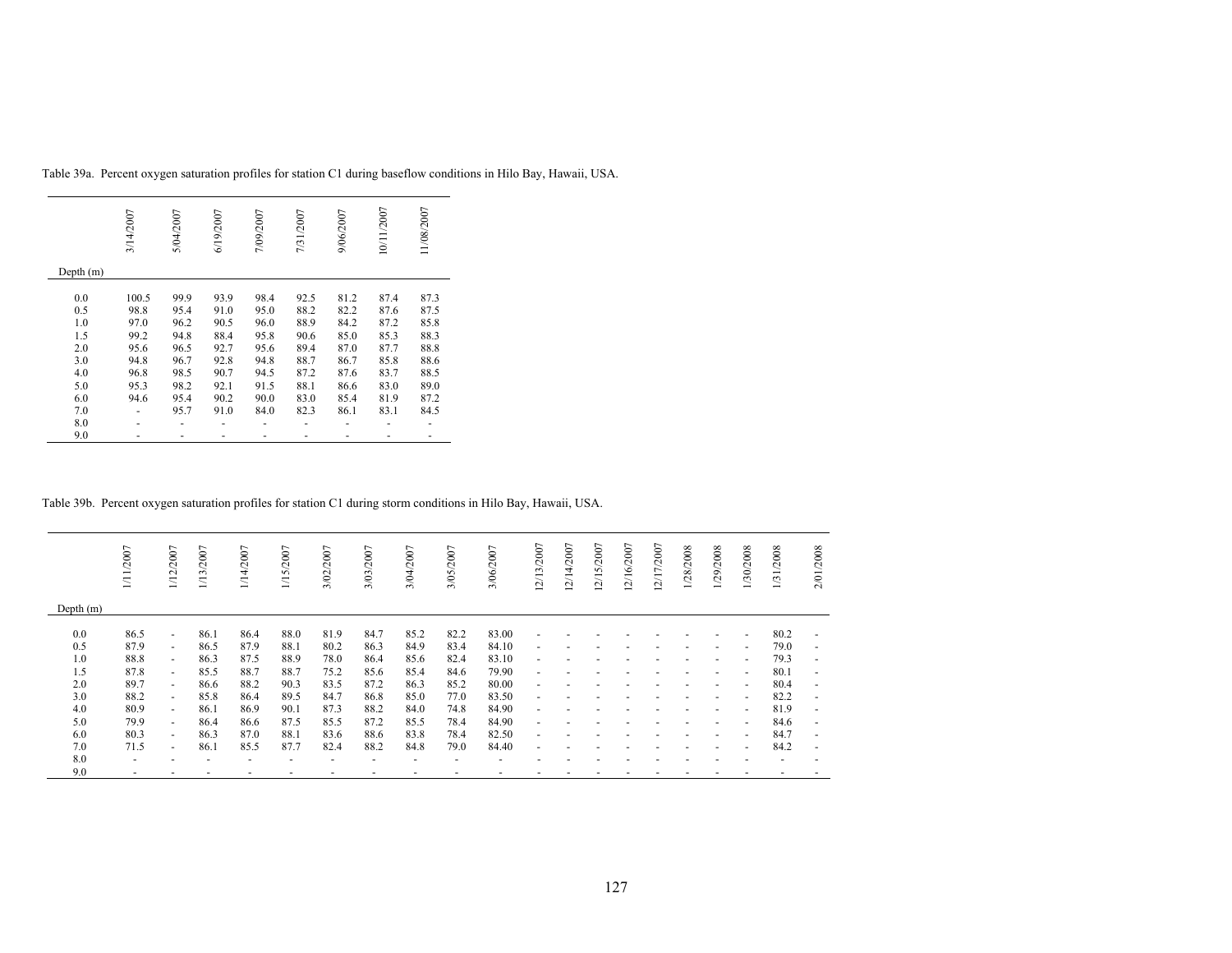Table 39a. Percent oxygen saturation profiles for station C1 during baseflow conditions in Hilo Bay, Hawaii, USA.

| Depth (m) | 3/14/2007 | 5/04/2007 | 6/19/2007 | 7/09/2007 | 7/31/2007 | 9/06/2007 | 10/11/2007 | 11/08/2007 |
|---|---|---|---|---|---|---|---|---|
| 0.0 | 100.5 | 99.9 | 93.9 | 98.4 | 92.5 | 81.2 | 87.4 | 87.3 |
| 0.5 | 98.8 | 95.4 | 91.0 | 95.0 | 88.2 | 82.2 | 87.6 | 87.5 |
| 1.0 | 97.0 | 96.2 | 90.5 | 96.0 | 88.9 | 84.2 | 87.2 | 85.8 |
| 1.5 | 99.2 | 94.8 | 88.4 | 95.8 | 90.6 | 85.0 | 85.3 | 88.3 |
| 2.0 | 95.6 | 96.5 | 92.7 | 95.6 | 89.4 | 87.0 | 87.7 | 88.8 |
| 3.0 | 94.8 | 96.7 | 92.8 | 94.8 | 88.7 | 86.7 | 85.8 | 88.6 |
| 4.0 | 96.8 | 98.5 | 90.7 | 94.5 | 87.2 | 87.6 | 83.7 | 88.5 |
| 5.0 | 95.3 | 98.2 | 92.1 | 91.5 | 88.1 | 86.6 | 83.0 | 89.0 |
| 6.0 | 94.6 | 95.4 | 90.2 | 90.0 | 83.0 | 85.4 | 81.9 | 87.2 |
| 7.0 | - | 95.7 | 91.0 | 84.0 | 82.3 | 86.1 | 83.1 | 84.5 |
| 8.0 | - | - | - | - | - | - | - | - |
| 9.0 | - | - | - | - | - | - | - | - |

Table 39b. Percent oxygen saturation profiles for station C1 during storm conditions in Hilo Bay, Hawaii, USA.

| Depth (m) | 1/11/2007 | 1/12/2007 | 1/13/2007 | 1/14/2007 | 1/15/2007 | 3/02/2007 | 3/03/2007 | 3/04/2007 | 3/05/2007 | 3/06/2007 | 12/13/2007 | 12/14/2007 | 12/15/2007 | 12/16/2007 | 12/17/2007 | 1/28/2008 | 1/29/2008 | 1/30/2008 | 1/31/2008 | 2/01/2008 |
|---|---|---|---|---|---|---|---|---|---|---|---|---|---|---|---|---|---|---|---|---|
| 0.0 | 86.5 | - | 86.1 | 86.4 | 88.0 | 81.9 | 84.7 | 85.2 | 82.2 | 83.00 | - | - | - | - | - | - | - | - | 80.2 | - |
| 0.5 | 87.9 | - | 86.5 | 87.9 | 88.1 | 80.2 | 86.3 | 84.9 | 83.4 | 84.10 | - | - | - | - | - | - | - | - | 79.0 | - |
| 1.0 | 88.8 | - | 86.3 | 87.5 | 88.9 | 78.0 | 86.4 | 85.6 | 82.4 | 83.10 | - | - | - | - | - | - | - | - | 79.3 | - |
| 1.5 | 87.8 | - | 85.5 | 88.7 | 88.7 | 75.2 | 85.6 | 85.4 | 84.6 | 79.90 | - | - | - | - | - | - | - | - | 80.1 | - |
| 2.0 | 89.7 | - | 86.6 | 88.2 | 90.3 | 83.5 | 87.2 | 86.3 | 85.2 | 80.00 | - | - | - | - | - | - | - | - | 80.4 | - |
| 3.0 | 88.2 | - | 85.8 | 86.4 | 89.5 | 84.7 | 86.8 | 85.0 | 77.0 | 83.50 | - | - | - | - | - | - | - | - | 82.2 | - |
| 4.0 | 80.9 | - | 86.1 | 86.9 | 90.1 | 87.3 | 88.2 | 84.0 | 74.8 | 84.90 | - | - | - | - | - | - | - | - | 81.9 | - |
| 5.0 | 79.9 | - | 86.4 | 86.6 | 87.5 | 85.5 | 87.2 | 85.5 | 78.4 | 84.90 | - | - | - | - | - | - | - | - | 84.6 | - |
| 6.0 | 80.3 | - | 86.3 | 87.0 | 88.1 | 83.6 | 88.6 | 83.8 | 78.4 | 82.50 | - | - | - | - | - | - | - | - | 84.7 | - |
| 7.0 | 71.5 | - | 86.1 | 85.5 | 87.7 | 82.4 | 88.2 | 84.8 | 79.0 | 84.40 | - | - | - | - | - | - | - | - | 84.2 | - |
| 8.0 | - | - | - | - | - | - | - | - | - | - | - | - | - | - | - | - | - | - | - | - |
| 9.0 | - | - | - | - | - | - | - | - | - | - | - | - | - | - | - | - | - | - | - | - |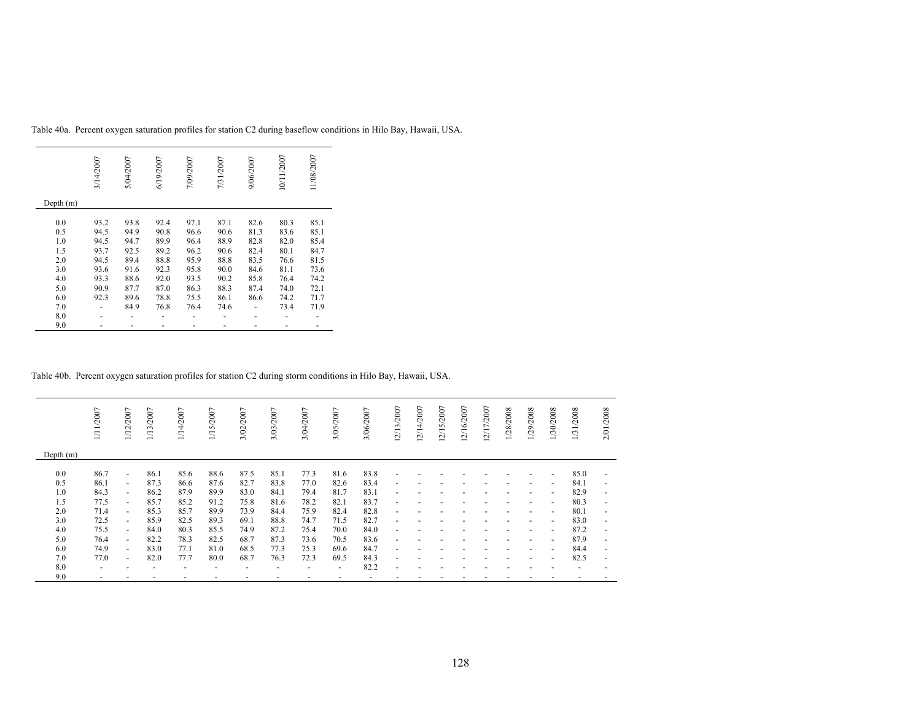Table 40a. Percent oxygen saturation profiles for station C2 during baseflow conditions in Hilo Bay, Hawaii, USA.

| Depth (m) | 3/14/2007 | 5/04/2007 | 6/19/2007 | 7/09/2007 | 7/31/2007 | 9/06/2007 | 10/11/2007 | 11/08/2007 |
|---|---|---|---|---|---|---|---|---|
| 0.0 | 93.2 | 93.8 | 92.4 | 97.1 | 87.1 | 82.6 | 80.3 | 85.1 |
| 0.5 | 94.5 | 94.9 | 90.8 | 96.6 | 90.6 | 81.3 | 83.6 | 85.1 |
| 1.0 | 94.5 | 94.7 | 89.9 | 96.4 | 88.9 | 82.8 | 82.0 | 85.4 |
| 1.5 | 93.7 | 92.5 | 89.2 | 96.2 | 90.6 | 82.4 | 80.1 | 84.7 |
| 2.0 | 94.5 | 89.4 | 88.8 | 95.9 | 88.8 | 83.5 | 76.6 | 81.5 |
| 3.0 | 93.6 | 91.6 | 92.3 | 95.8 | 90.0 | 84.6 | 81.1 | 73.6 |
| 4.0 | 93.3 | 88.6 | 92.0 | 93.5 | 90.2 | 85.8 | 76.4 | 74.2 |
| 5.0 | 90.9 | 87.7 | 87.0 | 86.3 | 88.3 | 87.4 | 74.0 | 72.1 |
| 6.0 | 92.3 | 89.6 | 78.8 | 75.5 | 86.1 | 86.6 | 74.2 | 71.7 |
| 7.0 | - | 84.9 | 76.8 | 76.4 | 74.6 | - | 73.4 | 71.9 |
| 8.0 | - | - | - | - | - | - | - | - |
| 9.0 | - | - | - | - | - | - | - | - |

Table 40b. Percent oxygen saturation profiles for station C2 during storm conditions in Hilo Bay, Hawaii, USA.

| Depth (m) | 1/11/2007 | 1/12/2007 | 1/13/2007 | 1/14/2007 | 1/15/2007 | 3/02/2007 | 3/03/2007 | 3/04/2007 | 3/05/2007 | 3/06/2007 | 12/13/2007 | 12/14/2007 | 12/15/2007 | 12/16/2007 | 12/17/2007 | 1/28/2008 | 1/29/2008 | 1/30/2008 | 1/31/2008 | 2/01/2008 |
|---|---|---|---|---|---|---|---|---|---|---|---|---|---|---|---|---|---|---|---|---|
| 0.0 | 86.7 | - | 86.1 | 85.6 | 88.6 | 87.5 | 85.1 | 77.3 | 81.6 | 83.8 | - | - | - | - | - | - | - | - | 85.0 | - |
| 0.5 | 86.1 | - | 87.3 | 86.6 | 87.6 | 82.7 | 83.8 | 77.0 | 82.6 | 83.4 | - | - | - | - | - | - | - | - | 84.1 | - |
| 1.0 | 84.3 | - | 86.2 | 87.9 | 89.9 | 83.0 | 84.1 | 79.4 | 81.7 | 83.1 | - | - | - | - | - | - | - | - | 82.9 | - |
| 1.5 | 77.5 | - | 85.7 | 85.2 | 91.2 | 75.8 | 81.6 | 78.2 | 82.1 | 83.7 | - | - | - | - | - | - | - | - | 80.3 | - |
| 2.0 | 71.4 | - | 85.3 | 85.7 | 89.9 | 73.9 | 84.4 | 75.9 | 82.4 | 82.8 | - | - | - | - | - | - | - | - | 80.1 | - |
| 3.0 | 72.5 | - | 85.9 | 82.5 | 89.3 | 69.1 | 88.8 | 74.7 | 71.5 | 82.7 | - | - | - | - | - | - | - | - | 83.0 | - |
| 4.0 | 75.5 | - | 84.0 | 80.3 | 85.5 | 74.9 | 87.2 | 75.4 | 70.0 | 84.0 | - | - | - | - | - | - | - | - | 87.2 | - |
| 5.0 | 76.4 | - | 82.2 | 78.3 | 82.5 | 68.7 | 87.3 | 73.6 | 70.5 | 83.6 | - | - | - | - | - | - | - | - | 87.9 | - |
| 6.0 | 74.9 | - | 83.0 | 77.1 | 81.0 | 68.5 | 77.3 | 75.3 | 69.6 | 84.7 | - | - | - | - | - | - | - | - | 84.4 | - |
| 7.0 | 77.0 | - | 82.0 | 77.7 | 80.0 | 68.7 | 76.3 | 72.3 | 69.5 | 84.3 | - | - | - | - | - | - | - | - | 82.5 | - |
| 8.0 | - | - | - | - | - | - | - | - | - | 82.2 | - | - | - | - | - | - | - | - | - | - |
| 9.0 | - | - | - | - | - | - | - | - | - | - | - | - | - | - | - | - | - | - | - | - |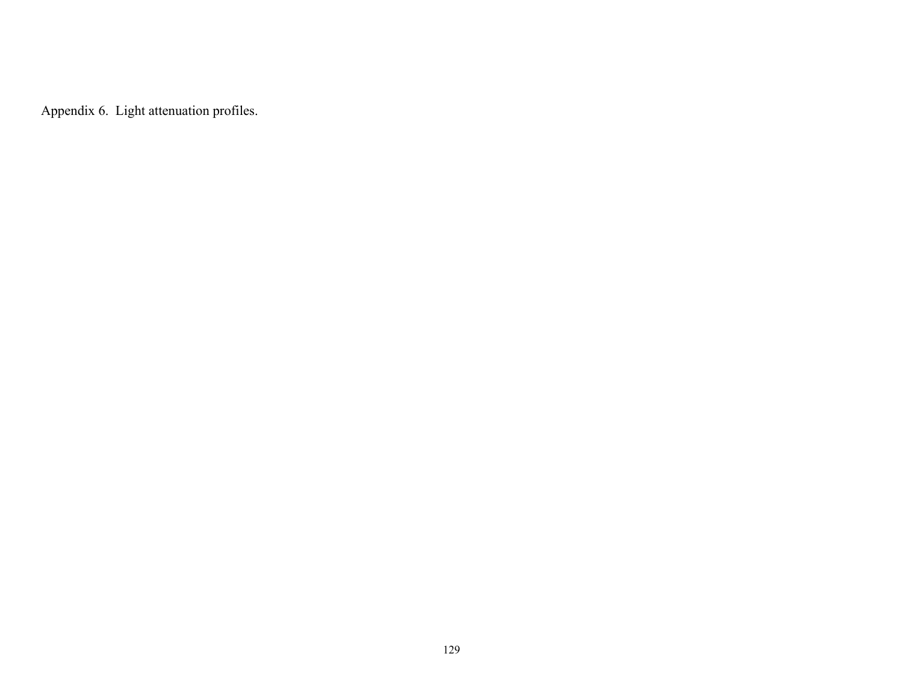Appendix 6. Light attenuation profiles.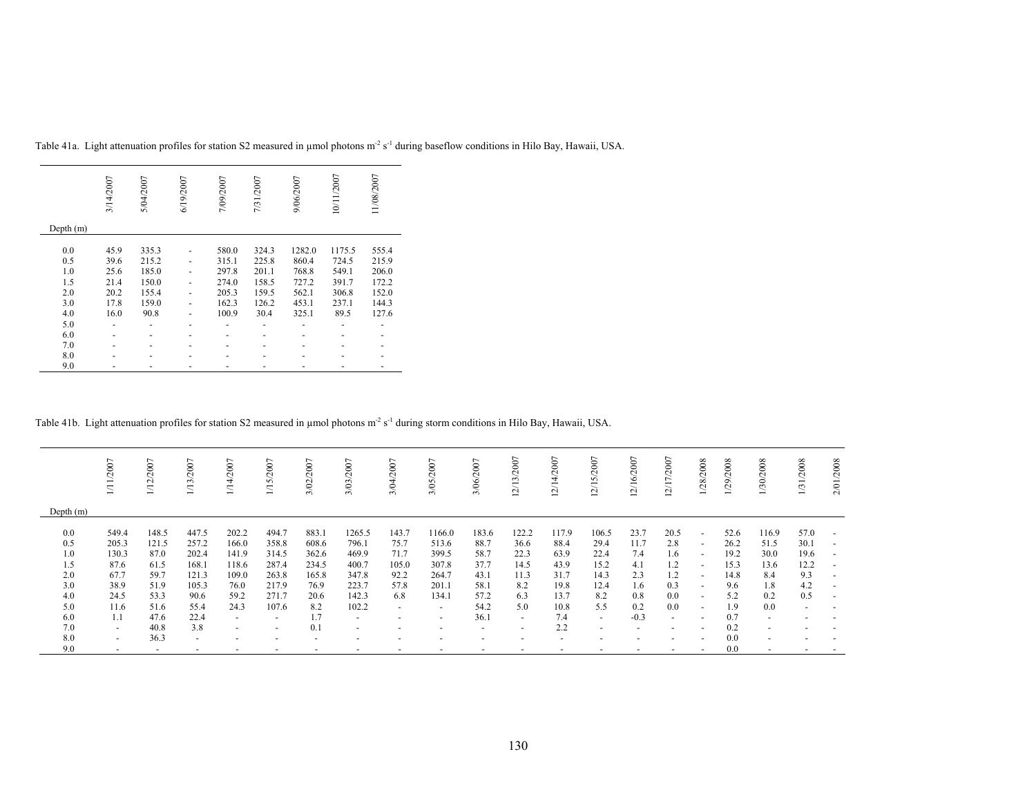Table 41a. Light attenuation profiles for station S2 measured in µmol photons $m^{-2}$ $s^{-1}$ during baseflow conditions in Hilo Bay, Hawaii, USA.

| Depth (m) | 3/14/2007 | 5/04/2007 | 6/19/2007 | 7/09/2007 | 7/31/2007 | 9/06/2007 | 10/11/2007 | 11/08/2007 |
|---|---|---|---|---|---|---|---|---|
| 0.0 | 45.9 | 335.3 | - | 580.0 | 324.3 | 1282.0 | 1175.5 | 555.4 |
| 0.5 | 39.6 | 215.2 | - | 315.1 | 225.8 | 860.4 | 724.5 | 215.9 |
| 1.0 | 25.6 | 185.0 | - | 297.8 | 201.1 | 768.8 | 549.1 | 206.0 |
| 1.5 | 21.4 | 150.0 | - | 274.0 | 158.5 | 727.2 | 391.7 | 172.2 |
| 2.0 | 20.2 | 155.4 | - | 205.3 | 159.5 | 562.1 | 306.8 | 152.0 |
| 3.0 | 17.8 | 159.0 | - | 162.3 | 126.2 | 453.1 | 237.1 | 144.3 |
| 4.0 | 16.0 | 90.8 | - | 100.9 | 30.4 | 325.1 | 89.5 | 127.6 |
| 5.0 | - | - | - | - | - | - | - | - |
| 6.0 | - | - | - | - | - | - | - | - |
| 7.0 | - | - | - | - | - | - | - | - |
| 8.0 | - | - | - | - | - | - | - | - |
| 9.0 | - | - | - | - | - | - | - | - |

Table 41b. Light attenuation profiles for station S2 measured in µmol photons $m^{-2}$ $s^{-1}$ during storm conditions in Hilo Bay, Hawaii, USA.

| Depth (m) | 1/11/2007 | 1/12/2007 | 1/13/2007 | 1/14/2007 | 1/15/2007 | 3/02/2007 | 3/03/2007 | 3/04/2007 | 3/05/2007 | 3/06/2007 | 12/13/2007 | 12/14/2007 | 12/15/2007 | 12/16/2007 | 12/17/2007 | 1/28/2008 | 1/29/2008 | 1/30/2008 | 1/31/2008 | 2/01/2008 |
|---|---|---|---|---|---|---|---|---|---|---|---|---|---|---|---|---|---|---|---|---|
| 0.0 | 549.4 | 148.5 | 447.5 | 202.2 | 494.7 | 883.1 | 1265.5 | 143.7 | 1166.0 | 183.6 | 122.2 | 117.9 | 106.5 | 23.7 | 20.5 | - | 52.6 | 116.9 | 57.0 | - |
| 0.5 | 205.3 | 121.5 | 257.2 | 166.0 | 358.8 | 608.6 | 796.1 | 75.7 | 513.6 | 88.7 | 36.6 | 88.4 | 29.4 | 11.7 | 2.8 | - | 26.2 | 51.5 | 30.1 | - |
| 1.0 | 130.3 | 87.0 | 202.4 | 141.9 | 314.5 | 362.6 | 469.9 | 71.7 | 399.5 | 58.7 | 22.3 | 63.9 | 22.4 | 7.4 | 1.6 | - | 19.2 | 30.0 | 19.6 | - |
| 1.5 | 87.6 | 61.5 | 168.1 | 118.6 | 287.4 | 234.5 | 400.7 | 105.0 | 307.8 | 37.7 | 14.5 | 43.9 | 15.2 | 4.1 | 1.2 | - | 15.3 | 13.6 | 12.2 | - |
| 2.0 | 67.7 | 59.7 | 121.3 | 109.0 | 263.8 | 165.8 | 347.8 | 92.2 | 264.7 | 43.1 | 11.3 | 31.7 | 14.3 | 2.3 | 1.2 | - | 14.8 | 8.4 | 9.3 | - |
| 3.0 | 38.9 | 51.9 | 105.3 | 76.0 | 217.9 | 76.9 | 223.7 | 57.8 | 201.1 | 58.1 | 8.2 | 19.8 | 12.4 | 1.6 | 0.3 | - | 9.6 | 1.8 | 4.2 | - |
| 4.0 | 24.5 | 53.3 | 90.6 | 59.2 | 271.7 | 20.6 | 142.3 | 6.8 | 134.1 | 57.2 | 6.3 | 13.7 | 8.2 | 0.8 | 0.0 | - | 5.2 | 0.2 | 0.5 | - |
| 5.0 | 11.6 | 51.6 | 55.4 | 24.3 | 107.6 | 8.2 | 102.2 | - | - | 54.2 | 5.0 | 10.8 | 5.5 | 0.2 | 0.0 | - | 1.9 | 0.0 | - | - |
| 6.0 | 1.1 | 47.6 | 22.4 | - | - | 1.7 | - | - | - | 36.1 | - | 7.4 | - | -0.3 | - | - | 0.7 | - | - | - |
| 7.0 | - | 40.8 | 3.8 | - | - | 0.1 | - | - | - | - | - | 2.2 | - | - | - | - | 0.2 | - | - | - |
| 8.0 | - | 36.3 | - | - | - | - | - | - | - | - | - | - | - | - | - | - | 0.0 | - | - | - |
| 9.0 | - | - | - | - | - | - | - | - | - | - | - | - | - | - | - | - | 0.0 | - | - | - |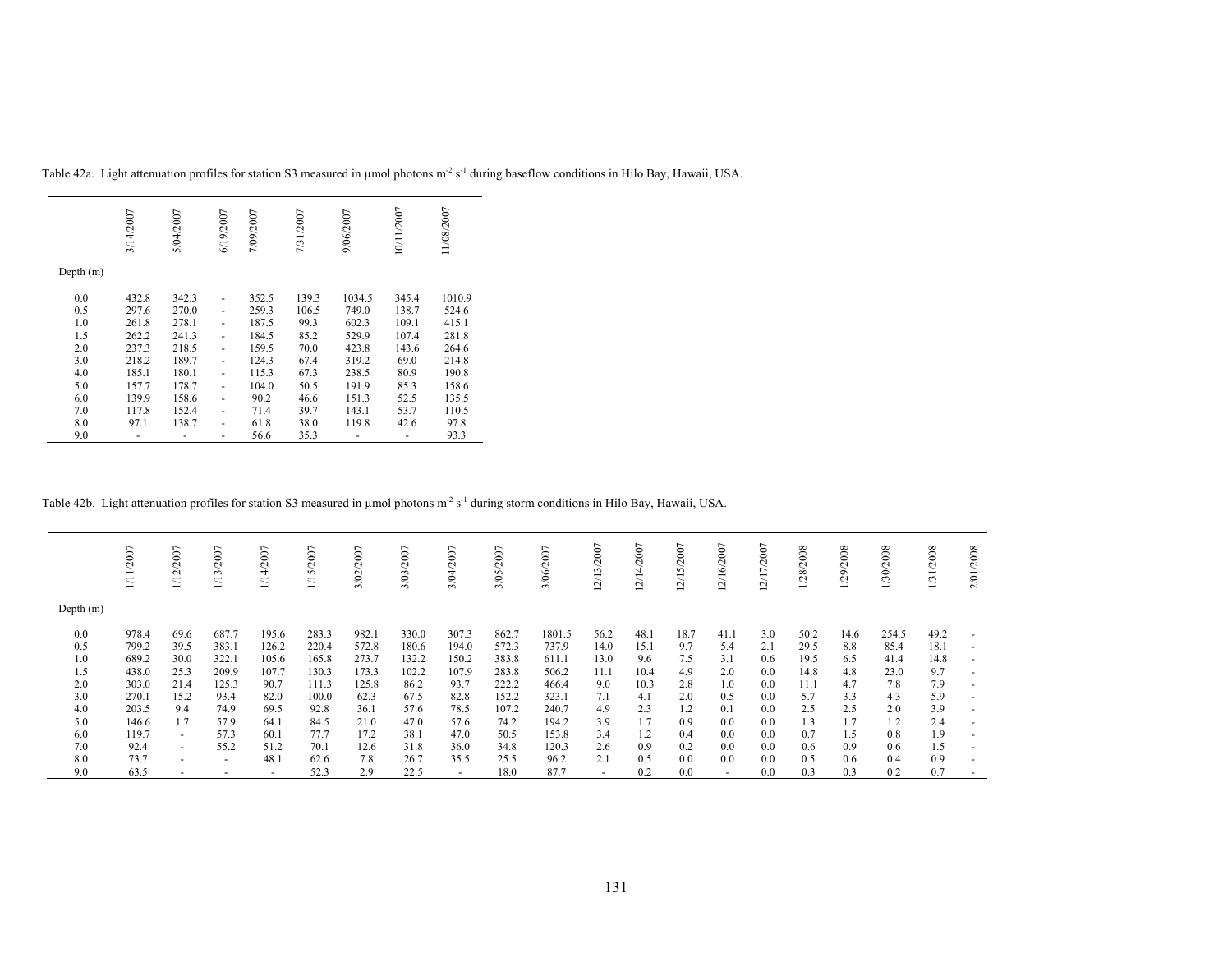Table 42a. Light attenuation profiles for station S3 measured in µmol photons m$^{-2}$ s$^{-1}$ during baseflow conditions in Hilo Bay, Hawaii, USA.

| Depth (m) | 3/14/2007 | 5/04/2007 | 6/19/2007 | 7/09/2007 | 7/31/2007 | 9/06/2007 | 10/11/2007 | 11/08/2007 |
|---|---|---|---|---|---|---|---|---|
| 0.0 | 432.8 | 342.3 | - | 352.5 | 139.3 | 1034.5 | 345.4 | 1010.9 |
| 0.5 | 297.6 | 270.0 | - | 259.3 | 106.5 | 749.0 | 138.7 | 524.6 |
| 1.0 | 261.8 | 278.1 | - | 187.5 | 99.3 | 602.3 | 109.1 | 415.1 |
| 1.5 | 262.2 | 241.3 | - | 184.5 | 85.2 | 529.9 | 107.4 | 281.8 |
| 2.0 | 237.3 | 218.5 | - | 159.5 | 70.0 | 423.8 | 143.6 | 264.6 |
| 3.0 | 218.2 | 189.7 | - | 124.3 | 67.4 | 319.2 | 69.0 | 214.8 |
| 4.0 | 185.1 | 180.1 | - | 115.3 | 67.3 | 238.5 | 80.9 | 190.8 |
| 5.0 | 157.7 | 178.7 | - | 104.0 | 50.5 | 191.9 | 85.3 | 158.6 |
| 6.0 | 139.9 | 158.6 | - | 90.2 | 46.6 | 151.3 | 52.5 | 135.5 |
| 7.0 | 117.8 | 152.4 | - | 71.4 | 39.7 | 143.1 | 53.7 | 110.5 |
| 8.0 | 97.1 | 138.7 | - | 61.8 | 38.0 | 119.8 | 42.6 | 97.8 |
| 9.0 | - | - | - | 56.6 | 35.3 | - | - | 93.3 |

Table 42b. Light attenuation profiles for station S3 measured in µmol photons m$^{-2}$ s$^{-1}$ during storm conditions in Hilo Bay, Hawaii, USA.

| Depth (m) | 1/11/2007 | 1/12/2007 | 1/13/2007 | 1/14/2007 | 1/15/2007 | 3/02/2007 | 3/03/2007 | 3/04/2007 | 3/05/2007 | 3/06/2007 | 12/13/2007 | 12/14/2007 | 12/15/2007 | 12/16/2007 | 12/17/2007 | 1/28/2008 | 1/29/2008 | 1/30/2008 | 1/31/2008 | 2/01/2008 |
|---|---|---|---|---|---|---|---|---|---|---|---|---|---|---|---|---|---|---|---|---|
| 0.0 | 978.4 | 69.6 | 687.7 | 195.6 | 283.3 | 982.1 | 330.0 | 307.3 | 862.7 | 1801.5 | 56.2 | 48.1 | 18.7 | 41.1 | 3.0 | 50.2 | 14.6 | 254.5 | 49.2 | - |
| 0.5 | 799.2 | 39.5 | 383.1 | 126.2 | 220.4 | 572.8 | 180.6 | 194.0 | 572.3 | 737.9 | 14.0 | 15.1 | 9.7 | 5.4 | 2.1 | 29.5 | 8.8 | 85.4 | 18.1 | - |
| 1.0 | 689.2 | 30.0 | 322.1 | 105.6 | 165.8 | 273.7 | 132.2 | 150.2 | 383.8 | 611.1 | 13.0 | 9.6 | 7.5 | 3.1 | 0.6 | 19.5 | 6.5 | 41.4 | 14.8 | - |
| 1.5 | 438.0 | 25.3 | 209.9 | 107.7 | 130.3 | 173.3 | 102.2 | 107.9 | 283.8 | 506.2 | 11.1 | 10.4 | 4.9 | 2.0 | 0.0 | 14.8 | 4.8 | 23.0 | 9.7 | - |
| 2.0 | 303.0 | 21.4 | 125.3 | 90.7 | 111.3 | 125.8 | 86.2 | 93.7 | 222.2 | 466.4 | 9.0 | 10.3 | 2.8 | 1.0 | 0.0 | 11.1 | 4.7 | 7.8 | 7.9 | - |
| 3.0 | 270.1 | 15.2 | 93.4 | 82.0 | 100.0 | 62.3 | 67.5 | 82.8 | 152.2 | 323.1 | 7.1 | 4.1 | 2.0 | 0.5 | 0.0 | 5.7 | 3.3 | 4.3 | 5.9 | - |
| 4.0 | 203.5 | 9.4 | 74.9 | 69.5 | 92.8 | 36.1 | 57.6 | 78.5 | 107.2 | 240.7 | 4.9 | 2.3 | 1.2 | 0.1 | 0.0 | 2.5 | 2.5 | 2.0 | 3.9 | - |
| 5.0 | 146.6 | 1.7 | 57.9 | 64.1 | 84.5 | 21.0 | 47.0 | 57.6 | 74.2 | 194.2 | 3.9 | 1.7 | 0.9 | 0.0 | 0.0 | 1.3 | 1.7 | 1.2 | 2.4 | - |
| 6.0 | 119.7 | - | 57.3 | 60.1 | 77.7 | 17.2 | 38.1 | 47.0 | 50.5 | 153.8 | 3.4 | 1.2 | 0.4 | 0.0 | 0.0 | 0.7 | 1.5 | 0.8 | 1.9 | - |
| 7.0 | 92.4 | - | 55.2 | 51.2 | 70.1 | 12.6 | 31.8 | 36.0 | 34.8 | 120.3 | 2.6 | 0.9 | 0.2 | 0.0 | 0.0 | 0.6 | 0.9 | 0.6 | 1.5 | - |
| 8.0 | 73.7 | - | - | 48.1 | 62.6 | 7.8 | 26.7 | 35.5 | 25.5 | 96.2 | 2.1 | 0.5 | 0.0 | 0.0 | 0.0 | 0.5 | 0.6 | 0.4 | 0.9 | - |
| 9.0 | 63.5 | - | - | - | 52.3 | 2.9 | 22.5 | - | 18.0 | 87.7 | - | 0.2 | 0.0 | - | 0.0 | 0.3 | 0.3 | 0.2 | 0.7 | - |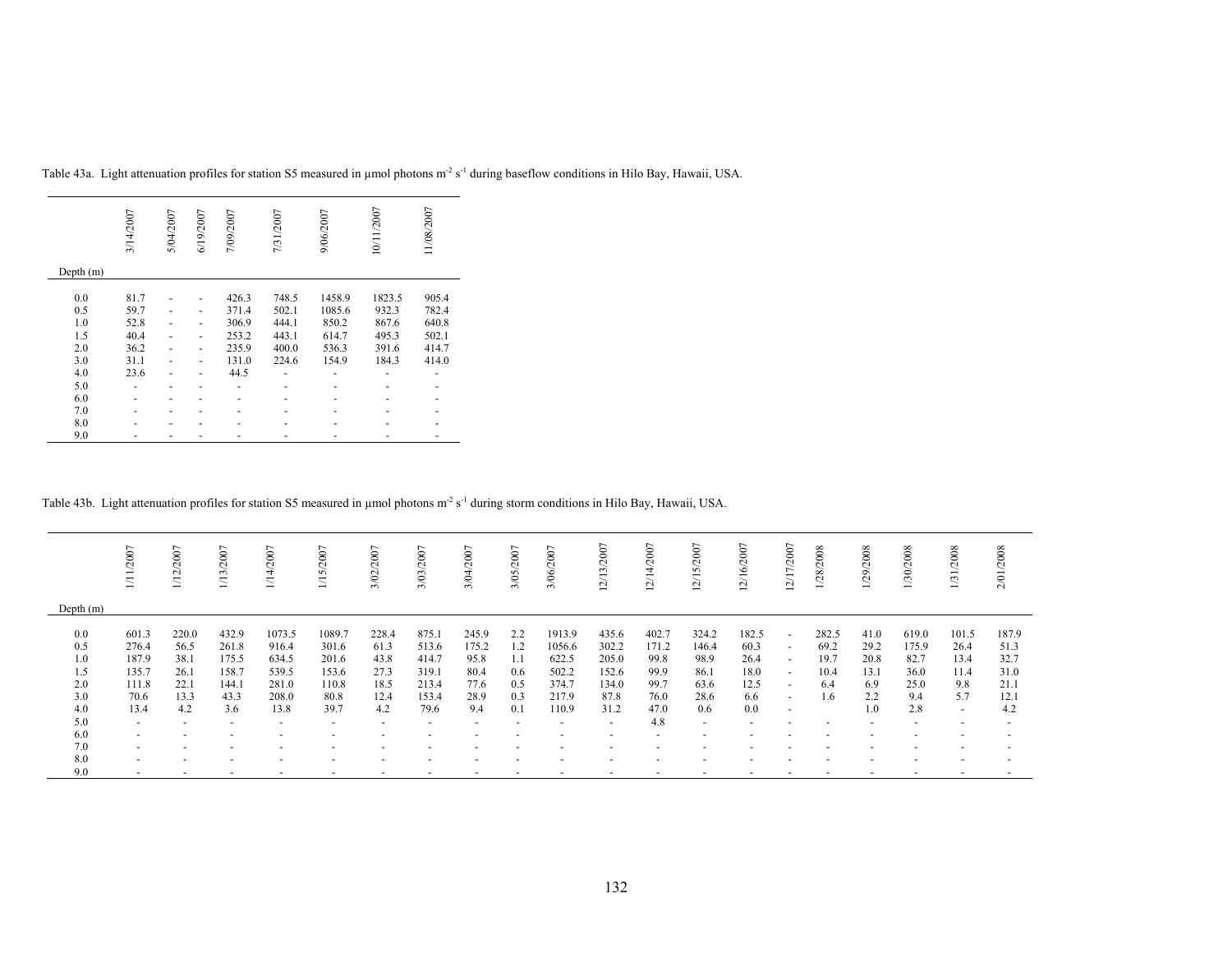Table 43a. Light attenuation profiles for station S5 measured in µmol photons $m^{-2}$ $s^{-1}$ during baseflow conditions in Hilo Bay, Hawaii, USA.

| Depth (m) | 3/14/2007 | 5/04/2007 | 6/19/2007 | 7/09/2007 | 7/31/2007 | 9/06/2007 | 10/11/2007 | 11/08/2007 |
|---|---|---|---|---|---|---|---|---|
| 0.0 | 81.7 | - | - | 426.3 | 748.5 | 1458.9 | 1823.5 | 905.4 |
| 0.5 | 59.7 | - | - | 371.4 | 502.1 | 1085.6 | 932.3 | 782.4 |
| 1.0 | 52.8 | - | - | 306.9 | 444.1 | 850.2 | 867.6 | 640.8 |
| 1.5 | 40.4 | - | - | 253.2 | 443.1 | 614.7 | 495.3 | 502.1 |
| 2.0 | 36.2 | - | - | 235.9 | 400.0 | 536.3 | 391.6 | 414.7 |
| 3.0 | 31.1 | - | - | 131.0 | 224.6 | 154.9 | 184.3 | 414.0 |
| 4.0 | 23.6 | - | - | 44.5 | - | - | - | - |
| 5.0 | - | - | - | - | - | - | - | - |
| 6.0 | - | - | - | - | - | - | - | - |
| 7.0 | - | - | - | - | - | - | - | - |
| 8.0 | - | - | - | - | - | - | - | - |
| 9.0 | - | - | - | - | - | - | - | - |

Table 43b. Light attenuation profiles for station S5 measured in µmol photons $m^{-2}$ $s^{-1}$ during storm conditions in Hilo Bay, Hawaii, USA.

| Depth (m) | 1/11/2007 | 1/12/2007 | 1/13/2007 | 1/14/2007 | 1/15/2007 | 3/02/2007 | 3/03/2007 | 3/04/2007 | 3/05/2007 | 3/06/2007 | 12/13/2007 | 12/14/2007 | 12/15/2007 | 12/16/2007 | 12/17/2007 | 1/28/2008 | 1/29/2008 | 1/30/2008 | 1/31/2008 | 2/01/2008 |
|---|---|---|---|---|---|---|---|---|---|---|---|---|---|---|---|---|---|---|---|---|
| 0.0 | 601.3 | 220.0 | 432.9 | 1073.5 | 1089.7 | 228.4 | 875.1 | 245.9 | 2.2 | 1913.9 | 435.6 | 402.7 | 324.2 | 182.5 | - | 282.5 | 41.0 | 619.0 | 101.5 | 187.9 |
| 0.5 | 276.4 | 56.5 | 261.8 | 916.4 | 301.6 | 61.3 | 513.6 | 175.2 | 1.2 | 1056.6 | 302.2 | 171.2 | 146.4 | 60.3 | - | 69.2 | 29.2 | 175.9 | 26.4 | 51.3 |
| 1.0 | 187.9 | 38.1 | 175.5 | 634.5 | 201.6 | 43.8 | 414.7 | 95.8 | 1.1 | 622.5 | 205.0 | 99.8 | 98.9 | 26.4 | - | 19.7 | 20.8 | 82.7 | 13.4 | 32.7 |
| 1.5 | 135.7 | 26.1 | 158.7 | 539.5 | 153.6 | 27.3 | 319.1 | 80.4 | 0.6 | 502.2 | 152.6 | 99.9 | 86.1 | 18.0 | - | 10.4 | 13.1 | 36.0 | 11.4 | 31.0 |
| 2.0 | 111.8 | 22.1 | 144.1 | 281.0 | 110.8 | 18.5 | 213.4 | 77.6 | 0.5 | 374.7 | 134.0 | 99.7 | 63.6 | 12.5 | - | 6.4 | 6.9 | 25.0 | 9.8 | 21.1 |
| 3.0 | 70.6 | 13.3 | 43.3 | 208.0 | 80.8 | 12.4 | 153.4 | 28.9 | 0.3 | 217.9 | 87.8 | 76.0 | 28.6 | 6.6 | - | 1.6 | 2.2 | 9.4 | 5.7 | 12.1 |
| 4.0 | 13.4 | 4.2 | 3.6 | 13.8 | 39.7 | 4.2 | 79.6 | 9.4 | 0.1 | 110.9 | 31.2 | 47.0 | 0.6 | 0.0 | - | | 1.0 | 2.8 | - | 4.2 |
| 5.0 | - | - | - | - | - | - | - | - | - | - | - | 4.8 | - | - | - | - | - | - | - | - |
| 6.0 | - | - | - | - | - | - | - | - | - | - | - | - | - | - | - | - | - | - | - | - |
| 7.0 | - | - | - | - | - | - | - | - | - | - | - | - | - | - | - | - | - | - | - | - |
| 8.0 | - | - | - | - | - | - | - | - | - | - | - | - | - | - | - | - | - | - | - | - |
| 9.0 | - | - | - | - | - | - | - | - | - | - | - | - | - | - | - | - | - | - | - | - |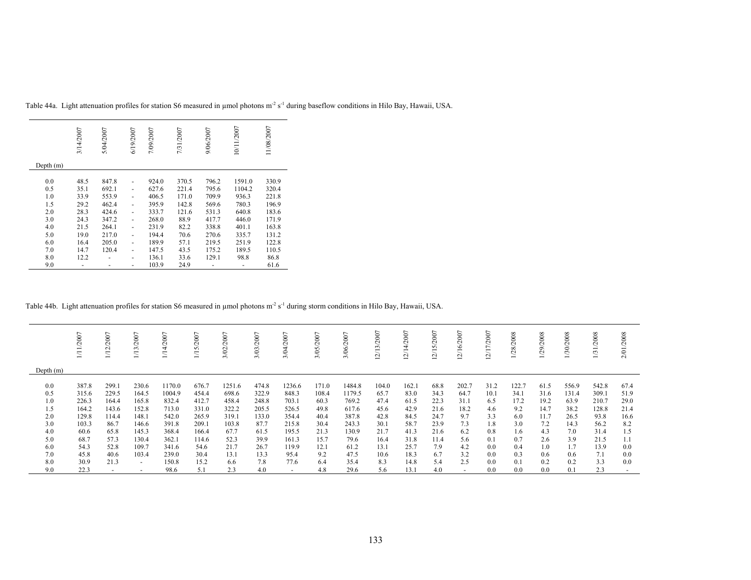Table 44a. Light attenuation profiles for station S6 measured in μmol photons $m^{-2}$ $s^{-1}$ during baseflow conditions in Hilo Bay, Hawaii, USA.

| Depth (m) | 3/14/2007 | 5/04/2007 | 6/19/2007 | 7/09/2007 | 7/31/2007 | 9/06/2007 | 10/11/2007 | 11/08/2007 |
|---|---|---|---|---|---|---|---|---|
| 0.0 | 48.5 | 847.8 | - | 924.0 | 370.5 | 796.2 | 1591.0 | 330.9 |
| 0.5 | 35.1 | 692.1 | - | 627.6 | 221.4 | 795.6 | 1104.2 | 320.4 |
| 1.0 | 33.9 | 553.9 | - | 406.5 | 171.0 | 709.9 | 936.3 | 221.8 |
| 1.5 | 29.2 | 462.4 | - | 395.9 | 142.8 | 569.6 | 780.3 | 196.9 |
| 2.0 | 28.3 | 424.6 | - | 333.7 | 121.6 | 531.3 | 640.8 | 183.6 |
| 3.0 | 24.3 | 347.2 | - | 268.0 | 88.9 | 417.7 | 446.0 | 171.9 |
| 4.0 | 21.5 | 264.1 | - | 231.9 | 82.2 | 338.8 | 401.1 | 163.8 |
| 5.0 | 19.0 | 217.0 | - | 194.4 | 70.6 | 270.6 | 335.7 | 131.2 |
| 6.0 | 16.4 | 205.0 | - | 189.9 | 57.1 | 219.5 | 251.9 | 122.8 |
| 7.0 | 14.7 | 120.4 | - | 147.5 | 43.5 | 175.2 | 189.5 | 110.5 |
| 8.0 | 12.2 | - | - | 136.1 | 33.6 | 129.1 | 98.8 | 86.8 |
| 9.0 | - | - | - | 103.9 | 24.9 | - | - | 61.6 |

Table 44b. Light attenuation profiles for station S6 measured in μmol photons $m^{-2}$ $s^{-1}$ during storm conditions in Hilo Bay, Hawaii, USA.

| Depth (m) | 1/11/2007 | 1/12/2007 | 1/13/2007 | 1/14/2007 | 1/15/2007 | 3/02/2007 | 3/03/2007 | 3/04/2007 | 3/05/2007 | 3/06/2007 | 12/13/2007 | 12/14/2007 | 12/15/2007 | 12/16/2007 | 12/17/2007 | 1/28/2008 | 1/29/2008 | 1/30/2008 | 1/31/2008 | 2/01/2008 |
|---|---|---|---|---|---|---|---|---|---|---|---|---|---|---|---|---|---|---|---|---|
| 0.0 | 387.8 | 299.1 | 230.6 | 1170.0 | 676.7 | 1251.6 | 474.8 | 1236.6 | 171.0 | 1484.8 | 104.0 | 162.1 | 68.8 | 202.7 | 31.2 | 122.7 | 61.5 | 556.9 | 542.8 | 67.4 |
| 0.5 | 315.6 | 229.5 | 164.5 | 1004.9 | 454.4 | 698.6 | 322.9 | 848.3 | 108.4 | 1179.5 | 65.7 | 83.0 | 34.3 | 64.7 | 10.1 | 34.1 | 31.6 | 131.4 | 309.1 | 51.9 |
| 1.0 | 226.3 | 164.4 | 165.8 | 832.4 | 412.7 | 458.4 | 248.8 | 703.1 | 60.3 | 769.2 | 47.4 | 61.5 | 22.3 | 31.1 | 6.5 | 17.2 | 19.2 | 63.9 | 210.7 | 29.0 |
| 1.5 | 164.2 | 143.6 | 152.8 | 713.0 | 331.0 | 322.2 | 205.5 | 526.5 | 49.8 | 617.6 | 45.6 | 42.9 | 21.6 | 18.2 | 4.6 | 9.2 | 14.7 | 38.2 | 128.8 | 21.4 |
| 2.0 | 129.8 | 114.4 | 148.1 | 542.0 | 265.9 | 319.1 | 133.0 | 354.4 | 40.4 | 387.8 | 42.8 | 84.5 | 24.7 | 9.7 | 3.3 | 6.0 | 11.7 | 26.5 | 93.8 | 16.6 |
| 3.0 | 103.3 | 86.7 | 146.6 | 391.8 | 209.1 | 103.8 | 87.7 | 215.8 | 30.4 | 243.3 | 30.1 | 58.7 | 23.9 | 7.3 | 1.8 | 3.0 | 7.2 | 14.3 | 56.2 | 8.2 |
| 4.0 | 60.6 | 65.8 | 145.3 | 368.4 | 166.4 | 67.7 | 61.5 | 195.5 | 21.3 | 130.9 | 21.7 | 41.3 | 21.6 | 6.2 | 0.8 | 1.6 | 4.3 | 7.0 | 31.4 | 1.5 |
| 5.0 | 68.7 | 57.3 | 130.4 | 362.1 | 114.6 | 52.3 | 39.9 | 161.3 | 15.7 | 79.6 | 16.4 | 31.8 | 11.4 | 5.6 | 0.1 | 0.7 | 2.6 | 3.9 | 21.5 | 1.1 |
| 6.0 | 54.3 | 52.8 | 109.7 | 341.6 | 54.6 | 21.7 | 26.7 | 119.9 | 12.1 | 61.2 | 13.1 | 25.7 | 7.9 | 4.2 | 0.0 | 0.4 | 1.0 | 1.7 | 13.9 | 0.0 |
| 7.0 | 45.8 | 40.6 | 103.4 | 239.0 | 30.4 | 13.1 | 13.3 | 95.4 | 9.2 | 47.5 | 10.6 | 18.3 | 6.7 | 3.2 | 0.0 | 0.3 | 0.6 | 0.6 | 7.1 | 0.0 |
| 8.0 | 30.9 | 21.3 | - | 150.8 | 15.2 | 6.6 | 7.8 | 77.6 | 6.4 | 35.4 | 8.3 | 14.8 | 5.4 | 2.5 | 0.0 | 0.1 | 0.2 | 0.2 | 3.3 | 0.0 |
| 9.0 | 22.3 | - | - | 98.6 | 5.1 | 2.3 | 4.0 | - | 4.8 | 29.6 | 5.6 | 13.1 | 4.0 | - | 0.0 | 0.0 | 0.0 | 0.1 | 2.3 | - |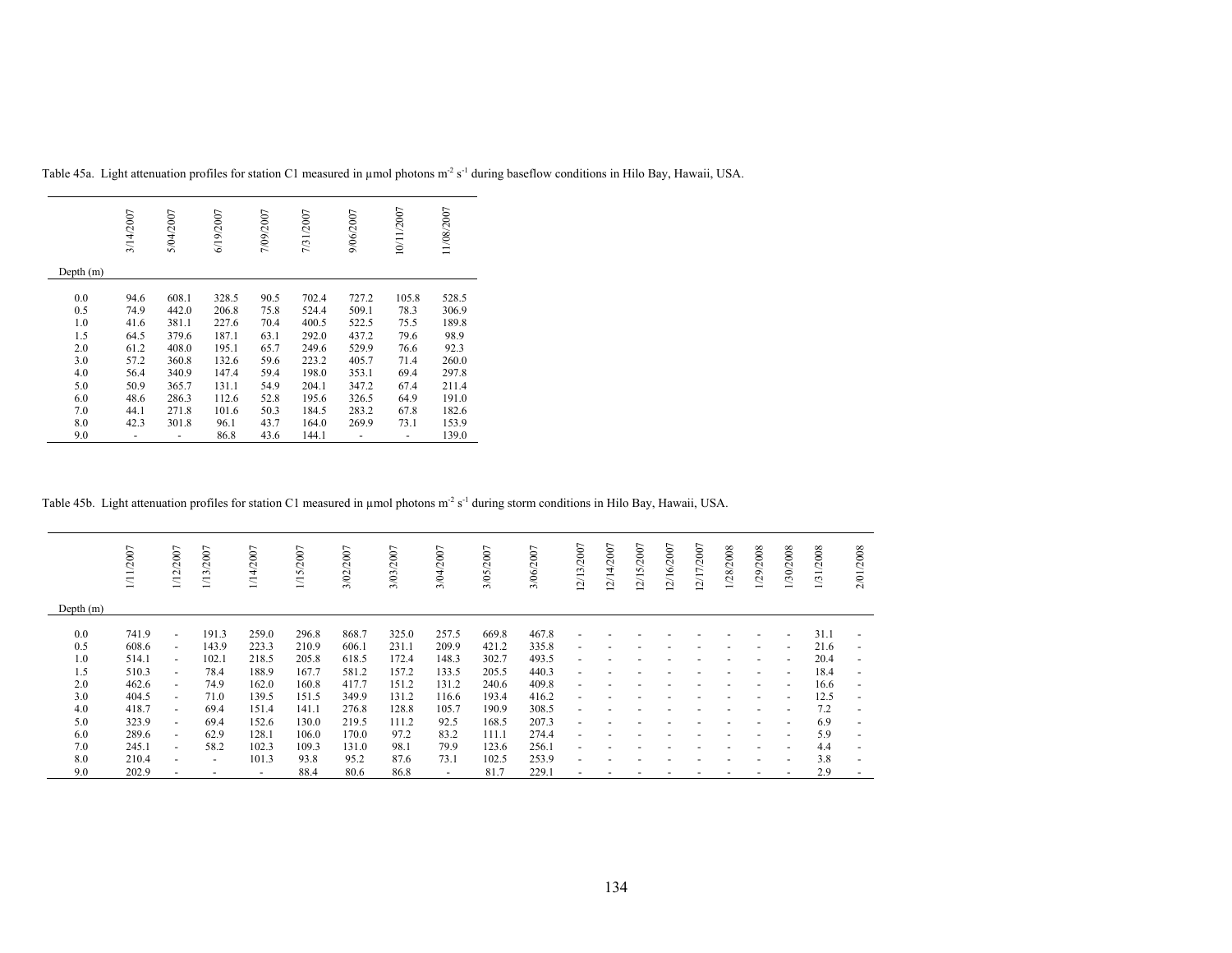Table 45a. Light attenuation profiles for station C1 measured in µmol photons $m^{-2}$ $s^{-1}$ during baseflow conditions in Hilo Bay, Hawaii, USA.

| Depth (m) | 3/14/2007 | 5/04/2007 | 6/19/2007 | 7/09/2007 | 7/31/2007 | 9/06/2007 | 10/11/2007 | 11/08/2007 |
|---|---|---|---|---|---|---|---|---|
| 0.0 | 94.6 | 608.1 | 328.5 | 90.5 | 702.4 | 727.2 | 105.8 | 528.5 |
| 0.5 | 74.9 | 442.0 | 206.8 | 75.8 | 524.4 | 509.1 | 78.3 | 306.9 |
| 1.0 | 41.6 | 381.1 | 227.6 | 70.4 | 400.5 | 522.5 | 75.5 | 189.8 |
| 1.5 | 64.5 | 379.6 | 187.1 | 63.1 | 292.0 | 437.2 | 79.6 | 98.9 |
| 2.0 | 61.2 | 408.0 | 195.1 | 65.7 | 249.6 | 529.9 | 76.6 | 92.3 |
| 3.0 | 57.2 | 360.8 | 132.6 | 59.6 | 223.2 | 405.7 | 71.4 | 260.0 |
| 4.0 | 56.4 | 340.9 | 147.4 | 59.4 | 198.0 | 353.1 | 69.4 | 297.8 |
| 5.0 | 50.9 | 365.7 | 131.1 | 54.9 | 204.1 | 347.2 | 67.4 | 211.4 |
| 6.0 | 48.6 | 286.3 | 112.6 | 52.8 | 195.6 | 326.5 | 64.9 | 191.0 |
| 7.0 | 44.1 | 271.8 | 101.6 | 50.3 | 184.5 | 283.2 | 67.8 | 182.6 |
| 8.0 | 42.3 | 301.8 | 96.1 | 43.7 | 164.0 | 269.9 | 73.1 | 153.9 |
| 9.0 | - | - | 86.8 | 43.6 | 144.1 | - | - | 139.0 |

Table 45b. Light attenuation profiles for station C1 measured in µmol photons $m^{-2}$ $s^{-1}$ during storm conditions in Hilo Bay, Hawaii, USA.

| Depth (m) | 1/11/2007 | 1/12/2007 | 1/13/2007 | 1/14/2007 | 1/15/2007 | 3/02/2007 | 3/03/2007 | 3/04/2007 | 3/05/2007 | 3/06/2007 | 12/13/2007 | 12/14/2007 | 12/15/2007 | 12/16/2007 | 12/17/2007 | 1/28/2008 | 1/29/2008 | 1/30/2008 | 1/31/2008 | 2/01/2008 |
|---|---|---|---|---|---|---|---|---|---|---|---|---|---|---|---|---|---|---|---|---|
| 0.0 | 741.9 | - | 191.3 | 259.0 | 296.8 | 868.7 | 325.0 | 257.5 | 669.8 | 467.8 | - | - | - | - | - | - | - | - | 31.1 | - |
| 0.5 | 608.6 | - | 143.9 | 223.3 | 210.9 | 606.1 | 231.1 | 209.9 | 421.2 | 335.8 | - | - | - | - | - | - | - | - | 21.6 | - |
| 1.0 | 514.1 | - | 102.1 | 218.5 | 205.8 | 618.5 | 172.4 | 148.3 | 302.7 | 493.5 | - | - | - | - | - | - | - | - | 20.4 | - |
| 1.5 | 510.3 | - | 78.4 | 188.9 | 167.7 | 581.2 | 157.2 | 133.5 | 205.5 | 440.3 | - | - | - | - | - | - | - | - | 18.4 | - |
| 2.0 | 462.6 | - | 74.9 | 162.0 | 160.8 | 417.7 | 151.2 | 131.2 | 240.6 | 409.8 | - | - | - | - | - | - | - | - | 16.6 | - |
| 3.0 | 404.5 | - | 71.0 | 139.5 | 151.5 | 349.9 | 131.2 | 116.6 | 193.4 | 416.2 | - | - | - | - | - | - | - | - | 12.5 | - |
| 4.0 | 418.7 | - | 69.4 | 151.4 | 141.1 | 276.8 | 128.8 | 105.7 | 190.9 | 308.5 | - | - | - | - | - | - | - | - | 7.2 | - |
| 5.0 | 323.9 | - | 69.4 | 152.6 | 130.0 | 219.5 | 111.2 | 92.5 | 168.5 | 207.3 | - | - | - | - | - | - | - | - | 6.9 | - |
| 6.0 | 289.6 | - | 62.9 | 128.1 | 106.0 | 170.0 | 97.2 | 83.2 | 111.1 | 274.4 | - | - | - | - | - | - | - | - | 5.9 | - |
| 7.0 | 245.1 | - | 58.2 | 102.3 | 109.3 | 131.0 | 98.1 | 79.9 | 123.6 | 256.1 | - | - | - | - | - | - | - | - | 4.4 | - |
| 8.0 | 210.4 | - | - | 101.3 | 93.8 | 95.2 | 87.6 | 73.1 | 102.5 | 253.9 | - | - | - | - | - | - | - | - | 3.8 | - |
| 9.0 | 202.9 | - | - | - | 88.4 | 80.6 | 86.8 | - | 81.7 | 229.1 | - | - | - | - | - | - | - | - | 2.9 | - |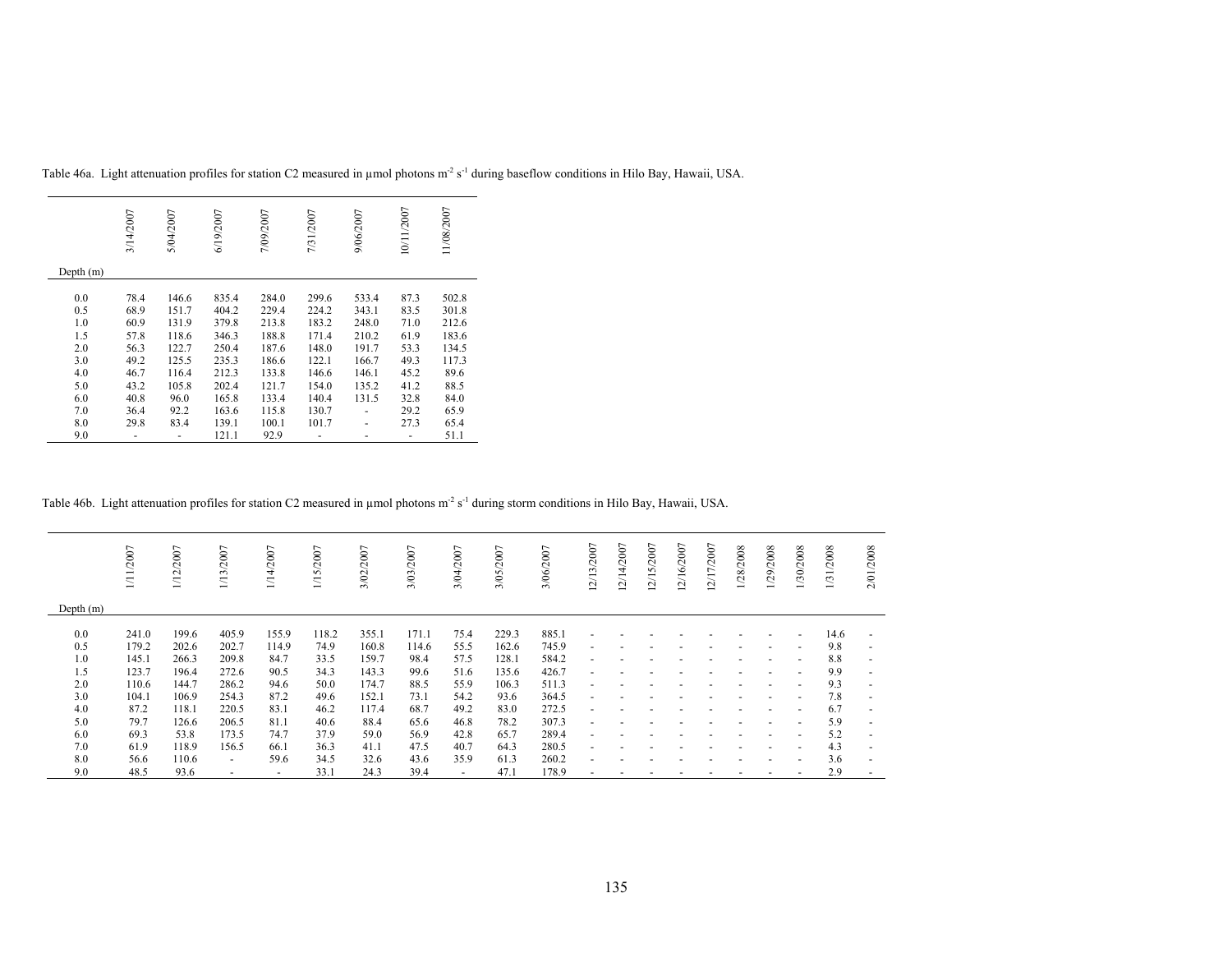Table 46a. Light attenuation profiles for station C2 measured in μmol photons $m^{-2}$ $s^{-1}$ during baseflow conditions in Hilo Bay, Hawaii, USA.

| Depth (m) | 3/14/2007 | 5/04/2007 | 6/19/2007 | 7/09/2007 | 7/31/2007 | 9/06/2007 | 10/11/2007 | 11/08/2007 |
|---|---|---|---|---|---|---|---|---|
| 0.0 | 78.4 | 146.6 | 835.4 | 284.0 | 299.6 | 533.4 | 87.3 | 502.8 |
| 0.5 | 68.9 | 151.7 | 404.2 | 229.4 | 224.2 | 343.1 | 83.5 | 301.8 |
| 1.0 | 60.9 | 131.9 | 379.8 | 213.8 | 183.2 | 248.0 | 71.0 | 212.6 |
| 1.5 | 57.8 | 118.6 | 346.3 | 188.8 | 171.4 | 210.2 | 61.9 | 183.6 |
| 2.0 | 56.3 | 122.7 | 250.4 | 187.6 | 148.0 | 191.7 | 53.3 | 134.5 |
| 3.0 | 49.2 | 125.5 | 235.3 | 186.6 | 122.1 | 166.7 | 49.3 | 117.3 |
| 4.0 | 46.7 | 116.4 | 212.3 | 133.8 | 146.6 | 146.1 | 45.2 | 89.6 |
| 5.0 | 43.2 | 105.8 | 202.4 | 121.7 | 154.0 | 135.2 | 41.2 | 88.5 |
| 6.0 | 40.8 | 96.0 | 165.8 | 133.4 | 140.4 | 131.5 | 32.8 | 84.0 |
| 7.0 | 36.4 | 92.2 | 163.6 | 115.8 | 130.7 | - | 29.2 | 65.9 |
| 8.0 | 29.8 | 83.4 | 139.1 | 100.1 | 101.7 | - | 27.3 | 65.4 |
| 9.0 | - | - | 121.1 | 92.9 | - | - | - | 51.1 |

Table 46b. Light attenuation profiles for station C2 measured in μmol photons $m^{-2}$ $s^{-1}$ during storm conditions in Hilo Bay, Hawaii, USA.

| Depth (m) | 1/11/2007 | 1/12/2007 | 1/13/2007 | 1/14/2007 | 1/15/2007 | 3/02/2007 | 3/03/2007 | 3/04/2007 | 3/05/2007 | 3/06/2007 | 12/13/2007 | 12/14/2007 | 12/15/2007 | 12/16/2007 | 12/17/2007 | 1/28/2008 | 1/29/2008 | 1/30/2008 | 1/31/2008 | 2/01/2008 |
|---|---|---|---|---|---|---|---|---|---|---|---|---|---|---|---|---|---|---|---|---|
| 0.0 | 241.0 | 199.6 | 405.9 | 155.9 | 118.2 | 355.1 | 171.1 | 75.4 | 229.3 | 885.1 | - | - | - | - | - | - | - | - | 14.6 | - |
| 0.5 | 179.2 | 202.6 | 202.7 | 114.9 | 74.9 | 160.8 | 114.6 | 55.5 | 162.6 | 745.9 | - | - | - | - | - | - | - | - | 9.8 | - |
| 1.0 | 145.1 | 266.3 | 209.8 | 84.7 | 33.5 | 159.7 | 98.4 | 57.5 | 128.1 | 584.2 | - | - | - | - | - | - | - | - | 8.8 | - |
| 1.5 | 123.7 | 196.4 | 272.6 | 90.5 | 34.3 | 143.3 | 99.6 | 51.6 | 135.6 | 426.7 | - | - | - | - | - | - | - | - | 9.9 | - |
| 2.0 | 110.6 | 144.7 | 286.2 | 94.6 | 50.0 | 174.7 | 88.5 | 55.9 | 106.3 | 511.3 | - | - | - | - | - | - | - | - | 9.3 | - |
| 3.0 | 104.1 | 106.9 | 254.3 | 87.2 | 49.6 | 152.1 | 73.1 | 54.2 | 93.6 | 364.5 | - | - | - | - | - | - | - | - | 7.8 | - |
| 4.0 | 87.2 | 118.1 | 220.5 | 83.1 | 46.2 | 117.4 | 68.7 | 49.2 | 83.0 | 272.5 | - | - | - | - | - | - | - | - | 6.7 | - |
| 5.0 | 79.7 | 126.6 | 206.5 | 81.1 | 40.6 | 88.4 | 65.6 | 46.8 | 78.2 | 307.3 | - | - | - | - | - | - | - | - | 5.9 | - |
| 6.0 | 69.3 | 53.8 | 173.5 | 74.7 | 37.9 | 59.0 | 56.9 | 42.8 | 65.7 | 289.4 | - | - | - | - | - | - | - | - | 5.2 | - |
| 7.0 | 61.9 | 118.9 | 156.5 | 66.1 | 36.3 | 41.1 | 47.5 | 40.7 | 64.3 | 280.5 | - | - | - | - | - | - | - | - | 4.3 | - |
| 8.0 | 56.6 | 110.6 | - | 59.6 | 34.5 | 32.6 | 43.6 | 35.9 | 61.3 | 260.2 | - | - | - | - | - | - | - | - | 3.6 | - |
| 9.0 | 48.5 | 93.6 | - | - | 33.1 | 24.3 | 39.4 | - | 47.1 | 178.9 | - | - | - | - | - | - | - | - | 2.9 | - |